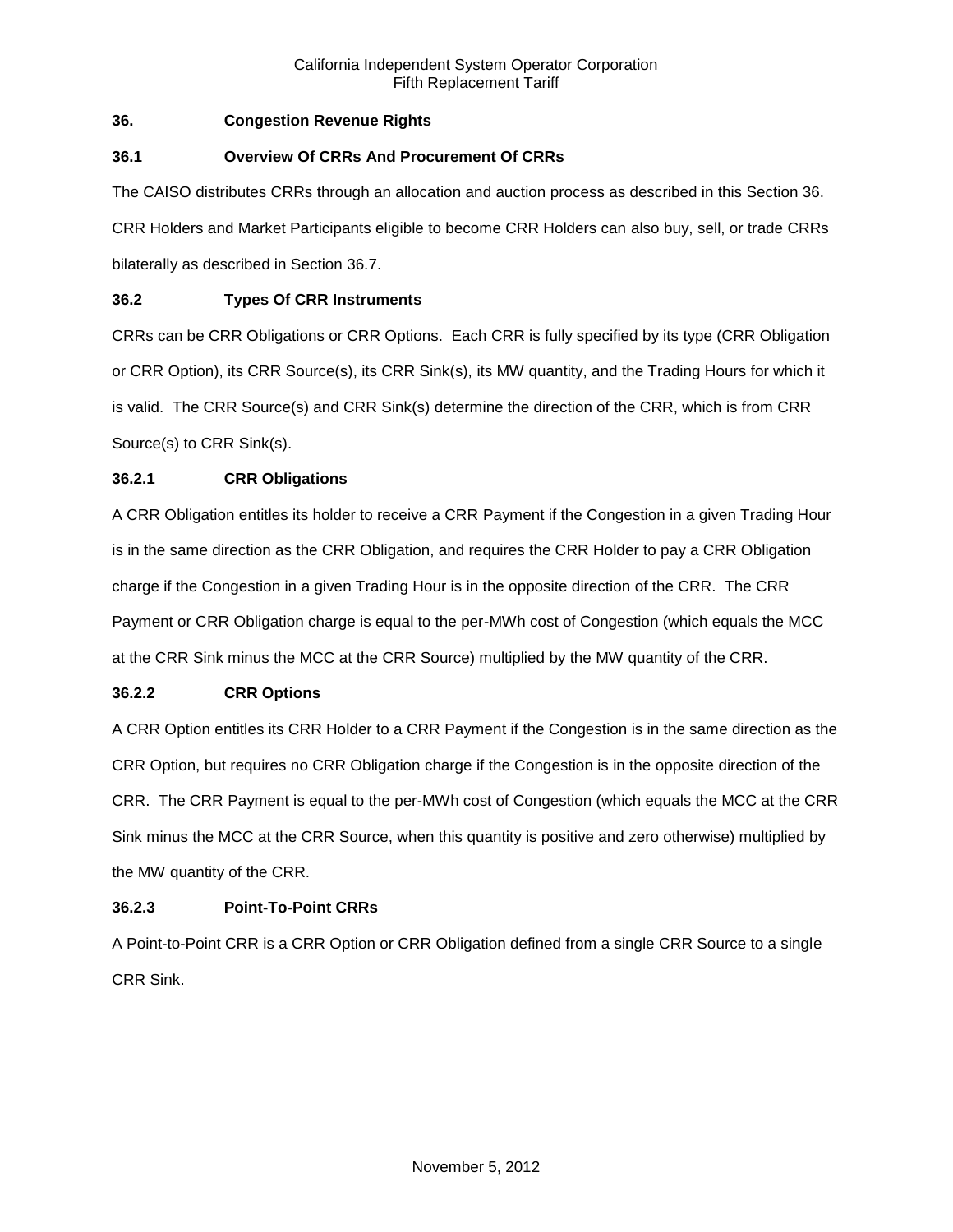## 36. Congestion Revenue Rights

### 36.1 Overview Of CRRs And Procurement Of CRRs

The CAISO distributes CRRs through an allocation and auction process as described in this Section 36. CRR Holders and Market Participants eligible to become CRR Holders can also buy, sell, or trade CRRs bilaterally as described in Section 36.7.

### 36.2 Types Of CRR Instruments

CRRs can be CRR Obligations or CRR Options. Each CRR is fully specified by its type (CRR Obligation or CRR Option), its CRR Source(s), its CRR Sink(s), its MW quantity, and the Trading Hours for which it is valid. The CRR Source(s) and CRR Sink(s) determine the direction of the CRR, which is from CRR Source(s) to CRR Sink(s).

#### 36.2.1 CRR Obligations

A CRR Obligation entitles its holder to receive a CRR Payment if the Congestion in a given Trading Hour is in the same direction as the CRR Obligation, and requires the CRR Holder to pay a CRR Obligation charge if the Congestion in a given Trading Hour is in the opposite direction of the CRR. The CRR Payment or CRR Obligation charge is equal to the per-MWh cost of Congestion (which equals the MCC at the CRR Sink minus the MCC at the CRR Source) multiplied by the MW quantity of the CRR.

#### 36.2.2 CRR Options

A CRR Option entitles its CRR Holder to a CRR Payment if the Congestion is in the same direction as the CRR Option, but requires no CRR Obligation charge if the Congestion is in the opposite direction of the CRR. The CRR Payment is equal to the per-MWh cost of Congestion (which equals the MCC at the CRR Sink minus the MCC at the CRR Source, when this quantity is positive and zero otherwise) multiplied by the MW quantity of the CRR.

#### 36.2.3 Point-To-Point CRRs

A Point-to-Point CRR is a CRR Option or CRR Obligation defined from a single CRR Source to a single CRR Sink.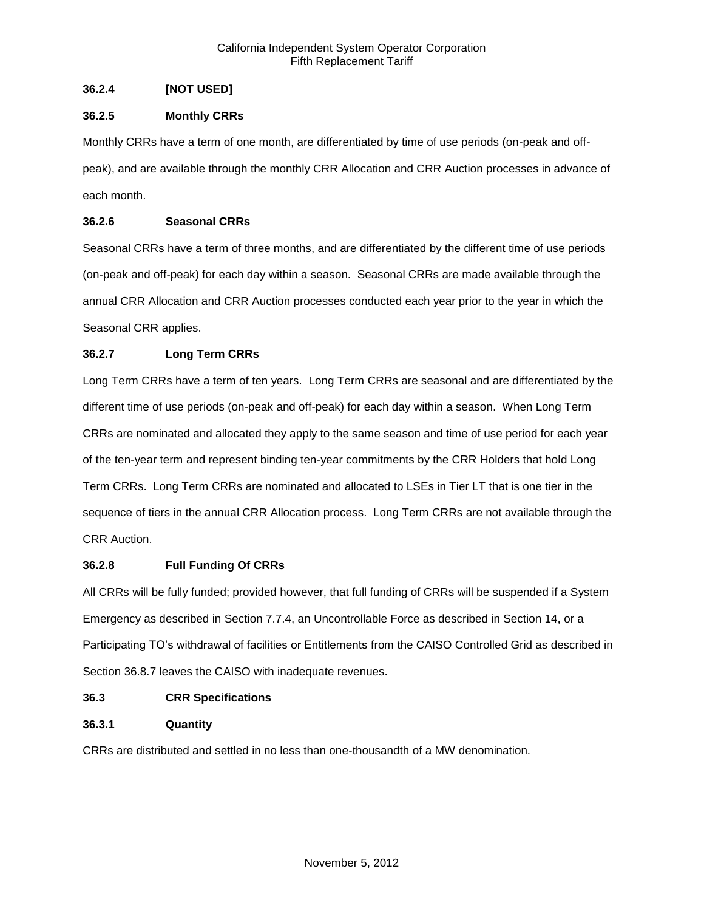### 36.2.4 [NOT USED]

### 36.2.5 Monthly CRRs

Monthly CRRs have a term of one month, are differentiated by time of use periods (on-peak and off-peak), and are available through the monthly CRR Allocation and CRR Auction processes in advance of each month.

### 36.2.6 Seasonal CRRs

Seasonal CRRs have a term of three months, and are differentiated by the different time of use periods (on-peak and off-peak) for each day within a season. Seasonal CRRs are made available through the annual CRR Allocation and CRR Auction processes conducted each year prior to the year in which the Seasonal CRR applies.

### 36.2.7 Long Term CRRs

Long Term CRRs have a term of ten years. Long Term CRRs are seasonal and are differentiated by the different time of use periods (on-peak and off-peak) for each day within a season. When Long Term CRRs are nominated and allocated they apply to the same season and time of use period for each year of the ten-year term and represent binding ten-year commitments by the CRR Holders that hold Long Term CRRs. Long Term CRRs are nominated and allocated to LSEs in Tier LT that is one tier in the sequence of tiers in the annual CRR Allocation process. Long Term CRRs are not available through the CRR Auction.

### 36.2.8 Full Funding Of CRRs

All CRRs will be fully funded; provided however, that full funding of CRRs will be suspended if a System Emergency as described in Section 7.7.4, an Uncontrollable Force as described in Section 14, or a Participating TO's withdrawal of facilities or Entitlements from the CAISO Controlled Grid as described in Section 36.8.7 leaves the CAISO with inadequate revenues.

## 36.3 CRR Specifications

### 36.3.1 Quantity

CRRs are distributed and settled in no less than one-thousandth of a MW denomination.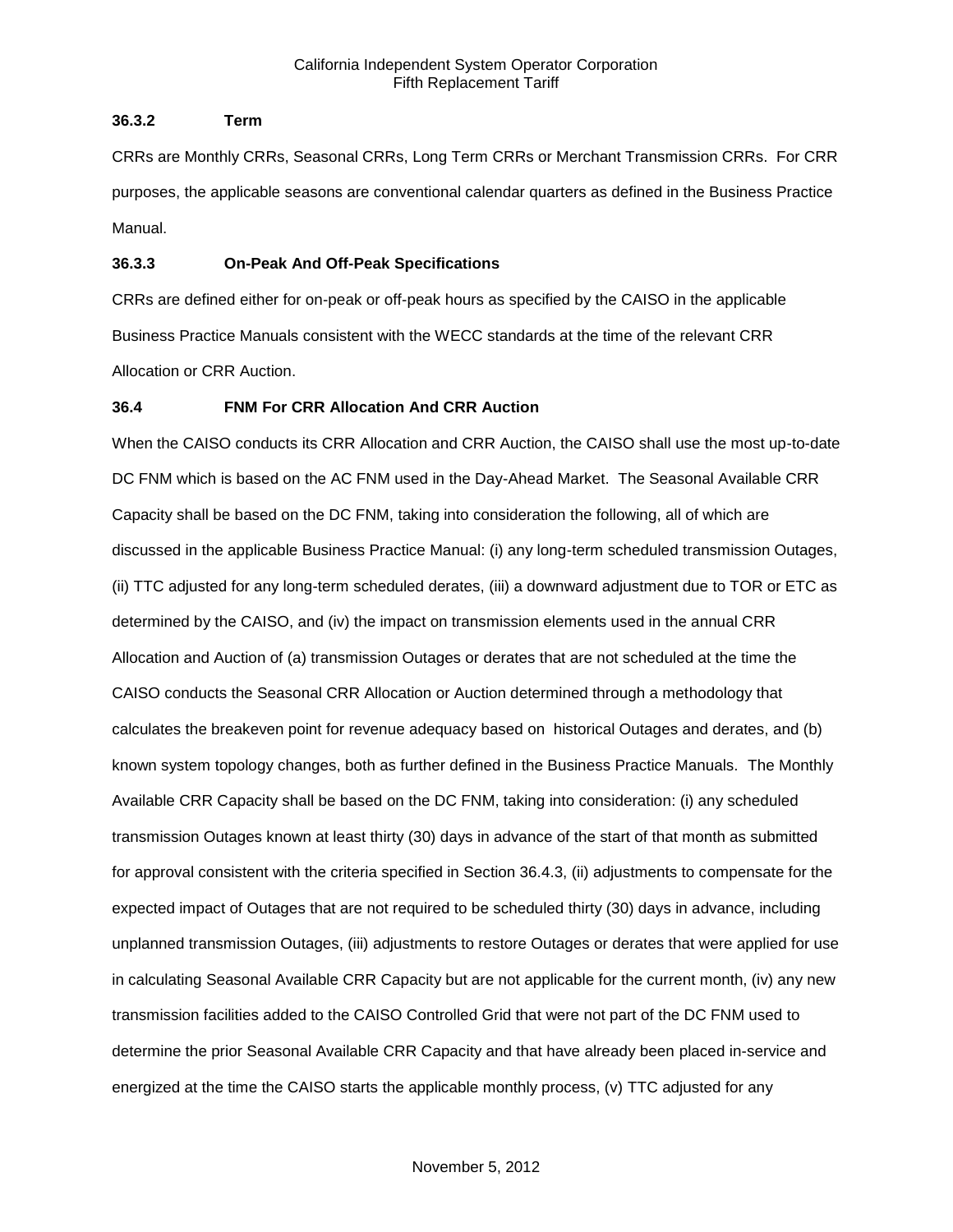### 36.3.2 Term

CRRs are Monthly CRRs, Seasonal CRRs, Long Term CRRs or Merchant Transmission CRRs. For CRR purposes, the applicable seasons are conventional calendar quarters as defined in the Business Practice Manual.

### 36.3.3 On-Peak And Off-Peak Specifications

CRRs are defined either for on-peak or off-peak hours as specified by the CAISO in the applicable Business Practice Manuals consistent with the WECC standards at the time of the relevant CRR Allocation or CRR Auction.

## 36.4 FNM For CRR Allocation And CRR Auction

When the CAISO conducts its CRR Allocation and CRR Auction, the CAISO shall use the most up-to-date DC FNM which is based on the AC FNM used in the Day-Ahead Market. The Seasonal Available CRR Capacity shall be based on the DC FNM, taking into consideration the following, all of which are discussed in the applicable Business Practice Manual: (i) any long-term scheduled transmission Outages, (ii) TTC adjusted for any long-term scheduled derates, (iii) a downward adjustment due to TOR or ETC as determined by the CAISO, and (iv) the impact on transmission elements used in the annual CRR Allocation and Auction of (a) transmission Outages or derates that are not scheduled at the time the CAISO conducts the Seasonal CRR Allocation or Auction determined through a methodology that calculates the breakeven point for revenue adequacy based on historical Outages and derates, and (b) known system topology changes, both as further defined in the Business Practice Manuals. The Monthly Available CRR Capacity shall be based on the DC FNM, taking into consideration: (i) any scheduled transmission Outages known at least thirty (30) days in advance of the start of that month as submitted for approval consistent with the criteria specified in Section 36.4.3, (ii) adjustments to compensate for the expected impact of Outages that are not required to be scheduled thirty (30) days in advance, including unplanned transmission Outages, (iii) adjustments to restore Outages or derates that were applied for use in calculating Seasonal Available CRR Capacity but are not applicable for the current month, (iv) any new transmission facilities added to the CAISO Controlled Grid that were not part of the DC FNM used to determine the prior Seasonal Available CRR Capacity and that have already been placed in-service and energized at the time the CAISO starts the applicable monthly process, (v) TTC adjusted for any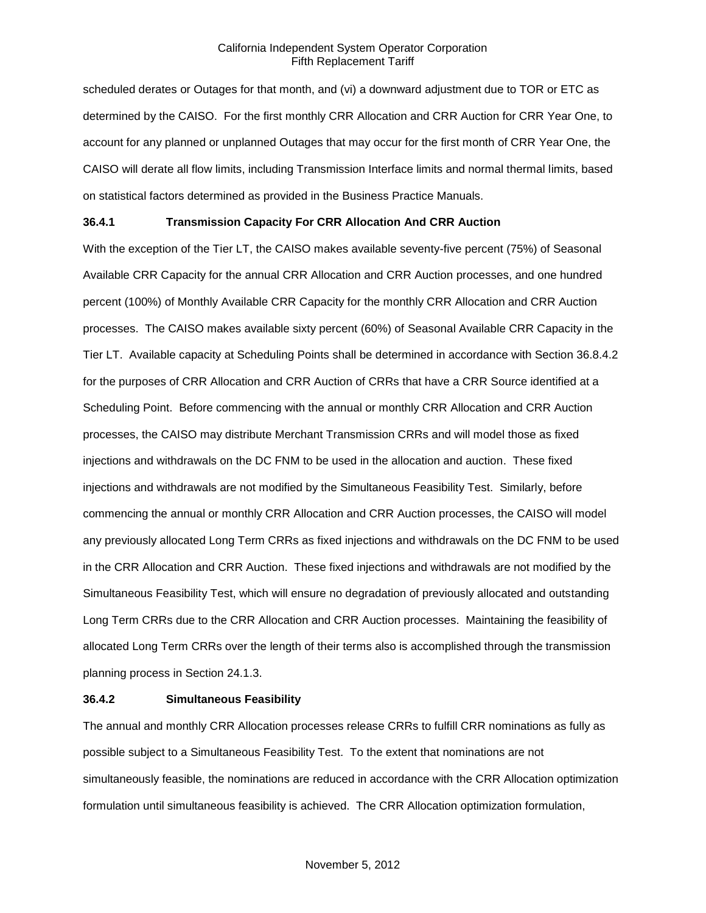scheduled derates or Outages for that month, and (vi) a downward adjustment due to TOR or ETC as determined by the CAISO. For the first monthly CRR Allocation and CRR Auction for CRR Year One, to account for any planned or unplanned Outages that may occur for the first month of CRR Year One, the CAISO will derate all flow limits, including Transmission Interface limits and normal thermal limits, based on statistical factors determined as provided in the Business Practice Manuals.

### 36.4.1 Transmission Capacity For CRR Allocation And CRR Auction

With the exception of the Tier LT, the CAISO makes available seventy-five percent (75%) of Seasonal Available CRR Capacity for the annual CRR Allocation and CRR Auction processes, and one hundred percent (100%) of Monthly Available CRR Capacity for the monthly CRR Allocation and CRR Auction processes. The CAISO makes available sixty percent (60%) of Seasonal Available CRR Capacity in the Tier LT. Available capacity at Scheduling Points shall be determined in accordance with Section 36.8.4.2 for the purposes of CRR Allocation and CRR Auction of CRRs that have a CRR Source identified at a Scheduling Point. Before commencing with the annual or monthly CRR Allocation and CRR Auction processes, the CAISO may distribute Merchant Transmission CRRs and will model those as fixed injections and withdrawals on the DC FNM to be used in the allocation and auction. These fixed injections and withdrawals are not modified by the Simultaneous Feasibility Test. Similarly, before commencing the annual or monthly CRR Allocation and CRR Auction processes, the CAISO will model any previously allocated Long Term CRRs as fixed injections and withdrawals on the DC FNM to be used in the CRR Allocation and CRR Auction. These fixed injections and withdrawals are not modified by the Simultaneous Feasibility Test, which will ensure no degradation of previously allocated and outstanding Long Term CRRs due to the CRR Allocation and CRR Auction processes. Maintaining the feasibility of allocated Long Term CRRs over the length of their terms also is accomplished through the transmission planning process in Section 24.1.3.

### 36.4.2 Simultaneous Feasibility

The annual and monthly CRR Allocation processes release CRRs to fulfill CRR nominations as fully as possible subject to a Simultaneous Feasibility Test. To the extent that nominations are not simultaneously feasible, the nominations are reduced in accordance with the CRR Allocation optimization formulation until simultaneous feasibility is achieved. The CRR Allocation optimization formulation,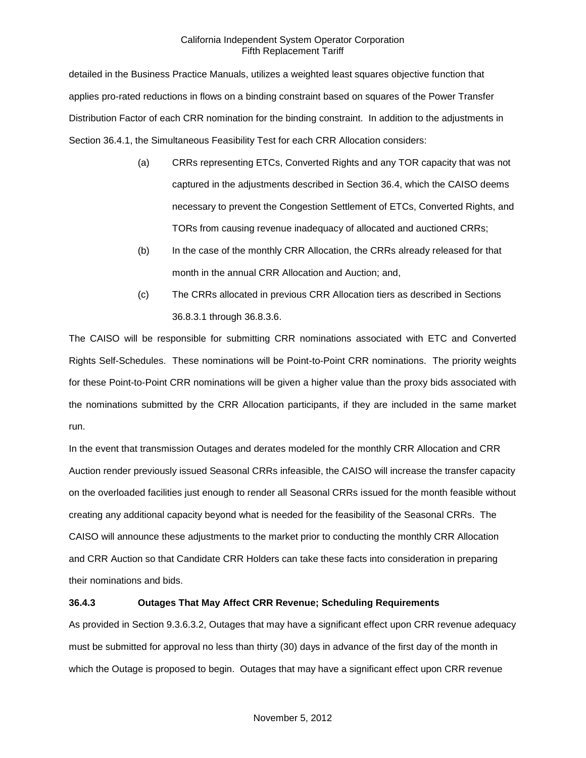detailed in the Business Practice Manuals, utilizes a weighted least squares objective function that applies pro-rated reductions in flows on a binding constraint based on squares of the Power Transfer Distribution Factor of each CRR nomination for the binding constraint. In addition to the adjustments in Section 36.4.1, the Simultaneous Feasibility Test for each CRR Allocation considers:

(a) CRRs representing ETCs, Converted Rights and any TOR capacity that was not captured in the adjustments described in Section 36.4, which the CAISO deems necessary to prevent the Congestion Settlement of ETCs, Converted Rights, and TORs from causing revenue inadequacy of allocated and auctioned CRRs;

(b) In the case of the monthly CRR Allocation, the CRRs already released for that month in the annual CRR Allocation and Auction; and,

(c) The CRRs allocated in previous CRR Allocation tiers as described in Sections 36.8.3.1 through 36.8.3.6.

The CAISO will be responsible for submitting CRR nominations associated with ETC and Converted Rights Self-Schedules. These nominations will be Point-to-Point CRR nominations. The priority weights for these Point-to-Point CRR nominations will be given a higher value than the proxy bids associated with the nominations submitted by the CRR Allocation participants, if they are included in the same market run.

In the event that transmission Outages and derates modeled for the monthly CRR Allocation and CRR Auction render previously issued Seasonal CRRs infeasible, the CAISO will increase the transfer capacity on the overloaded facilities just enough to render all Seasonal CRRs issued for the month feasible without creating any additional capacity beyond what is needed for the feasibility of the Seasonal CRRs. The CAISO will announce these adjustments to the market prior to conducting the monthly CRR Allocation and CRR Auction so that Candidate CRR Holders can take these facts into consideration in preparing their nominations and bids.

### 36.4.3 Outages That May Affect CRR Revenue; Scheduling Requirements

As provided in Section 9.3.6.3.2, Outages that may have a significant effect upon CRR revenue adequacy must be submitted for approval no less than thirty (30) days in advance of the first day of the month in which the Outage is proposed to begin. Outages that may have a significant effect upon CRR revenue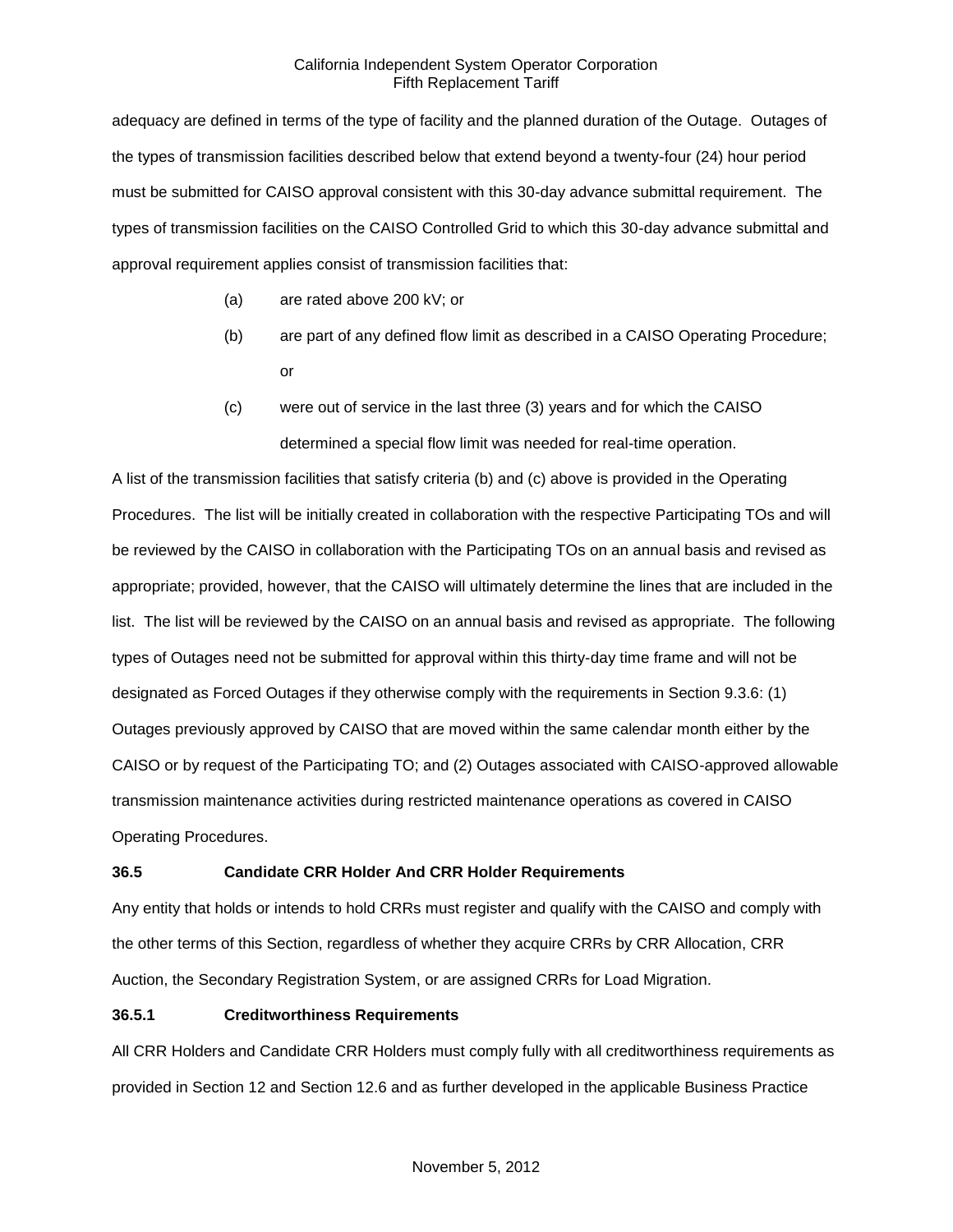adequacy are defined in terms of the type of facility and the planned duration of the Outage. Outages of the types of transmission facilities described below that extend beyond a twenty-four (24) hour period must be submitted for CAISO approval consistent with this 30-day advance submittal requirement. The types of transmission facilities on the CAISO Controlled Grid to which this 30-day advance submittal and approval requirement applies consist of transmission facilities that:

(a) are rated above 200 kV; or

(b) are part of any defined flow limit as described in a CAISO Operating Procedure; or

(c) were out of service in the last three (3) years and for which the CAISO determined a special flow limit was needed for real-time operation.

A list of the transmission facilities that satisfy criteria (b) and (c) above is provided in the Operating Procedures. The list will be initially created in collaboration with the respective Participating TOs and will be reviewed by the CAISO in collaboration with the Participating TOs on an annual basis and revised as appropriate; provided, however, that the CAISO will ultimately determine the lines that are included in the list. The list will be reviewed by the CAISO on an annual basis and revised as appropriate. The following types of Outages need not be submitted for approval within this thirty-day time frame and will not be designated as Forced Outages if they otherwise comply with the requirements in Section 9.3.6: (1) Outages previously approved by CAISO that are moved within the same calendar month either by the CAISO or by request of the Participating TO; and (2) Outages associated with CAISO-approved allowable transmission maintenance activities during restricted maintenance operations as covered in CAISO Operating Procedures.

### 36.5 Candidate CRR Holder And CRR Holder Requirements

Any entity that holds or intends to hold CRRs must register and qualify with the CAISO and comply with the other terms of this Section, regardless of whether they acquire CRRs by CRR Allocation, CRR Auction, the Secondary Registration System, or are assigned CRRs for Load Migration.

#### 36.5.1 Creditworthiness Requirements

All CRR Holders and Candidate CRR Holders must comply fully with all creditworthiness requirements as provided in Section 12 and Section 12.6 and as further developed in the applicable Business Practice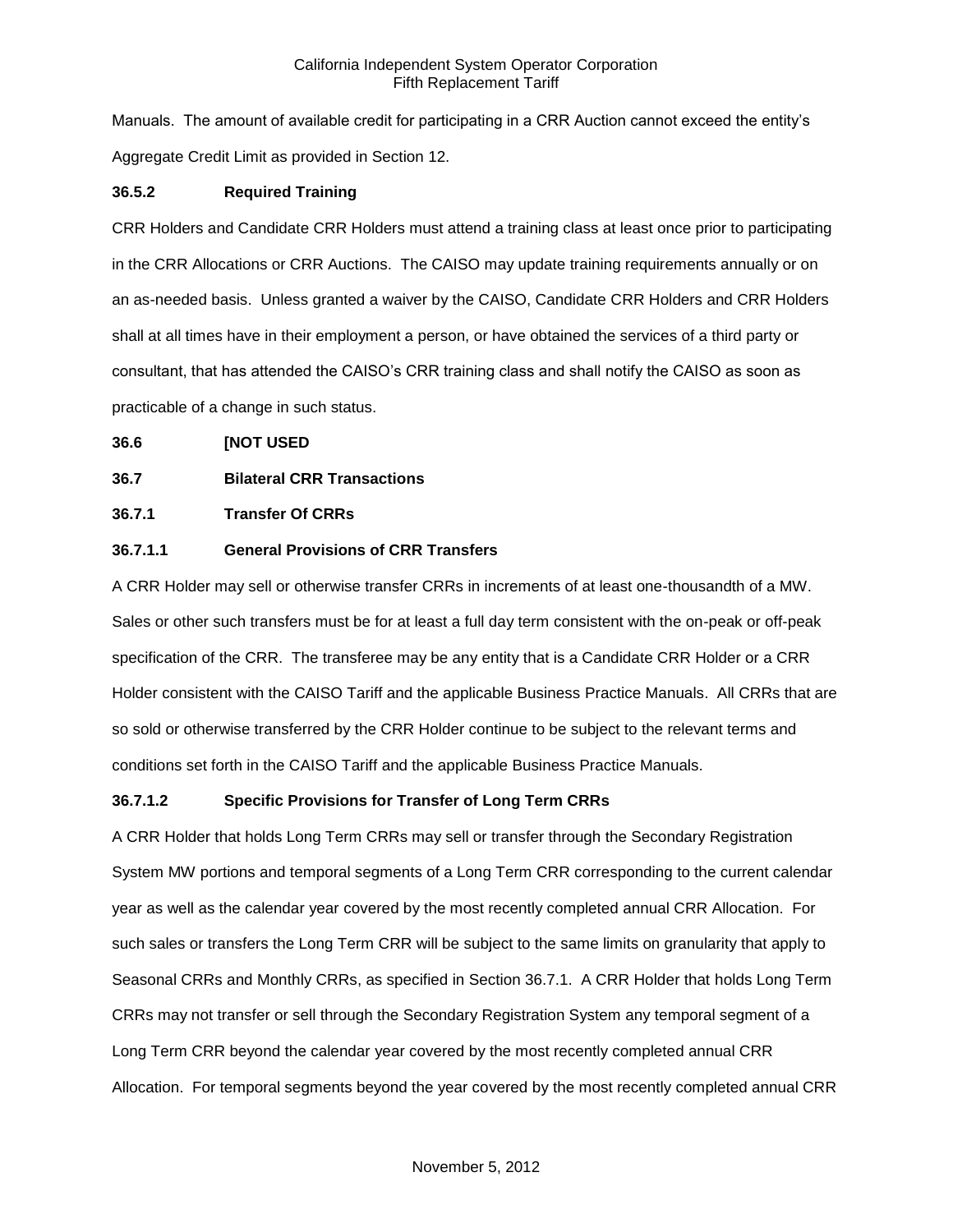Manuals. The amount of available credit for participating in a CRR Auction cannot exceed the entity's Aggregate Credit Limit as provided in Section 12.

#### 36.5.2 Required Training

CRR Holders and Candidate CRR Holders must attend a training class at least once prior to participating in the CRR Allocations or CRR Auctions. The CAISO may update training requirements annually or on an as-needed basis. Unless granted a waiver by the CAISO, Candidate CRR Holders and CRR Holders shall at all times have in their employment a person, or have obtained the services of a third party or consultant, that has attended the CAISO's CRR training class and shall notify the CAISO as soon as practicable of a change in such status.

### 36.6 [NOT USED

### 36.7 Bilateral CRR Transactions

#### 36.7.1 Transfer Of CRRs

##### 36.7.1.1 General Provisions of CRR Transfers

A CRR Holder may sell or otherwise transfer CRRs in increments of at least one-thousandth of a MW. Sales or other such transfers must be for at least a full day term consistent with the on-peak or off-peak specification of the CRR. The transferee may be any entity that is a Candidate CRR Holder or a CRR Holder consistent with the CAISO Tariff and the applicable Business Practice Manuals. All CRRs that are so sold or otherwise transferred by the CRR Holder continue to be subject to the relevant terms and conditions set forth in the CAISO Tariff and the applicable Business Practice Manuals.

##### 36.7.1.2 Specific Provisions for Transfer of Long Term CRRs

A CRR Holder that holds Long Term CRRs may sell or transfer through the Secondary Registration System MW portions and temporal segments of a Long Term CRR corresponding to the current calendar year as well as the calendar year covered by the most recently completed annual CRR Allocation. For such sales or transfers the Long Term CRR will be subject to the same limits on granularity that apply to Seasonal CRRs and Monthly CRRs, as specified in Section 36.7.1. A CRR Holder that holds Long Term CRRs may not transfer or sell through the Secondary Registration System any temporal segment of a Long Term CRR beyond the calendar year covered by the most recently completed annual CRR Allocation. For temporal segments beyond the year covered by the most recently completed annual CRR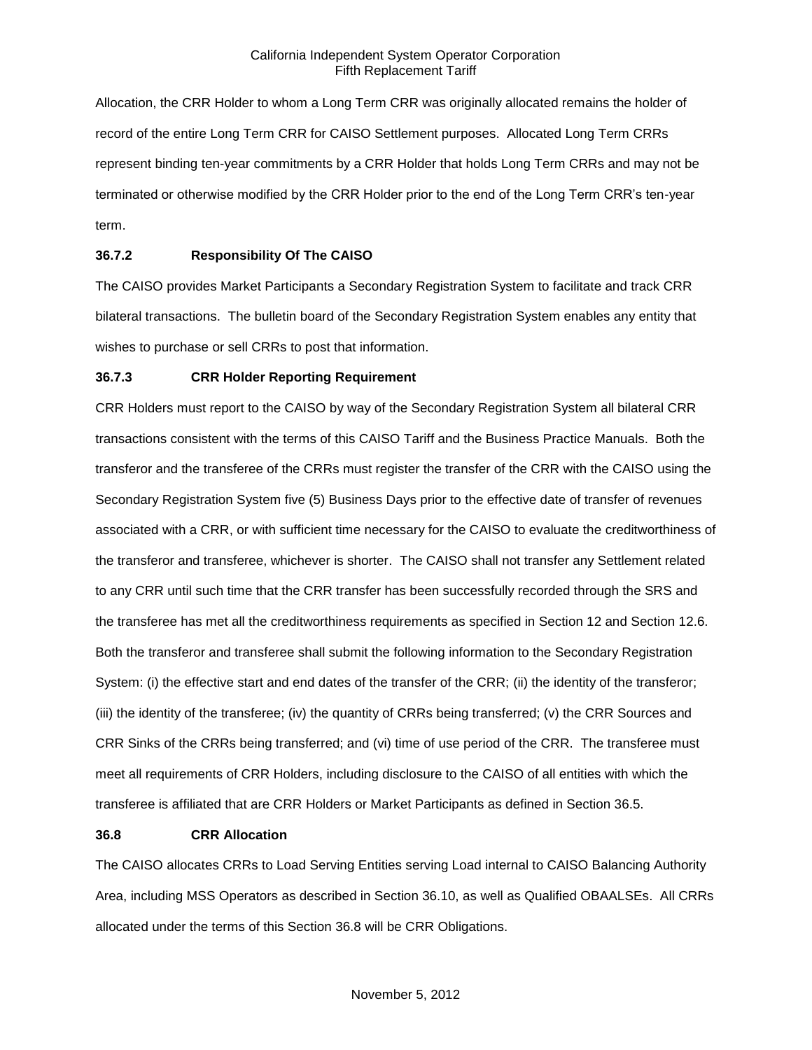Allocation, the CRR Holder to whom a Long Term CRR was originally allocated remains the holder of record of the entire Long Term CRR for CAISO Settlement purposes. Allocated Long Term CRRs represent binding ten-year commitments by a CRR Holder that holds Long Term CRRs and may not be terminated or otherwise modified by the CRR Holder prior to the end of the Long Term CRR's ten-year term.

### 36.7.2 Responsibility Of The CAISO

The CAISO provides Market Participants a Secondary Registration System to facilitate and track CRR bilateral transactions. The bulletin board of the Secondary Registration System enables any entity that wishes to purchase or sell CRRs to post that information.

### 36.7.3 CRR Holder Reporting Requirement

CRR Holders must report to the CAISO by way of the Secondary Registration System all bilateral CRR transactions consistent with the terms of this CAISO Tariff and the Business Practice Manuals. Both the transferor and the transferee of the CRRs must register the transfer of the CRR with the CAISO using the Secondary Registration System five (5) Business Days prior to the effective date of transfer of revenues associated with a CRR, or with sufficient time necessary for the CAISO to evaluate the creditworthiness of the transferor and transferee, whichever is shorter. The CAISO shall not transfer any Settlement related to any CRR until such time that the CRR transfer has been successfully recorded through the SRS and the transferee has met all the creditworthiness requirements as specified in Section 12 and Section 12.6. Both the transferor and transferee shall submit the following information to the Secondary Registration System: (i) the effective start and end dates of the transfer of the CRR; (ii) the identity of the transferor; (iii) the identity of the transferee; (iv) the quantity of CRRs being transferred; (v) the CRR Sources and CRR Sinks of the CRRs being transferred; and (vi) time of use period of the CRR. The transferee must meet all requirements of CRR Holders, including disclosure to the CAISO of all entities with which the transferee is affiliated that are CRR Holders or Market Participants as defined in Section 36.5.

## 36.8 CRR Allocation

The CAISO allocates CRRs to Load Serving Entities serving Load internal to CAISO Balancing Authority Area, including MSS Operators as described in Section 36.10, as well as Qualified OBAALSEs. All CRRs allocated under the terms of this Section 36.8 will be CRR Obligations.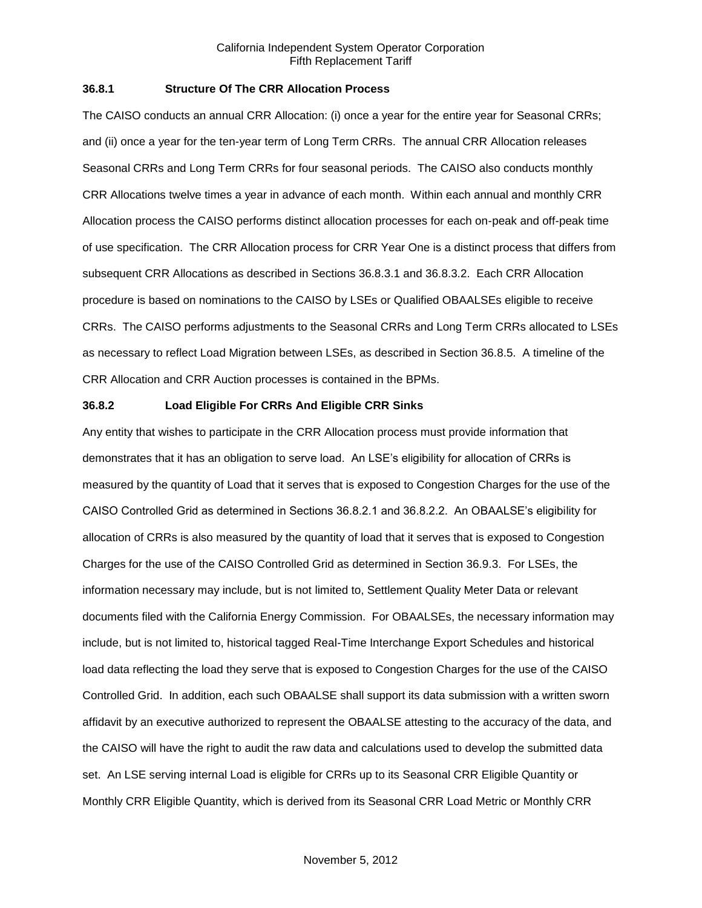### 36.8.1 Structure Of The CRR Allocation Process

The CAISO conducts an annual CRR Allocation: (i) once a year for the entire year for Seasonal CRRs; and (ii) once a year for the ten-year term of Long Term CRRs. The annual CRR Allocation releases Seasonal CRRs and Long Term CRRs for four seasonal periods. The CAISO also conducts monthly CRR Allocations twelve times a year in advance of each month. Within each annual and monthly CRR Allocation process the CAISO performs distinct allocation processes for each on-peak and off-peak time of use specification. The CRR Allocation process for CRR Year One is a distinct process that differs from subsequent CRR Allocations as described in Sections 36.8.3.1 and 36.8.3.2. Each CRR Allocation procedure is based on nominations to the CAISO by LSEs or Qualified OBAALSEs eligible to receive CRRs. The CAISO performs adjustments to the Seasonal CRRs and Long Term CRRs allocated to LSEs as necessary to reflect Load Migration between LSEs, as described in Section 36.8.5. A timeline of the CRR Allocation and CRR Auction processes is contained in the BPMs.

### 36.8.2 Load Eligible For CRRs And Eligible CRR Sinks

Any entity that wishes to participate in the CRR Allocation process must provide information that demonstrates that it has an obligation to serve load. An LSE's eligibility for allocation of CRRs is measured by the quantity of Load that it serves that is exposed to Congestion Charges for the use of the CAISO Controlled Grid as determined in Sections 36.8.2.1 and 36.8.2.2. An OBAALSE's eligibility for allocation of CRRs is also measured by the quantity of load that it serves that is exposed to Congestion Charges for the use of the CAISO Controlled Grid as determined in Section 36.9.3. For LSEs, the information necessary may include, but is not limited to, Settlement Quality Meter Data or relevant documents filed with the California Energy Commission. For OBAALSEs, the necessary information may include, but is not limited to, historical tagged Real-Time Interchange Export Schedules and historical load data reflecting the load they serve that is exposed to Congestion Charges for the use of the CAISO Controlled Grid. In addition, each such OBAALSE shall support its data submission with a written sworn affidavit by an executive authorized to represent the OBAALSE attesting to the accuracy of the data, and the CAISO will have the right to audit the raw data and calculations used to develop the submitted data set. An LSE serving internal Load is eligible for CRRs up to its Seasonal CRR Eligible Quantity or Monthly CRR Eligible Quantity, which is derived from its Seasonal CRR Load Metric or Monthly CRR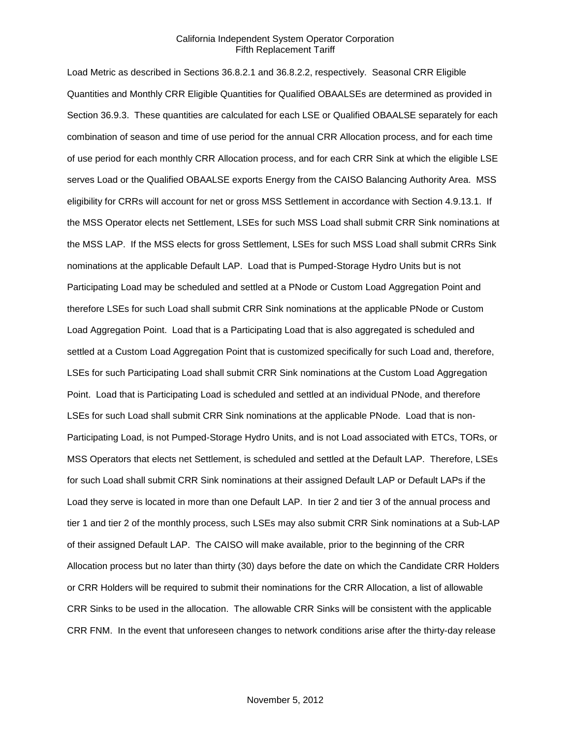Load Metric as described in Sections 36.8.2.1 and 36.8.2.2, respectively. Seasonal CRR Eligible Quantities and Monthly CRR Eligible Quantities for Qualified OBAALSEs are determined as provided in Section 36.9.3. These quantities are calculated for each LSE or Qualified OBAALSE separately for each combination of season and time of use period for the annual CRR Allocation process, and for each time of use period for each monthly CRR Allocation process, and for each CRR Sink at which the eligible LSE serves Load or the Qualified OBAALSE exports Energy from the CAISO Balancing Authority Area. MSS eligibility for CRRs will account for net or gross MSS Settlement in accordance with Section 4.9.13.1. If the MSS Operator elects net Settlement, LSEs for such MSS Load shall submit CRR Sink nominations at the MSS LAP. If the MSS elects for gross Settlement, LSEs for such MSS Load shall submit CRRs Sink nominations at the applicable Default LAP. Load that is Pumped-Storage Hydro Units but is not Participating Load may be scheduled and settled at a PNode or Custom Load Aggregation Point and therefore LSEs for such Load shall submit CRR Sink nominations at the applicable PNode or Custom Load Aggregation Point. Load that is a Participating Load that is also aggregated is scheduled and settled at a Custom Load Aggregation Point that is customized specifically for such Load and, therefore, LSEs for such Participating Load shall submit CRR Sink nominations at the Custom Load Aggregation Point. Load that is Participating Load is scheduled and settled at an individual PNode, and therefore LSEs for such Load shall submit CRR Sink nominations at the applicable PNode. Load that is non-Participating Load, is not Pumped-Storage Hydro Units, and is not Load associated with ETCs, TORs, or MSS Operators that elects net Settlement, is scheduled and settled at the Default LAP. Therefore, LSEs for such Load shall submit CRR Sink nominations at their assigned Default LAP or Default LAPs if the Load they serve is located in more than one Default LAP. In tier 2 and tier 3 of the annual process and tier 1 and tier 2 of the monthly process, such LSEs may also submit CRR Sink nominations at a Sub-LAP of their assigned Default LAP. The CAISO will make available, prior to the beginning of the CRR Allocation process but no later than thirty (30) days before the date on which the Candidate CRR Holders or CRR Holders will be required to submit their nominations for the CRR Allocation, a list of allowable CRR Sinks to be used in the allocation. The allowable CRR Sinks will be consistent with the applicable CRR FNM. In the event that unforeseen changes to network conditions arise after the thirty-day release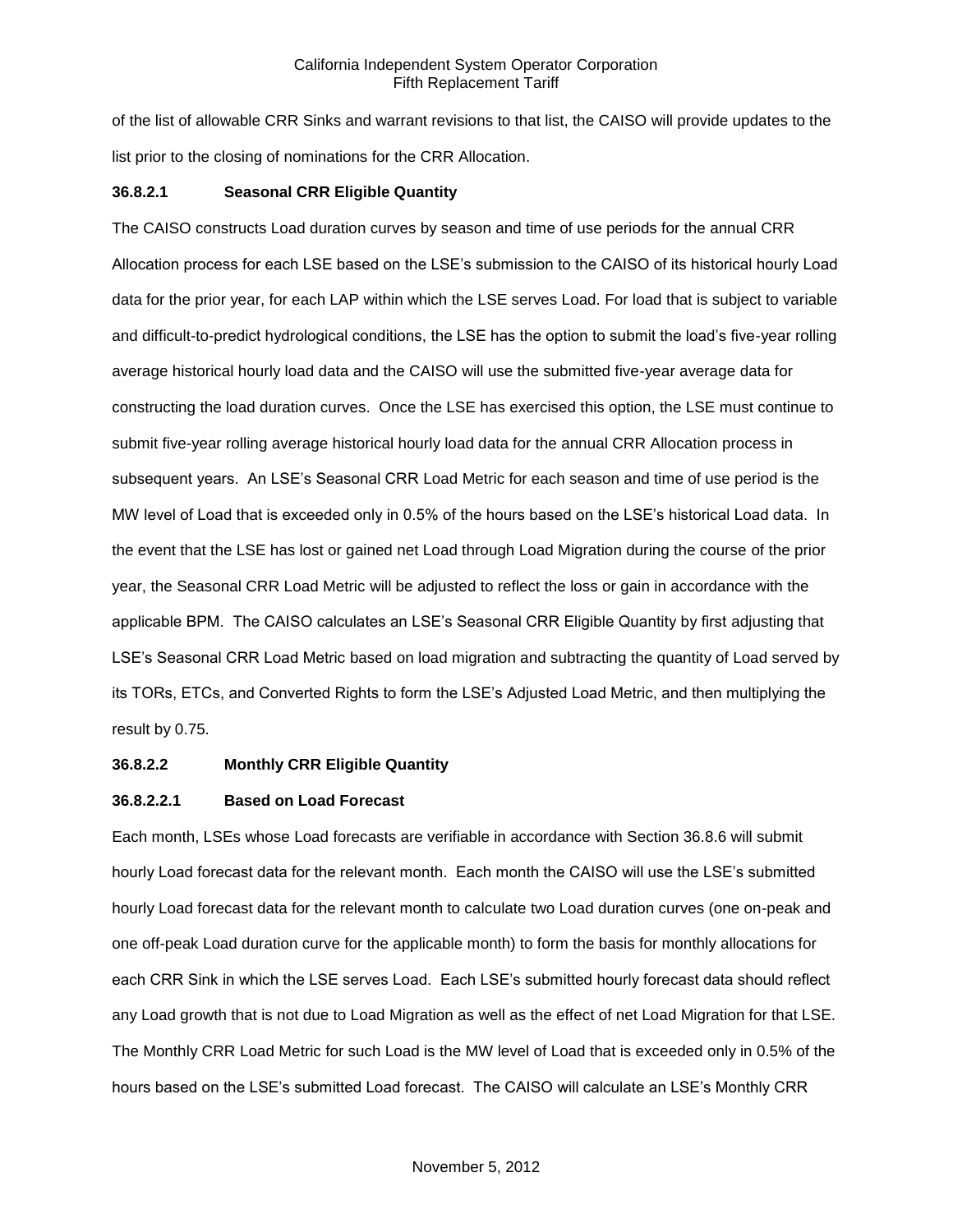of the list of allowable CRR Sinks and warrant revisions to that list, the CAISO will provide updates to the list prior to the closing of nominations for the CRR Allocation.

**36.8.2.1 Seasonal CRR Eligible Quantity**

The CAISO constructs Load duration curves by season and time of use periods for the annual CRR Allocation process for each LSE based on the LSE's submission to the CAISO of its historical hourly Load data for the prior year, for each LAP within which the LSE serves Load. For load that is subject to variable and difficult-to-predict hydrological conditions, the LSE has the option to submit the load's five-year rolling average historical hourly load data and the CAISO will use the submitted five-year average data for constructing the load duration curves. Once the LSE has exercised this option, the LSE must continue to submit five-year rolling average historical hourly load data for the annual CRR Allocation process in subsequent years. An LSE's Seasonal CRR Load Metric for each season and time of use period is the MW level of Load that is exceeded only in 0.5% of the hours based on the LSE's historical Load data. In the event that the LSE has lost or gained net Load through Load Migration during the course of the prior year, the Seasonal CRR Load Metric will be adjusted to reflect the loss or gain in accordance with the applicable BPM. The CAISO calculates an LSE's Seasonal CRR Eligible Quantity by first adjusting that LSE's Seasonal CRR Load Metric based on load migration and subtracting the quantity of Load served by its TORs, ETCs, and Converted Rights to form the LSE's Adjusted Load Metric, and then multiplying the result by 0.75.

**36.8.2.2 Monthly CRR Eligible Quantity**

**36.8.2.2.1 Based on Load Forecast**

Each month, LSEs whose Load forecasts are verifiable in accordance with Section 36.8.6 will submit hourly Load forecast data for the relevant month. Each month the CAISO will use the LSE's submitted hourly Load forecast data for the relevant month to calculate two Load duration curves (one on-peak and one off-peak Load duration curve for the applicable month) to form the basis for monthly allocations for each CRR Sink in which the LSE serves Load. Each LSE's submitted hourly forecast data should reflect any Load growth that is not due to Load Migration as well as the effect of net Load Migration for that LSE. The Monthly CRR Load Metric for such Load is the MW level of Load that is exceeded only in 0.5% of the hours based on the LSE's submitted Load forecast. The CAISO will calculate an LSE's Monthly CRR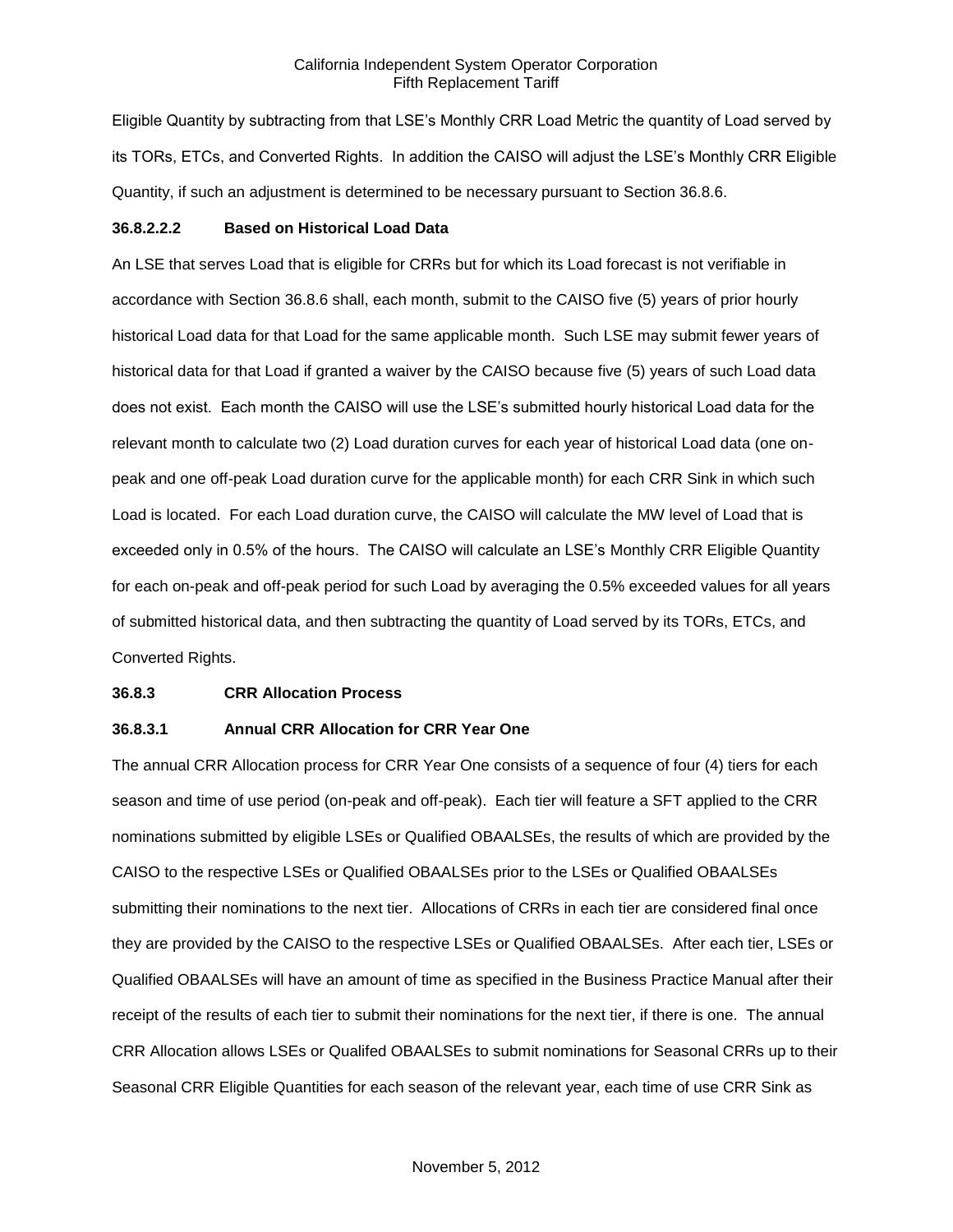Eligible Quantity by subtracting from that LSE's Monthly CRR Load Metric the quantity of Load served by its TORs, ETCs, and Converted Rights. In addition the CAISO will adjust the LSE's Monthly CRR Eligible Quantity, if such an adjustment is determined to be necessary pursuant to Section 36.8.6.

**36.8.2.2.2 Based on Historical Load Data**

An LSE that serves Load that is eligible for CRRs but for which its Load forecast is not verifiable in accordance with Section 36.8.6 shall, each month, submit to the CAISO five (5) years of prior hourly historical Load data for that Load for the same applicable month. Such LSE may submit fewer years of historical data for that Load if granted a waiver by the CAISO because five (5) years of such Load data does not exist. Each month the CAISO will use the LSE's submitted hourly historical Load data for the relevant month to calculate two (2) Load duration curves for each year of historical Load data (one on-peak and one off-peak Load duration curve for the applicable month) for each CRR Sink in which such Load is located. For each Load duration curve, the CAISO will calculate the MW level of Load that is exceeded only in 0.5% of the hours. The CAISO will calculate an LSE's Monthly CRR Eligible Quantity for each on-peak and off-peak period for such Load by averaging the 0.5% exceeded values for all years of submitted historical data, and then subtracting the quantity of Load served by its TORs, ETCs, and Converted Rights.

**36.8.3 CRR Allocation Process**

**36.8.3.1 Annual CRR Allocation for CRR Year One**

The annual CRR Allocation process for CRR Year One consists of a sequence of four (4) tiers for each season and time of use period (on-peak and off-peak). Each tier will feature a SFT applied to the CRR nominations submitted by eligible LSEs or Qualified OBAALSEs, the results of which are provided by the CAISO to the respective LSEs or Qualified OBAALSEs prior to the LSEs or Qualified OBAALSEs submitting their nominations to the next tier. Allocations of CRRs in each tier are considered final once they are provided by the CAISO to the respective LSEs or Qualified OBAALSEs. After each tier, LSEs or Qualified OBAALSEs will have an amount of time as specified in the Business Practice Manual after their receipt of the results of each tier to submit their nominations for the next tier, if there is one. The annual CRR Allocation allows LSEs or Qualifed OBAALSEs to submit nominations for Seasonal CRRs up to their Seasonal CRR Eligible Quantities for each season of the relevant year, each time of use CRR Sink as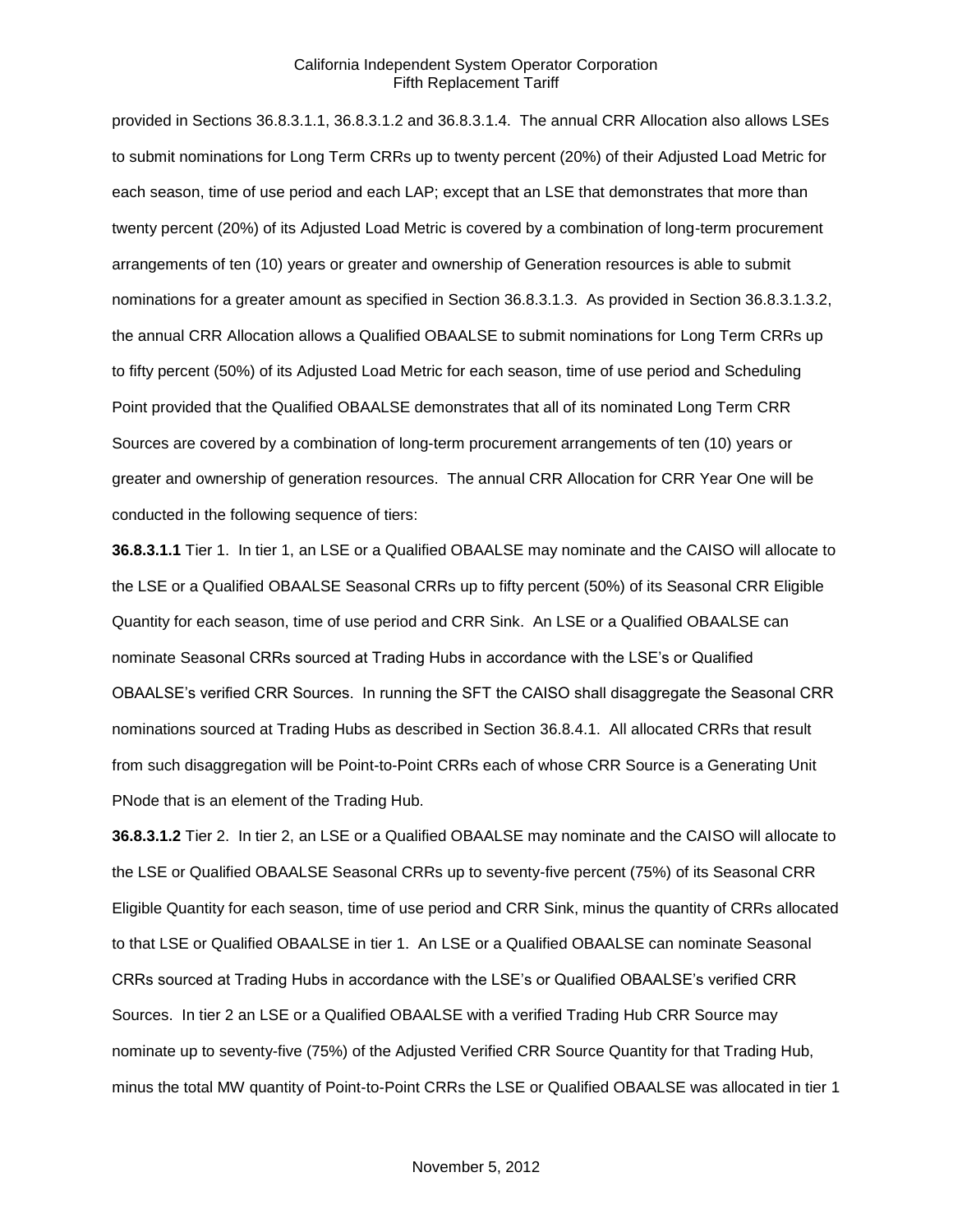provided in Sections 36.8.3.1.1, 36.8.3.1.2 and 36.8.3.1.4. The annual CRR Allocation also allows LSEs to submit nominations for Long Term CRRs up to twenty percent (20%) of their Adjusted Load Metric for each season, time of use period and each LAP; except that an LSE that demonstrates that more than twenty percent (20%) of its Adjusted Load Metric is covered by a combination of long-term procurement arrangements of ten (10) years or greater and ownership of Generation resources is able to submit nominations for a greater amount as specified in Section 36.8.3.1.3. As provided in Section 36.8.3.1.3.2, the annual CRR Allocation allows a Qualified OBAALSE to submit nominations for Long Term CRRs up to fifty percent (50%) of its Adjusted Load Metric for each season, time of use period and Scheduling Point provided that the Qualified OBAALSE demonstrates that all of its nominated Long Term CRR Sources are covered by a combination of long-term procurement arrangements of ten (10) years or greater and ownership of generation resources. The annual CRR Allocation for CRR Year One will be conducted in the following sequence of tiers:

**36.8.3.1.1** Tier 1. In tier 1, an LSE or a Qualified OBAALSE may nominate and the CAISO will allocate to the LSE or a Qualified OBAALSE Seasonal CRRs up to fifty percent (50%) of its Seasonal CRR Eligible Quantity for each season, time of use period and CRR Sink. An LSE or a Qualified OBAALSE can nominate Seasonal CRRs sourced at Trading Hubs in accordance with the LSE's or Qualified OBAALSE's verified CRR Sources. In running the SFT the CAISO shall disaggregate the Seasonal CRR nominations sourced at Trading Hubs as described in Section 36.8.4.1. All allocated CRRs that result from such disaggregation will be Point-to-Point CRRs each of whose CRR Source is a Generating Unit PNode that is an element of the Trading Hub.

**36.8.3.1.2** Tier 2. In tier 2, an LSE or a Qualified OBAALSE may nominate and the CAISO will allocate to the LSE or Qualified OBAALSE Seasonal CRRs up to seventy-five percent (75%) of its Seasonal CRR Eligible Quantity for each season, time of use period and CRR Sink, minus the quantity of CRRs allocated to that LSE or Qualified OBAALSE in tier 1. An LSE or a Qualified OBAALSE can nominate Seasonal CRRs sourced at Trading Hubs in accordance with the LSE's or Qualified OBAALSE's verified CRR Sources. In tier 2 an LSE or a Qualified OBAALSE with a verified Trading Hub CRR Source may nominate up to seventy-five (75%) of the Adjusted Verified CRR Source Quantity for that Trading Hub, minus the total MW quantity of Point-to-Point CRRs the LSE or Qualified OBAALSE was allocated in tier 1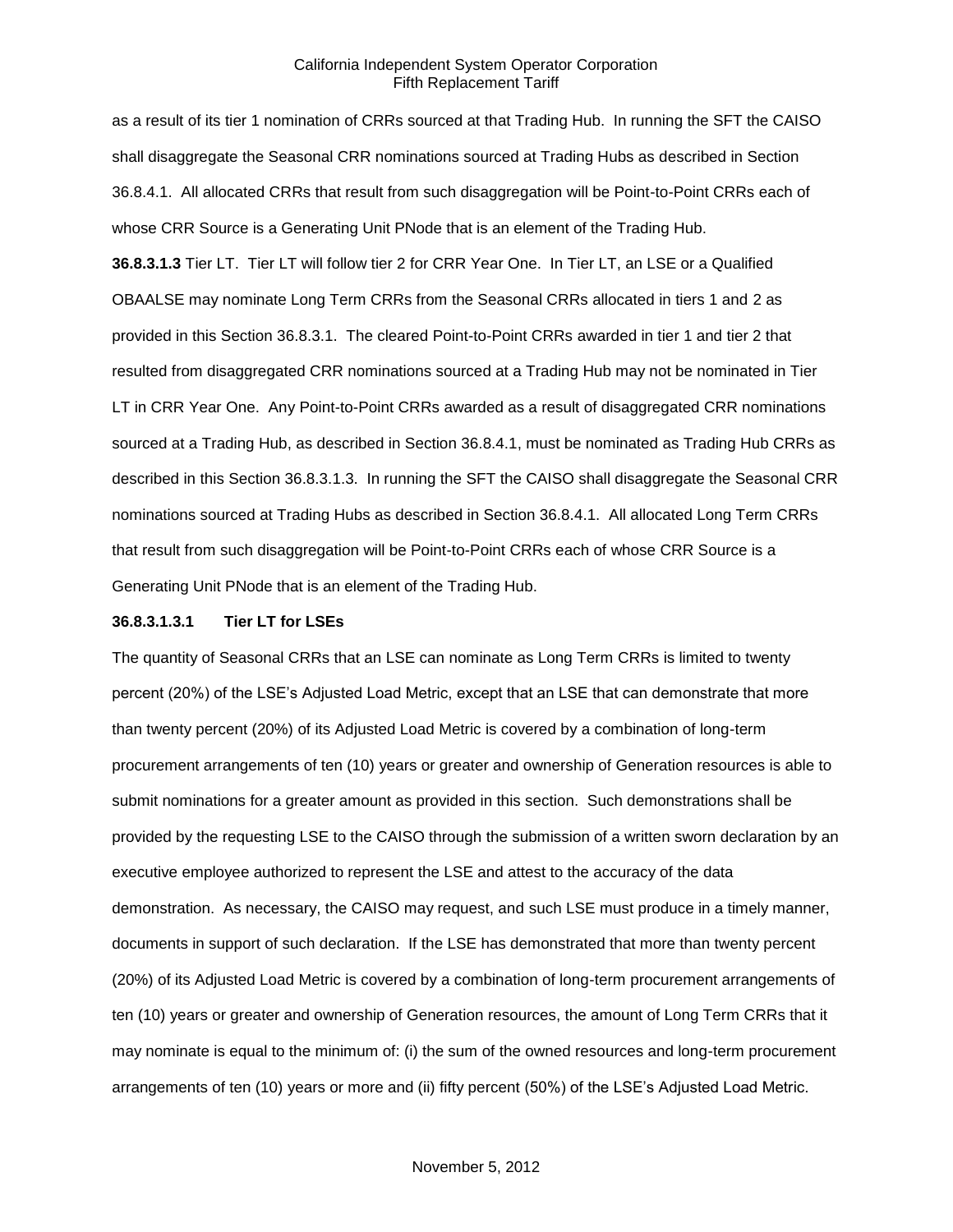as a result of its tier 1 nomination of CRRs sourced at that Trading Hub. In running the SFT the CAISO shall disaggregate the Seasonal CRR nominations sourced at Trading Hubs as described in Section 36.8.4.1. All allocated CRRs that result from such disaggregation will be Point-to-Point CRRs each of whose CRR Source is a Generating Unit PNode that is an element of the Trading Hub.

**36.8.3.1.3** Tier LT. Tier LT will follow tier 2 for CRR Year One. In Tier LT, an LSE or a Qualified OBAALSE may nominate Long Term CRRs from the Seasonal CRRs allocated in tiers 1 and 2 as provided in this Section 36.8.3.1. The cleared Point-to-Point CRRs awarded in tier 1 and tier 2 that resulted from disaggregated CRR nominations sourced at a Trading Hub may not be nominated in Tier LT in CRR Year One. Any Point-to-Point CRRs awarded as a result of disaggregated CRR nominations sourced at a Trading Hub, as described in Section 36.8.4.1, must be nominated as Trading Hub CRRs as described in this Section 36.8.3.1.3. In running the SFT the CAISO shall disaggregate the Seasonal CRR nominations sourced at Trading Hubs as described in Section 36.8.4.1. All allocated Long Term CRRs that result from such disaggregation will be Point-to-Point CRRs each of whose CRR Source is a Generating Unit PNode that is an element of the Trading Hub.

**36.8.3.1.3.1 Tier LT for LSEs**

The quantity of Seasonal CRRs that an LSE can nominate as Long Term CRRs is limited to twenty percent (20%) of the LSE's Adjusted Load Metric, except that an LSE that can demonstrate that more than twenty percent (20%) of its Adjusted Load Metric is covered by a combination of long-term procurement arrangements of ten (10) years or greater and ownership of Generation resources is able to submit nominations for a greater amount as provided in this section. Such demonstrations shall be provided by the requesting LSE to the CAISO through the submission of a written sworn declaration by an executive employee authorized to represent the LSE and attest to the accuracy of the data demonstration. As necessary, the CAISO may request, and such LSE must produce in a timely manner, documents in support of such declaration. If the LSE has demonstrated that more than twenty percent (20%) of its Adjusted Load Metric is covered by a combination of long-term procurement arrangements of ten (10) years or greater and ownership of Generation resources, the amount of Long Term CRRs that it may nominate is equal to the minimum of: (i) the sum of the owned resources and long-term procurement arrangements of ten (10) years or more and (ii) fifty percent (50%) of the LSE's Adjusted Load Metric.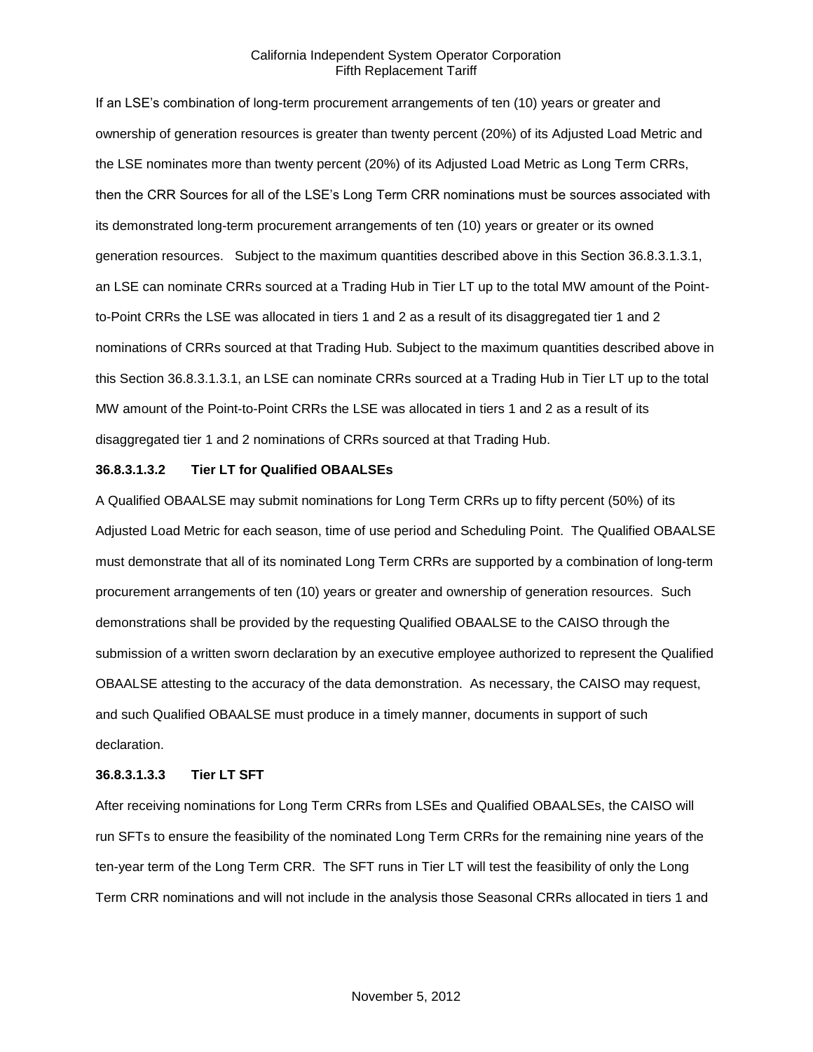If an LSE's combination of long-term procurement arrangements of ten (10) years or greater and ownership of generation resources is greater than twenty percent (20%) of its Adjusted Load Metric and the LSE nominates more than twenty percent (20%) of its Adjusted Load Metric as Long Term CRRs, then the CRR Sources for all of the LSE's Long Term CRR nominations must be sources associated with its demonstrated long-term procurement arrangements of ten (10) years or greater or its owned generation resources. Subject to the maximum quantities described above in this Section 36.8.3.1.3.1, an LSE can nominate CRRs sourced at a Trading Hub in Tier LT up to the total MW amount of the Point-to-Point CRRs the LSE was allocated in tiers 1 and 2 as a result of its disaggregated tier 1 and 2 nominations of CRRs sourced at that Trading Hub. Subject to the maximum quantities described above in this Section 36.8.3.1.3.1, an LSE can nominate CRRs sourced at a Trading Hub in Tier LT up to the total MW amount of the Point-to-Point CRRs the LSE was allocated in tiers 1 and 2 as a result of its disaggregated tier 1 and 2 nominations of CRRs sourced at that Trading Hub.

**36.8.3.1.3.2 Tier LT for Qualified OBAALSEs**

A Qualified OBAALSE may submit nominations for Long Term CRRs up to fifty percent (50%) of its Adjusted Load Metric for each season, time of use period and Scheduling Point. The Qualified OBAALSE must demonstrate that all of its nominated Long Term CRRs are supported by a combination of long-term procurement arrangements of ten (10) years or greater and ownership of generation resources. Such demonstrations shall be provided by the requesting Qualified OBAALSE to the CAISO through the submission of a written sworn declaration by an executive employee authorized to represent the Qualified OBAALSE attesting to the accuracy of the data demonstration. As necessary, the CAISO may request, and such Qualified OBAALSE must produce in a timely manner, documents in support of such declaration.

**36.8.3.1.3.3 Tier LT SFT**

After receiving nominations for Long Term CRRs from LSEs and Qualified OBAALSEs, the CAISO will run SFTs to ensure the feasibility of the nominated Long Term CRRs for the remaining nine years of the ten-year term of the Long Term CRR. The SFT runs in Tier LT will test the feasibility of only the Long Term CRR nominations and will not include in the analysis those Seasonal CRRs allocated in tiers 1 and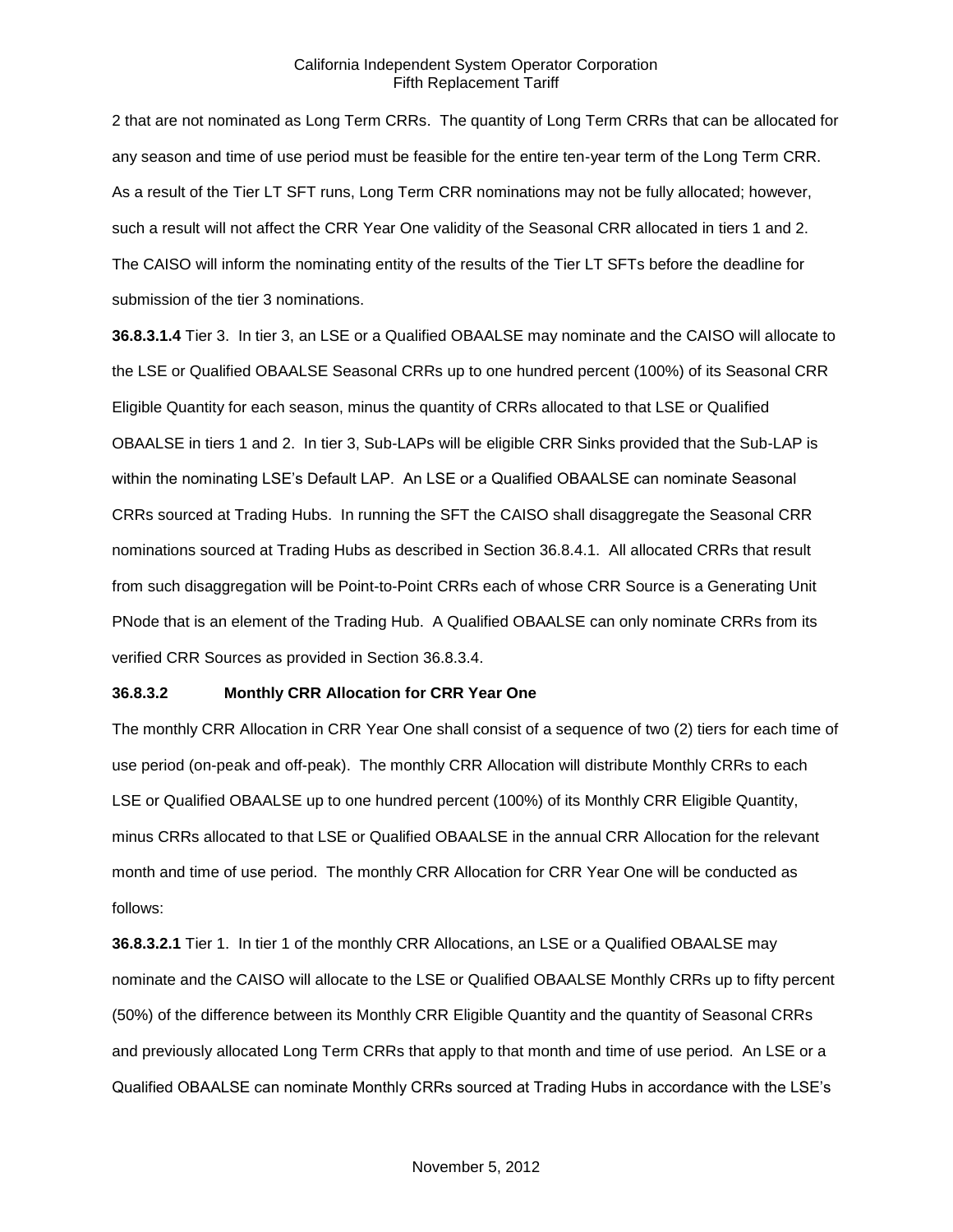2 that are not nominated as Long Term CRRs. The quantity of Long Term CRRs that can be allocated for any season and time of use period must be feasible for the entire ten-year term of the Long Term CRR. As a result of the Tier LT SFT runs, Long Term CRR nominations may not be fully allocated; however, such a result will not affect the CRR Year One validity of the Seasonal CRR allocated in tiers 1 and 2. The CAISO will inform the nominating entity of the results of the Tier LT SFTs before the deadline for submission of the tier 3 nominations.

**36.8.3.1.4** Tier 3. In tier 3, an LSE or a Qualified OBAALSE may nominate and the CAISO will allocate to the LSE or Qualified OBAALSE Seasonal CRRs up to one hundred percent (100%) of its Seasonal CRR Eligible Quantity for each season, minus the quantity of CRRs allocated to that LSE or Qualified OBAALSE in tiers 1 and 2. In tier 3, Sub-LAPs will be eligible CRR Sinks provided that the Sub-LAP is within the nominating LSE's Default LAP. An LSE or a Qualified OBAALSE can nominate Seasonal CRRs sourced at Trading Hubs. In running the SFT the CAISO shall disaggregate the Seasonal CRR nominations sourced at Trading Hubs as described in Section 36.8.4.1. All allocated CRRs that result from such disaggregation will be Point-to-Point CRRs each of whose CRR Source is a Generating Unit PNode that is an element of the Trading Hub. A Qualified OBAALSE can only nominate CRRs from its verified CRR Sources as provided in Section 36.8.3.4.

**36.8.3.2 Monthly CRR Allocation for CRR Year One**

The monthly CRR Allocation in CRR Year One shall consist of a sequence of two (2) tiers for each time of use period (on-peak and off-peak). The monthly CRR Allocation will distribute Monthly CRRs to each LSE or Qualified OBAALSE up to one hundred percent (100%) of its Monthly CRR Eligible Quantity, minus CRRs allocated to that LSE or Qualified OBAALSE in the annual CRR Allocation for the relevant month and time of use period. The monthly CRR Allocation for CRR Year One will be conducted as follows:

**36.8.3.2.1** Tier 1. In tier 1 of the monthly CRR Allocations, an LSE or a Qualified OBAALSE may nominate and the CAISO will allocate to the LSE or Qualified OBAALSE Monthly CRRs up to fifty percent (50%) of the difference between its Monthly CRR Eligible Quantity and the quantity of Seasonal CRRs and previously allocated Long Term CRRs that apply to that month and time of use period. An LSE or a Qualified OBAALSE can nominate Monthly CRRs sourced at Trading Hubs in accordance with the LSE's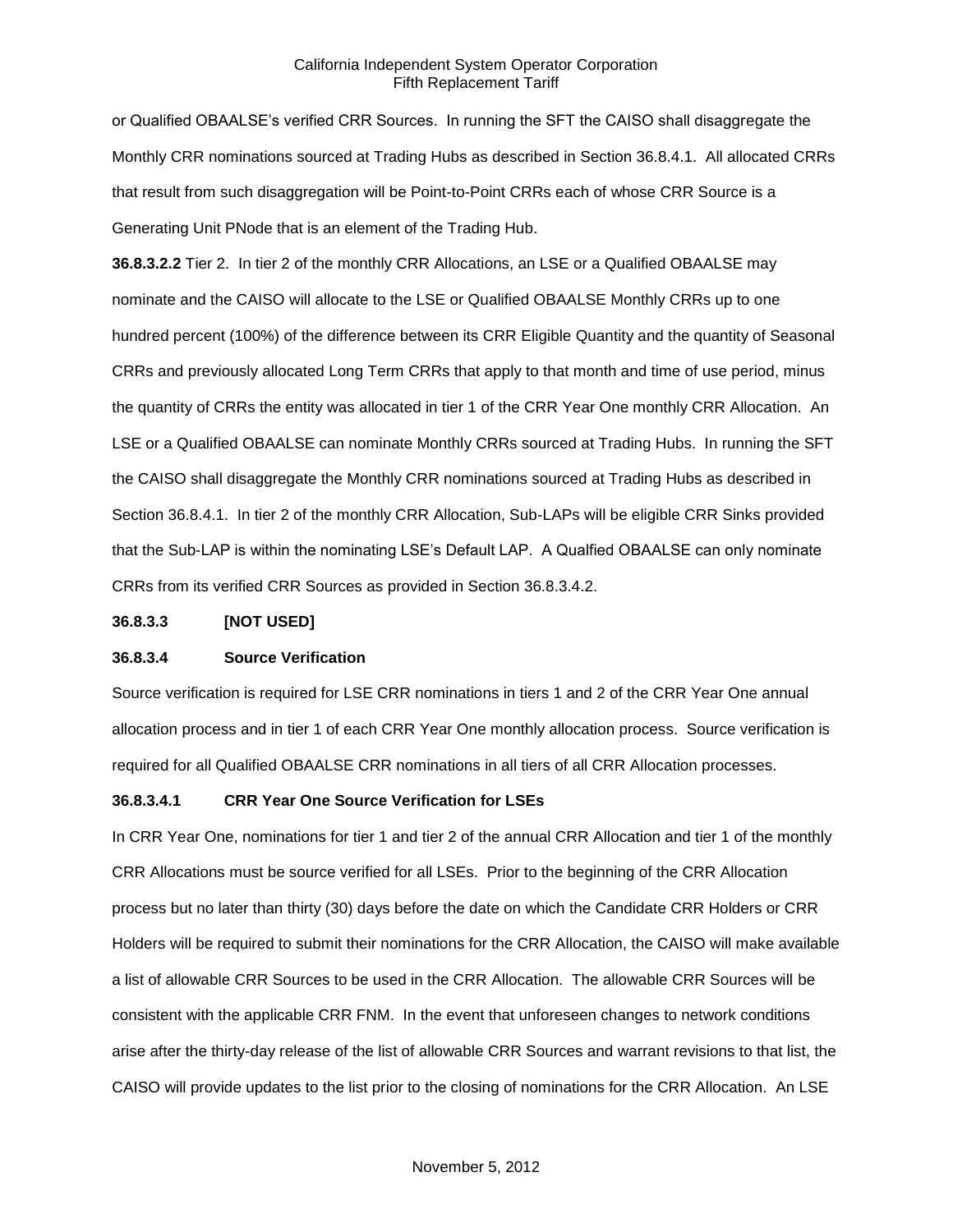or Qualified OBAALSE's verified CRR Sources. In running the SFT the CAISO shall disaggregate the Monthly CRR nominations sourced at Trading Hubs as described in Section 36.8.4.1. All allocated CRRs that result from such disaggregation will be Point-to-Point CRRs each of whose CRR Source is a Generating Unit PNode that is an element of the Trading Hub.

**36.8.3.2.2** Tier 2. In tier 2 of the monthly CRR Allocations, an LSE or a Qualified OBAALSE may nominate and the CAISO will allocate to the LSE or Qualified OBAALSE Monthly CRRs up to one hundred percent (100%) of the difference between its CRR Eligible Quantity and the quantity of Seasonal CRRs and previously allocated Long Term CRRs that apply to that month and time of use period, minus the quantity of CRRs the entity was allocated in tier 1 of the CRR Year One monthly CRR Allocation. An LSE or a Qualified OBAALSE can nominate Monthly CRRs sourced at Trading Hubs. In running the SFT the CAISO shall disaggregate the Monthly CRR nominations sourced at Trading Hubs as described in Section 36.8.4.1. In tier 2 of the monthly CRR Allocation, Sub-LAPs will be eligible CRR Sinks provided that the Sub-LAP is within the nominating LSE's Default LAP. A Qualfied OBAALSE can only nominate CRRs from its verified CRR Sources as provided in Section 36.8.3.4.2.

**36.8.3.3 [NOT USED]**

**36.8.3.4 Source Verification**

Source verification is required for LSE CRR nominations in tiers 1 and 2 of the CRR Year One annual allocation process and in tier 1 of each CRR Year One monthly allocation process. Source verification is required for all Qualified OBAALSE CRR nominations in all tiers of all CRR Allocation processes.

**36.8.3.4.1 CRR Year One Source Verification for LSEs**

In CRR Year One, nominations for tier 1 and tier 2 of the annual CRR Allocation and tier 1 of the monthly CRR Allocations must be source verified for all LSEs. Prior to the beginning of the CRR Allocation process but no later than thirty (30) days before the date on which the Candidate CRR Holders or CRR Holders will be required to submit their nominations for the CRR Allocation, the CAISO will make available a list of allowable CRR Sources to be used in the CRR Allocation. The allowable CRR Sources will be consistent with the applicable CRR FNM. In the event that unforeseen changes to network conditions arise after the thirty-day release of the list of allowable CRR Sources and warrant revisions to that list, the CAISO will provide updates to the list prior to the closing of nominations for the CRR Allocation. An LSE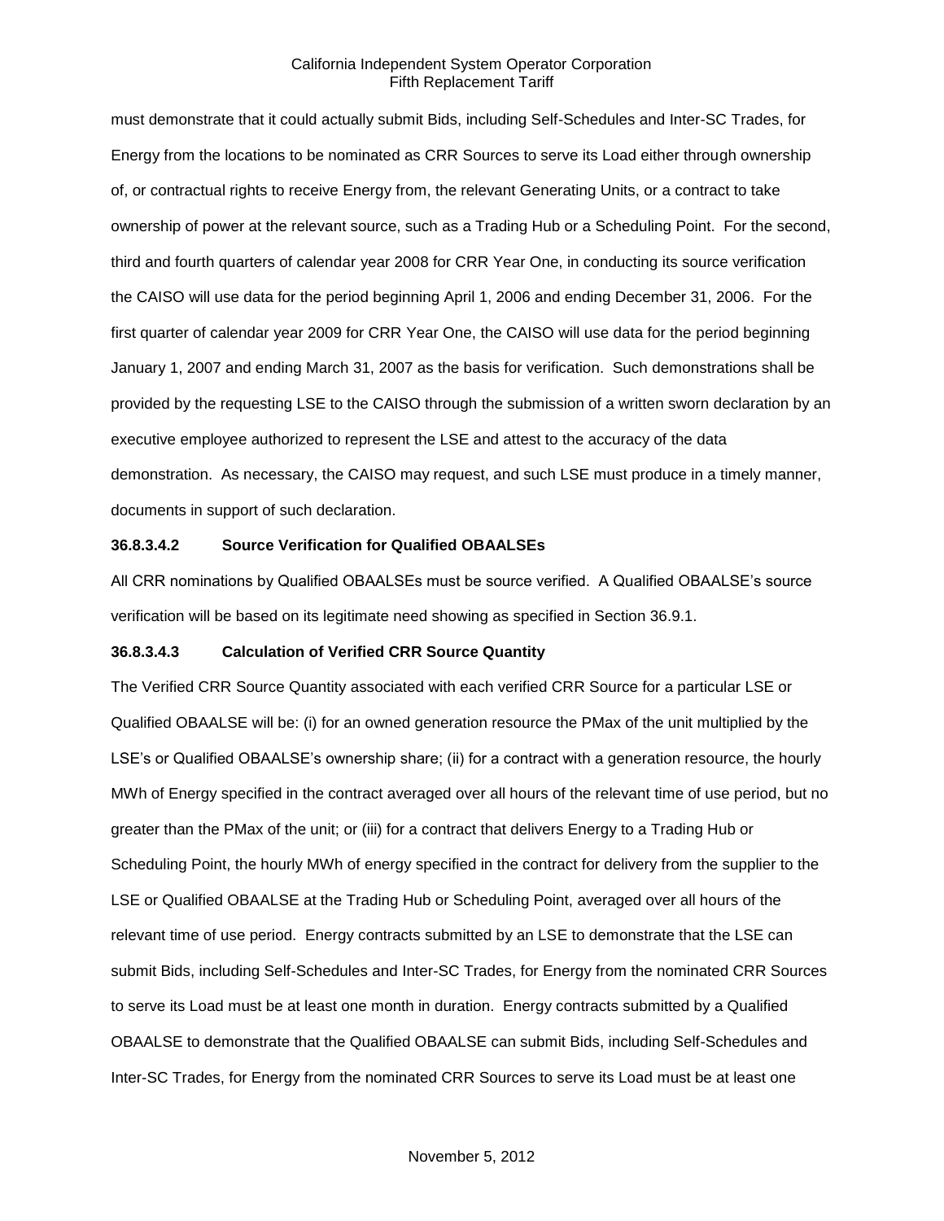must demonstrate that it could actually submit Bids, including Self-Schedules and Inter-SC Trades, for Energy from the locations to be nominated as CRR Sources to serve its Load either through ownership of, or contractual rights to receive Energy from, the relevant Generating Units, or a contract to take ownership of power at the relevant source, such as a Trading Hub or a Scheduling Point. For the second, third and fourth quarters of calendar year 2008 for CRR Year One, in conducting its source verification the CAISO will use data for the period beginning April 1, 2006 and ending December 31, 2006. For the first quarter of calendar year 2009 for CRR Year One, the CAISO will use data for the period beginning January 1, 2007 and ending March 31, 2007 as the basis for verification. Such demonstrations shall be provided by the requesting LSE to the CAISO through the submission of a written sworn declaration by an executive employee authorized to represent the LSE and attest to the accuracy of the data demonstration. As necessary, the CAISO may request, and such LSE must produce in a timely manner, documents in support of such declaration.

**36.8.3.4.2 Source Verification for Qualified OBAALSEs**

All CRR nominations by Qualified OBAALSEs must be source verified. A Qualified OBAALSE's source verification will be based on its legitimate need showing as specified in Section 36.9.1.

**36.8.3.4.3 Calculation of Verified CRR Source Quantity**

The Verified CRR Source Quantity associated with each verified CRR Source for a particular LSE or Qualified OBAALSE will be: (i) for an owned generation resource the PMax of the unit multiplied by the LSE's or Qualified OBAALSE's ownership share; (ii) for a contract with a generation resource, the hourly MWh of Energy specified in the contract averaged over all hours of the relevant time of use period, but no greater than the PMax of the unit; or (iii) for a contract that delivers Energy to a Trading Hub or Scheduling Point, the hourly MWh of energy specified in the contract for delivery from the supplier to the LSE or Qualified OBAALSE at the Trading Hub or Scheduling Point, averaged over all hours of the relevant time of use period. Energy contracts submitted by an LSE to demonstrate that the LSE can submit Bids, including Self-Schedules and Inter-SC Trades, for Energy from the nominated CRR Sources to serve its Load must be at least one month in duration. Energy contracts submitted by a Qualified OBAALSE to demonstrate that the Qualified OBAALSE can submit Bids, including Self-Schedules and Inter-SC Trades, for Energy from the nominated CRR Sources to serve its Load must be at least one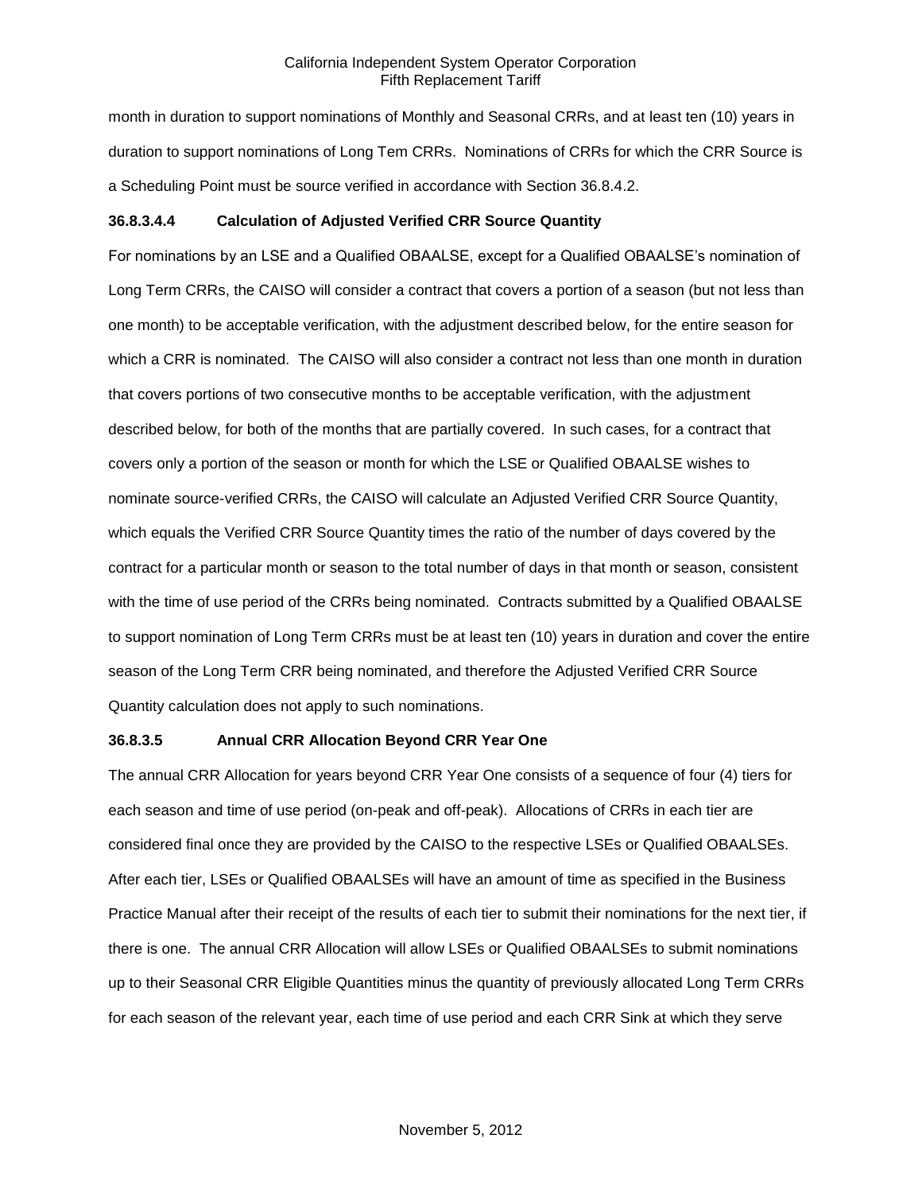month in duration to support nominations of Monthly and Seasonal CRRs, and at least ten (10) years in duration to support nominations of Long Tem CRRs. Nominations of CRRs for which the CRR Source is a Scheduling Point must be source verified in accordance with Section 36.8.4.2.

**36.8.3.4.4 Calculation of Adjusted Verified CRR Source Quantity**

For nominations by an LSE and a Qualified OBAALSE, except for a Qualified OBAALSE's nomination of Long Term CRRs, the CAISO will consider a contract that covers a portion of a season (but not less than one month) to be acceptable verification, with the adjustment described below, for the entire season for which a CRR is nominated. The CAISO will also consider a contract not less than one month in duration that covers portions of two consecutive months to be acceptable verification, with the adjustment described below, for both of the months that are partially covered. In such cases, for a contract that covers only a portion of the season or month for which the LSE or Qualified OBAALSE wishes to nominate source-verified CRRs, the CAISO will calculate an Adjusted Verified CRR Source Quantity, which equals the Verified CRR Source Quantity times the ratio of the number of days covered by the contract for a particular month or season to the total number of days in that month or season, consistent with the time of use period of the CRRs being nominated. Contracts submitted by a Qualified OBAALSE to support nomination of Long Term CRRs must be at least ten (10) years in duration and cover the entire season of the Long Term CRR being nominated, and therefore the Adjusted Verified CRR Source Quantity calculation does not apply to such nominations.

**36.8.3.5 Annual CRR Allocation Beyond CRR Year One**

The annual CRR Allocation for years beyond CRR Year One consists of a sequence of four (4) tiers for each season and time of use period (on-peak and off-peak). Allocations of CRRs in each tier are considered final once they are provided by the CAISO to the respective LSEs or Qualified OBAALSEs. After each tier, LSEs or Qualified OBAALSEs will have an amount of time as specified in the Business Practice Manual after their receipt of the results of each tier to submit their nominations for the next tier, if there is one. The annual CRR Allocation will allow LSEs or Qualified OBAALSEs to submit nominations up to their Seasonal CRR Eligible Quantities minus the quantity of previously allocated Long Term CRRs for each season of the relevant year, each time of use period and each CRR Sink at which they serve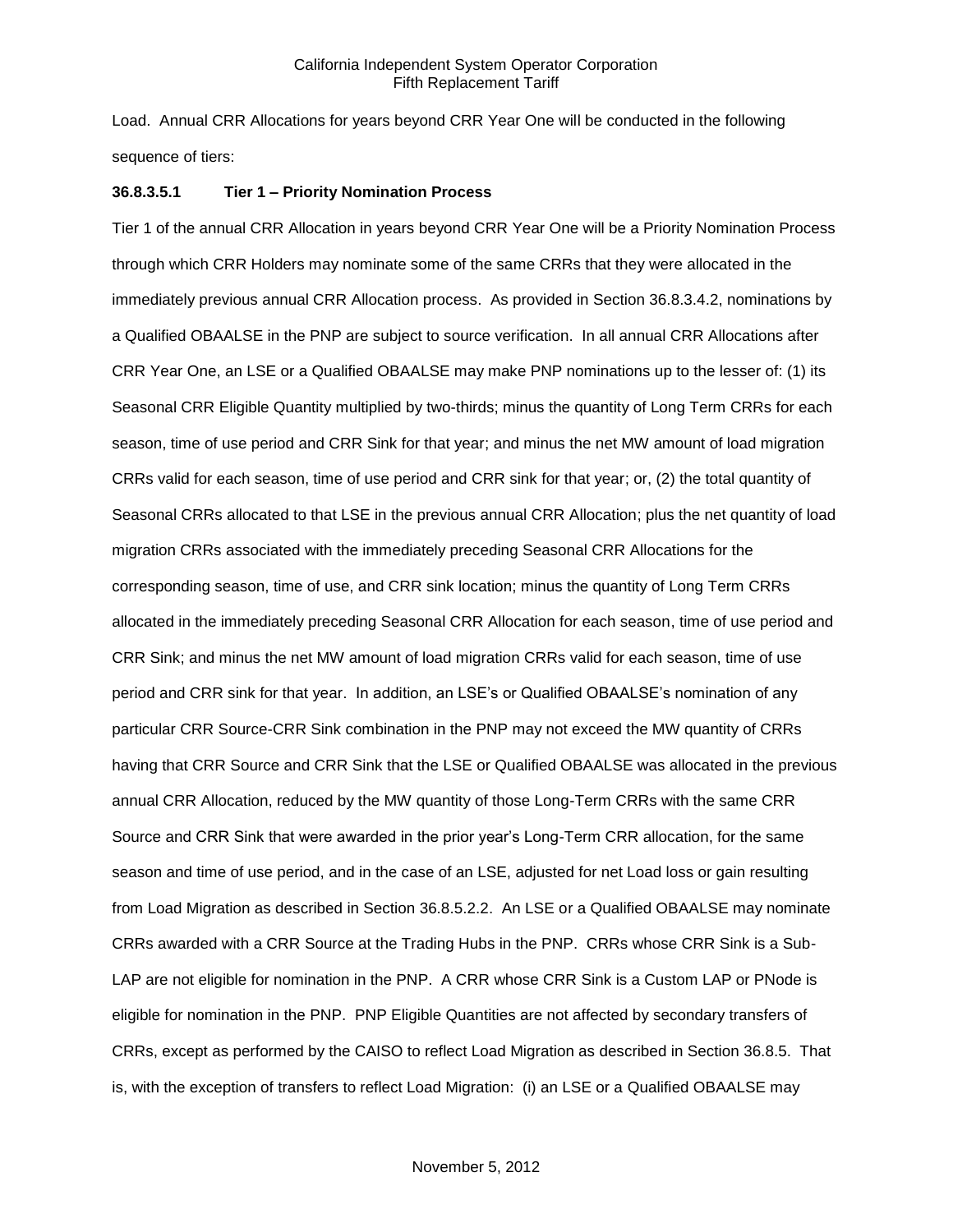Load. Annual CRR Allocations for years beyond CRR Year One will be conducted in the following sequence of tiers:

**36.8.3.5.1 Tier 1 – Priority Nomination Process**

Tier 1 of the annual CRR Allocation in years beyond CRR Year One will be a Priority Nomination Process through which CRR Holders may nominate some of the same CRRs that they were allocated in the immediately previous annual CRR Allocation process. As provided in Section 36.8.3.4.2, nominations by a Qualified OBAALSE in the PNP are subject to source verification. In all annual CRR Allocations after CRR Year One, an LSE or a Qualified OBAALSE may make PNP nominations up to the lesser of: (1) its Seasonal CRR Eligible Quantity multiplied by two-thirds; minus the quantity of Long Term CRRs for each season, time of use period and CRR Sink for that year; and minus the net MW amount of load migration CRRs valid for each season, time of use period and CRR sink for that year; or, (2) the total quantity of Seasonal CRRs allocated to that LSE in the previous annual CRR Allocation; plus the net quantity of load migration CRRs associated with the immediately preceding Seasonal CRR Allocations for the corresponding season, time of use, and CRR sink location; minus the quantity of Long Term CRRs allocated in the immediately preceding Seasonal CRR Allocation for each season, time of use period and CRR Sink; and minus the net MW amount of load migration CRRs valid for each season, time of use period and CRR sink for that year. In addition, an LSE's or Qualified OBAALSE's nomination of any particular CRR Source-CRR Sink combination in the PNP may not exceed the MW quantity of CRRs having that CRR Source and CRR Sink that the LSE or Qualified OBAALSE was allocated in the previous annual CRR Allocation, reduced by the MW quantity of those Long-Term CRRs with the same CRR Source and CRR Sink that were awarded in the prior year's Long-Term CRR allocation, for the same season and time of use period, and in the case of an LSE, adjusted for net Load loss or gain resulting from Load Migration as described in Section 36.8.5.2.2. An LSE or a Qualified OBAALSE may nominate CRRs awarded with a CRR Source at the Trading Hubs in the PNP. CRRs whose CRR Sink is a Sub-LAP are not eligible for nomination in the PNP. A CRR whose CRR Sink is a Custom LAP or PNode is eligible for nomination in the PNP. PNP Eligible Quantities are not affected by secondary transfers of CRRs, except as performed by the CAISO to reflect Load Migration as described in Section 36.8.5. That is, with the exception of transfers to reflect Load Migration: (i) an LSE or a Qualified OBAALSE may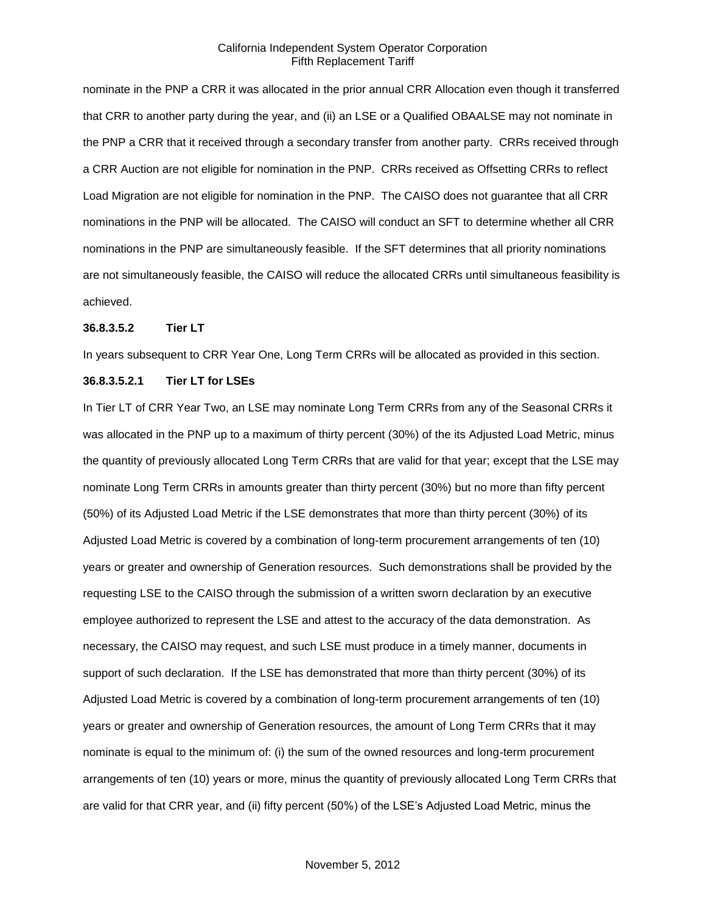nominate in the PNP a CRR it was allocated in the prior annual CRR Allocation even though it transferred that CRR to another party during the year, and (ii) an LSE or a Qualified OBAALSE may not nominate in the PNP a CRR that it received through a secondary transfer from another party. CRRs received through a CRR Auction are not eligible for nomination in the PNP. CRRs received as Offsetting CRRs to reflect Load Migration are not eligible for nomination in the PNP. The CAISO does not guarantee that all CRR nominations in the PNP will be allocated. The CAISO will conduct an SFT to determine whether all CRR nominations in the PNP are simultaneously feasible. If the SFT determines that all priority nominations are not simultaneously feasible, the CAISO will reduce the allocated CRRs until simultaneous feasibility is achieved.

**36.8.3.5.2 Tier LT**

In years subsequent to CRR Year One, Long Term CRRs will be allocated as provided in this section.

**36.8.3.5.2.1 Tier LT for LSEs**

In Tier LT of CRR Year Two, an LSE may nominate Long Term CRRs from any of the Seasonal CRRs it was allocated in the PNP up to a maximum of thirty percent (30%) of the its Adjusted Load Metric, minus the quantity of previously allocated Long Term CRRs that are valid for that year; except that the LSE may nominate Long Term CRRs in amounts greater than thirty percent (30%) but no more than fifty percent (50%) of its Adjusted Load Metric if the LSE demonstrates that more than thirty percent (30%) of its Adjusted Load Metric is covered by a combination of long-term procurement arrangements of ten (10) years or greater and ownership of Generation resources. Such demonstrations shall be provided by the requesting LSE to the CAISO through the submission of a written sworn declaration by an executive employee authorized to represent the LSE and attest to the accuracy of the data demonstration. As necessary, the CAISO may request, and such LSE must produce in a timely manner, documents in support of such declaration. If the LSE has demonstrated that more than thirty percent (30%) of its Adjusted Load Metric is covered by a combination of long-term procurement arrangements of ten (10) years or greater and ownership of Generation resources, the amount of Long Term CRRs that it may nominate is equal to the minimum of: (i) the sum of the owned resources and long-term procurement arrangements of ten (10) years or more, minus the quantity of previously allocated Long Term CRRs that are valid for that CRR year, and (ii) fifty percent (50%) of the LSE's Adjusted Load Metric, minus the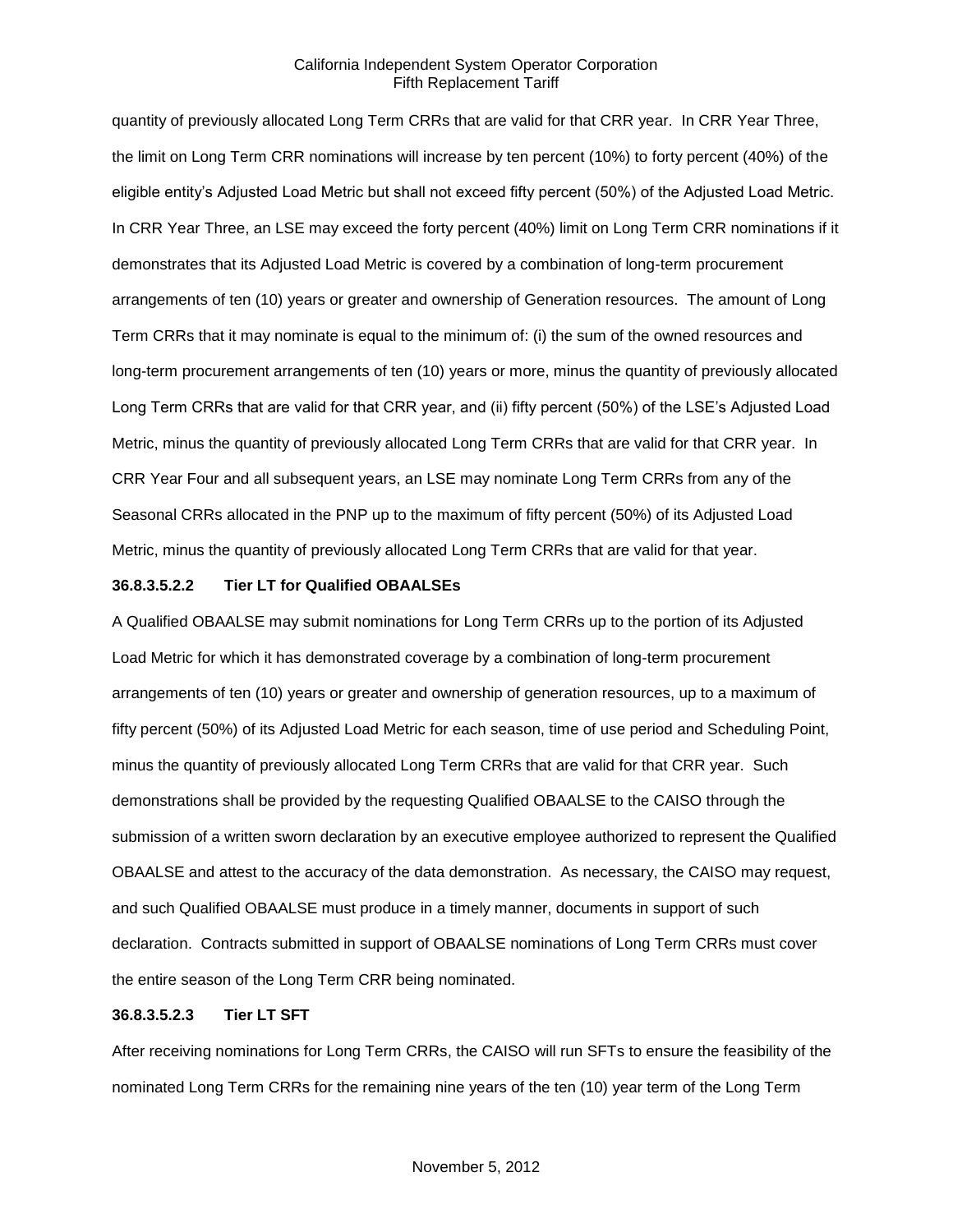quantity of previously allocated Long Term CRRs that are valid for that CRR year. In CRR Year Three, the limit on Long Term CRR nominations will increase by ten percent (10%) to forty percent (40%) of the eligible entity's Adjusted Load Metric but shall not exceed fifty percent (50%) of the Adjusted Load Metric. In CRR Year Three, an LSE may exceed the forty percent (40%) limit on Long Term CRR nominations if it demonstrates that its Adjusted Load Metric is covered by a combination of long-term procurement arrangements of ten (10) years or greater and ownership of Generation resources. The amount of Long Term CRRs that it may nominate is equal to the minimum of: (i) the sum of the owned resources and long-term procurement arrangements of ten (10) years or more, minus the quantity of previously allocated Long Term CRRs that are valid for that CRR year, and (ii) fifty percent (50%) of the LSE's Adjusted Load Metric, minus the quantity of previously allocated Long Term CRRs that are valid for that CRR year. In CRR Year Four and all subsequent years, an LSE may nominate Long Term CRRs from any of the Seasonal CRRs allocated in the PNP up to the maximum of fifty percent (50%) of its Adjusted Load Metric, minus the quantity of previously allocated Long Term CRRs that are valid for that year.

**36.8.3.5.2.2 Tier LT for Qualified OBAALSEs**

A Qualified OBAALSE may submit nominations for Long Term CRRs up to the portion of its Adjusted Load Metric for which it has demonstrated coverage by a combination of long-term procurement arrangements of ten (10) years or greater and ownership of generation resources, up to a maximum of fifty percent (50%) of its Adjusted Load Metric for each season, time of use period and Scheduling Point, minus the quantity of previously allocated Long Term CRRs that are valid for that CRR year. Such demonstrations shall be provided by the requesting Qualified OBAALSE to the CAISO through the submission of a written sworn declaration by an executive employee authorized to represent the Qualified OBAALSE and attest to the accuracy of the data demonstration. As necessary, the CAISO may request, and such Qualified OBAALSE must produce in a timely manner, documents in support of such declaration. Contracts submitted in support of OBAALSE nominations of Long Term CRRs must cover the entire season of the Long Term CRR being nominated.

**36.8.3.5.2.3 Tier LT SFT**

After receiving nominations for Long Term CRRs, the CAISO will run SFTs to ensure the feasibility of the nominated Long Term CRRs for the remaining nine years of the ten (10) year term of the Long Term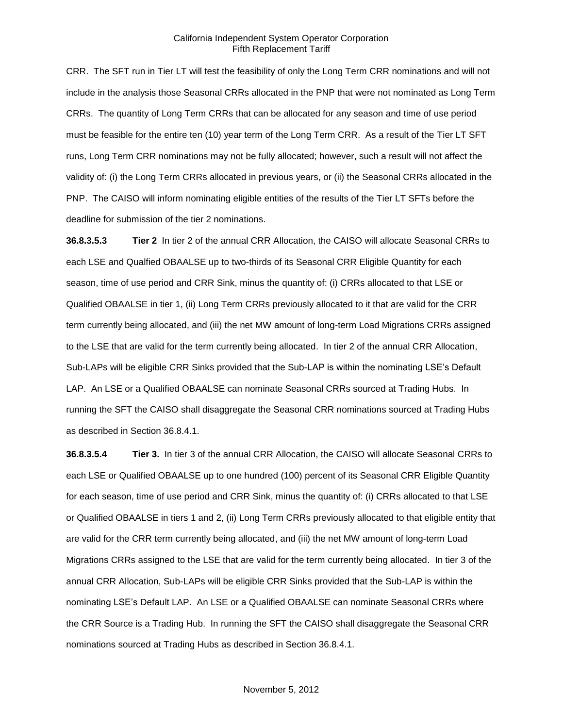CRR. The SFT run in Tier LT will test the feasibility of only the Long Term CRR nominations and will not include in the analysis those Seasonal CRRs allocated in the PNP that were not nominated as Long Term CRRs. The quantity of Long Term CRRs that can be allocated for any season and time of use period must be feasible for the entire ten (10) year term of the Long Term CRR. As a result of the Tier LT SFT runs, Long Term CRR nominations may not be fully allocated; however, such a result will not affect the validity of: (i) the Long Term CRRs allocated in previous years, or (ii) the Seasonal CRRs allocated in the PNP. The CAISO will inform nominating eligible entities of the results of the Tier LT SFTs before the deadline for submission of the tier 2 nominations.

**36.8.3.5.3 Tier 2** In tier 2 of the annual CRR Allocation, the CAISO will allocate Seasonal CRRs to each LSE and Qualfied OBAALSE up to two-thirds of its Seasonal CRR Eligible Quantity for each season, time of use period and CRR Sink, minus the quantity of: (i) CRRs allocated to that LSE or Qualified OBAALSE in tier 1, (ii) Long Term CRRs previously allocated to it that are valid for the CRR term currently being allocated, and (iii) the net MW amount of long-term Load Migrations CRRs assigned to the LSE that are valid for the term currently being allocated. In tier 2 of the annual CRR Allocation, Sub-LAPs will be eligible CRR Sinks provided that the Sub-LAP is within the nominating LSE's Default LAP. An LSE or a Qualified OBAALSE can nominate Seasonal CRRs sourced at Trading Hubs. In running the SFT the CAISO shall disaggregate the Seasonal CRR nominations sourced at Trading Hubs as described in Section 36.8.4.1.

**36.8.3.5.4 Tier 3.** In tier 3 of the annual CRR Allocation, the CAISO will allocate Seasonal CRRs to each LSE or Qualified OBAALSE up to one hundred (100) percent of its Seasonal CRR Eligible Quantity for each season, time of use period and CRR Sink, minus the quantity of: (i) CRRs allocated to that LSE or Qualified OBAALSE in tiers 1 and 2, (ii) Long Term CRRs previously allocated to that eligible entity that are valid for the CRR term currently being allocated, and (iii) the net MW amount of long-term Load Migrations CRRs assigned to the LSE that are valid for the term currently being allocated. In tier 3 of the annual CRR Allocation, Sub-LAPs will be eligible CRR Sinks provided that the Sub-LAP is within the nominating LSE's Default LAP. An LSE or a Qualified OBAALSE can nominate Seasonal CRRs where the CRR Source is a Trading Hub. In running the SFT the CAISO shall disaggregate the Seasonal CRR nominations sourced at Trading Hubs as described in Section 36.8.4.1.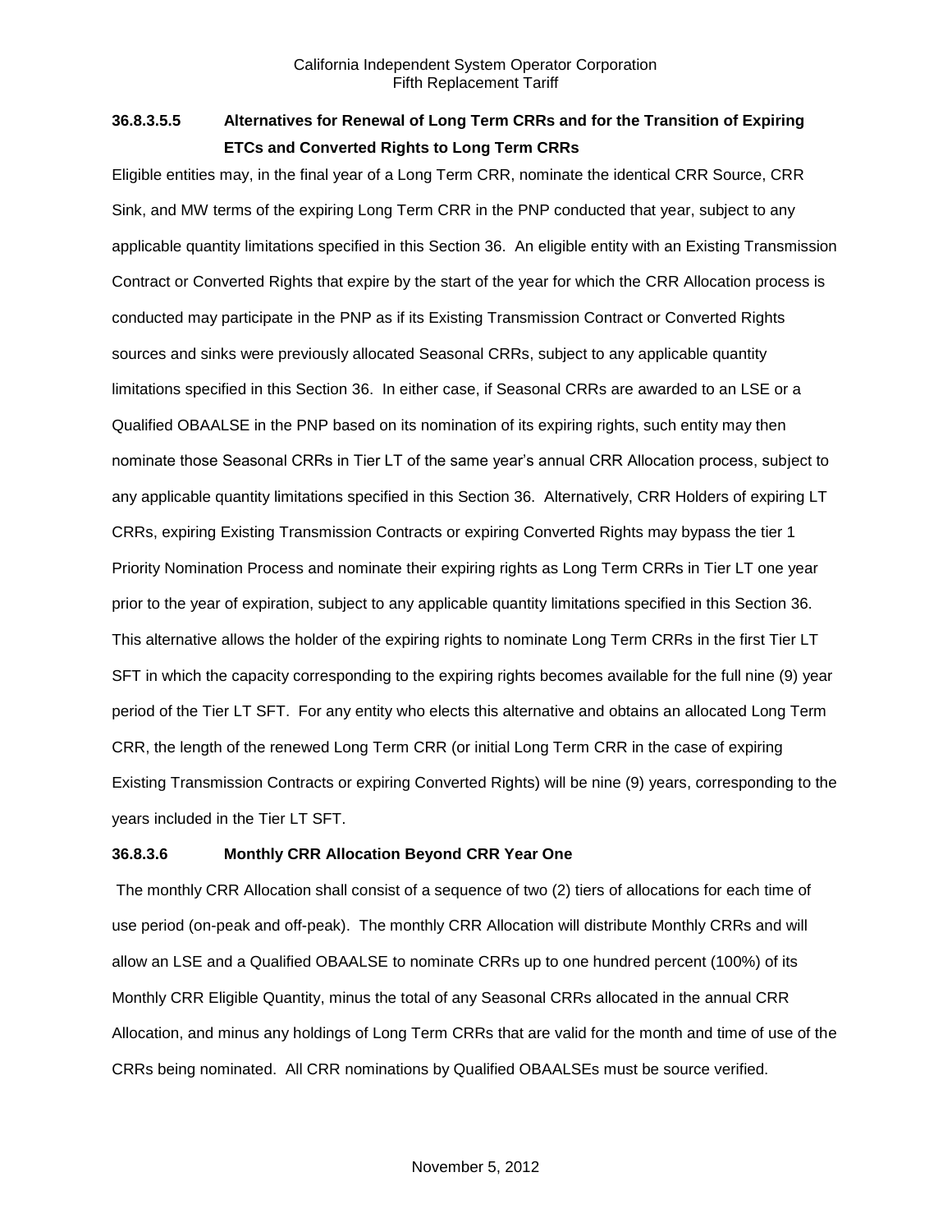### 36.8.3.5.5 Alternatives for Renewal of Long Term CRRs and for the Transition of Expiring ETCs and Converted Rights to Long Term CRRs

Eligible entities may, in the final year of a Long Term CRR, nominate the identical CRR Source, CRR Sink, and MW terms of the expiring Long Term CRR in the PNP conducted that year, subject to any applicable quantity limitations specified in this Section 36. An eligible entity with an Existing Transmission Contract or Converted Rights that expire by the start of the year for which the CRR Allocation process is conducted may participate in the PNP as if its Existing Transmission Contract or Converted Rights sources and sinks were previously allocated Seasonal CRRs, subject to any applicable quantity limitations specified in this Section 36. In either case, if Seasonal CRRs are awarded to an LSE or a Qualified OBAALSE in the PNP based on its nomination of its expiring rights, such entity may then nominate those Seasonal CRRs in Tier LT of the same year's annual CRR Allocation process, subject to any applicable quantity limitations specified in this Section 36. Alternatively, CRR Holders of expiring LT CRRs, expiring Existing Transmission Contracts or expiring Converted Rights may bypass the tier 1 Priority Nomination Process and nominate their expiring rights as Long Term CRRs in Tier LT one year prior to the year of expiration, subject to any applicable quantity limitations specified in this Section 36. This alternative allows the holder of the expiring rights to nominate Long Term CRRs in the first Tier LT SFT in which the capacity corresponding to the expiring rights becomes available for the full nine (9) year period of the Tier LT SFT. For any entity who elects this alternative and obtains an allocated Long Term CRR, the length of the renewed Long Term CRR (or initial Long Term CRR in the case of expiring Existing Transmission Contracts or expiring Converted Rights) will be nine (9) years, corresponding to the years included in the Tier LT SFT.

### 36.8.3.6 Monthly CRR Allocation Beyond CRR Year One

The monthly CRR Allocation shall consist of a sequence of two (2) tiers of allocations for each time of use period (on-peak and off-peak). The monthly CRR Allocation will distribute Monthly CRRs and will allow an LSE and a Qualified OBAALSE to nominate CRRs up to one hundred percent (100%) of its Monthly CRR Eligible Quantity, minus the total of any Seasonal CRRs allocated in the annual CRR Allocation, and minus any holdings of Long Term CRRs that are valid for the month and time of use of the CRRs being nominated. All CRR nominations by Qualified OBAALSEs must be source verified.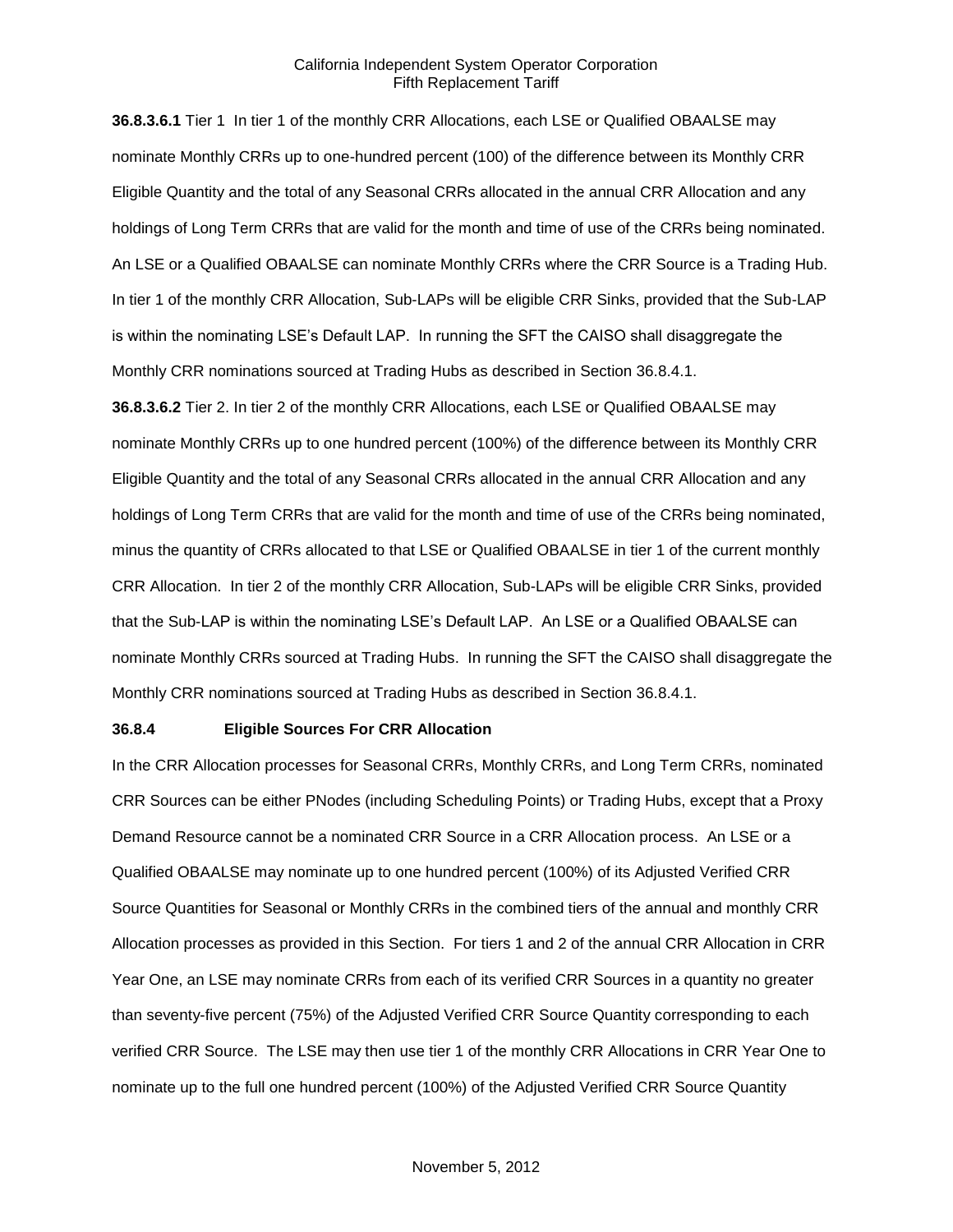**36.8.3.6.1** Tier 1 In tier 1 of the monthly CRR Allocations, each LSE or Qualified OBAALSE may nominate Monthly CRRs up to one-hundred percent (100) of the difference between its Monthly CRR Eligible Quantity and the total of any Seasonal CRRs allocated in the annual CRR Allocation and any holdings of Long Term CRRs that are valid for the month and time of use of the CRRs being nominated. An LSE or a Qualified OBAALSE can nominate Monthly CRRs where the CRR Source is a Trading Hub. In tier 1 of the monthly CRR Allocation, Sub-LAPs will be eligible CRR Sinks, provided that the Sub-LAP is within the nominating LSE's Default LAP. In running the SFT the CAISO shall disaggregate the Monthly CRR nominations sourced at Trading Hubs as described in Section 36.8.4.1.

**36.8.3.6.2** Tier 2. In tier 2 of the monthly CRR Allocations, each LSE or Qualified OBAALSE may nominate Monthly CRRs up to one hundred percent (100%) of the difference between its Monthly CRR Eligible Quantity and the total of any Seasonal CRRs allocated in the annual CRR Allocation and any holdings of Long Term CRRs that are valid for the month and time of use of the CRRs being nominated, minus the quantity of CRRs allocated to that LSE or Qualified OBAALSE in tier 1 of the current monthly CRR Allocation. In tier 2 of the monthly CRR Allocation, Sub-LAPs will be eligible CRR Sinks, provided that the Sub-LAP is within the nominating LSE's Default LAP. An LSE or a Qualified OBAALSE can nominate Monthly CRRs sourced at Trading Hubs. In running the SFT the CAISO shall disaggregate the Monthly CRR nominations sourced at Trading Hubs as described in Section 36.8.4.1.

### 36.8.4 Eligible Sources For CRR Allocation

In the CRR Allocation processes for Seasonal CRRs, Monthly CRRs, and Long Term CRRs, nominated CRR Sources can be either PNodes (including Scheduling Points) or Trading Hubs, except that a Proxy Demand Resource cannot be a nominated CRR Source in a CRR Allocation process. An LSE or a Qualified OBAALSE may nominate up to one hundred percent (100%) of its Adjusted Verified CRR Source Quantities for Seasonal or Monthly CRRs in the combined tiers of the annual and monthly CRR Allocation processes as provided in this Section. For tiers 1 and 2 of the annual CRR Allocation in CRR Year One, an LSE may nominate CRRs from each of its verified CRR Sources in a quantity no greater than seventy-five percent (75%) of the Adjusted Verified CRR Source Quantity corresponding to each verified CRR Source. The LSE may then use tier 1 of the monthly CRR Allocations in CRR Year One to nominate up to the full one hundred percent (100%) of the Adjusted Verified CRR Source Quantity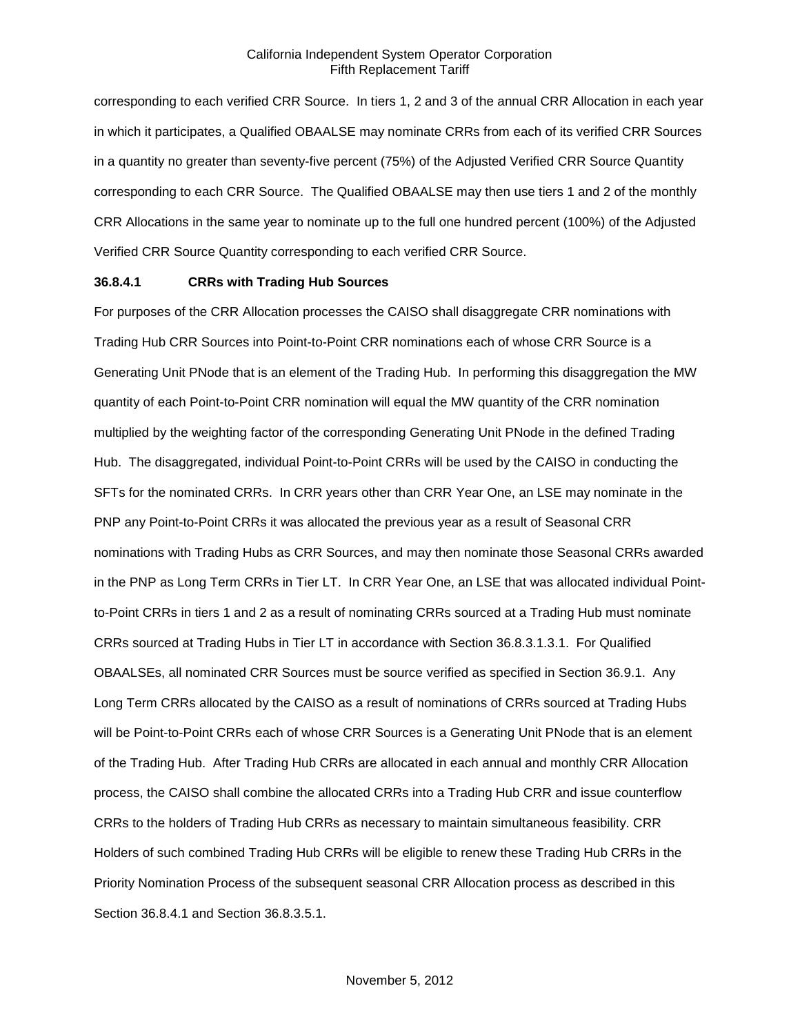corresponding to each verified CRR Source. In tiers 1, 2 and 3 of the annual CRR Allocation in each year in which it participates, a Qualified OBAALSE may nominate CRRs from each of its verified CRR Sources in a quantity no greater than seventy-five percent (75%) of the Adjusted Verified CRR Source Quantity corresponding to each CRR Source. The Qualified OBAALSE may then use tiers 1 and 2 of the monthly CRR Allocations in the same year to nominate up to the full one hundred percent (100%) of the Adjusted Verified CRR Source Quantity corresponding to each verified CRR Source.

**36.8.4.1 CRRs with Trading Hub Sources**

For purposes of the CRR Allocation processes the CAISO shall disaggregate CRR nominations with Trading Hub CRR Sources into Point-to-Point CRR nominations each of whose CRR Source is a Generating Unit PNode that is an element of the Trading Hub. In performing this disaggregation the MW quantity of each Point-to-Point CRR nomination will equal the MW quantity of the CRR nomination multiplied by the weighting factor of the corresponding Generating Unit PNode in the defined Trading Hub. The disaggregated, individual Point-to-Point CRRs will be used by the CAISO in conducting the SFTs for the nominated CRRs. In CRR years other than CRR Year One, an LSE may nominate in the PNP any Point-to-Point CRRs it was allocated the previous year as a result of Seasonal CRR nominations with Trading Hubs as CRR Sources, and may then nominate those Seasonal CRRs awarded in the PNP as Long Term CRRs in Tier LT. In CRR Year One, an LSE that was allocated individual Point-to-Point CRRs in tiers 1 and 2 as a result of nominating CRRs sourced at a Trading Hub must nominate CRRs sourced at Trading Hubs in Tier LT in accordance with Section 36.8.3.1.3.1. For Qualified OBAALSEs, all nominated CRR Sources must be source verified as specified in Section 36.9.1. Any Long Term CRRs allocated by the CAISO as a result of nominations of CRRs sourced at Trading Hubs will be Point-to-Point CRRs each of whose CRR Sources is a Generating Unit PNode that is an element of the Trading Hub. After Trading Hub CRRs are allocated in each annual and monthly CRR Allocation process, the CAISO shall combine the allocated CRRs into a Trading Hub CRR and issue counterflow CRRs to the holders of Trading Hub CRRs as necessary to maintain simultaneous feasibility. CRR Holders of such combined Trading Hub CRRs will be eligible to renew these Trading Hub CRRs in the Priority Nomination Process of the subsequent seasonal CRR Allocation process as described in this Section 36.8.4.1 and Section 36.8.3.5.1.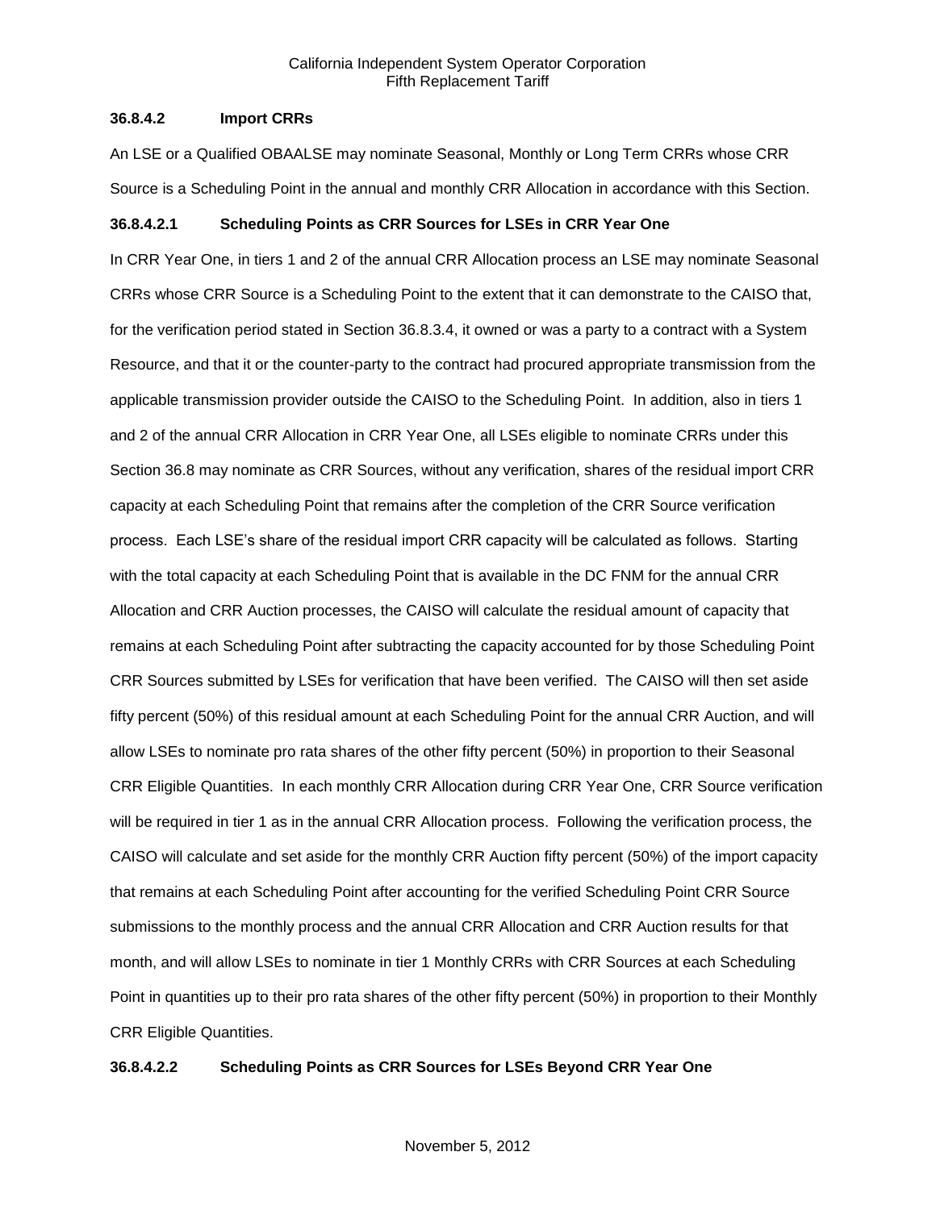**36.8.4.2 Import CRRs**

An LSE or a Qualified OBAALSE may nominate Seasonal, Monthly or Long Term CRRs whose CRR Source is a Scheduling Point in the annual and monthly CRR Allocation in accordance with this Section.

**36.8.4.2.1 Scheduling Points as CRR Sources for LSEs in CRR Year One**

In CRR Year One, in tiers 1 and 2 of the annual CRR Allocation process an LSE may nominate Seasonal CRRs whose CRR Source is a Scheduling Point to the extent that it can demonstrate to the CAISO that, for the verification period stated in Section 36.8.3.4, it owned or was a party to a contract with a System Resource, and that it or the counter-party to the contract had procured appropriate transmission from the applicable transmission provider outside the CAISO to the Scheduling Point. In addition, also in tiers 1 and 2 of the annual CRR Allocation in CRR Year One, all LSEs eligible to nominate CRRs under this Section 36.8 may nominate as CRR Sources, without any verification, shares of the residual import CRR capacity at each Scheduling Point that remains after the completion of the CRR Source verification process. Each LSE's share of the residual import CRR capacity will be calculated as follows. Starting with the total capacity at each Scheduling Point that is available in the DC FNM for the annual CRR Allocation and CRR Auction processes, the CAISO will calculate the residual amount of capacity that remains at each Scheduling Point after subtracting the capacity accounted for by those Scheduling Point CRR Sources submitted by LSEs for verification that have been verified. The CAISO will then set aside fifty percent (50%) of this residual amount at each Scheduling Point for the annual CRR Auction, and will allow LSEs to nominate pro rata shares of the other fifty percent (50%) in proportion to their Seasonal CRR Eligible Quantities. In each monthly CRR Allocation during CRR Year One, CRR Source verification will be required in tier 1 as in the annual CRR Allocation process. Following the verification process, the CAISO will calculate and set aside for the monthly CRR Auction fifty percent (50%) of the import capacity that remains at each Scheduling Point after accounting for the verified Scheduling Point CRR Source submissions to the monthly process and the annual CRR Allocation and CRR Auction results for that month, and will allow LSEs to nominate in tier 1 Monthly CRRs with CRR Sources at each Scheduling Point in quantities up to their pro rata shares of the other fifty percent (50%) in proportion to their Monthly CRR Eligible Quantities.

**36.8.4.2.2 Scheduling Points as CRR Sources for LSEs Beyond CRR Year One**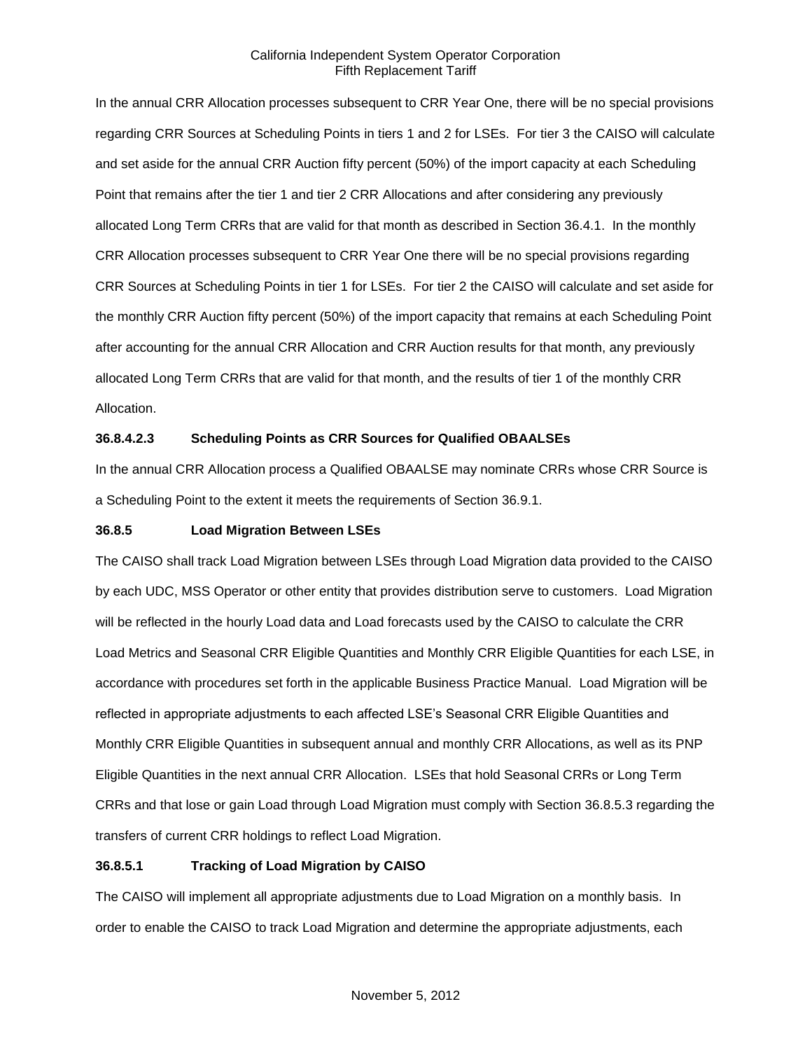In the annual CRR Allocation processes subsequent to CRR Year One, there will be no special provisions regarding CRR Sources at Scheduling Points in tiers 1 and 2 for LSEs. For tier 3 the CAISO will calculate and set aside for the annual CRR Auction fifty percent (50%) of the import capacity at each Scheduling Point that remains after the tier 1 and tier 2 CRR Allocations and after considering any previously allocated Long Term CRRs that are valid for that month as described in Section 36.4.1. In the monthly CRR Allocation processes subsequent to CRR Year One there will be no special provisions regarding CRR Sources at Scheduling Points in tier 1 for LSEs. For tier 2 the CAISO will calculate and set aside for the monthly CRR Auction fifty percent (50%) of the import capacity that remains at each Scheduling Point after accounting for the annual CRR Allocation and CRR Auction results for that month, any previously allocated Long Term CRRs that are valid for that month, and the results of tier 1 of the monthly CRR Allocation.

**36.8.4.2.3 Scheduling Points as CRR Sources for Qualified OBAALSEs**

In the annual CRR Allocation process a Qualified OBAALSE may nominate CRRs whose CRR Source is a Scheduling Point to the extent it meets the requirements of Section 36.9.1.

**36.8.5 Load Migration Between LSEs**

The CAISO shall track Load Migration between LSEs through Load Migration data provided to the CAISO by each UDC, MSS Operator or other entity that provides distribution serve to customers. Load Migration will be reflected in the hourly Load data and Load forecasts used by the CAISO to calculate the CRR Load Metrics and Seasonal CRR Eligible Quantities and Monthly CRR Eligible Quantities for each LSE, in accordance with procedures set forth in the applicable Business Practice Manual. Load Migration will be reflected in appropriate adjustments to each affected LSE's Seasonal CRR Eligible Quantities and Monthly CRR Eligible Quantities in subsequent annual and monthly CRR Allocations, as well as its PNP Eligible Quantities in the next annual CRR Allocation. LSEs that hold Seasonal CRRs or Long Term CRRs and that lose or gain Load through Load Migration must comply with Section 36.8.5.3 regarding the transfers of current CRR holdings to reflect Load Migration.

**36.8.5.1 Tracking of Load Migration by CAISO**

The CAISO will implement all appropriate adjustments due to Load Migration on a monthly basis. In order to enable the CAISO to track Load Migration and determine the appropriate adjustments, each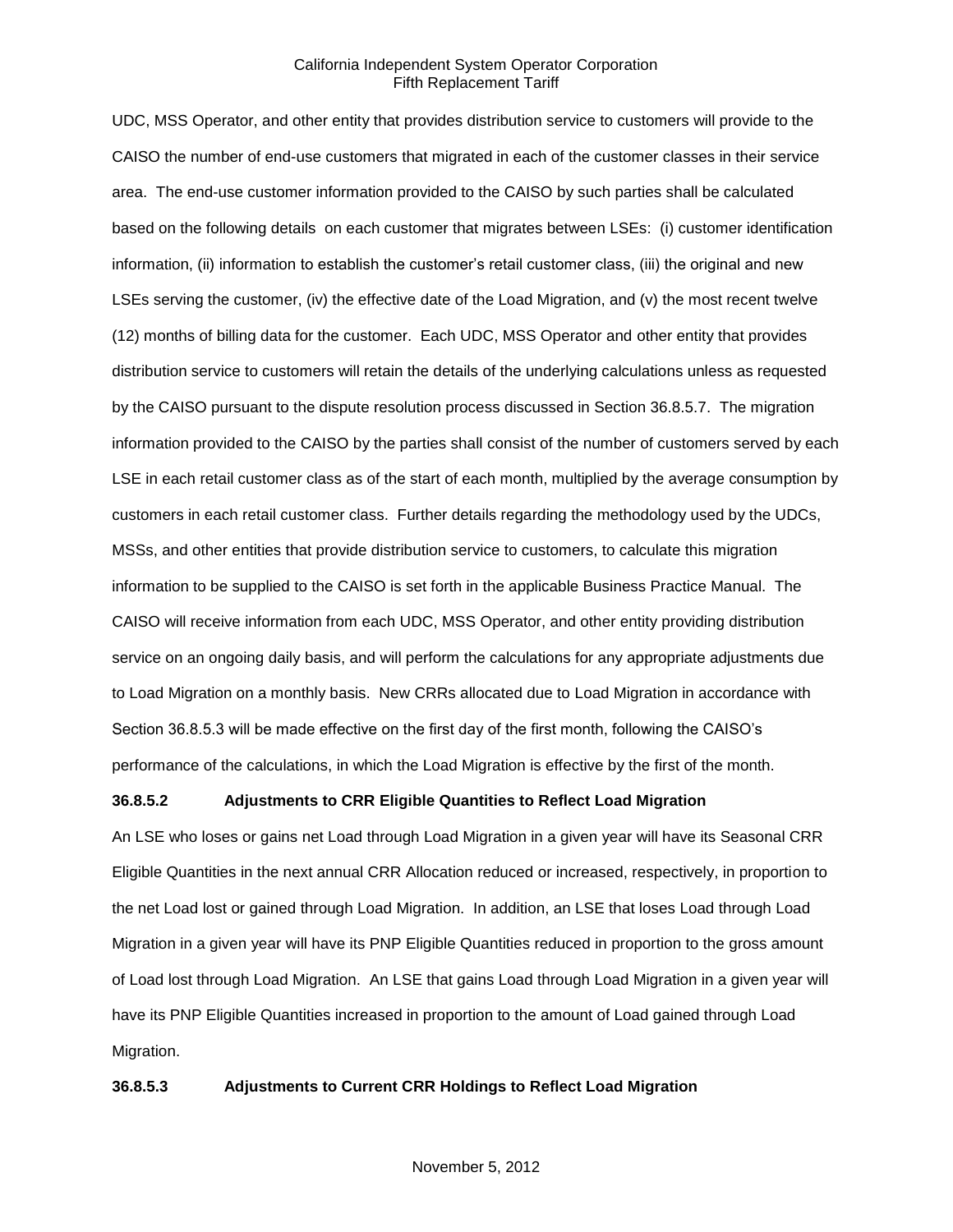UDC, MSS Operator, and other entity that provides distribution service to customers will provide to the CAISO the number of end-use customers that migrated in each of the customer classes in their service area. The end-use customer information provided to the CAISO by such parties shall be calculated based on the following details on each customer that migrates between LSEs: (i) customer identification information, (ii) information to establish the customer's retail customer class, (iii) the original and new LSEs serving the customer, (iv) the effective date of the Load Migration, and (v) the most recent twelve (12) months of billing data for the customer. Each UDC, MSS Operator and other entity that provides distribution service to customers will retain the details of the underlying calculations unless as requested by the CAISO pursuant to the dispute resolution process discussed in Section 36.8.5.7. The migration information provided to the CAISO by the parties shall consist of the number of customers served by each LSE in each retail customer class as of the start of each month, multiplied by the average consumption by customers in each retail customer class. Further details regarding the methodology used by the UDCs, MSSs, and other entities that provide distribution service to customers, to calculate this migration information to be supplied to the CAISO is set forth in the applicable Business Practice Manual. The CAISO will receive information from each UDC, MSS Operator, and other entity providing distribution service on an ongoing daily basis, and will perform the calculations for any appropriate adjustments due to Load Migration on a monthly basis. New CRRs allocated due to Load Migration in accordance with Section 36.8.5.3 will be made effective on the first day of the first month, following the CAISO's performance of the calculations, in which the Load Migration is effective by the first of the month.

**36.8.5.2 Adjustments to CRR Eligible Quantities to Reflect Load Migration**

An LSE who loses or gains net Load through Load Migration in a given year will have its Seasonal CRR Eligible Quantities in the next annual CRR Allocation reduced or increased, respectively, in proportion to the net Load lost or gained through Load Migration. In addition, an LSE that loses Load through Load Migration in a given year will have its PNP Eligible Quantities reduced in proportion to the gross amount of Load lost through Load Migration. An LSE that gains Load through Load Migration in a given year will have its PNP Eligible Quantities increased in proportion to the amount of Load gained through Load Migration.

**36.8.5.3 Adjustments to Current CRR Holdings to Reflect Load Migration**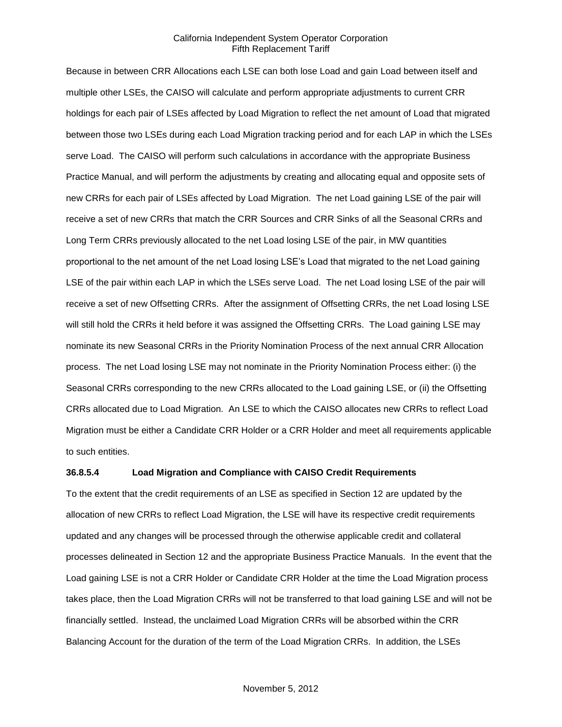Because in between CRR Allocations each LSE can both lose Load and gain Load between itself and multiple other LSEs, the CAISO will calculate and perform appropriate adjustments to current CRR holdings for each pair of LSEs affected by Load Migration to reflect the net amount of Load that migrated between those two LSEs during each Load Migration tracking period and for each LAP in which the LSEs serve Load. The CAISO will perform such calculations in accordance with the appropriate Business Practice Manual, and will perform the adjustments by creating and allocating equal and opposite sets of new CRRs for each pair of LSEs affected by Load Migration. The net Load gaining LSE of the pair will receive a set of new CRRs that match the CRR Sources and CRR Sinks of all the Seasonal CRRs and Long Term CRRs previously allocated to the net Load losing LSE of the pair, in MW quantities proportional to the net amount of the net Load losing LSE's Load that migrated to the net Load gaining LSE of the pair within each LAP in which the LSEs serve Load. The net Load losing LSE of the pair will receive a set of new Offsetting CRRs. After the assignment of Offsetting CRRs, the net Load losing LSE will still hold the CRRs it held before it was assigned the Offsetting CRRs. The Load gaining LSE may nominate its new Seasonal CRRs in the Priority Nomination Process of the next annual CRR Allocation process. The net Load losing LSE may not nominate in the Priority Nomination Process either: (i) the Seasonal CRRs corresponding to the new CRRs allocated to the Load gaining LSE, or (ii) the Offsetting CRRs allocated due to Load Migration. An LSE to which the CAISO allocates new CRRs to reflect Load Migration must be either a Candidate CRR Holder or a CRR Holder and meet all requirements applicable to such entities.

**36.8.5.4 Load Migration and Compliance with CAISO Credit Requirements**

To the extent that the credit requirements of an LSE as specified in Section 12 are updated by the allocation of new CRRs to reflect Load Migration, the LSE will have its respective credit requirements updated and any changes will be processed through the otherwise applicable credit and collateral processes delineated in Section 12 and the appropriate Business Practice Manuals. In the event that the Load gaining LSE is not a CRR Holder or Candidate CRR Holder at the time the Load Migration process takes place, then the Load Migration CRRs will not be transferred to that load gaining LSE and will not be financially settled. Instead, the unclaimed Load Migration CRRs will be absorbed within the CRR Balancing Account for the duration of the term of the Load Migration CRRs. In addition, the LSEs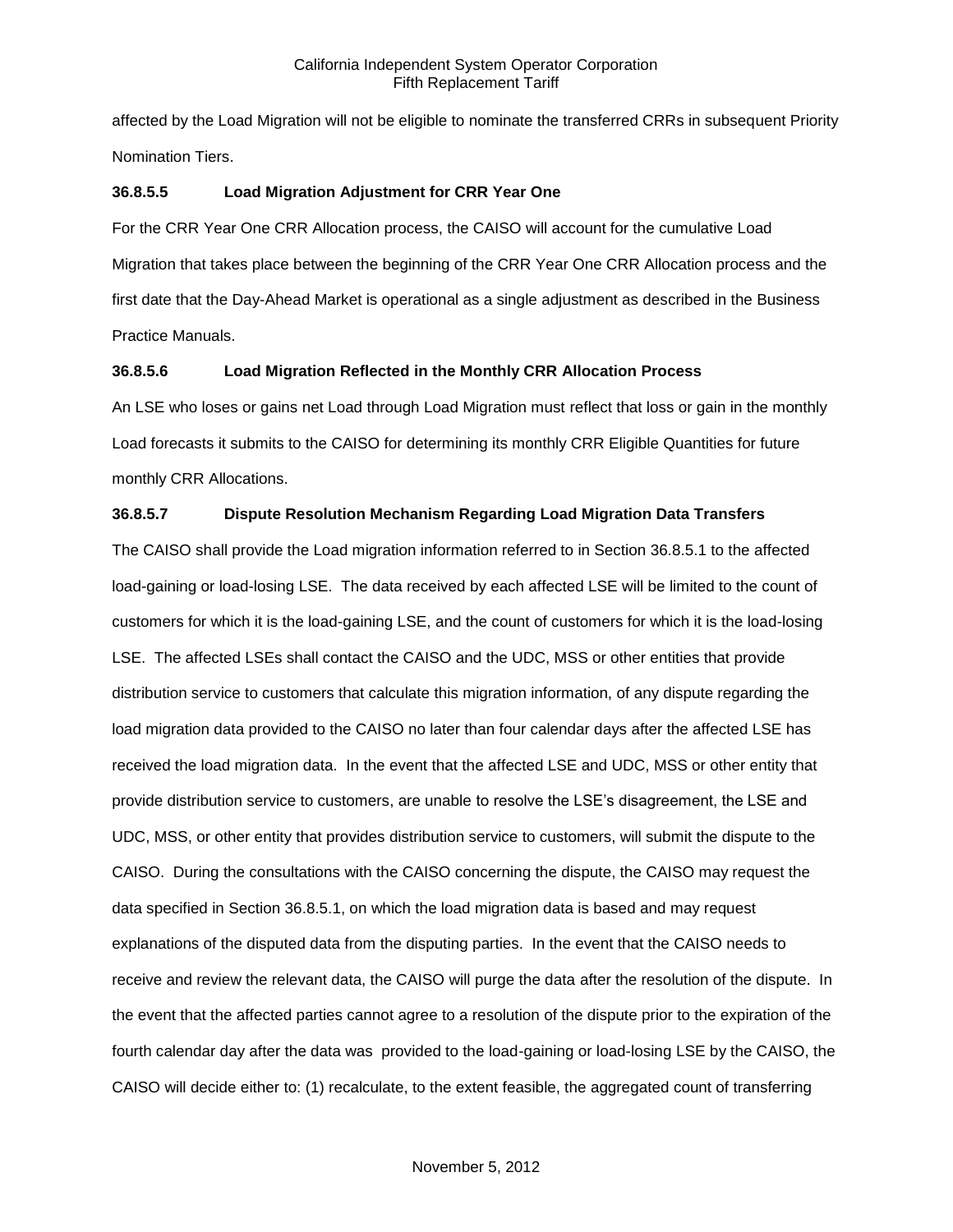affected by the Load Migration will not be eligible to nominate the transferred CRRs in subsequent Priority Nomination Tiers.

### 36.8.5.5 Load Migration Adjustment for CRR Year One

For the CRR Year One CRR Allocation process, the CAISO will account for the cumulative Load Migration that takes place between the beginning of the CRR Year One CRR Allocation process and the first date that the Day-Ahead Market is operational as a single adjustment as described in the Business Practice Manuals.

### 36.8.5.6 Load Migration Reflected in the Monthly CRR Allocation Process

An LSE who loses or gains net Load through Load Migration must reflect that loss or gain in the monthly Load forecasts it submits to the CAISO for determining its monthly CRR Eligible Quantities for future monthly CRR Allocations.

### 36.8.5.7 Dispute Resolution Mechanism Regarding Load Migration Data Transfers

The CAISO shall provide the Load migration information referred to in Section 36.8.5.1 to the affected load-gaining or load-losing LSE. The data received by each affected LSE will be limited to the count of customers for which it is the load-gaining LSE, and the count of customers for which it is the load-losing LSE. The affected LSEs shall contact the CAISO and the UDC, MSS or other entities that provide distribution service to customers that calculate this migration information, of any dispute regarding the load migration data provided to the CAISO no later than four calendar days after the affected LSE has received the load migration data. In the event that the affected LSE and UDC, MSS or other entity that provide distribution service to customers, are unable to resolve the LSE's disagreement, the LSE and UDC, MSS, or other entity that provides distribution service to customers, will submit the dispute to the CAISO. During the consultations with the CAISO concerning the dispute, the CAISO may request the data specified in Section 36.8.5.1, on which the load migration data is based and may request explanations of the disputed data from the disputing parties. In the event that the CAISO needs to receive and review the relevant data, the CAISO will purge the data after the resolution of the dispute. In the event that the affected parties cannot agree to a resolution of the dispute prior to the expiration of the fourth calendar day after the data was provided to the load-gaining or load-losing LSE by the CAISO, the CAISO will decide either to: (1) recalculate, to the extent feasible, the aggregated count of transferring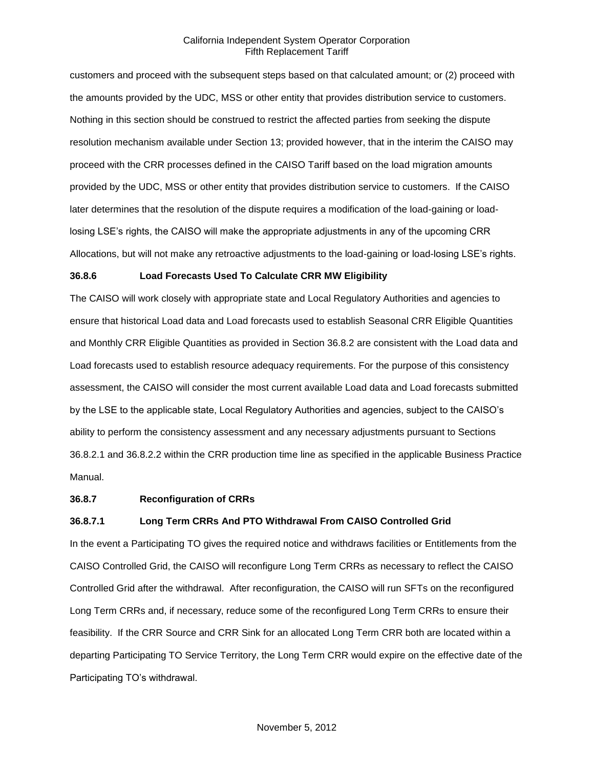customers and proceed with the subsequent steps based on that calculated amount; or (2) proceed with the amounts provided by the UDC, MSS or other entity that provides distribution service to customers. Nothing in this section should be construed to restrict the affected parties from seeking the dispute resolution mechanism available under Section 13; provided however, that in the interim the CAISO may proceed with the CRR processes defined in the CAISO Tariff based on the load migration amounts provided by the UDC, MSS or other entity that provides distribution service to customers. If the CAISO later determines that the resolution of the dispute requires a modification of the load-gaining or load-losing LSE's rights, the CAISO will make the appropriate adjustments in any of the upcoming CRR Allocations, but will not make any retroactive adjustments to the load-gaining or load-losing LSE's rights.

**36.8.6 Load Forecasts Used To Calculate CRR MW Eligibility**

The CAISO will work closely with appropriate state and Local Regulatory Authorities and agencies to ensure that historical Load data and Load forecasts used to establish Seasonal CRR Eligible Quantities and Monthly CRR Eligible Quantities as provided in Section 36.8.2 are consistent with the Load data and Load forecasts used to establish resource adequacy requirements. For the purpose of this consistency assessment, the CAISO will consider the most current available Load data and Load forecasts submitted by the LSE to the applicable state, Local Regulatory Authorities and agencies, subject to the CAISO's ability to perform the consistency assessment and any necessary adjustments pursuant to Sections 36.8.2.1 and 36.8.2.2 within the CRR production time line as specified in the applicable Business Practice Manual.

**36.8.7 Reconfiguration of CRRs**

**36.8.7.1 Long Term CRRs And PTO Withdrawal From CAISO Controlled Grid**

In the event a Participating TO gives the required notice and withdraws facilities or Entitlements from the CAISO Controlled Grid, the CAISO will reconfigure Long Term CRRs as necessary to reflect the CAISO Controlled Grid after the withdrawal. After reconfiguration, the CAISO will run SFTs on the reconfigured Long Term CRRs and, if necessary, reduce some of the reconfigured Long Term CRRs to ensure their feasibility. If the CRR Source and CRR Sink for an allocated Long Term CRR both are located within a departing Participating TO Service Territory, the Long Term CRR would expire on the effective date of the Participating TO's withdrawal.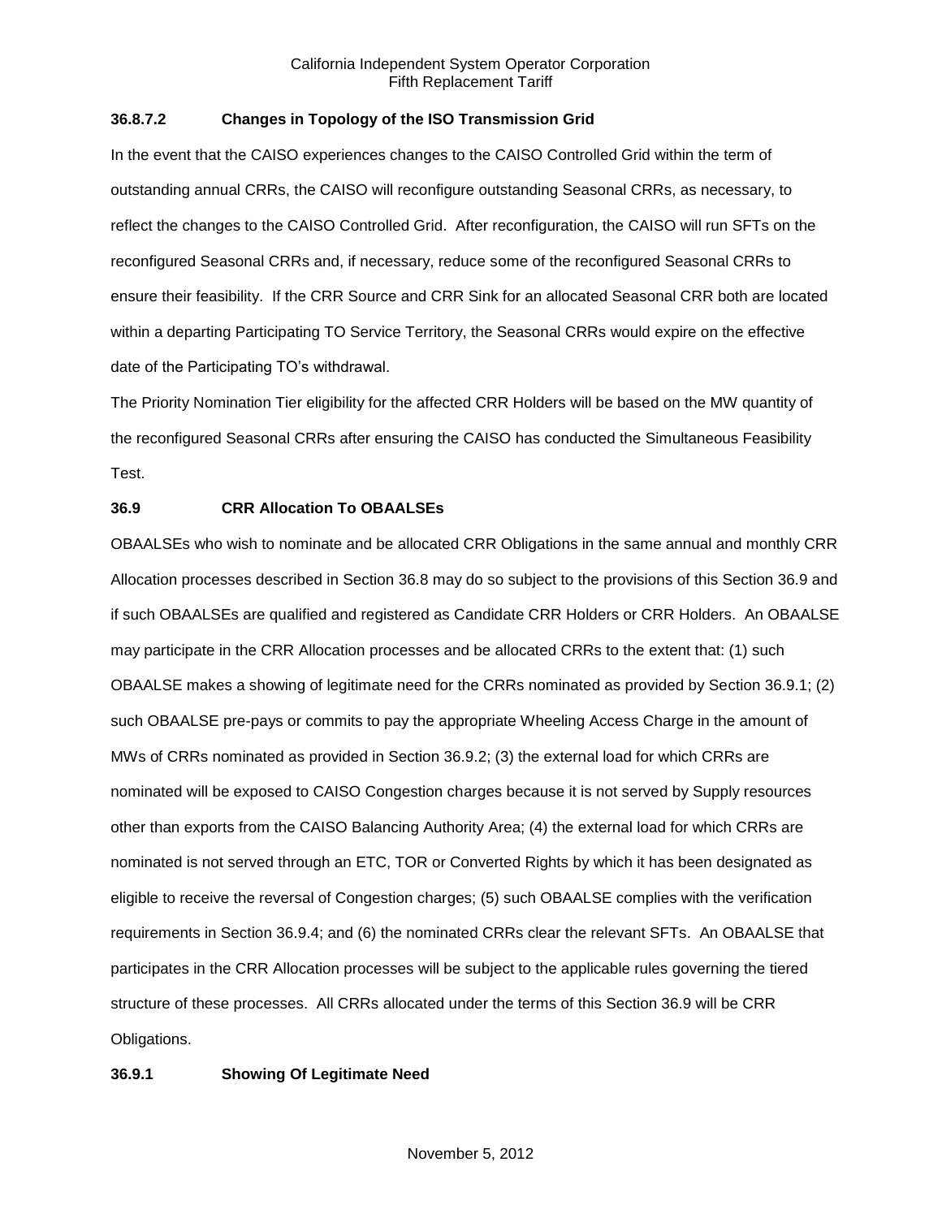### 36.8.7.2 Changes in Topology of the ISO Transmission Grid

In the event that the CAISO experiences changes to the CAISO Controlled Grid within the term of outstanding annual CRRs, the CAISO will reconfigure outstanding Seasonal CRRs, as necessary, to reflect the changes to the CAISO Controlled Grid. After reconfiguration, the CAISO will run SFTs on the reconfigured Seasonal CRRs and, if necessary, reduce some of the reconfigured Seasonal CRRs to ensure their feasibility. If the CRR Source and CRR Sink for an allocated Seasonal CRR both are located within a departing Participating TO Service Territory, the Seasonal CRRs would expire on the effective date of the Participating TO's withdrawal.

The Priority Nomination Tier eligibility for the affected CRR Holders will be based on the MW quantity of the reconfigured Seasonal CRRs after ensuring the CAISO has conducted the Simultaneous Feasibility Test.

## 36.9 CRR Allocation To OBAALSEs

OBAALSEs who wish to nominate and be allocated CRR Obligations in the same annual and monthly CRR Allocation processes described in Section 36.8 may do so subject to the provisions of this Section 36.9 and if such OBAALSEs are qualified and registered as Candidate CRR Holders or CRR Holders. An OBAALSE may participate in the CRR Allocation processes and be allocated CRRs to the extent that: (1) such OBAALSE makes a showing of legitimate need for the CRRs nominated as provided by Section 36.9.1; (2) such OBAALSE pre-pays or commits to pay the appropriate Wheeling Access Charge in the amount of MWs of CRRs nominated as provided in Section 36.9.2; (3) the external load for which CRRs are nominated will be exposed to CAISO Congestion charges because it is not served by Supply resources other than exports from the CAISO Balancing Authority Area; (4) the external load for which CRRs are nominated is not served through an ETC, TOR or Converted Rights by which it has been designated as eligible to receive the reversal of Congestion charges; (5) such OBAALSE complies with the verification requirements in Section 36.9.4; and (6) the nominated CRRs clear the relevant SFTs. An OBAALSE that participates in the CRR Allocation processes will be subject to the applicable rules governing the tiered structure of these processes. All CRRs allocated under the terms of this Section 36.9 will be CRR Obligations.

### 36.9.1 Showing Of Legitimate Need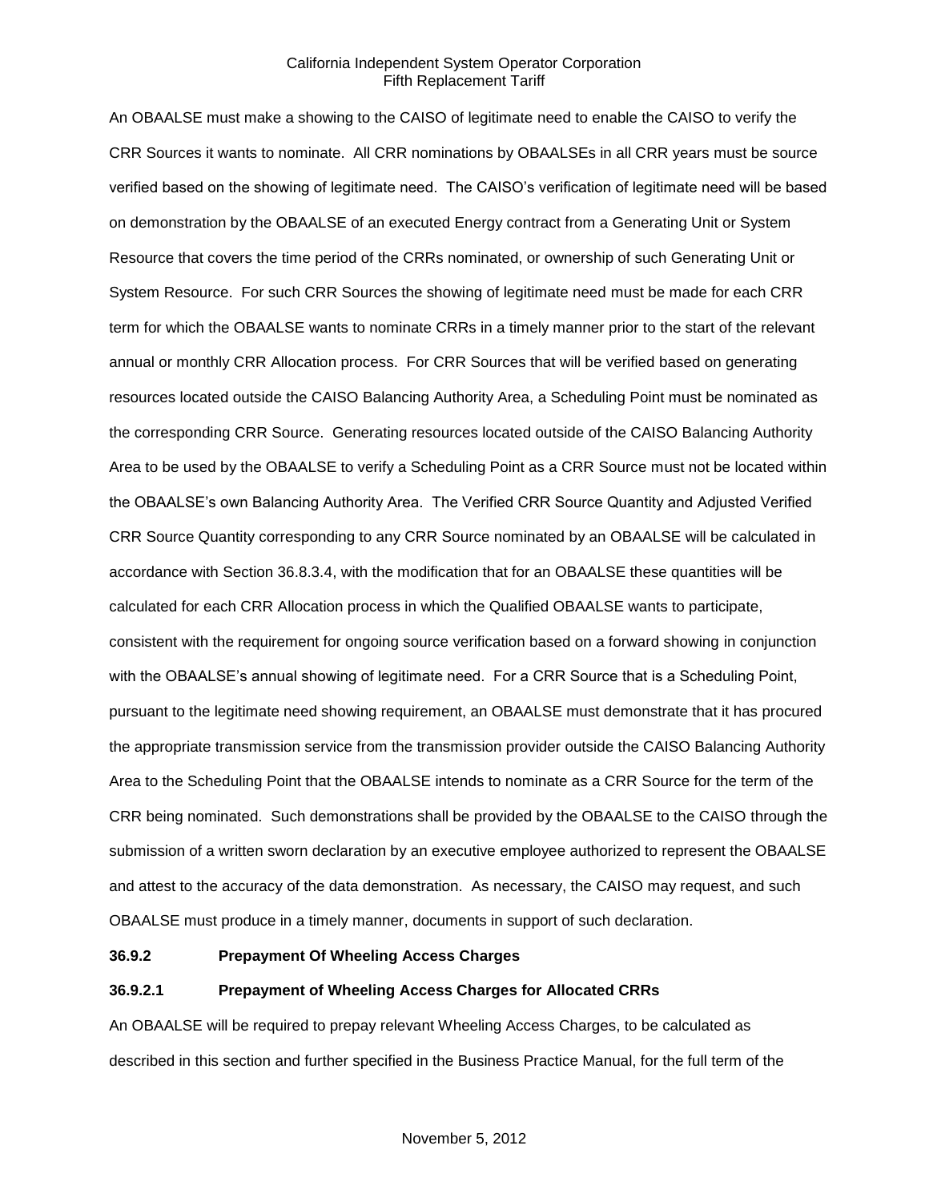An OBAALSE must make a showing to the CAISO of legitimate need to enable the CAISO to verify the CRR Sources it wants to nominate. All CRR nominations by OBAALSEs in all CRR years must be source verified based on the showing of legitimate need. The CAISO's verification of legitimate need will be based on demonstration by the OBAALSE of an executed Energy contract from a Generating Unit or System Resource that covers the time period of the CRRs nominated, or ownership of such Generating Unit or System Resource. For such CRR Sources the showing of legitimate need must be made for each CRR term for which the OBAALSE wants to nominate CRRs in a timely manner prior to the start of the relevant annual or monthly CRR Allocation process. For CRR Sources that will be verified based on generating resources located outside the CAISO Balancing Authority Area, a Scheduling Point must be nominated as the corresponding CRR Source. Generating resources located outside of the CAISO Balancing Authority Area to be used by the OBAALSE to verify a Scheduling Point as a CRR Source must not be located within the OBAALSE's own Balancing Authority Area. The Verified CRR Source Quantity and Adjusted Verified CRR Source Quantity corresponding to any CRR Source nominated by an OBAALSE will be calculated in accordance with Section 36.8.3.4, with the modification that for an OBAALSE these quantities will be calculated for each CRR Allocation process in which the Qualified OBAALSE wants to participate, consistent with the requirement for ongoing source verification based on a forward showing in conjunction with the OBAALSE's annual showing of legitimate need. For a CRR Source that is a Scheduling Point, pursuant to the legitimate need showing requirement, an OBAALSE must demonstrate that it has procured the appropriate transmission service from the transmission provider outside the CAISO Balancing Authority Area to the Scheduling Point that the OBAALSE intends to nominate as a CRR Source for the term of the CRR being nominated. Such demonstrations shall be provided by the OBAALSE to the CAISO through the submission of a written sworn declaration by an executive employee authorized to represent the OBAALSE and attest to the accuracy of the data demonstration. As necessary, the CAISO may request, and such OBAALSE must produce in a timely manner, documents in support of such declaration.

**36.9.2 Prepayment Of Wheeling Access Charges**

**36.9.2.1 Prepayment of Wheeling Access Charges for Allocated CRRs**

An OBAALSE will be required to prepay relevant Wheeling Access Charges, to be calculated as described in this section and further specified in the Business Practice Manual, for the full term of the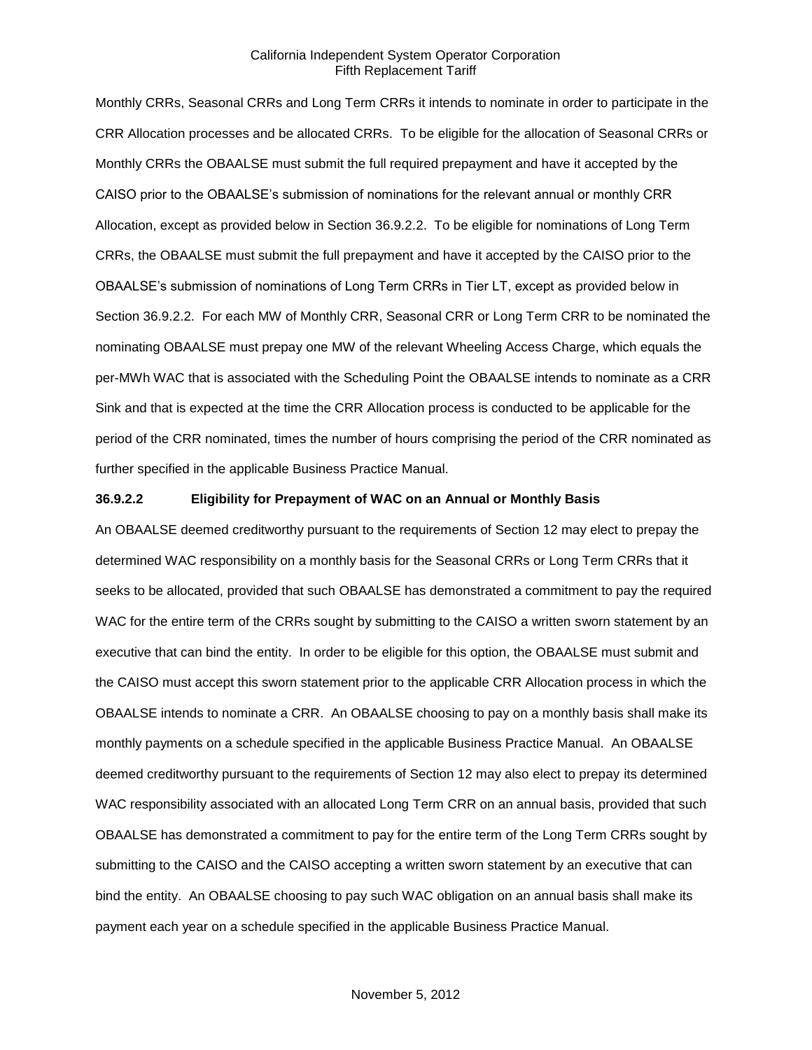Monthly CRRs, Seasonal CRRs and Long Term CRRs it intends to nominate in order to participate in the CRR Allocation processes and be allocated CRRs. To be eligible for the allocation of Seasonal CRRs or Monthly CRRs the OBAALSE must submit the full required prepayment and have it accepted by the CAISO prior to the OBAALSE's submission of nominations for the relevant annual or monthly CRR Allocation, except as provided below in Section 36.9.2.2. To be eligible for nominations of Long Term CRRs, the OBAALSE must submit the full prepayment and have it accepted by the CAISO prior to the OBAALSE's submission of nominations of Long Term CRRs in Tier LT, except as provided below in Section 36.9.2.2. For each MW of Monthly CRR, Seasonal CRR or Long Term CRR to be nominated the nominating OBAALSE must prepay one MW of the relevant Wheeling Access Charge, which equals the per-MWh WAC that is associated with the Scheduling Point the OBAALSE intends to nominate as a CRR Sink and that is expected at the time the CRR Allocation process is conducted to be applicable for the period of the CRR nominated, times the number of hours comprising the period of the CRR nominated as further specified in the applicable Business Practice Manual.

**36.9.2.2 Eligibility for Prepayment of WAC on an Annual or Monthly Basis**

An OBAALSE deemed creditworthy pursuant to the requirements of Section 12 may elect to prepay the determined WAC responsibility on a monthly basis for the Seasonal CRRs or Long Term CRRs that it seeks to be allocated, provided that such OBAALSE has demonstrated a commitment to pay the required WAC for the entire term of the CRRs sought by submitting to the CAISO a written sworn statement by an executive that can bind the entity. In order to be eligible for this option, the OBAALSE must submit and the CAISO must accept this sworn statement prior to the applicable CRR Allocation process in which the OBAALSE intends to nominate a CRR. An OBAALSE choosing to pay on a monthly basis shall make its monthly payments on a schedule specified in the applicable Business Practice Manual. An OBAALSE deemed creditworthy pursuant to the requirements of Section 12 may also elect to prepay its determined WAC responsibility associated with an allocated Long Term CRR on an annual basis, provided that such OBAALSE has demonstrated a commitment to pay for the entire term of the Long Term CRRs sought by submitting to the CAISO and the CAISO accepting a written sworn statement by an executive that can bind the entity. An OBAALSE choosing to pay such WAC obligation on an annual basis shall make its payment each year on a schedule specified in the applicable Business Practice Manual.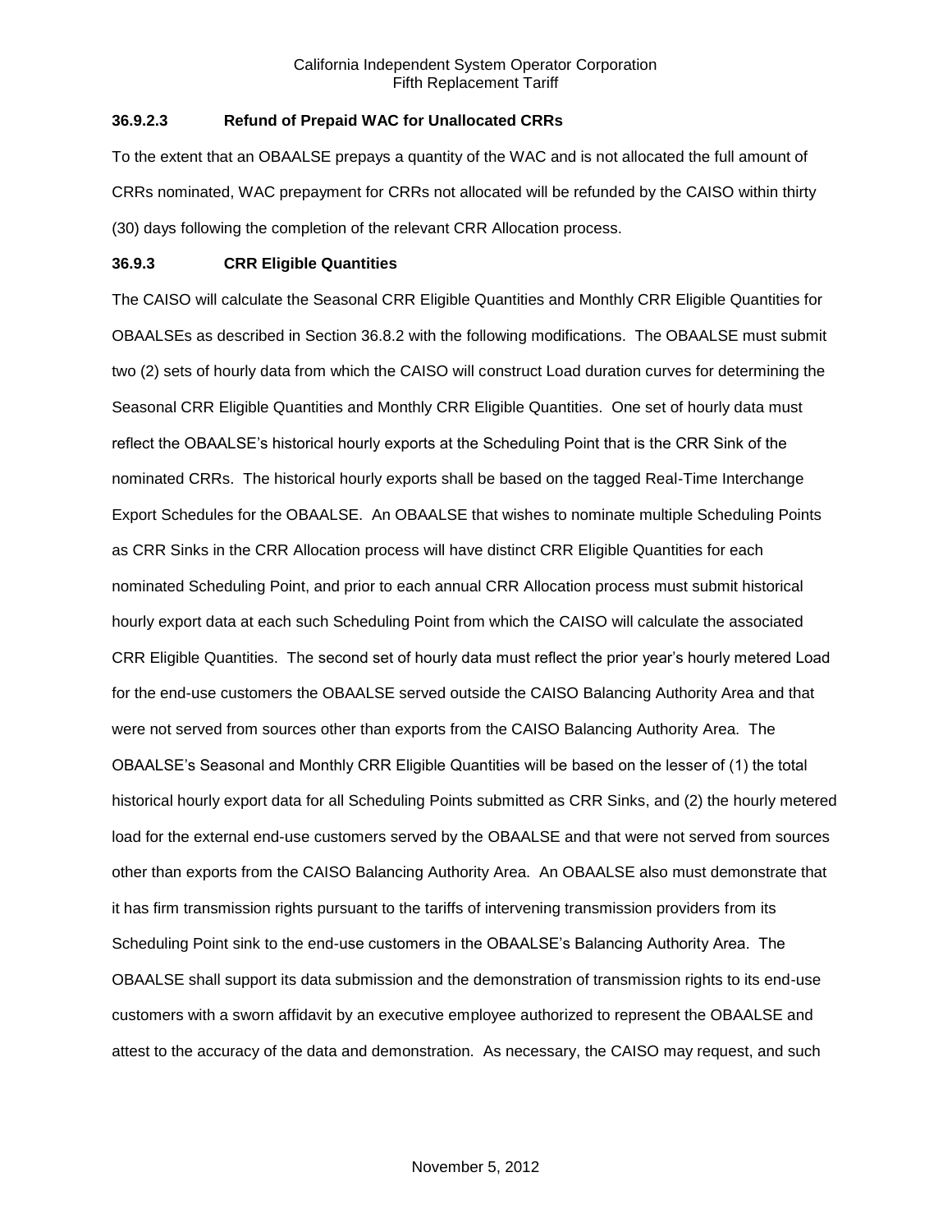### 36.9.2.3 Refund of Prepaid WAC for Unallocated CRRs

To the extent that an OBAALSE prepays a quantity of the WAC and is not allocated the full amount of CRRs nominated, WAC prepayment for CRRs not allocated will be refunded by the CAISO within thirty (30) days following the completion of the relevant CRR Allocation process.

### 36.9.3 CRR Eligible Quantities

The CAISO will calculate the Seasonal CRR Eligible Quantities and Monthly CRR Eligible Quantities for OBAALSEs as described in Section 36.8.2 with the following modifications. The OBAALSE must submit two (2) sets of hourly data from which the CAISO will construct Load duration curves for determining the Seasonal CRR Eligible Quantities and Monthly CRR Eligible Quantities. One set of hourly data must reflect the OBAALSE's historical hourly exports at the Scheduling Point that is the CRR Sink of the nominated CRRs. The historical hourly exports shall be based on the tagged Real-Time Interchange Export Schedules for the OBAALSE. An OBAALSE that wishes to nominate multiple Scheduling Points as CRR Sinks in the CRR Allocation process will have distinct CRR Eligible Quantities for each nominated Scheduling Point, and prior to each annual CRR Allocation process must submit historical hourly export data at each such Scheduling Point from which the CAISO will calculate the associated CRR Eligible Quantities. The second set of hourly data must reflect the prior year's hourly metered Load for the end-use customers the OBAALSE served outside the CAISO Balancing Authority Area and that were not served from sources other than exports from the CAISO Balancing Authority Area. The OBAALSE's Seasonal and Monthly CRR Eligible Quantities will be based on the lesser of (1) the total historical hourly export data for all Scheduling Points submitted as CRR Sinks, and (2) the hourly metered load for the external end-use customers served by the OBAALSE and that were not served from sources other than exports from the CAISO Balancing Authority Area. An OBAALSE also must demonstrate that it has firm transmission rights pursuant to the tariffs of intervening transmission providers from its Scheduling Point sink to the end-use customers in the OBAALSE's Balancing Authority Area. The OBAALSE shall support its data submission and the demonstration of transmission rights to its end-use customers with a sworn affidavit by an executive employee authorized to represent the OBAALSE and attest to the accuracy of the data and demonstration. As necessary, the CAISO may request, and such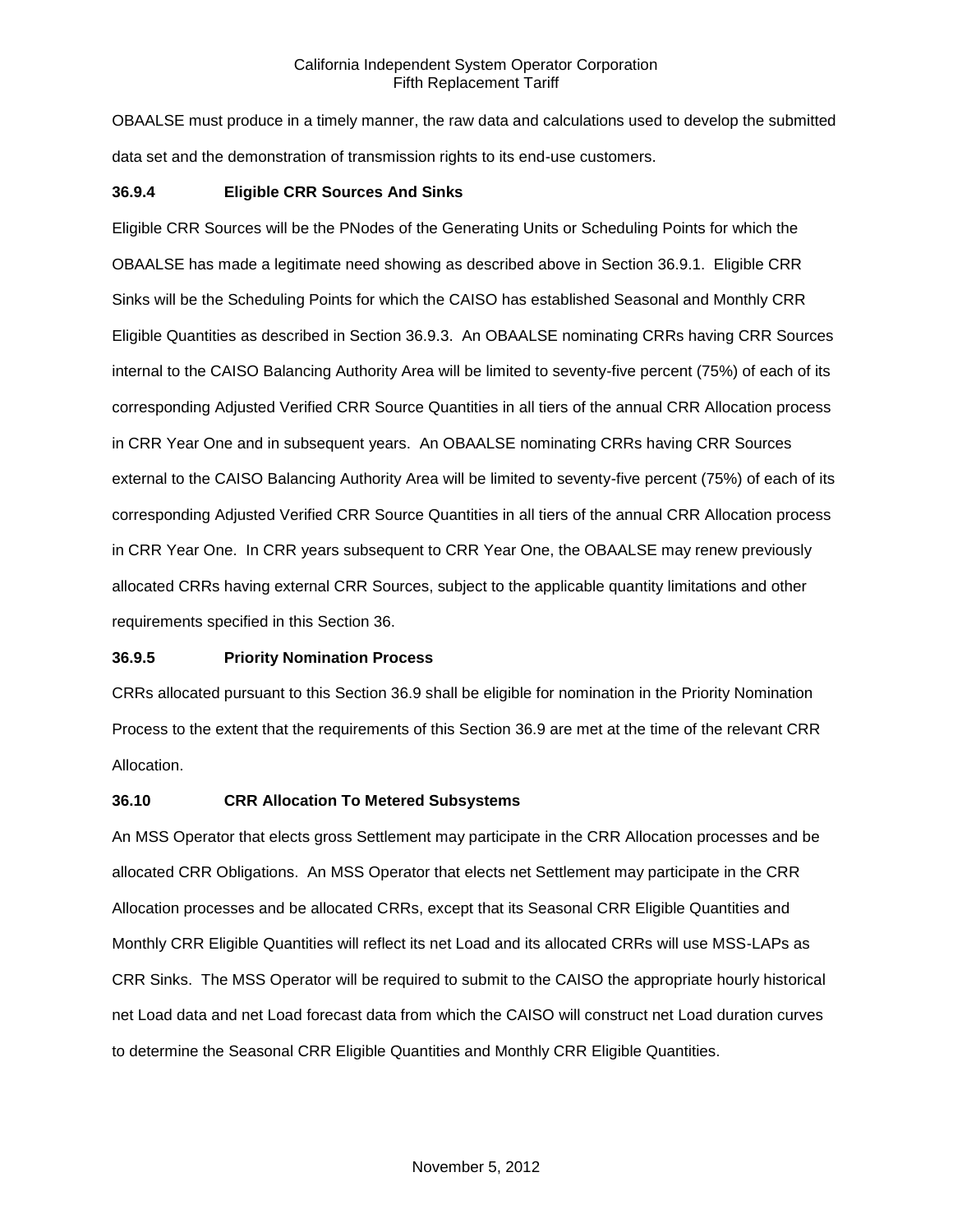OBAALSE must produce in a timely manner, the raw data and calculations used to develop the submitted data set and the demonstration of transmission rights to its end-use customers.

### 36.9.4 Eligible CRR Sources And Sinks

Eligible CRR Sources will be the PNodes of the Generating Units or Scheduling Points for which the OBAALSE has made a legitimate need showing as described above in Section 36.9.1. Eligible CRR Sinks will be the Scheduling Points for which the CAISO has established Seasonal and Monthly CRR Eligible Quantities as described in Section 36.9.3. An OBAALSE nominating CRRs having CRR Sources internal to the CAISO Balancing Authority Area will be limited to seventy-five percent (75%) of each of its corresponding Adjusted Verified CRR Source Quantities in all tiers of the annual CRR Allocation process in CRR Year One and in subsequent years. An OBAALSE nominating CRRs having CRR Sources external to the CAISO Balancing Authority Area will be limited to seventy-five percent (75%) of each of its corresponding Adjusted Verified CRR Source Quantities in all tiers of the annual CRR Allocation process in CRR Year One. In CRR years subsequent to CRR Year One, the OBAALSE may renew previously allocated CRRs having external CRR Sources, subject to the applicable quantity limitations and other requirements specified in this Section 36.

### 36.9.5 Priority Nomination Process

CRRs allocated pursuant to this Section 36.9 shall be eligible for nomination in the Priority Nomination Process to the extent that the requirements of this Section 36.9 are met at the time of the relevant CRR Allocation.

## 36.10 CRR Allocation To Metered Subsystems

An MSS Operator that elects gross Settlement may participate in the CRR Allocation processes and be allocated CRR Obligations. An MSS Operator that elects net Settlement may participate in the CRR Allocation processes and be allocated CRRs, except that its Seasonal CRR Eligible Quantities and Monthly CRR Eligible Quantities will reflect its net Load and its allocated CRRs will use MSS-LAPs as CRR Sinks. The MSS Operator will be required to submit to the CAISO the appropriate hourly historical net Load data and net Load forecast data from which the CAISO will construct net Load duration curves to determine the Seasonal CRR Eligible Quantities and Monthly CRR Eligible Quantities.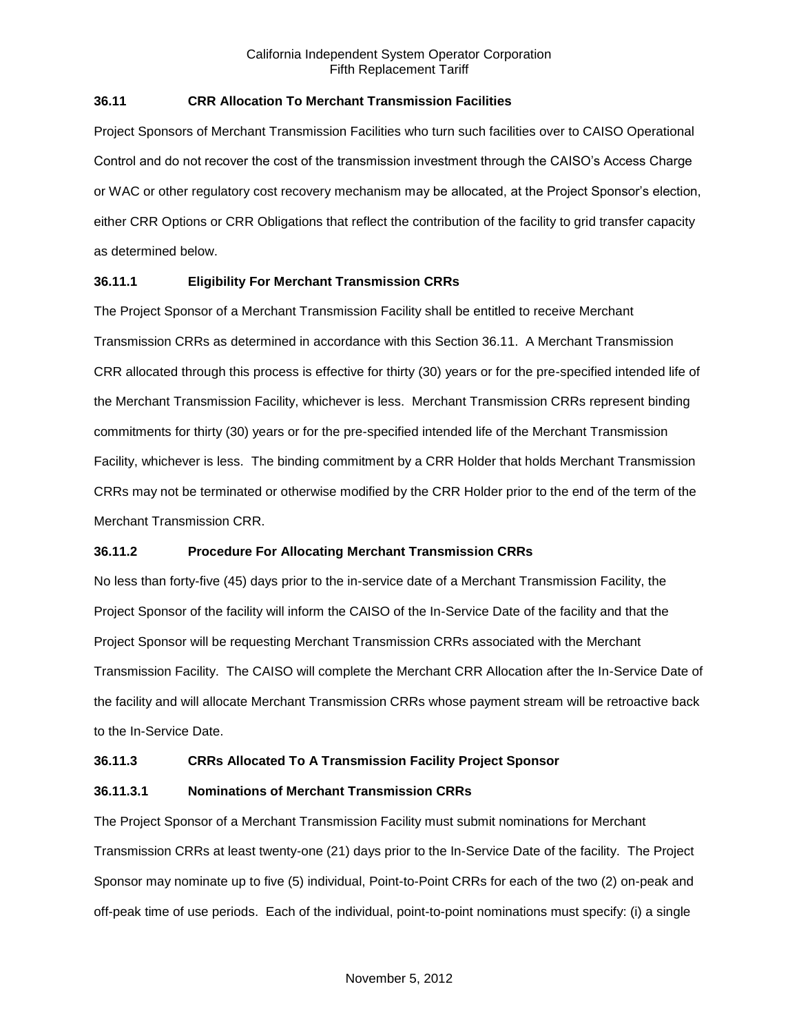### 36.11 CRR Allocation To Merchant Transmission Facilities

Project Sponsors of Merchant Transmission Facilities who turn such facilities over to CAISO Operational Control and do not recover the cost of the transmission investment through the CAISO's Access Charge or WAC or other regulatory cost recovery mechanism may be allocated, at the Project Sponsor's election, either CRR Options or CRR Obligations that reflect the contribution of the facility to grid transfer capacity as determined below.

#### 36.11.1 Eligibility For Merchant Transmission CRRs

The Project Sponsor of a Merchant Transmission Facility shall be entitled to receive Merchant Transmission CRRs as determined in accordance with this Section 36.11. A Merchant Transmission CRR allocated through this process is effective for thirty (30) years or for the pre-specified intended life of the Merchant Transmission Facility, whichever is less. Merchant Transmission CRRs represent binding commitments for thirty (30) years or for the pre-specified intended life of the Merchant Transmission Facility, whichever is less. The binding commitment by a CRR Holder that holds Merchant Transmission CRRs may not be terminated or otherwise modified by the CRR Holder prior to the end of the term of the Merchant Transmission CRR.

#### 36.11.2 Procedure For Allocating Merchant Transmission CRRs

No less than forty-five (45) days prior to the in-service date of a Merchant Transmission Facility, the Project Sponsor of the facility will inform the CAISO of the In-Service Date of the facility and that the Project Sponsor will be requesting Merchant Transmission CRRs associated with the Merchant Transmission Facility. The CAISO will complete the Merchant CRR Allocation after the In-Service Date of the facility and will allocate Merchant Transmission CRRs whose payment stream will be retroactive back to the In-Service Date.

#### 36.11.3 CRRs Allocated To A Transmission Facility Project Sponsor

##### 36.11.3.1 Nominations of Merchant Transmission CRRs

The Project Sponsor of a Merchant Transmission Facility must submit nominations for Merchant Transmission CRRs at least twenty-one (21) days prior to the In-Service Date of the facility. The Project Sponsor may nominate up to five (5) individual, Point-to-Point CRRs for each of the two (2) on-peak and off-peak time of use periods. Each of the individual, point-to-point nominations must specify: (i) a single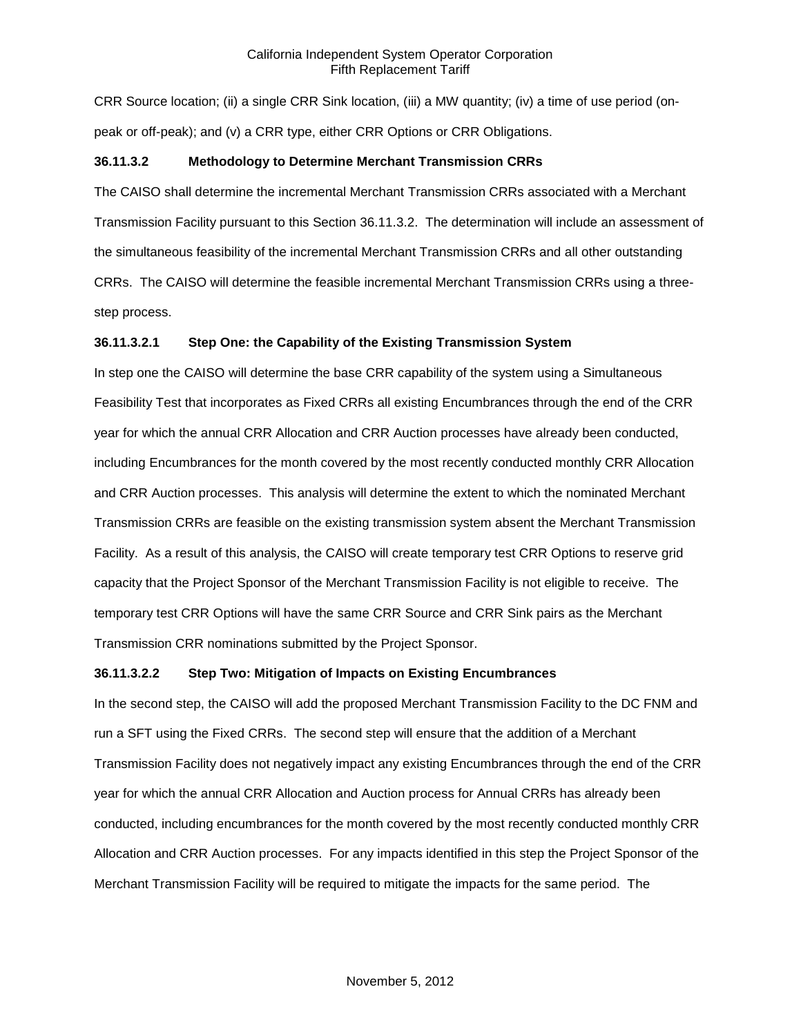CRR Source location; (ii) a single CRR Sink location, (iii) a MW quantity; (iv) a time of use period (on-peak or off-peak); and (v) a CRR type, either CRR Options or CRR Obligations.

### 36.11.3.2 Methodology to Determine Merchant Transmission CRRs

The CAISO shall determine the incremental Merchant Transmission CRRs associated with a Merchant Transmission Facility pursuant to this Section 36.11.3.2. The determination will include an assessment of the simultaneous feasibility of the incremental Merchant Transmission CRRs and all other outstanding CRRs. The CAISO will determine the feasible incremental Merchant Transmission CRRs using a three-step process.

#### 36.11.3.2.1 Step One: the Capability of the Existing Transmission System

In step one the CAISO will determine the base CRR capability of the system using a Simultaneous Feasibility Test that incorporates as Fixed CRRs all existing Encumbrances through the end of the CRR year for which the annual CRR Allocation and CRR Auction processes have already been conducted, including Encumbrances for the month covered by the most recently conducted monthly CRR Allocation and CRR Auction processes. This analysis will determine the extent to which the nominated Merchant Transmission CRRs are feasible on the existing transmission system absent the Merchant Transmission Facility. As a result of this analysis, the CAISO will create temporary test CRR Options to reserve grid capacity that the Project Sponsor of the Merchant Transmission Facility is not eligible to receive. The temporary test CRR Options will have the same CRR Source and CRR Sink pairs as the Merchant Transmission CRR nominations submitted by the Project Sponsor.

#### 36.11.3.2.2 Step Two: Mitigation of Impacts on Existing Encumbrances

In the second step, the CAISO will add the proposed Merchant Transmission Facility to the DC FNM and run a SFT using the Fixed CRRs. The second step will ensure that the addition of a Merchant Transmission Facility does not negatively impact any existing Encumbrances through the end of the CRR year for which the annual CRR Allocation and Auction process for Annual CRRs has already been conducted, including encumbrances for the month covered by the most recently conducted monthly CRR Allocation and CRR Auction processes. For any impacts identified in this step the Project Sponsor of the Merchant Transmission Facility will be required to mitigate the impacts for the same period. The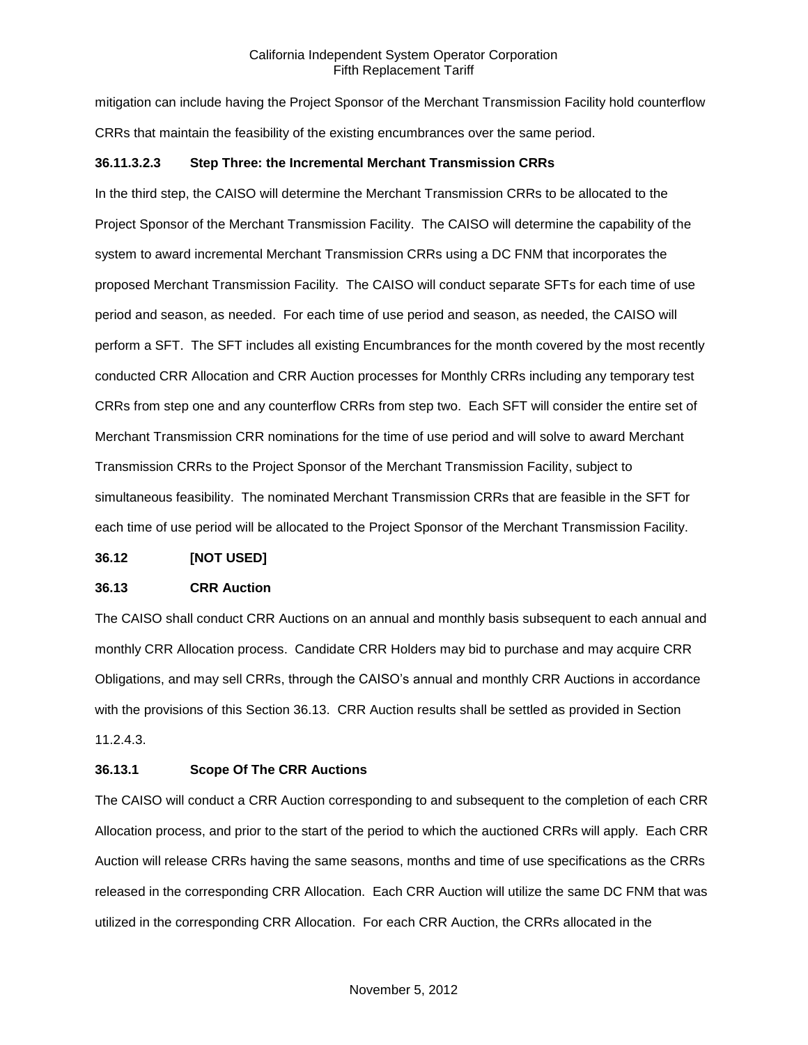mitigation can include having the Project Sponsor of the Merchant Transmission Facility hold counterflow CRRs that maintain the feasibility of the existing encumbrances over the same period.

**36.11.3.2.3 Step Three: the Incremental Merchant Transmission CRRs**

In the third step, the CAISO will determine the Merchant Transmission CRRs to be allocated to the Project Sponsor of the Merchant Transmission Facility. The CAISO will determine the capability of the system to award incremental Merchant Transmission CRRs using a DC FNM that incorporates the proposed Merchant Transmission Facility. The CAISO will conduct separate SFTs for each time of use period and season, as needed. For each time of use period and season, as needed, the CAISO will perform a SFT. The SFT includes all existing Encumbrances for the month covered by the most recently conducted CRR Allocation and CRR Auction processes for Monthly CRRs including any temporary test CRRs from step one and any counterflow CRRs from step two. Each SFT will consider the entire set of Merchant Transmission CRR nominations for the time of use period and will solve to award Merchant Transmission CRRs to the Project Sponsor of the Merchant Transmission Facility, subject to simultaneous feasibility. The nominated Merchant Transmission CRRs that are feasible in the SFT for each time of use period will be allocated to the Project Sponsor of the Merchant Transmission Facility.

**36.12 [NOT USED]**

**36.13 CRR Auction**

The CAISO shall conduct CRR Auctions on an annual and monthly basis subsequent to each annual and monthly CRR Allocation process. Candidate CRR Holders may bid to purchase and may acquire CRR Obligations, and may sell CRRs, through the CAISO's annual and monthly CRR Auctions in accordance with the provisions of this Section 36.13. CRR Auction results shall be settled as provided in Section 11.2.4.3.

**36.13.1 Scope Of The CRR Auctions**

The CAISO will conduct a CRR Auction corresponding to and subsequent to the completion of each CRR Allocation process, and prior to the start of the period to which the auctioned CRRs will apply. Each CRR Auction will release CRRs having the same seasons, months and time of use specifications as the CRRs released in the corresponding CRR Allocation. Each CRR Auction will utilize the same DC FNM that was utilized in the corresponding CRR Allocation. For each CRR Auction, the CRRs allocated in the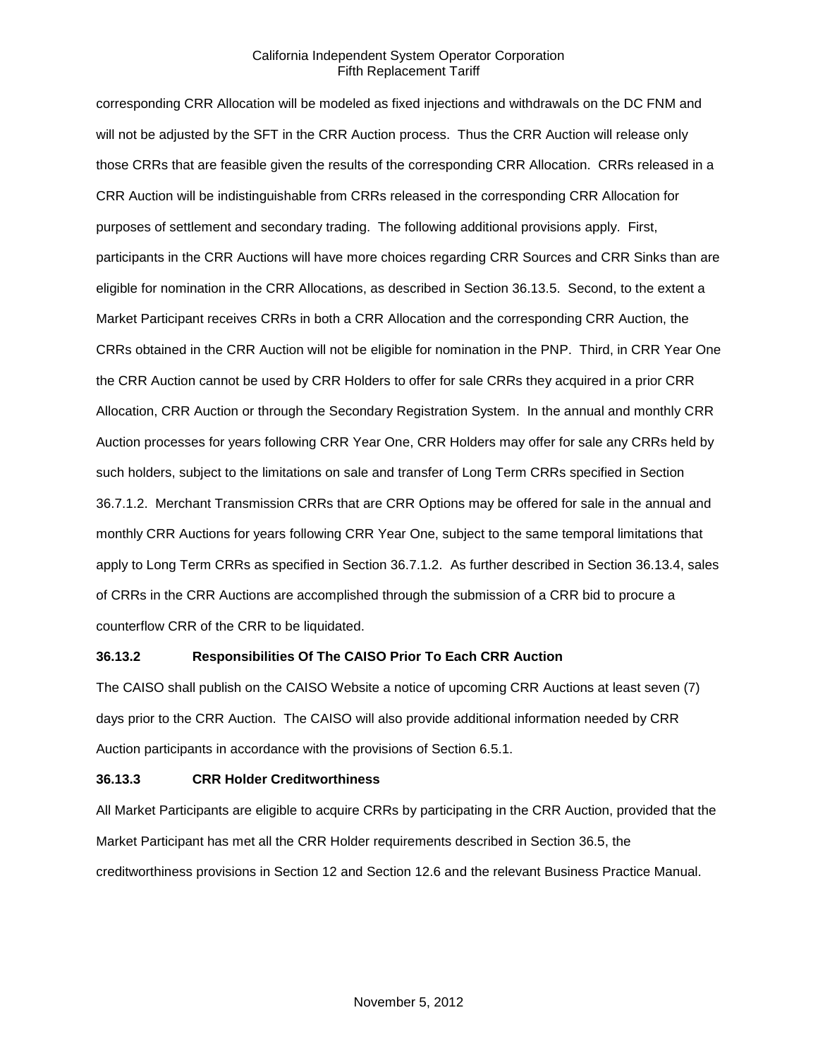corresponding CRR Allocation will be modeled as fixed injections and withdrawals on the DC FNM and will not be adjusted by the SFT in the CRR Auction process. Thus the CRR Auction will release only those CRRs that are feasible given the results of the corresponding CRR Allocation. CRRs released in a CRR Auction will be indistinguishable from CRRs released in the corresponding CRR Allocation for purposes of settlement and secondary trading. The following additional provisions apply. First, participants in the CRR Auctions will have more choices regarding CRR Sources and CRR Sinks than are eligible for nomination in the CRR Allocations, as described in Section 36.13.5. Second, to the extent a Market Participant receives CRRs in both a CRR Allocation and the corresponding CRR Auction, the CRRs obtained in the CRR Auction will not be eligible for nomination in the PNP. Third, in CRR Year One the CRR Auction cannot be used by CRR Holders to offer for sale CRRs they acquired in a prior CRR Allocation, CRR Auction or through the Secondary Registration System. In the annual and monthly CRR Auction processes for years following CRR Year One, CRR Holders may offer for sale any CRRs held by such holders, subject to the limitations on sale and transfer of Long Term CRRs specified in Section 36.7.1.2. Merchant Transmission CRRs that are CRR Options may be offered for sale in the annual and monthly CRR Auctions for years following CRR Year One, subject to the same temporal limitations that apply to Long Term CRRs as specified in Section 36.7.1.2. As further described in Section 36.13.4, sales of CRRs in the CRR Auctions are accomplished through the submission of a CRR bid to procure a counterflow CRR of the CRR to be liquidated.

### 36.13.2 Responsibilities Of The CAISO Prior To Each CRR Auction

The CAISO shall publish on the CAISO Website a notice of upcoming CRR Auctions at least seven (7) days prior to the CRR Auction. The CAISO will also provide additional information needed by CRR Auction participants in accordance with the provisions of Section 6.5.1.

### 36.13.3 CRR Holder Creditworthiness

All Market Participants are eligible to acquire CRRs by participating in the CRR Auction, provided that the Market Participant has met all the CRR Holder requirements described in Section 36.5, the creditworthiness provisions in Section 12 and Section 12.6 and the relevant Business Practice Manual.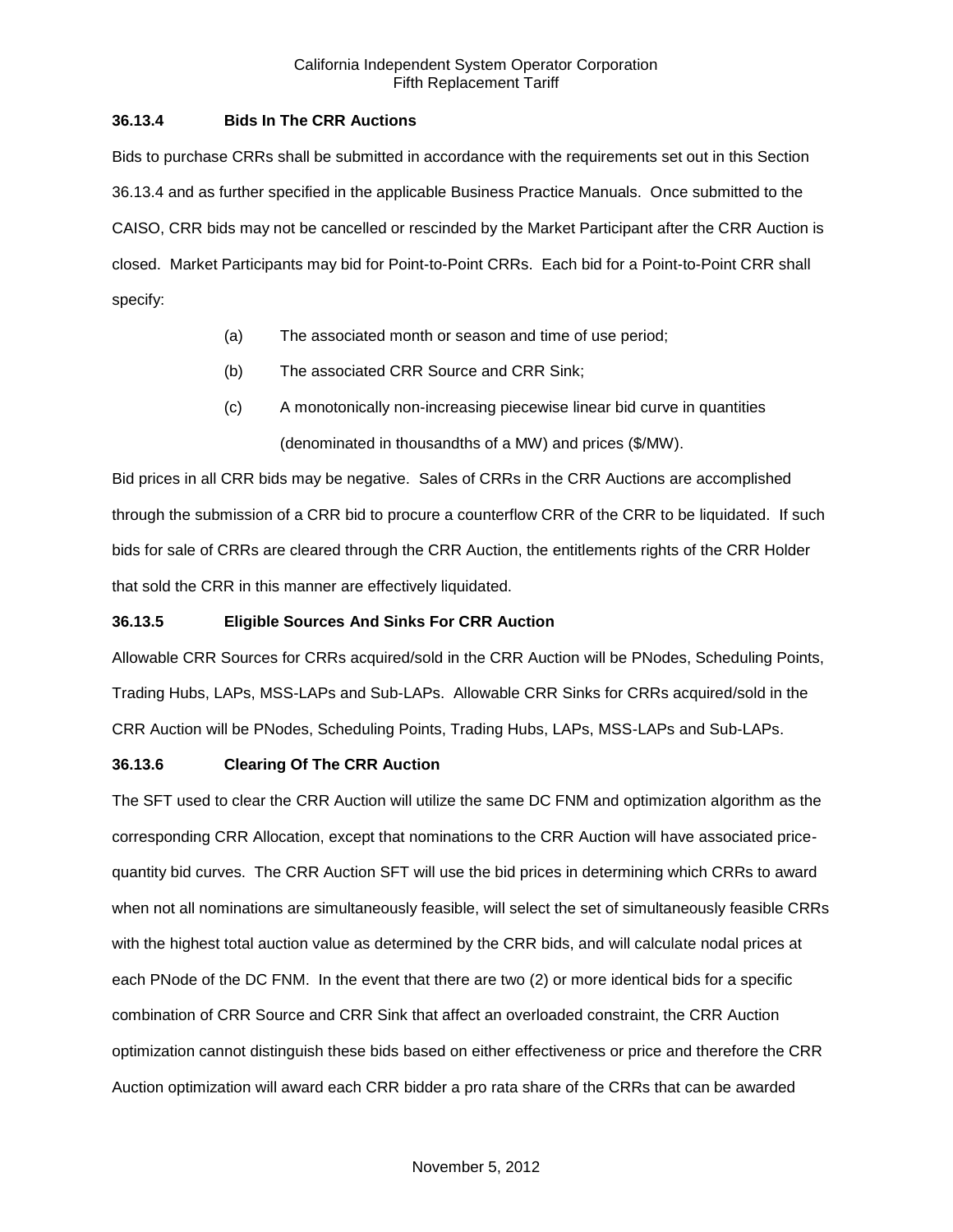### 36.13.4 Bids In The CRR Auctions

Bids to purchase CRRs shall be submitted in accordance with the requirements set out in this Section 36.13.4 and as further specified in the applicable Business Practice Manuals. Once submitted to the CAISO, CRR bids may not be cancelled or rescinded by the Market Participant after the CRR Auction is closed. Market Participants may bid for Point-to-Point CRRs. Each bid for a Point-to-Point CRR shall specify:

- (a) The associated month or season and time of use period;
- (b) The associated CRR Source and CRR Sink;
- (c) A monotonically non-increasing piecewise linear bid curve in quantities (denominated in thousandths of a MW) and prices ($/MW).

Bid prices in all CRR bids may be negative. Sales of CRRs in the CRR Auctions are accomplished through the submission of a CRR bid to procure a counterflow CRR of the CRR to be liquidated. If such bids for sale of CRRs are cleared through the CRR Auction, the entitlements rights of the CRR Holder that sold the CRR in this manner are effectively liquidated.

### 36.13.5 Eligible Sources And Sinks For CRR Auction

Allowable CRR Sources for CRRs acquired/sold in the CRR Auction will be PNodes, Scheduling Points, Trading Hubs, LAPs, MSS-LAPs and Sub-LAPs. Allowable CRR Sinks for CRRs acquired/sold in the CRR Auction will be PNodes, Scheduling Points, Trading Hubs, LAPs, MSS-LAPs and Sub-LAPs.

### 36.13.6 Clearing Of The CRR Auction

The SFT used to clear the CRR Auction will utilize the same DC FNM and optimization algorithm as the corresponding CRR Allocation, except that nominations to the CRR Auction will have associated price-quantity bid curves. The CRR Auction SFT will use the bid prices in determining which CRRs to award when not all nominations are simultaneously feasible, will select the set of simultaneously feasible CRRs with the highest total auction value as determined by the CRR bids, and will calculate nodal prices at each PNode of the DC FNM. In the event that there are two (2) or more identical bids for a specific combination of CRR Source and CRR Sink that affect an overloaded constraint, the CRR Auction optimization cannot distinguish these bids based on either effectiveness or price and therefore the CRR Auction optimization will award each CRR bidder a pro rata share of the CRRs that can be awarded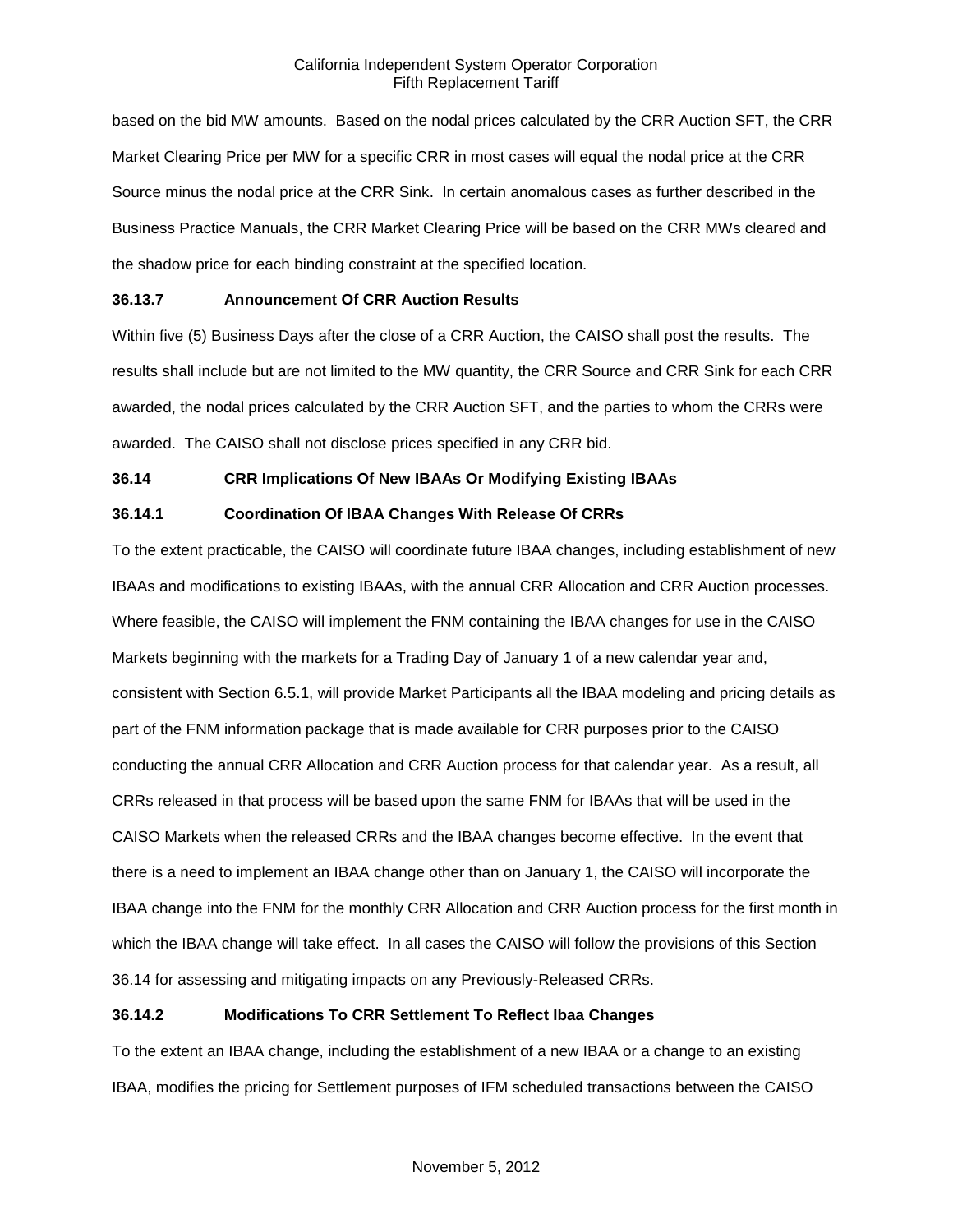based on the bid MW amounts. Based on the nodal prices calculated by the CRR Auction SFT, the CRR Market Clearing Price per MW for a specific CRR in most cases will equal the nodal price at the CRR Source minus the nodal price at the CRR Sink. In certain anomalous cases as further described in the Business Practice Manuals, the CRR Market Clearing Price will be based on the CRR MWs cleared and the shadow price for each binding constraint at the specified location.

**36.13.7 Announcement Of CRR Auction Results**

Within five (5) Business Days after the close of a CRR Auction, the CAISO shall post the results. The results shall include but are not limited to the MW quantity, the CRR Source and CRR Sink for each CRR awarded, the nodal prices calculated by the CRR Auction SFT, and the parties to whom the CRRs were awarded. The CAISO shall not disclose prices specified in any CRR bid.

**36.14 CRR Implications Of New IBAAs Or Modifying Existing IBAAs**

**36.14.1 Coordination Of IBAA Changes With Release Of CRRs**

To the extent practicable, the CAISO will coordinate future IBAA changes, including establishment of new IBAAs and modifications to existing IBAAs, with the annual CRR Allocation and CRR Auction processes. Where feasible, the CAISO will implement the FNM containing the IBAA changes for use in the CAISO Markets beginning with the markets for a Trading Day of January 1 of a new calendar year and, consistent with Section 6.5.1, will provide Market Participants all the IBAA modeling and pricing details as part of the FNM information package that is made available for CRR purposes prior to the CAISO conducting the annual CRR Allocation and CRR Auction process for that calendar year. As a result, all CRRs released in that process will be based upon the same FNM for IBAAs that will be used in the CAISO Markets when the released CRRs and the IBAA changes become effective. In the event that there is a need to implement an IBAA change other than on January 1, the CAISO will incorporate the IBAA change into the FNM for the monthly CRR Allocation and CRR Auction process for the first month in which the IBAA change will take effect. In all cases the CAISO will follow the provisions of this Section 36.14 for assessing and mitigating impacts on any Previously-Released CRRs.

**36.14.2 Modifications To CRR Settlement To Reflect Ibaa Changes**

To the extent an IBAA change, including the establishment of a new IBAA or a change to an existing IBAA, modifies the pricing for Settlement purposes of IFM scheduled transactions between the CAISO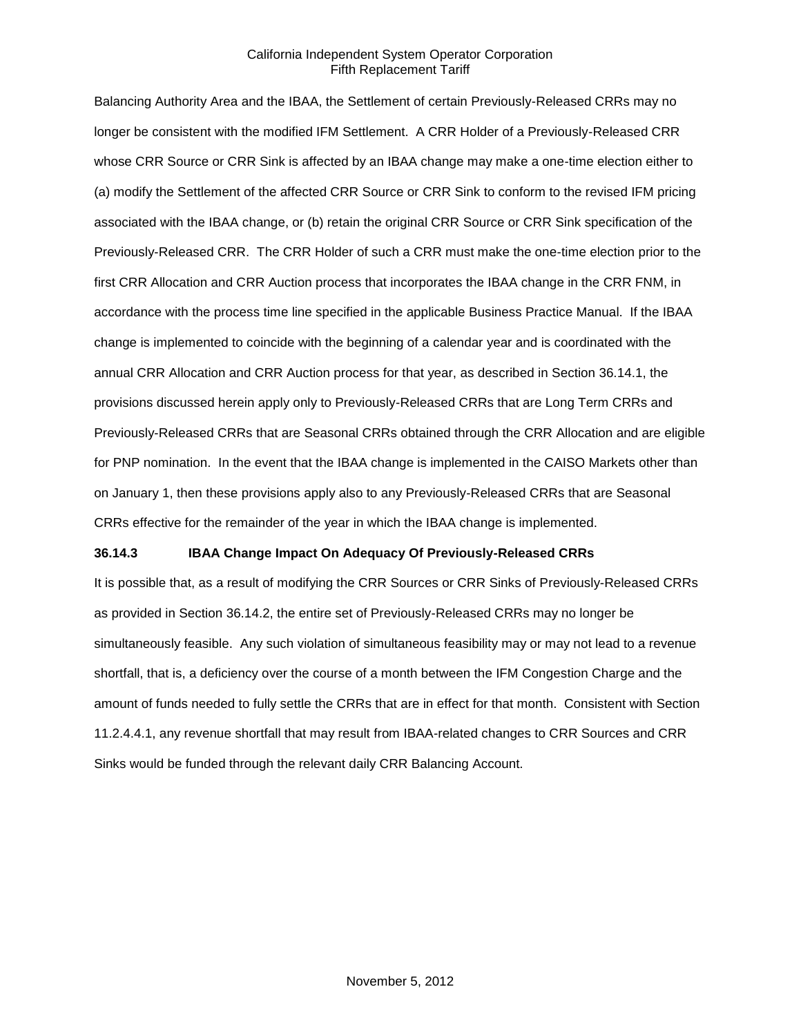Balancing Authority Area and the IBAA, the Settlement of certain Previously-Released CRRs may no longer be consistent with the modified IFM Settlement. A CRR Holder of a Previously-Released CRR whose CRR Source or CRR Sink is affected by an IBAA change may make a one-time election either to (a) modify the Settlement of the affected CRR Source or CRR Sink to conform to the revised IFM pricing associated with the IBAA change, or (b) retain the original CRR Source or CRR Sink specification of the Previously-Released CRR. The CRR Holder of such a CRR must make the one-time election prior to the first CRR Allocation and CRR Auction process that incorporates the IBAA change in the CRR FNM, in accordance with the process time line specified in the applicable Business Practice Manual. If the IBAA change is implemented to coincide with the beginning of a calendar year and is coordinated with the annual CRR Allocation and CRR Auction process for that year, as described in Section 36.14.1, the provisions discussed herein apply only to Previously-Released CRRs that are Long Term CRRs and Previously-Released CRRs that are Seasonal CRRs obtained through the CRR Allocation and are eligible for PNP nomination. In the event that the IBAA change is implemented in the CAISO Markets other than on January 1, then these provisions apply also to any Previously-Released CRRs that are Seasonal CRRs effective for the remainder of the year in which the IBAA change is implemented.

### 36.14.3 IBAA Change Impact On Adequacy Of Previously-Released CRRs

It is possible that, as a result of modifying the CRR Sources or CRR Sinks of Previously-Released CRRs as provided in Section 36.14.2, the entire set of Previously-Released CRRs may no longer be simultaneously feasible. Any such violation of simultaneous feasibility may or may not lead to a revenue shortfall, that is, a deficiency over the course of a month between the IFM Congestion Charge and the amount of funds needed to fully settle the CRRs that are in effect for that month. Consistent with Section 11.2.4.4.1, any revenue shortfall that may result from IBAA-related changes to CRR Sources and CRR Sinks would be funded through the relevant daily CRR Balancing Account.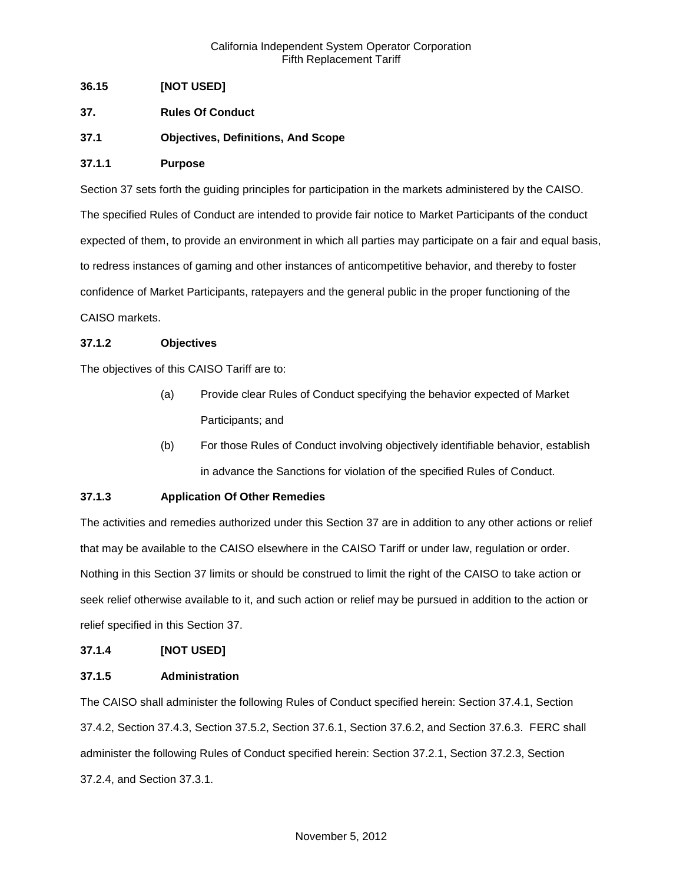**36.15 [NOT USED]**

**37. Rules Of Conduct**

**37.1 Objectives, Definitions, And Scope**

**37.1.1 Purpose**

Section 37 sets forth the guiding principles for participation in the markets administered by the CAISO. The specified Rules of Conduct are intended to provide fair notice to Market Participants of the conduct expected of them, to provide an environment in which all parties may participate on a fair and equal basis, to redress instances of gaming and other instances of anticompetitive behavior, and thereby to foster confidence of Market Participants, ratepayers and the general public in the proper functioning of the CAISO markets.

**37.1.2 Objectives**

The objectives of this CAISO Tariff are to:

(a) Provide clear Rules of Conduct specifying the behavior expected of Market Participants; and

(b) For those Rules of Conduct involving objectively identifiable behavior, establish in advance the Sanctions for violation of the specified Rules of Conduct.

**37.1.3 Application Of Other Remedies**

The activities and remedies authorized under this Section 37 are in addition to any other actions or relief that may be available to the CAISO elsewhere in the CAISO Tariff or under law, regulation or order. Nothing in this Section 37 limits or should be construed to limit the right of the CAISO to take action or seek relief otherwise available to it, and such action or relief may be pursued in addition to the action or relief specified in this Section 37.

**37.1.4 [NOT USED]**

**37.1.5 Administration**

The CAISO shall administer the following Rules of Conduct specified herein: Section 37.4.1, Section 37.4.2, Section 37.4.3, Section 37.5.2, Section 37.6.1, Section 37.6.2, and Section 37.6.3. FERC shall administer the following Rules of Conduct specified herein: Section 37.2.1, Section 37.2.3, Section 37.2.4, and Section 37.3.1.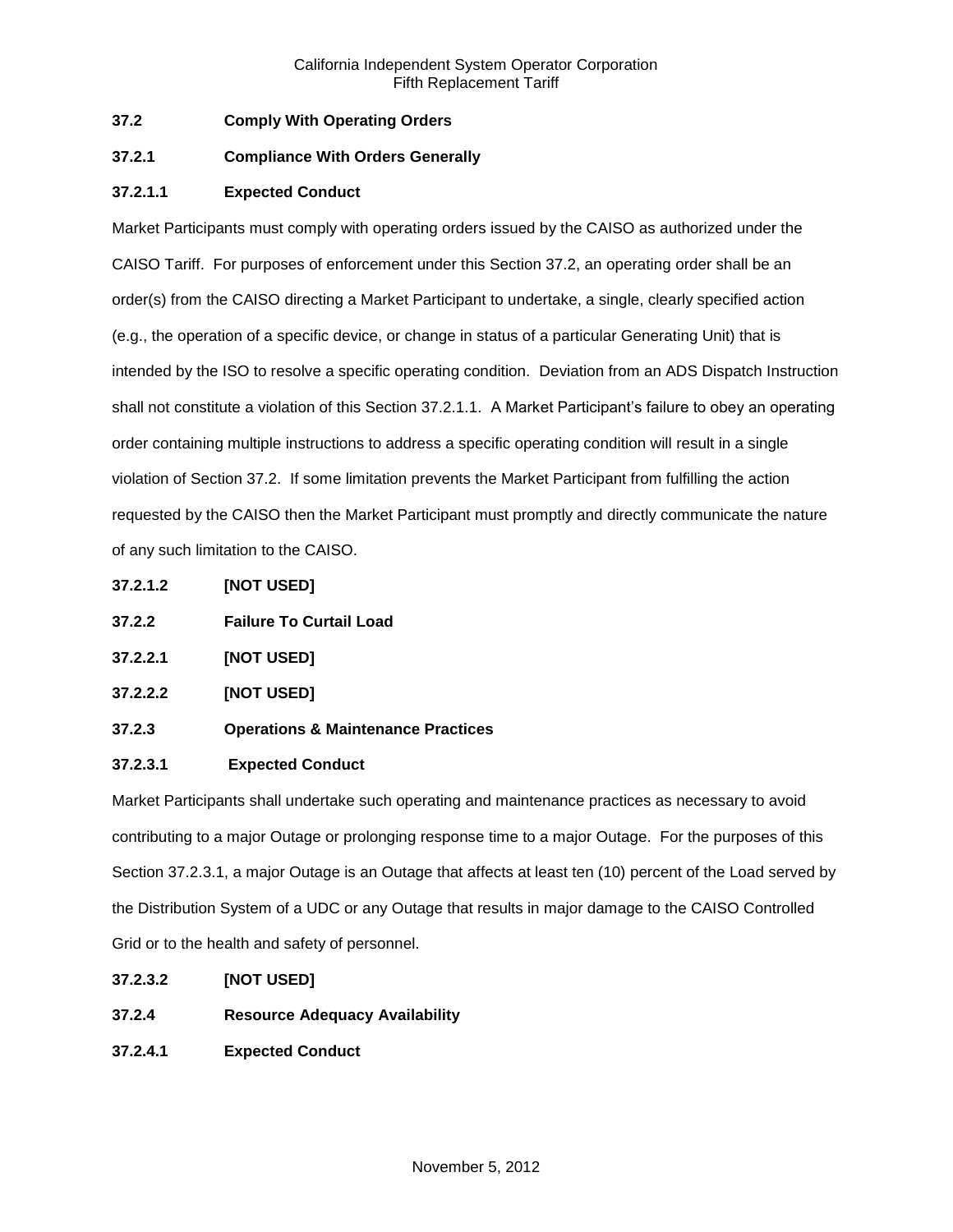**37.2 Comply With Operating Orders**

**37.2.1 Compliance With Orders Generally**

**37.2.1.1 Expected Conduct**

Market Participants must comply with operating orders issued by the CAISO as authorized under the CAISO Tariff. For purposes of enforcement under this Section 37.2, an operating order shall be an order(s) from the CAISO directing a Market Participant to undertake, a single, clearly specified action (e.g., the operation of a specific device, or change in status of a particular Generating Unit) that is intended by the ISO to resolve a specific operating condition. Deviation from an ADS Dispatch Instruction shall not constitute a violation of this Section 37.2.1.1. A Market Participant's failure to obey an operating order containing multiple instructions to address a specific operating condition will result in a single violation of Section 37.2. If some limitation prevents the Market Participant from fulfilling the action requested by the CAISO then the Market Participant must promptly and directly communicate the nature of any such limitation to the CAISO.

**37.2.1.2 [NOT USED]**

**37.2.2 Failure To Curtail Load**

**37.2.2.1 [NOT USED]**

**37.2.2.2 [NOT USED]**

**37.2.3 Operations & Maintenance Practices**

**37.2.3.1 Expected Conduct**

Market Participants shall undertake such operating and maintenance practices as necessary to avoid contributing to a major Outage or prolonging response time to a major Outage. For the purposes of this Section 37.2.3.1, a major Outage is an Outage that affects at least ten (10) percent of the Load served by the Distribution System of a UDC or any Outage that results in major damage to the CAISO Controlled Grid or to the health and safety of personnel.

**37.2.3.2 [NOT USED]**

**37.2.4 Resource Adequacy Availability**

**37.2.4.1 Expected Conduct**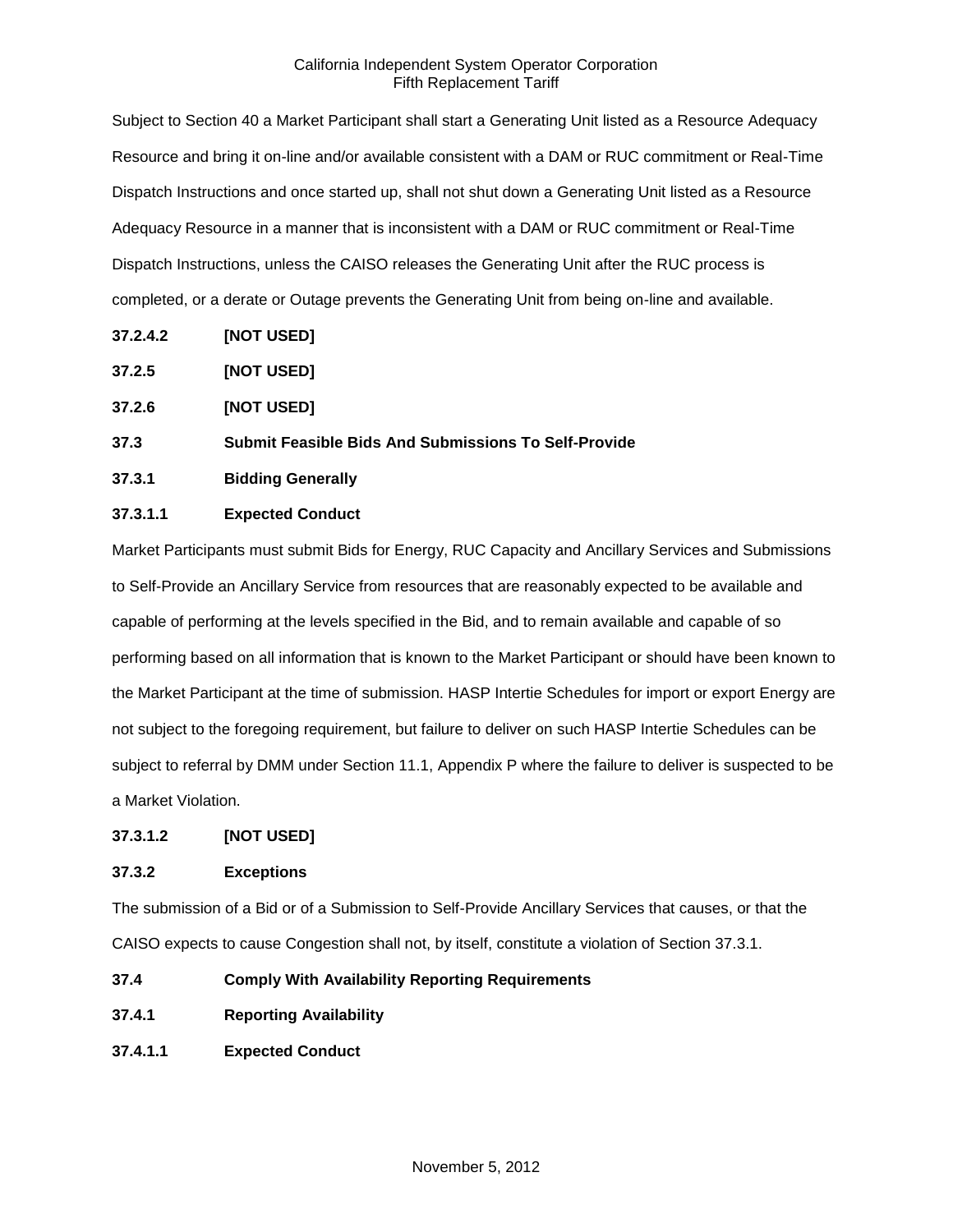Subject to Section 40 a Market Participant shall start a Generating Unit listed as a Resource Adequacy Resource and bring it on-line and/or available consistent with a DAM or RUC commitment or Real-Time Dispatch Instructions and once started up, shall not shut down a Generating Unit listed as a Resource Adequacy Resource in a manner that is inconsistent with a DAM or RUC commitment or Real-Time Dispatch Instructions, unless the CAISO releases the Generating Unit after the RUC process is completed, or a derate or Outage prevents the Generating Unit from being on-line and available.

**37.2.4.2 [NOT USED]**

**37.2.5 [NOT USED]**

**37.2.6 [NOT USED]**

**37.3 Submit Feasible Bids And Submissions To Self-Provide**

**37.3.1 Bidding Generally**

**37.3.1.1 Expected Conduct**

Market Participants must submit Bids for Energy, RUC Capacity and Ancillary Services and Submissions to Self-Provide an Ancillary Service from resources that are reasonably expected to be available and capable of performing at the levels specified in the Bid, and to remain available and capable of so performing based on all information that is known to the Market Participant or should have been known to the Market Participant at the time of submission. HASP Intertie Schedules for import or export Energy are not subject to the foregoing requirement, but failure to deliver on such HASP Intertie Schedules can be subject to referral by DMM under Section 11.1, Appendix P where the failure to deliver is suspected to be a Market Violation.

**37.3.1.2 [NOT USED]**

**37.3.2 Exceptions**

The submission of a Bid or of a Submission to Self-Provide Ancillary Services that causes, or that the CAISO expects to cause Congestion shall not, by itself, constitute a violation of Section 37.3.1.

**37.4 Comply With Availability Reporting Requirements**

**37.4.1 Reporting Availability**

**37.4.1.1 Expected Conduct**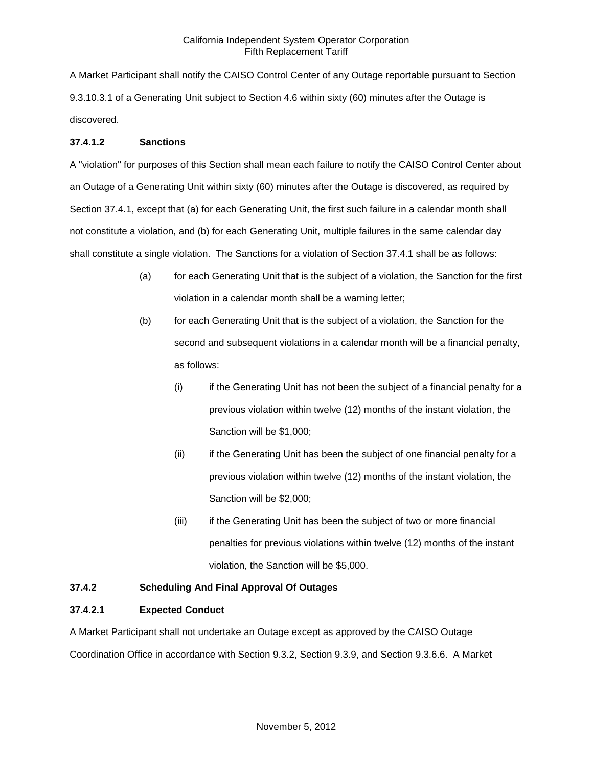A Market Participant shall notify the CAISO Control Center of any Outage reportable pursuant to Section 9.3.10.3.1 of a Generating Unit subject to Section 4.6 within sixty (60) minutes after the Outage is discovered.

**37.4.1.2 Sanctions**

A "violation" for purposes of this Section shall mean each failure to notify the CAISO Control Center about an Outage of a Generating Unit within sixty (60) minutes after the Outage is discovered, as required by Section 37.4.1, except that (a) for each Generating Unit, the first such failure in a calendar month shall not constitute a violation, and (b) for each Generating Unit, multiple failures in the same calendar day shall constitute a single violation. The Sanctions for a violation of Section 37.4.1 shall be as follows:

(a) for each Generating Unit that is the subject of a violation, the Sanction for the first violation in a calendar month shall be a warning letter;

(b) for each Generating Unit that is the subject of a violation, the Sanction for the second and subsequent violations in a calendar month will be a financial penalty, as follows:

(i) if the Generating Unit has not been the subject of a financial penalty for a previous violation within twelve (12) months of the instant violation, the Sanction will be $1,000;

(ii) if the Generating Unit has been the subject of one financial penalty for a previous violation within twelve (12) months of the instant violation, the Sanction will be $2,000;

(iii) if the Generating Unit has been the subject of two or more financial penalties for previous violations within twelve (12) months of the instant violation, the Sanction will be $5,000.

**37.4.2 Scheduling And Final Approval Of Outages**

**37.4.2.1 Expected Conduct**

A Market Participant shall not undertake an Outage except as approved by the CAISO Outage Coordination Office in accordance with Section 9.3.2, Section 9.3.9, and Section 9.3.6.6. A Market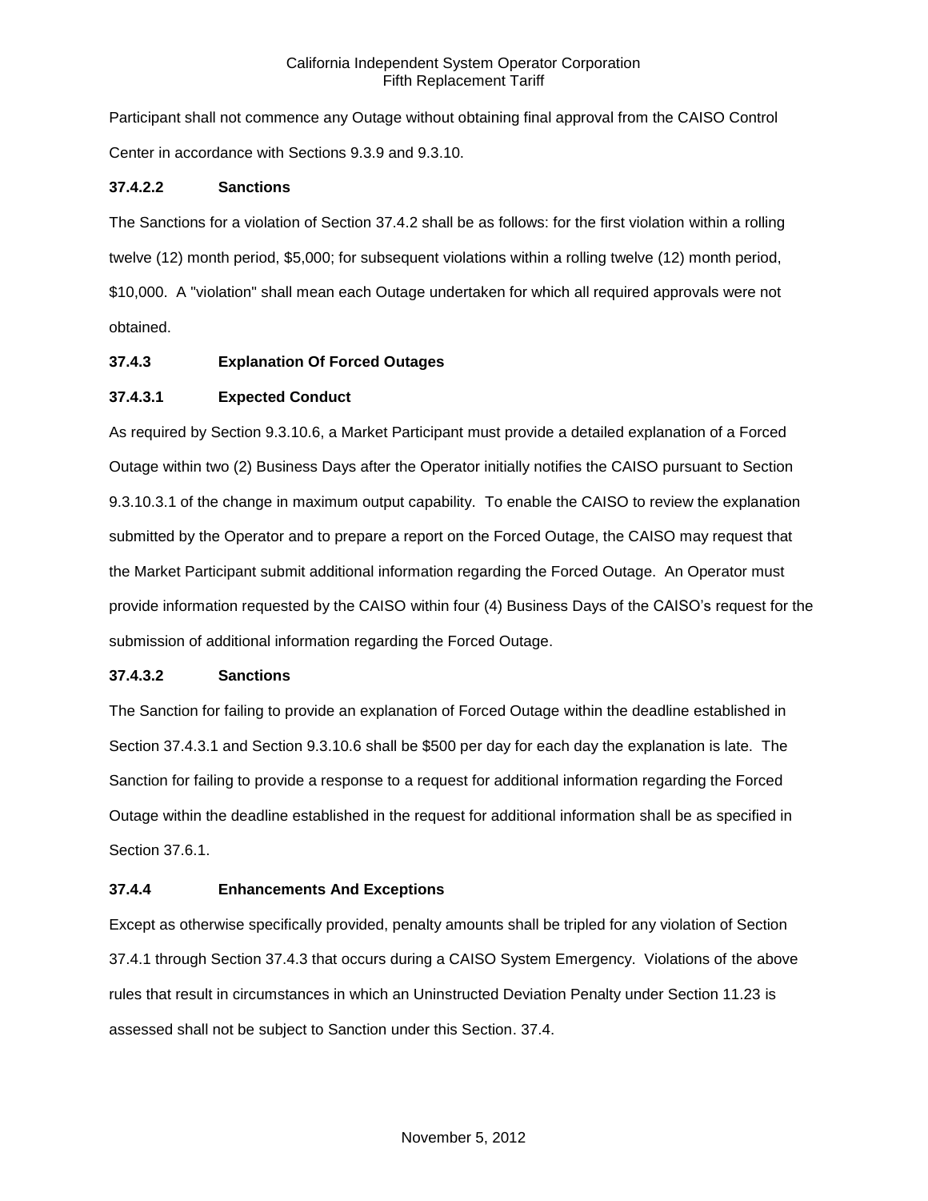Participant shall not commence any Outage without obtaining final approval from the CAISO Control Center in accordance with Sections 9.3.9 and 9.3.10.

**37.4.2.2 Sanctions**

The Sanctions for a violation of Section 37.4.2 shall be as follows: for the first violation within a rolling twelve (12) month period, $5,000; for subsequent violations within a rolling twelve (12) month period, $10,000. A "violation" shall mean each Outage undertaken for which all required approvals were not obtained.

**37.4.3 Explanation Of Forced Outages**

**37.4.3.1 Expected Conduct**

As required by Section 9.3.10.6, a Market Participant must provide a detailed explanation of a Forced Outage within two (2) Business Days after the Operator initially notifies the CAISO pursuant to Section 9.3.10.3.1 of the change in maximum output capability. To enable the CAISO to review the explanation submitted by the Operator and to prepare a report on the Forced Outage, the CAISO may request that the Market Participant submit additional information regarding the Forced Outage. An Operator must provide information requested by the CAISO within four (4) Business Days of the CAISO's request for the submission of additional information regarding the Forced Outage.

**37.4.3.2 Sanctions**

The Sanction for failing to provide an explanation of Forced Outage within the deadline established in Section 37.4.3.1 and Section 9.3.10.6 shall be $500 per day for each day the explanation is late. The Sanction for failing to provide a response to a request for additional information regarding the Forced Outage within the deadline established in the request for additional information shall be as specified in Section 37.6.1.

**37.4.4 Enhancements And Exceptions**

Except as otherwise specifically provided, penalty amounts shall be tripled for any violation of Section 37.4.1 through Section 37.4.3 that occurs during a CAISO System Emergency. Violations of the above rules that result in circumstances in which an Uninstructed Deviation Penalty under Section 11.23 is assessed shall not be subject to Sanction under this Section. 37.4.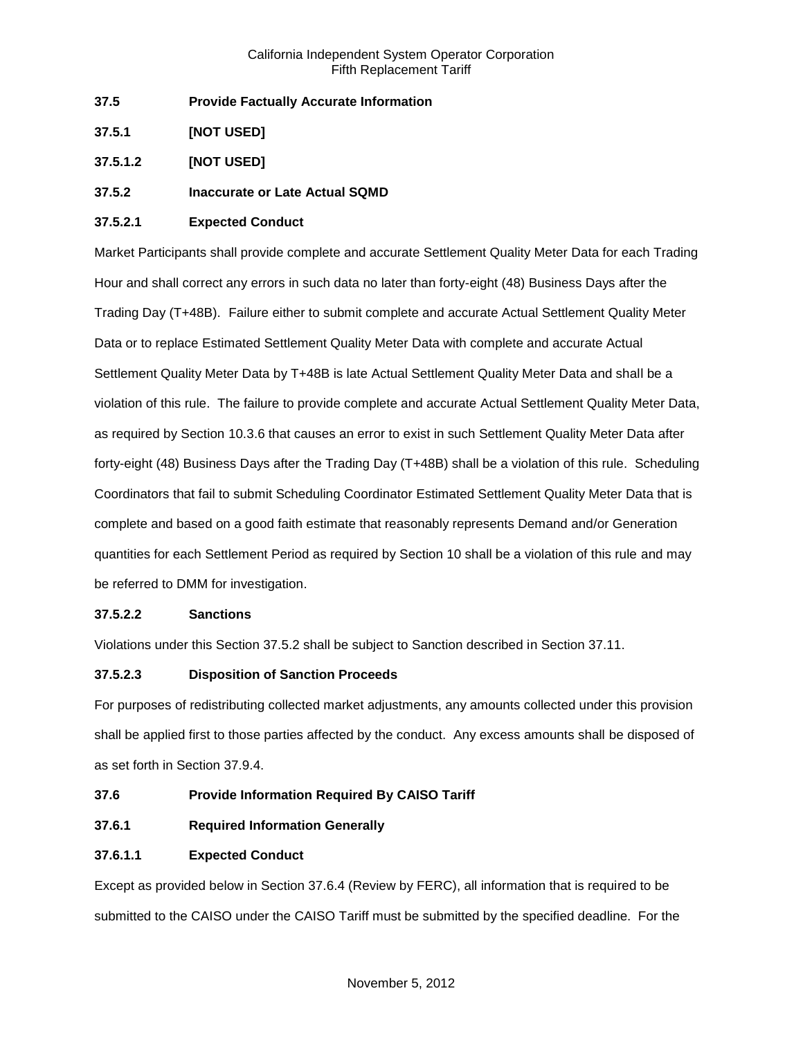### 37.5 Provide Factually Accurate Information

### 37.5.1 [NOT USED]

### 37.5.1.2 [NOT USED]

### 37.5.2 Inaccurate or Late Actual SQMD

#### 37.5.2.1 Expected Conduct

Market Participants shall provide complete and accurate Settlement Quality Meter Data for each Trading Hour and shall correct any errors in such data no later than forty-eight (48) Business Days after the Trading Day (T+48B). Failure either to submit complete and accurate Actual Settlement Quality Meter Data or to replace Estimated Settlement Quality Meter Data with complete and accurate Actual Settlement Quality Meter Data by T+48B is late Actual Settlement Quality Meter Data and shall be a violation of this rule. The failure to provide complete and accurate Actual Settlement Quality Meter Data, as required by Section 10.3.6 that causes an error to exist in such Settlement Quality Meter Data after forty-eight (48) Business Days after the Trading Day (T+48B) shall be a violation of this rule. Scheduling Coordinators that fail to submit Scheduling Coordinator Estimated Settlement Quality Meter Data that is complete and based on a good faith estimate that reasonably represents Demand and/or Generation quantities for each Settlement Period as required by Section 10 shall be a violation of this rule and may be referred to DMM for investigation.

#### 37.5.2.2 Sanctions

Violations under this Section 37.5.2 shall be subject to Sanction described in Section 37.11.

#### 37.5.2.3 Disposition of Sanction Proceeds

For purposes of redistributing collected market adjustments, any amounts collected under this provision shall be applied first to those parties affected by the conduct. Any excess amounts shall be disposed of as set forth in Section 37.9.4.

### 37.6 Provide Information Required By CAISO Tariff

### 37.6.1 Required Information Generally

#### 37.6.1.1 Expected Conduct

Except as provided below in Section 37.6.4 (Review by FERC), all information that is required to be submitted to the CAISO under the CAISO Tariff must be submitted by the specified deadline. For the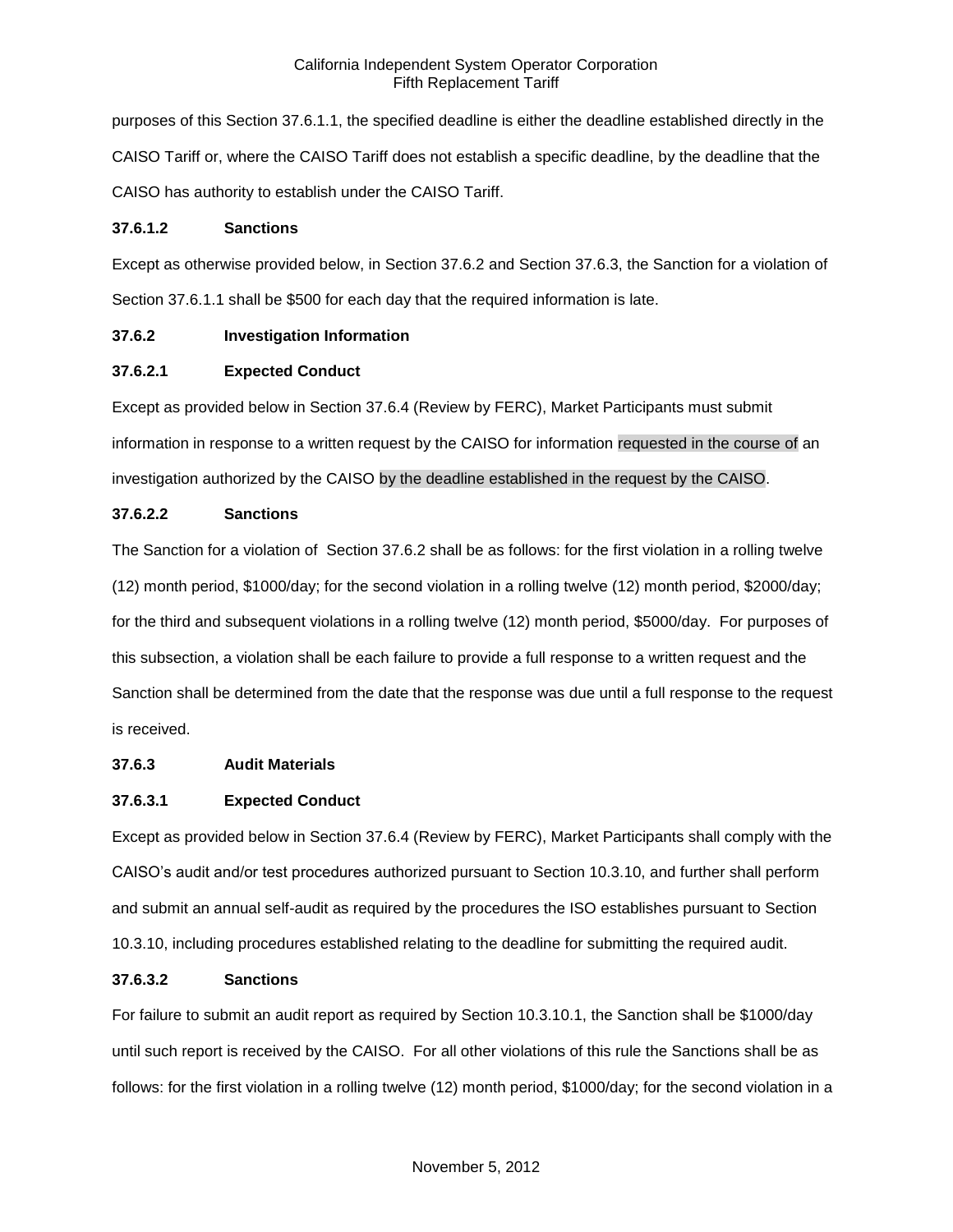purposes of this Section 37.6.1.1, the specified deadline is either the deadline established directly in the CAISO Tariff or, where the CAISO Tariff does not establish a specific deadline, by the deadline that the CAISO has authority to establish under the CAISO Tariff.

**37.6.1.2 Sanctions**

Except as otherwise provided below, in Section 37.6.2 and Section 37.6.3, the Sanction for a violation of Section 37.6.1.1 shall be $500 for each day that the required information is late.

**37.6.2 Investigation Information**

**37.6.2.1 Expected Conduct**

Except as provided below in Section 37.6.4 (Review by FERC), Market Participants must submit information in response to a written request by the CAISO for information requested in the course of an investigation authorized by the CAISO by the deadline established in the request by the CAISO.

**37.6.2.2 Sanctions**

The Sanction for a violation of Section 37.6.2 shall be as follows: for the first violation in a rolling twelve (12) month period, $1000/day; for the second violation in a rolling twelve (12) month period, $2000/day; for the third and subsequent violations in a rolling twelve (12) month period, $5000/day. For purposes of this subsection, a violation shall be each failure to provide a full response to a written request and the Sanction shall be determined from the date that the response was due until a full response to the request is received.

**37.6.3 Audit Materials**

**37.6.3.1 Expected Conduct**

Except as provided below in Section 37.6.4 (Review by FERC), Market Participants shall comply with the CAISO's audit and/or test procedures authorized pursuant to Section 10.3.10, and further shall perform and submit an annual self-audit as required by the procedures the ISO establishes pursuant to Section 10.3.10, including procedures established relating to the deadline for submitting the required audit.

**37.6.3.2 Sanctions**

For failure to submit an audit report as required by Section 10.3.10.1, the Sanction shall be $1000/day until such report is received by the CAISO. For all other violations of this rule the Sanctions shall be as follows: for the first violation in a rolling twelve (12) month period, $1000/day; for the second violation in a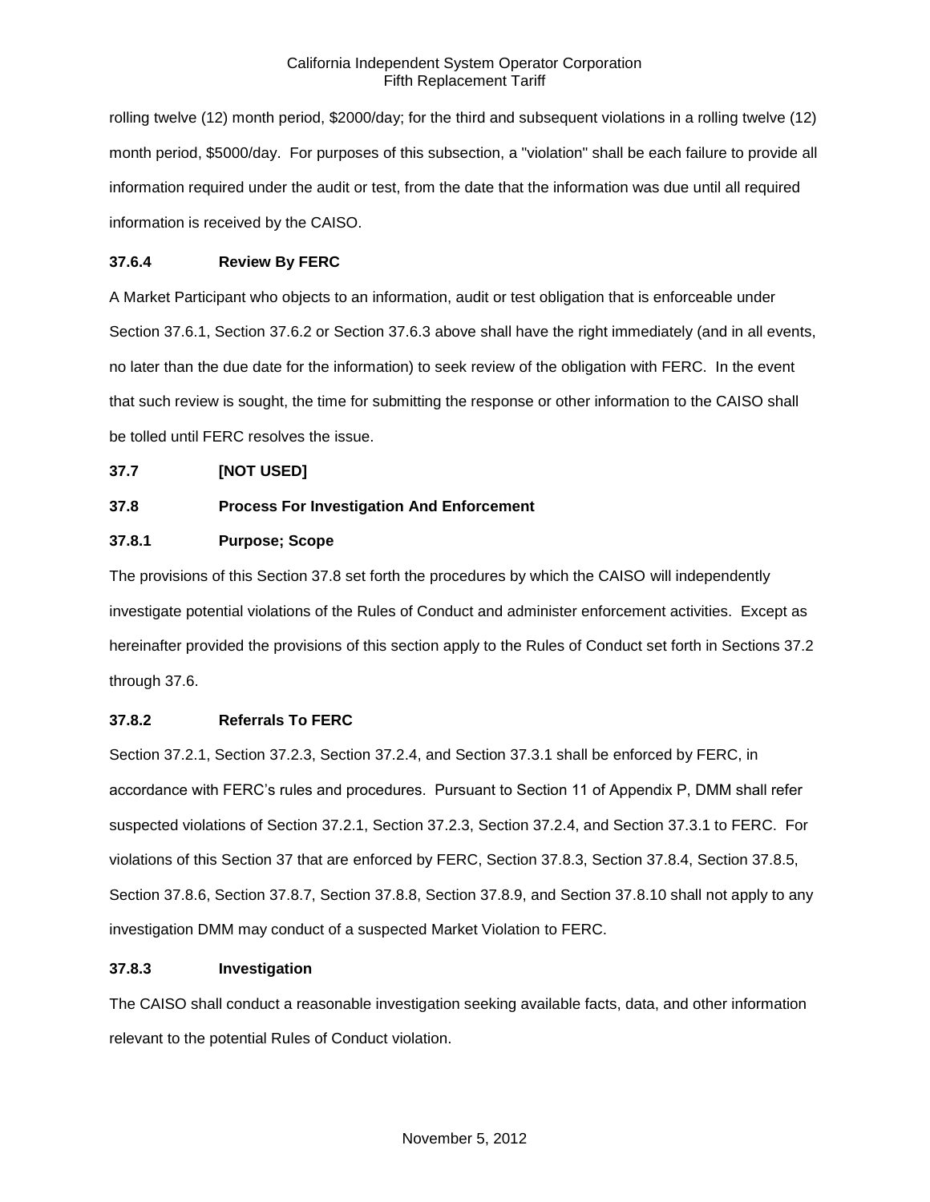rolling twelve (12) month period, $2000/day; for the third and subsequent violations in a rolling twelve (12) month period, $5000/day. For purposes of this subsection, a "violation" shall be each failure to provide all information required under the audit or test, from the date that the information was due until all required information is received by the CAISO.

### 37.6.4 Review By FERC

A Market Participant who objects to an information, audit or test obligation that is enforceable under Section 37.6.1, Section 37.6.2 or Section 37.6.3 above shall have the right immediately (and in all events, no later than the due date for the information) to seek review of the obligation with FERC. In the event that such review is sought, the time for submitting the response or other information to the CAISO shall be tolled until FERC resolves the issue.

## 37.7 [NOT USED]

## 37.8 Process For Investigation And Enforcement

### 37.8.1 Purpose; Scope

The provisions of this Section 37.8 set forth the procedures by which the CAISO will independently investigate potential violations of the Rules of Conduct and administer enforcement activities. Except as hereinafter provided the provisions of this section apply to the Rules of Conduct set forth in Sections 37.2 through 37.6.

### 37.8.2 Referrals To FERC

Section 37.2.1, Section 37.2.3, Section 37.2.4, and Section 37.3.1 shall be enforced by FERC, in accordance with FERC's rules and procedures. Pursuant to Section 11 of Appendix P, DMM shall refer suspected violations of Section 37.2.1, Section 37.2.3, Section 37.2.4, and Section 37.3.1 to FERC. For violations of this Section 37 that are enforced by FERC, Section 37.8.3, Section 37.8.4, Section 37.8.5, Section 37.8.6, Section 37.8.7, Section 37.8.8, Section 37.8.9, and Section 37.8.10 shall not apply to any investigation DMM may conduct of a suspected Market Violation to FERC.

### 37.8.3 Investigation

The CAISO shall conduct a reasonable investigation seeking available facts, data, and other information relevant to the potential Rules of Conduct violation.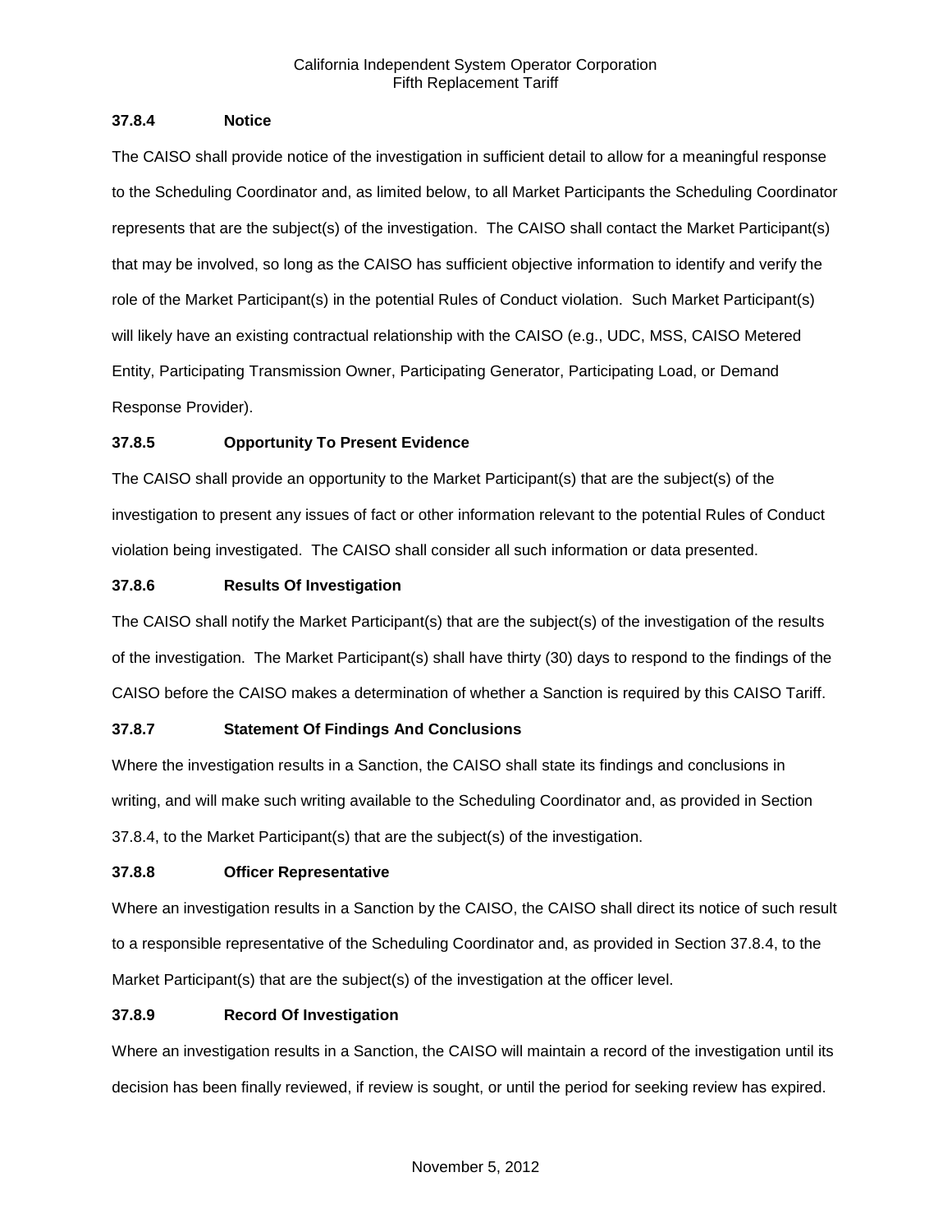### 37.8.4 Notice

The CAISO shall provide notice of the investigation in sufficient detail to allow for a meaningful response to the Scheduling Coordinator and, as limited below, to all Market Participants the Scheduling Coordinator represents that are the subject(s) of the investigation. The CAISO shall contact the Market Participant(s) that may be involved, so long as the CAISO has sufficient objective information to identify and verify the role of the Market Participant(s) in the potential Rules of Conduct violation. Such Market Participant(s) will likely have an existing contractual relationship with the CAISO (e.g., UDC, MSS, CAISO Metered Entity, Participating Transmission Owner, Participating Generator, Participating Load, or Demand Response Provider).

### 37.8.5 Opportunity To Present Evidence

The CAISO shall provide an opportunity to the Market Participant(s) that are the subject(s) of the investigation to present any issues of fact or other information relevant to the potential Rules of Conduct violation being investigated. The CAISO shall consider all such information or data presented.

### 37.8.6 Results Of Investigation

The CAISO shall notify the Market Participant(s) that are the subject(s) of the investigation of the results of the investigation. The Market Participant(s) shall have thirty (30) days to respond to the findings of the CAISO before the CAISO makes a determination of whether a Sanction is required by this CAISO Tariff.

### 37.8.7 Statement Of Findings And Conclusions

Where the investigation results in a Sanction, the CAISO shall state its findings and conclusions in writing, and will make such writing available to the Scheduling Coordinator and, as provided in Section 37.8.4, to the Market Participant(s) that are the subject(s) of the investigation.

### 37.8.8 Officer Representative

Where an investigation results in a Sanction by the CAISO, the CAISO shall direct its notice of such result to a responsible representative of the Scheduling Coordinator and, as provided in Section 37.8.4, to the Market Participant(s) that are the subject(s) of the investigation at the officer level.

### 37.8.9 Record Of Investigation

Where an investigation results in a Sanction, the CAISO will maintain a record of the investigation until its decision has been finally reviewed, if review is sought, or until the period for seeking review has expired.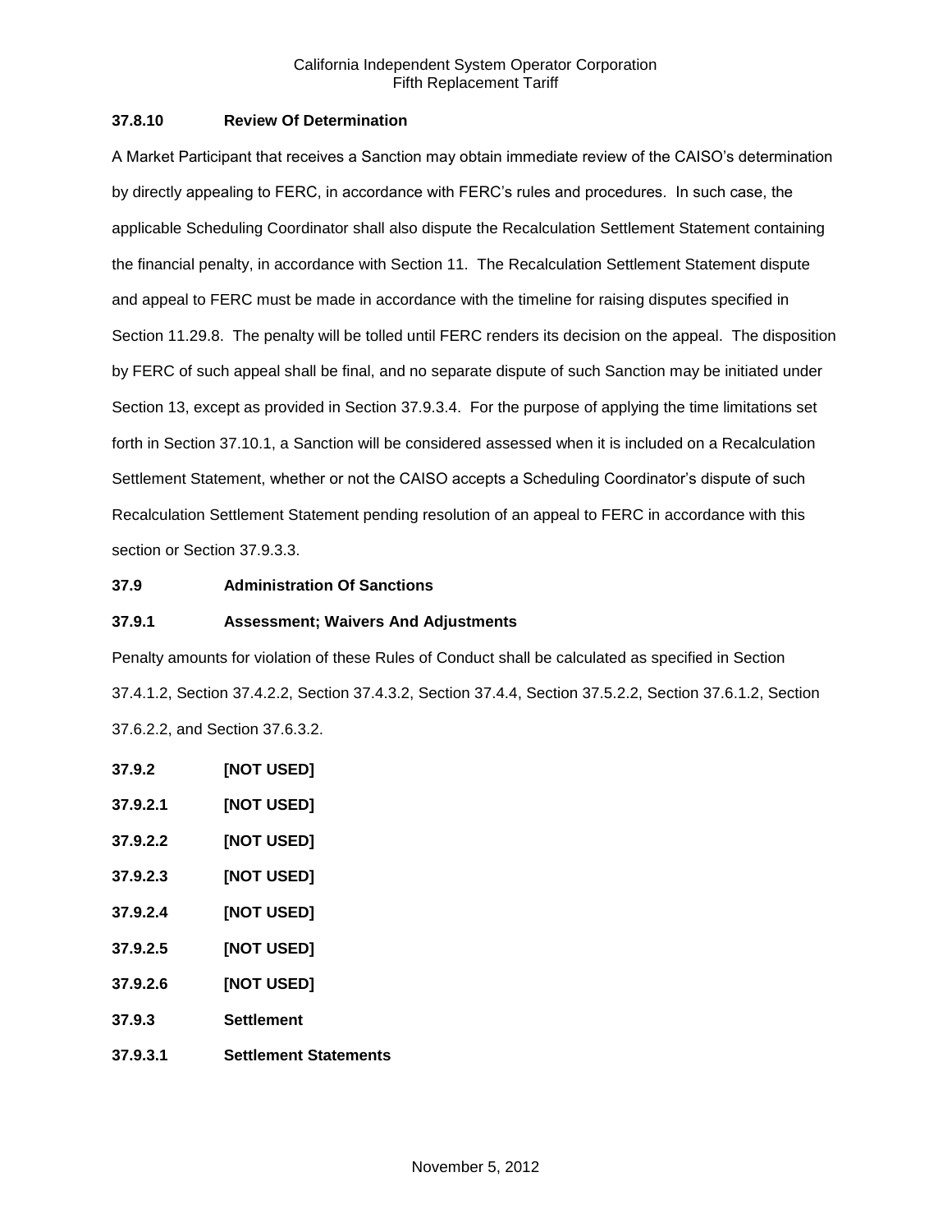### 37.8.10 Review Of Determination

A Market Participant that receives a Sanction may obtain immediate review of the CAISO's determination by directly appealing to FERC, in accordance with FERC's rules and procedures. In such case, the applicable Scheduling Coordinator shall also dispute the Recalculation Settlement Statement containing the financial penalty, in accordance with Section 11. The Recalculation Settlement Statement dispute and appeal to FERC must be made in accordance with the timeline for raising disputes specified in Section 11.29.8. The penalty will be tolled until FERC renders its decision on the appeal. The disposition by FERC of such appeal shall be final, and no separate dispute of such Sanction may be initiated under Section 13, except as provided in Section 37.9.3.4. For the purpose of applying the time limitations set forth in Section 37.10.1, a Sanction will be considered assessed when it is included on a Recalculation Settlement Statement, whether or not the CAISO accepts a Scheduling Coordinator's dispute of such Recalculation Settlement Statement pending resolution of an appeal to FERC in accordance with this section or Section 37.9.3.3.

## 37.9 Administration Of Sanctions

### 37.9.1 Assessment; Waivers And Adjustments

Penalty amounts for violation of these Rules of Conduct shall be calculated as specified in Section 37.4.1.2, Section 37.4.2.2, Section 37.4.3.2, Section 37.4.4, Section 37.5.2.2, Section 37.6.1.2, Section 37.6.2.2, and Section 37.6.3.2.

### 37.9.2 [NOT USED]

#### 37.9.2.1 [NOT USED]

#### 37.9.2.2 [NOT USED]

#### 37.9.2.3 [NOT USED]

#### 37.9.2.4 [NOT USED]

#### 37.9.2.5 [NOT USED]

#### 37.9.2.6 [NOT USED]

### 37.9.3 Settlement

#### 37.9.3.1 Settlement Statements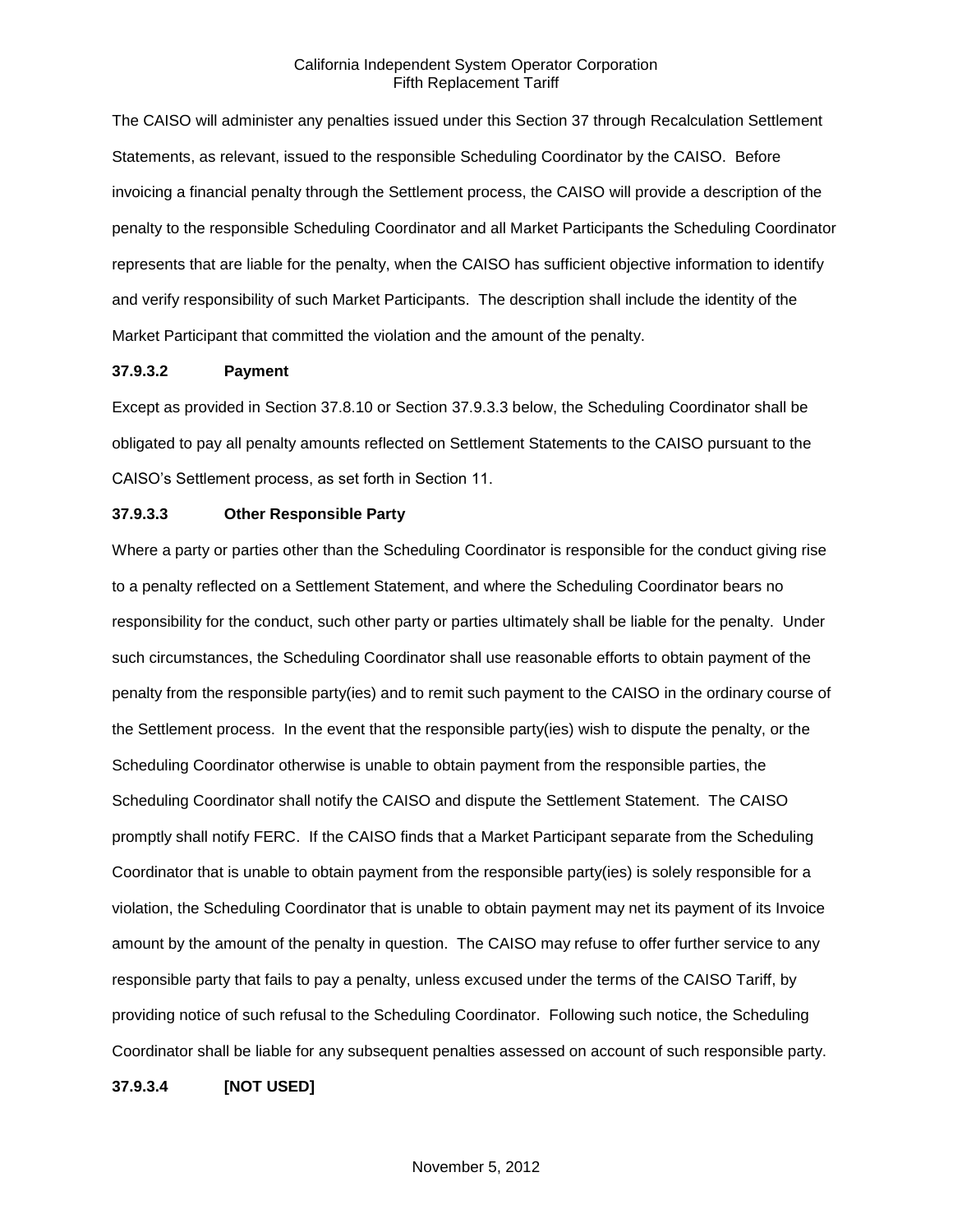The CAISO will administer any penalties issued under this Section 37 through Recalculation Settlement Statements, as relevant, issued to the responsible Scheduling Coordinator by the CAISO. Before invoicing a financial penalty through the Settlement process, the CAISO will provide a description of the penalty to the responsible Scheduling Coordinator and all Market Participants the Scheduling Coordinator represents that are liable for the penalty, when the CAISO has sufficient objective information to identify and verify responsibility of such Market Participants. The description shall include the identity of the Market Participant that committed the violation and the amount of the penalty.

**37.9.3.2 Payment**

Except as provided in Section 37.8.10 or Section 37.9.3.3 below, the Scheduling Coordinator shall be obligated to pay all penalty amounts reflected on Settlement Statements to the CAISO pursuant to the CAISO's Settlement process, as set forth in Section 11.

**37.9.3.3 Other Responsible Party**

Where a party or parties other than the Scheduling Coordinator is responsible for the conduct giving rise to a penalty reflected on a Settlement Statement, and where the Scheduling Coordinator bears no responsibility for the conduct, such other party or parties ultimately shall be liable for the penalty. Under such circumstances, the Scheduling Coordinator shall use reasonable efforts to obtain payment of the penalty from the responsible party(ies) and to remit such payment to the CAISO in the ordinary course of the Settlement process. In the event that the responsible party(ies) wish to dispute the penalty, or the Scheduling Coordinator otherwise is unable to obtain payment from the responsible parties, the Scheduling Coordinator shall notify the CAISO and dispute the Settlement Statement. The CAISO promptly shall notify FERC. If the CAISO finds that a Market Participant separate from the Scheduling Coordinator that is unable to obtain payment from the responsible party(ies) is solely responsible for a violation, the Scheduling Coordinator that is unable to obtain payment may net its payment of its Invoice amount by the amount of the penalty in question. The CAISO may refuse to offer further service to any responsible party that fails to pay a penalty, unless excused under the terms of the CAISO Tariff, by providing notice of such refusal to the Scheduling Coordinator. Following such notice, the Scheduling Coordinator shall be liable for any subsequent penalties assessed on account of such responsible party.

**37.9.3.4 [NOT USED]**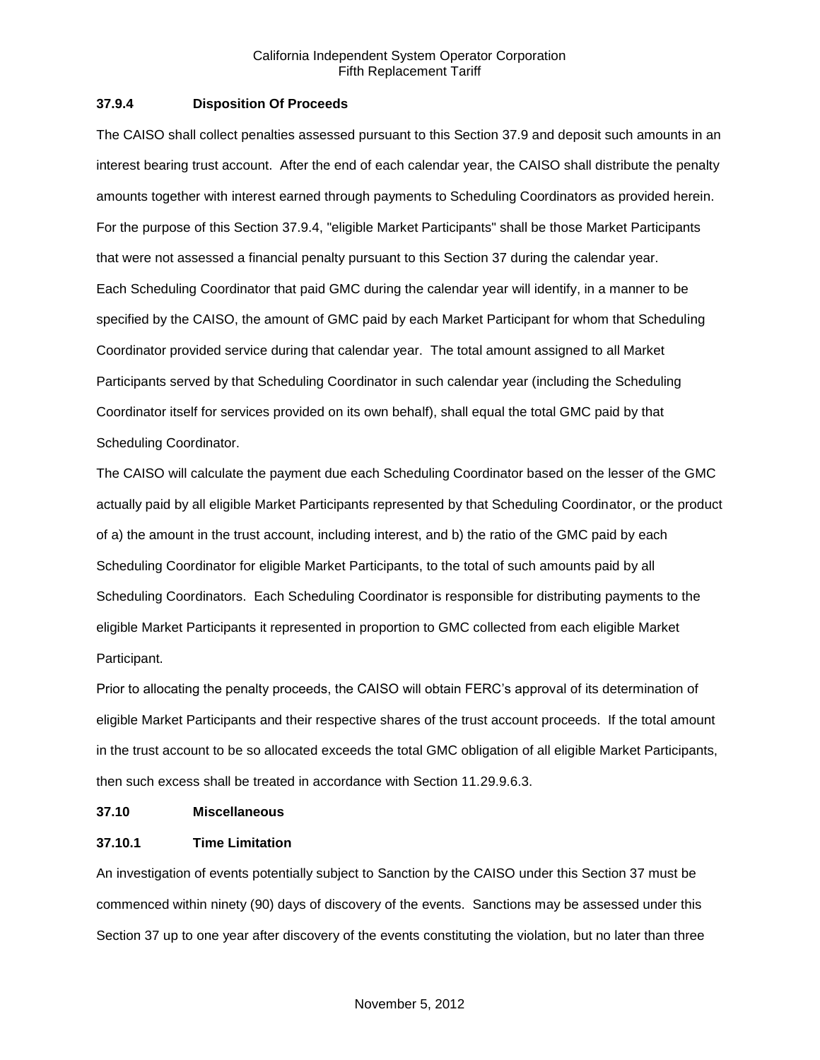### 37.9.4 Disposition Of Proceeds

The CAISO shall collect penalties assessed pursuant to this Section 37.9 and deposit such amounts in an interest bearing trust account. After the end of each calendar year, the CAISO shall distribute the penalty amounts together with interest earned through payments to Scheduling Coordinators as provided herein. For the purpose of this Section 37.9.4, "eligible Market Participants" shall be those Market Participants that were not assessed a financial penalty pursuant to this Section 37 during the calendar year.

Each Scheduling Coordinator that paid GMC during the calendar year will identify, in a manner to be specified by the CAISO, the amount of GMC paid by each Market Participant for whom that Scheduling Coordinator provided service during that calendar year. The total amount assigned to all Market Participants served by that Scheduling Coordinator in such calendar year (including the Scheduling Coordinator itself for services provided on its own behalf), shall equal the total GMC paid by that Scheduling Coordinator.

The CAISO will calculate the payment due each Scheduling Coordinator based on the lesser of the GMC actually paid by all eligible Market Participants represented by that Scheduling Coordinator, or the product of a) the amount in the trust account, including interest, and b) the ratio of the GMC paid by each Scheduling Coordinator for eligible Market Participants, to the total of such amounts paid by all Scheduling Coordinators. Each Scheduling Coordinator is responsible for distributing payments to the eligible Market Participants it represented in proportion to GMC collected from each eligible Market Participant.

Prior to allocating the penalty proceeds, the CAISO will obtain FERC's approval of its determination of eligible Market Participants and their respective shares of the trust account proceeds. If the total amount in the trust account to be so allocated exceeds the total GMC obligation of all eligible Market Participants, then such excess shall be treated in accordance with Section 11.29.9.6.3.

## 37.10 Miscellaneous

### 37.10.1 Time Limitation

An investigation of events potentially subject to Sanction by the CAISO under this Section 37 must be commenced within ninety (90) days of discovery of the events. Sanctions may be assessed under this Section 37 up to one year after discovery of the events constituting the violation, but no later than three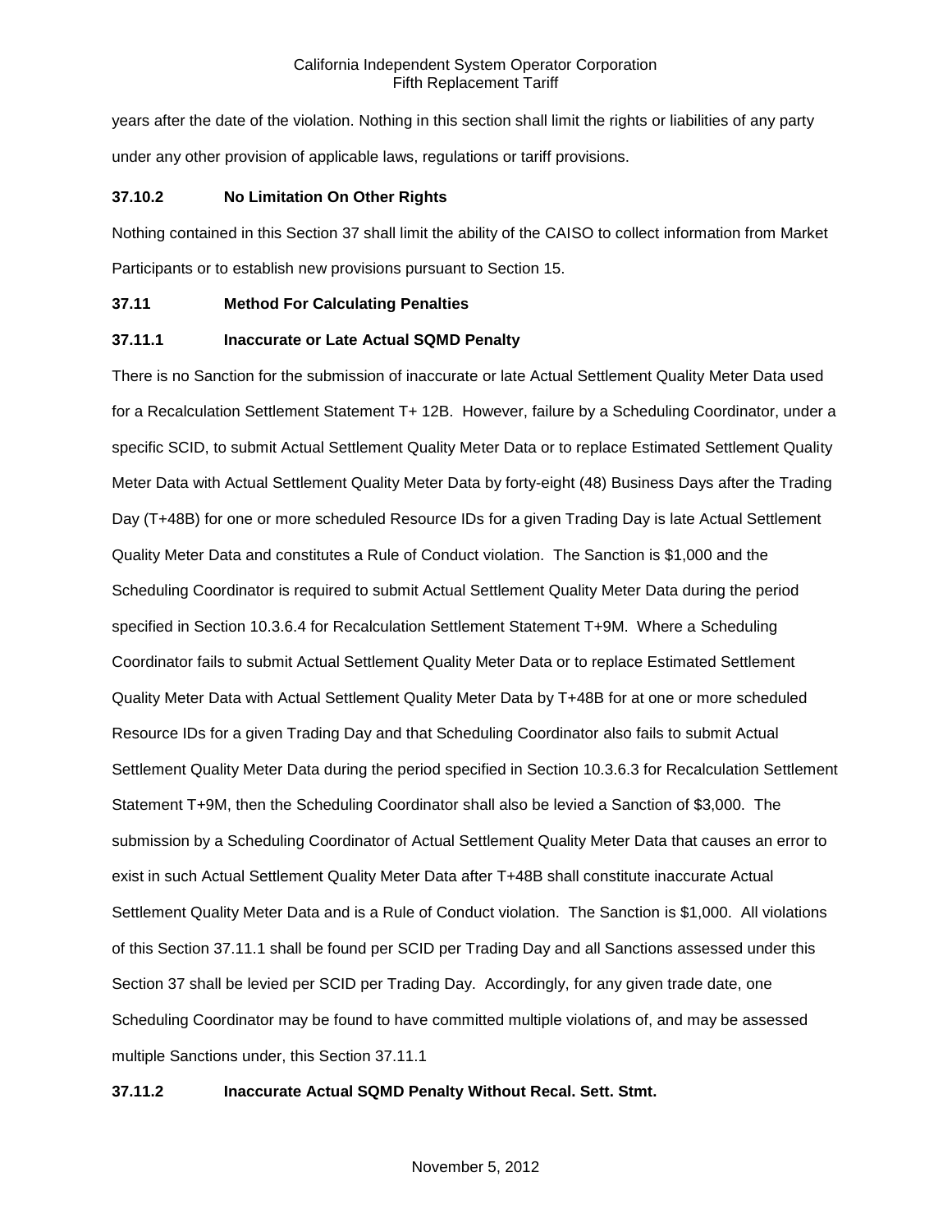years after the date of the violation. Nothing in this section shall limit the rights or liabilities of any party under any other provision of applicable laws, regulations or tariff provisions.

### 37.10.2 No Limitation On Other Rights

Nothing contained in this Section 37 shall limit the ability of the CAISO to collect information from Market Participants or to establish new provisions pursuant to Section 15.

## 37.11 Method For Calculating Penalties

### 37.11.1 Inaccurate or Late Actual SQMD Penalty

There is no Sanction for the submission of inaccurate or late Actual Settlement Quality Meter Data used for a Recalculation Settlement Statement T+ 12B. However, failure by a Scheduling Coordinator, under a specific SCID, to submit Actual Settlement Quality Meter Data or to replace Estimated Settlement Quality Meter Data with Actual Settlement Quality Meter Data by forty-eight (48) Business Days after the Trading Day (T+48B) for one or more scheduled Resource IDs for a given Trading Day is late Actual Settlement Quality Meter Data and constitutes a Rule of Conduct violation. The Sanction is $1,000 and the Scheduling Coordinator is required to submit Actual Settlement Quality Meter Data during the period specified in Section 10.3.6.4 for Recalculation Settlement Statement T+9M. Where a Scheduling Coordinator fails to submit Actual Settlement Quality Meter Data or to replace Estimated Settlement Quality Meter Data with Actual Settlement Quality Meter Data by T+48B for at one or more scheduled Resource IDs for a given Trading Day and that Scheduling Coordinator also fails to submit Actual Settlement Quality Meter Data during the period specified in Section 10.3.6.3 for Recalculation Settlement Statement T+9M, then the Scheduling Coordinator shall also be levied a Sanction of $3,000. The submission by a Scheduling Coordinator of Actual Settlement Quality Meter Data that causes an error to exist in such Actual Settlement Quality Meter Data after T+48B shall constitute inaccurate Actual Settlement Quality Meter Data and is a Rule of Conduct violation. The Sanction is $1,000. All violations of this Section 37.11.1 shall be found per SCID per Trading Day and all Sanctions assessed under this Section 37 shall be levied per SCID per Trading Day. Accordingly, for any given trade date, one Scheduling Coordinator may be found to have committed multiple violations of, and may be assessed multiple Sanctions under, this Section 37.11.1

### 37.11.2 Inaccurate Actual SQMD Penalty Without Recal. Sett. Stmt.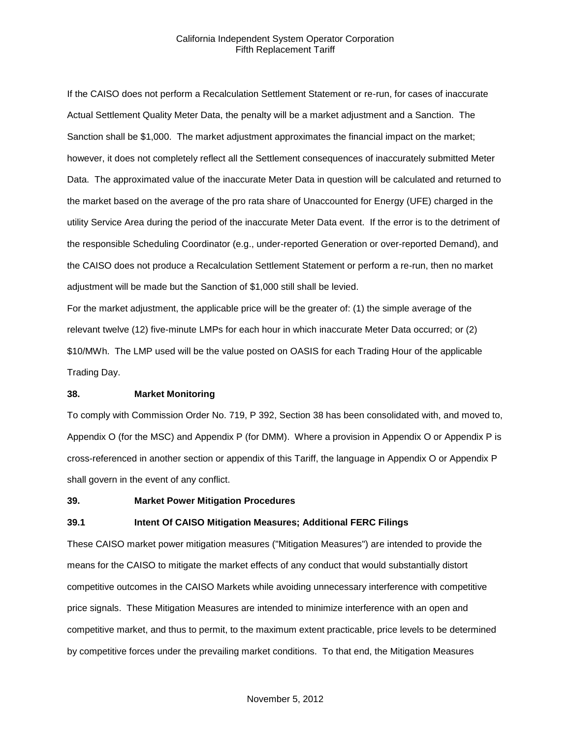If the CAISO does not perform a Recalculation Settlement Statement or re-run, for cases of inaccurate Actual Settlement Quality Meter Data, the penalty will be a market adjustment and a Sanction. The Sanction shall be $1,000. The market adjustment approximates the financial impact on the market; however, it does not completely reflect all the Settlement consequences of inaccurately submitted Meter Data. The approximated value of the inaccurate Meter Data in question will be calculated and returned to the market based on the average of the pro rata share of Unaccounted for Energy (UFE) charged in the utility Service Area during the period of the inaccurate Meter Data event. If the error is to the detriment of the responsible Scheduling Coordinator (e.g., under-reported Generation or over-reported Demand), and the CAISO does not produce a Recalculation Settlement Statement or perform a re-run, then no market adjustment will be made but the Sanction of $1,000 still shall be levied.

For the market adjustment, the applicable price will be the greater of: (1) the simple average of the relevant twelve (12) five-minute LMPs for each hour in which inaccurate Meter Data occurred; or (2) $10/MWh. The LMP used will be the value posted on OASIS for each Trading Hour of the applicable Trading Day.

## 38. Market Monitoring

To comply with Commission Order No. 719, P 392, Section 38 has been consolidated with, and moved to, Appendix O (for the MSC) and Appendix P (for DMM). Where a provision in Appendix O or Appendix P is cross-referenced in another section or appendix of this Tariff, the language in Appendix O or Appendix P shall govern in the event of any conflict.

## 39. Market Power Mitigation Procedures

### 39.1 Intent Of CAISO Mitigation Measures; Additional FERC Filings

These CAISO market power mitigation measures ("Mitigation Measures") are intended to provide the means for the CAISO to mitigate the market effects of any conduct that would substantially distort competitive outcomes in the CAISO Markets while avoiding unnecessary interference with competitive price signals. These Mitigation Measures are intended to minimize interference with an open and competitive market, and thus to permit, to the maximum extent practicable, price levels to be determined by competitive forces under the prevailing market conditions. To that end, the Mitigation Measures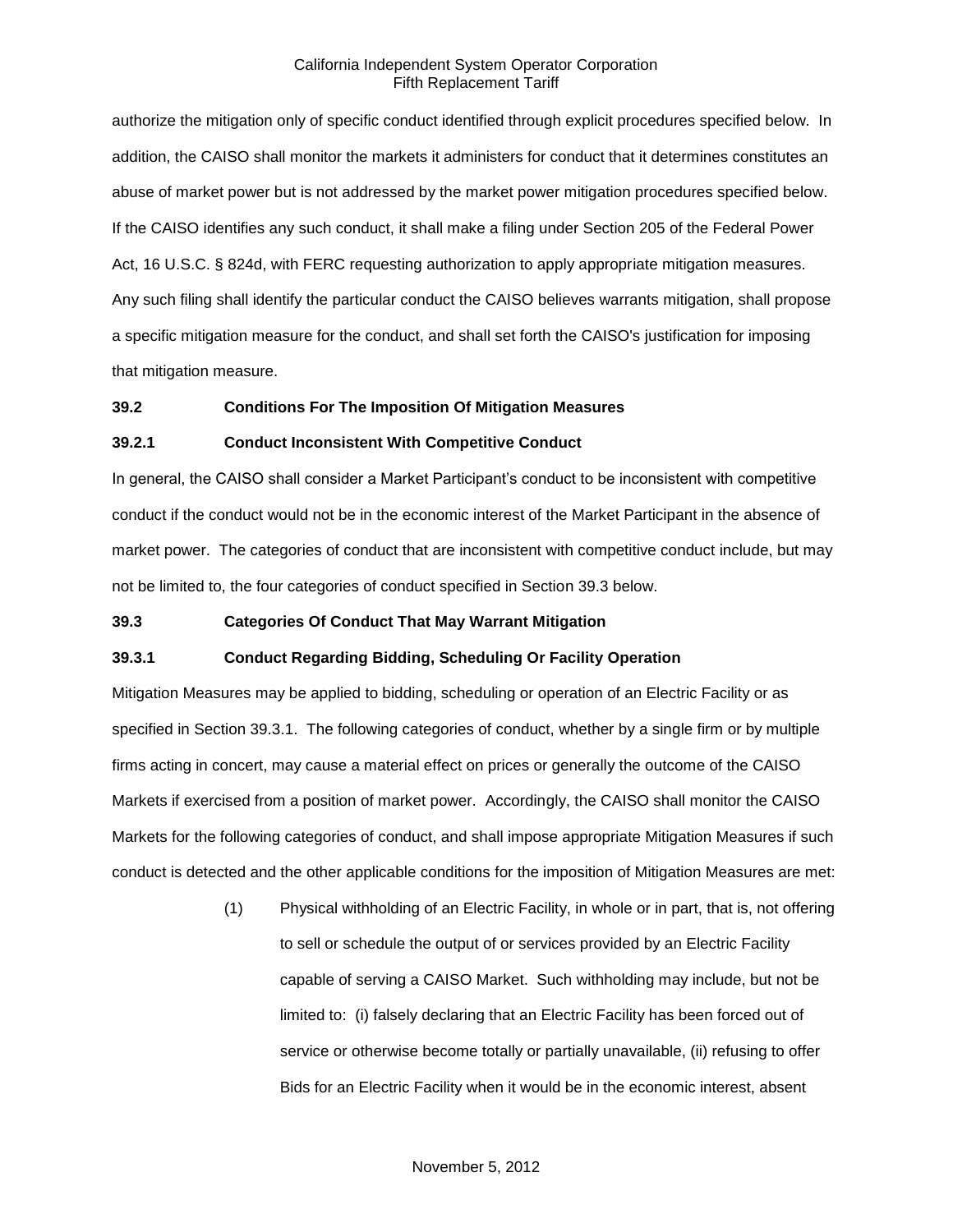authorize the mitigation only of specific conduct identified through explicit procedures specified below. In addition, the CAISO shall monitor the markets it administers for conduct that it determines constitutes an abuse of market power but is not addressed by the market power mitigation procedures specified below. If the CAISO identifies any such conduct, it shall make a filing under Section 205 of the Federal Power Act, 16 U.S.C. § 824d, with FERC requesting authorization to apply appropriate mitigation measures. Any such filing shall identify the particular conduct the CAISO believes warrants mitigation, shall propose a specific mitigation measure for the conduct, and shall set forth the CAISO's justification for imposing that mitigation measure.

### 39.2 Conditions For The Imposition Of Mitigation Measures

### 39.2.1 Conduct Inconsistent With Competitive Conduct

In general, the CAISO shall consider a Market Participant's conduct to be inconsistent with competitive conduct if the conduct would not be in the economic interest of the Market Participant in the absence of market power. The categories of conduct that are inconsistent with competitive conduct include, but may not be limited to, the four categories of conduct specified in Section 39.3 below.

### 39.3 Categories Of Conduct That May Warrant Mitigation

### 39.3.1 Conduct Regarding Bidding, Scheduling Or Facility Operation

Mitigation Measures may be applied to bidding, scheduling or operation of an Electric Facility or as specified in Section 39.3.1. The following categories of conduct, whether by a single firm or by multiple firms acting in concert, may cause a material effect on prices or generally the outcome of the CAISO Markets if exercised from a position of market power. Accordingly, the CAISO shall monitor the CAISO Markets for the following categories of conduct, and shall impose appropriate Mitigation Measures if such conduct is detected and the other applicable conditions for the imposition of Mitigation Measures are met:

(1) Physical withholding of an Electric Facility, in whole or in part, that is, not offering to sell or schedule the output of or services provided by an Electric Facility capable of serving a CAISO Market. Such withholding may include, but not be limited to: (i) falsely declaring that an Electric Facility has been forced out of service or otherwise become totally or partially unavailable, (ii) refusing to offer Bids for an Electric Facility when it would be in the economic interest, absent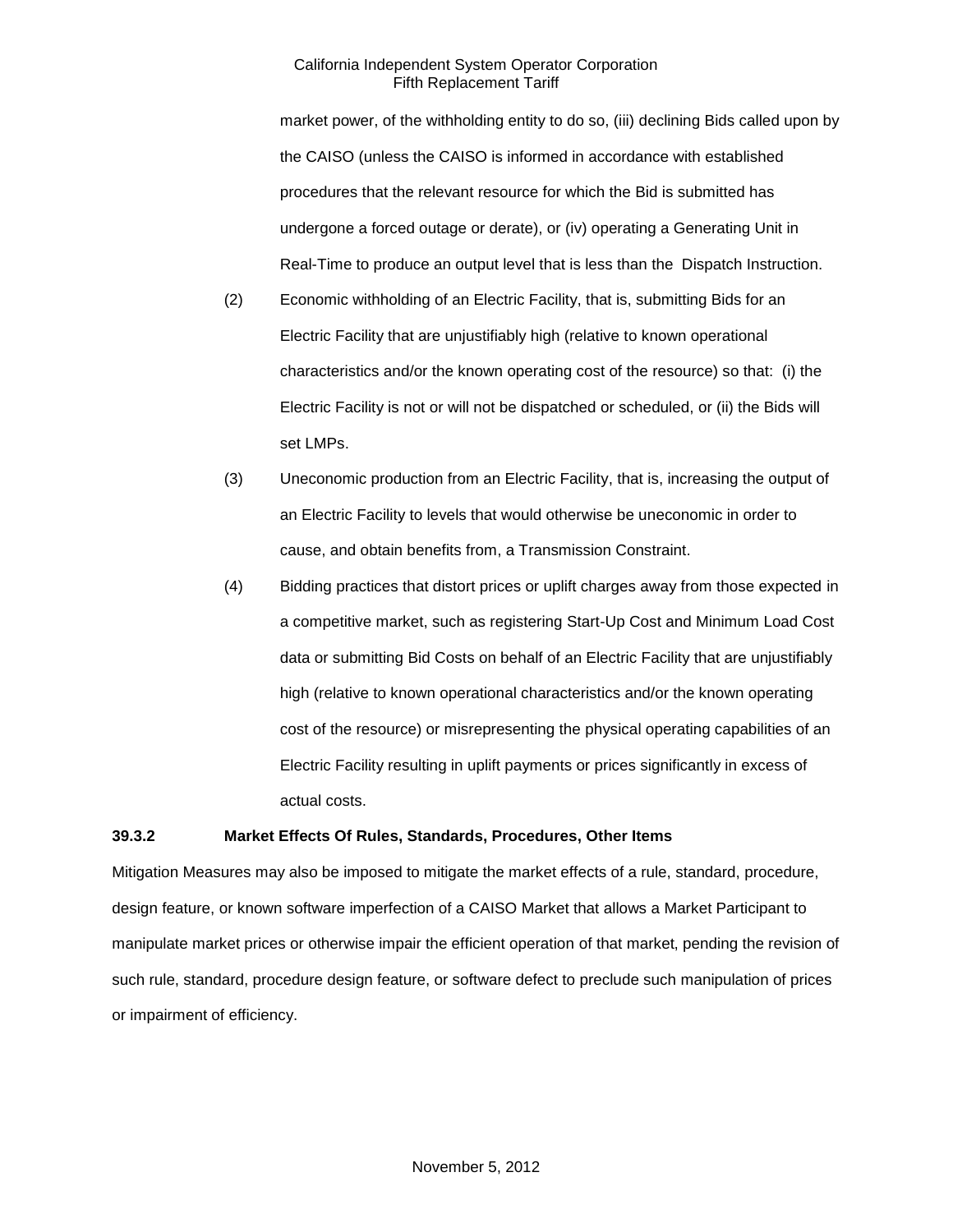market power, of the withholding entity to do so, (iii) declining Bids called upon by the CAISO (unless the CAISO is informed in accordance with established procedures that the relevant resource for which the Bid is submitted has undergone a forced outage or derate), or (iv) operating a Generating Unit in Real-Time to produce an output level that is less than the Dispatch Instruction.

(2) Economic withholding of an Electric Facility, that is, submitting Bids for an Electric Facility that are unjustifiably high (relative to known operational characteristics and/or the known operating cost of the resource) so that: (i) the Electric Facility is not or will not be dispatched or scheduled, or (ii) the Bids will set LMPs.

(3) Uneconomic production from an Electric Facility, that is, increasing the output of an Electric Facility to levels that would otherwise be uneconomic in order to cause, and obtain benefits from, a Transmission Constraint.

(4) Bidding practices that distort prices or uplift charges away from those expected in a competitive market, such as registering Start-Up Cost and Minimum Load Cost data or submitting Bid Costs on behalf of an Electric Facility that are unjustifiably high (relative to known operational characteristics and/or the known operating cost of the resource) or misrepresenting the physical operating capabilities of an Electric Facility resulting in uplift payments or prices significantly in excess of actual costs.

**39.3.2 Market Effects Of Rules, Standards, Procedures, Other Items**

Mitigation Measures may also be imposed to mitigate the market effects of a rule, standard, procedure, design feature, or known software imperfection of a CAISO Market that allows a Market Participant to manipulate market prices or otherwise impair the efficient operation of that market, pending the revision of such rule, standard, procedure design feature, or software defect to preclude such manipulation of prices or impairment of efficiency.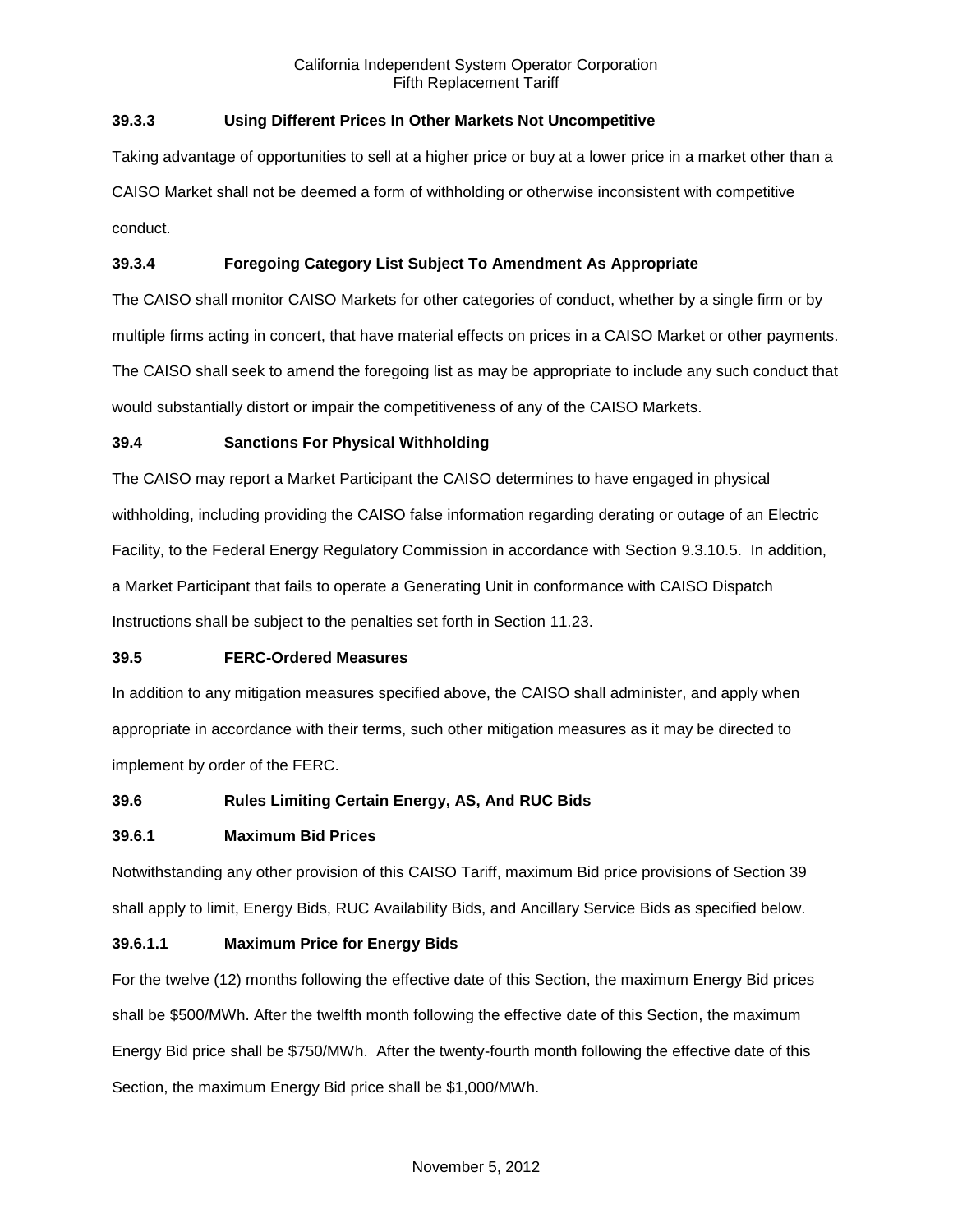### 39.3.3 Using Different Prices In Other Markets Not Uncompetitive

Taking advantage of opportunities to sell at a higher price or buy at a lower price in a market other than a CAISO Market shall not be deemed a form of withholding or otherwise inconsistent with competitive conduct.

### 39.3.4 Foregoing Category List Subject To Amendment As Appropriate

The CAISO shall monitor CAISO Markets for other categories of conduct, whether by a single firm or by multiple firms acting in concert, that have material effects on prices in a CAISO Market or other payments. The CAISO shall seek to amend the foregoing list as may be appropriate to include any such conduct that would substantially distort or impair the competitiveness of any of the CAISO Markets.

## 39.4 Sanctions For Physical Withholding

The CAISO may report a Market Participant the CAISO determines to have engaged in physical withholding, including providing the CAISO false information regarding derating or outage of an Electric Facility, to the Federal Energy Regulatory Commission in accordance with Section 9.3.10.5. In addition, a Market Participant that fails to operate a Generating Unit in conformance with CAISO Dispatch Instructions shall be subject to the penalties set forth in Section 11.23.

## 39.5 FERC-Ordered Measures

In addition to any mitigation measures specified above, the CAISO shall administer, and apply when appropriate in accordance with their terms, such other mitigation measures as it may be directed to implement by order of the FERC.

## 39.6 Rules Limiting Certain Energy, AS, And RUC Bids

### 39.6.1 Maximum Bid Prices

Notwithstanding any other provision of this CAISO Tariff, maximum Bid price provisions of Section 39 shall apply to limit, Energy Bids, RUC Availability Bids, and Ancillary Service Bids as specified below.

#### 39.6.1.1 Maximum Price for Energy Bids

For the twelve (12) months following the effective date of this Section, the maximum Energy Bid prices shall be $500/MWh. After the twelfth month following the effective date of this Section, the maximum Energy Bid price shall be $750/MWh. After the twenty-fourth month following the effective date of this Section, the maximum Energy Bid price shall be $1,000/MWh.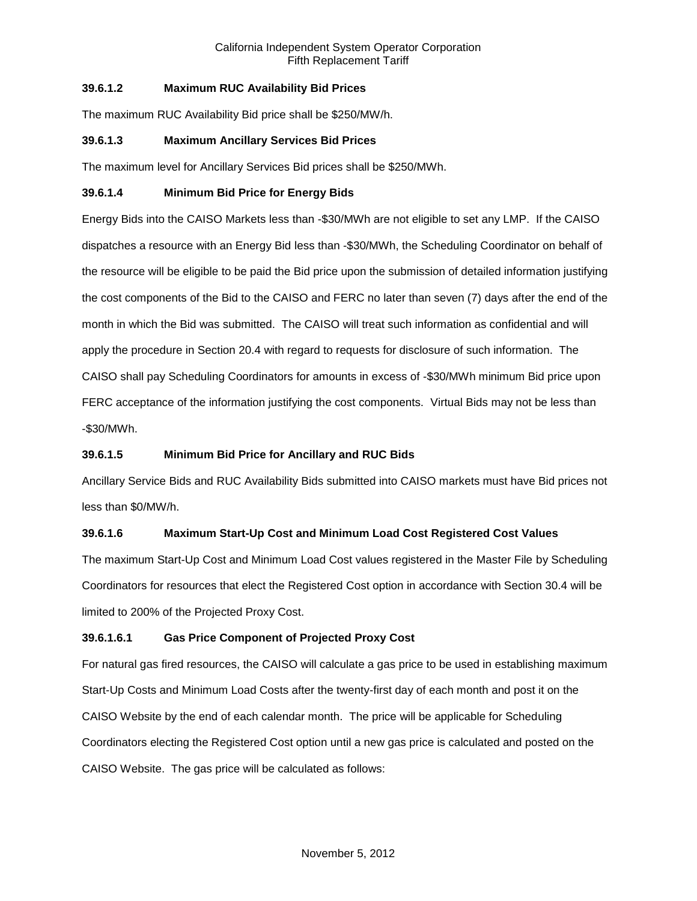### 39.6.1.2 Maximum RUC Availability Bid Prices

The maximum RUC Availability Bid price shall be $250/MW/h.

### 39.6.1.3 Maximum Ancillary Services Bid Prices

The maximum level for Ancillary Services Bid prices shall be $250/MWh.

### 39.6.1.4 Minimum Bid Price for Energy Bids

Energy Bids into the CAISO Markets less than -$30/MWh are not eligible to set any LMP. If the CAISO dispatches a resource with an Energy Bid less than -$30/MWh, the Scheduling Coordinator on behalf of the resource will be eligible to be paid the Bid price upon the submission of detailed information justifying the cost components of the Bid to the CAISO and FERC no later than seven (7) days after the end of the month in which the Bid was submitted. The CAISO will treat such information as confidential and will apply the procedure in Section 20.4 with regard to requests for disclosure of such information. The CAISO shall pay Scheduling Coordinators for amounts in excess of -$30/MWh minimum Bid price upon FERC acceptance of the information justifying the cost components. Virtual Bids may not be less than -$30/MWh.

### 39.6.1.5 Minimum Bid Price for Ancillary and RUC Bids

Ancillary Service Bids and RUC Availability Bids submitted into CAISO markets must have Bid prices not less than $0/MW/h.

### 39.6.1.6 Maximum Start-Up Cost and Minimum Load Cost Registered Cost Values

The maximum Start-Up Cost and Minimum Load Cost values registered in the Master File by Scheduling Coordinators for resources that elect the Registered Cost option in accordance with Section 30.4 will be limited to 200% of the Projected Proxy Cost.

### 39.6.1.6.1 Gas Price Component of Projected Proxy Cost

For natural gas fired resources, the CAISO will calculate a gas price to be used in establishing maximum Start-Up Costs and Minimum Load Costs after the twenty-first day of each month and post it on the CAISO Website by the end of each calendar month. The price will be applicable for Scheduling Coordinators electing the Registered Cost option until a new gas price is calculated and posted on the CAISO Website. The gas price will be calculated as follows: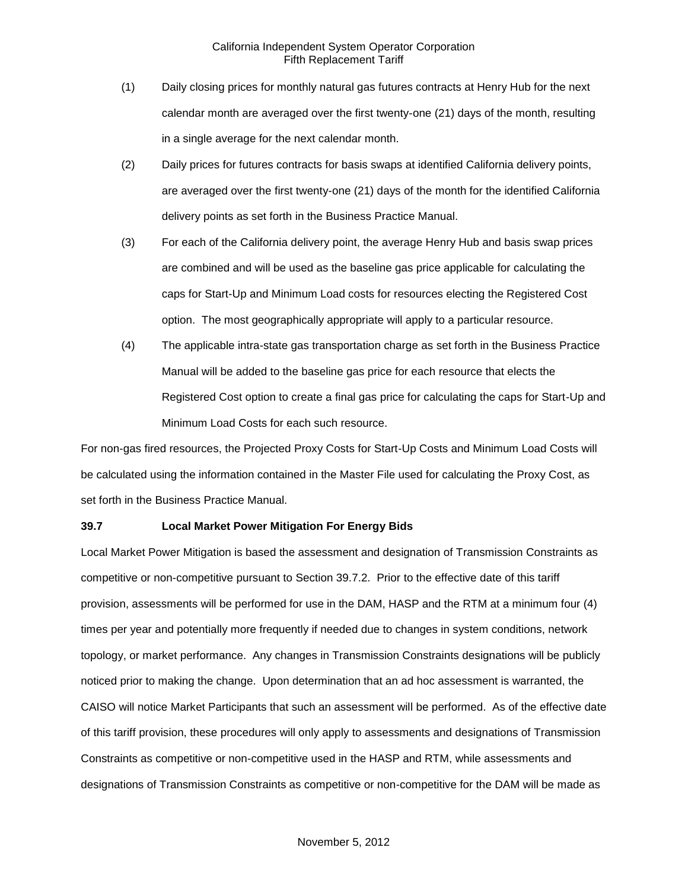(1) Daily closing prices for monthly natural gas futures contracts at Henry Hub for the next calendar month are averaged over the first twenty-one (21) days of the month, resulting in a single average for the next calendar month.

(2) Daily prices for futures contracts for basis swaps at identified California delivery points, are averaged over the first twenty-one (21) days of the month for the identified California delivery points as set forth in the Business Practice Manual.

(3) For each of the California delivery point, the average Henry Hub and basis swap prices are combined and will be used as the baseline gas price applicable for calculating the caps for Start-Up and Minimum Load costs for resources electing the Registered Cost option. The most geographically appropriate will apply to a particular resource.

(4) The applicable intra-state gas transportation charge as set forth in the Business Practice Manual will be added to the baseline gas price for each resource that elects the Registered Cost option to create a final gas price for calculating the caps for Start-Up and Minimum Load Costs for each such resource.

For non-gas fired resources, the Projected Proxy Costs for Start-Up Costs and Minimum Load Costs will be calculated using the information contained in the Master File used for calculating the Proxy Cost, as set forth in the Business Practice Manual.

### 39.7 Local Market Power Mitigation For Energy Bids

Local Market Power Mitigation is based the assessment and designation of Transmission Constraints as competitive or non-competitive pursuant to Section 39.7.2. Prior to the effective date of this tariff provision, assessments will be performed for use in the DAM, HASP and the RTM at a minimum four (4) times per year and potentially more frequently if needed due to changes in system conditions, network topology, or market performance. Any changes in Transmission Constraints designations will be publicly noticed prior to making the change. Upon determination that an ad hoc assessment is warranted, the CAISO will notice Market Participants that such an assessment will be performed. As of the effective date of this tariff provision, these procedures will only apply to assessments and designations of Transmission Constraints as competitive or non-competitive used in the HASP and RTM, while assessments and designations of Transmission Constraints as competitive or non-competitive for the DAM will be made as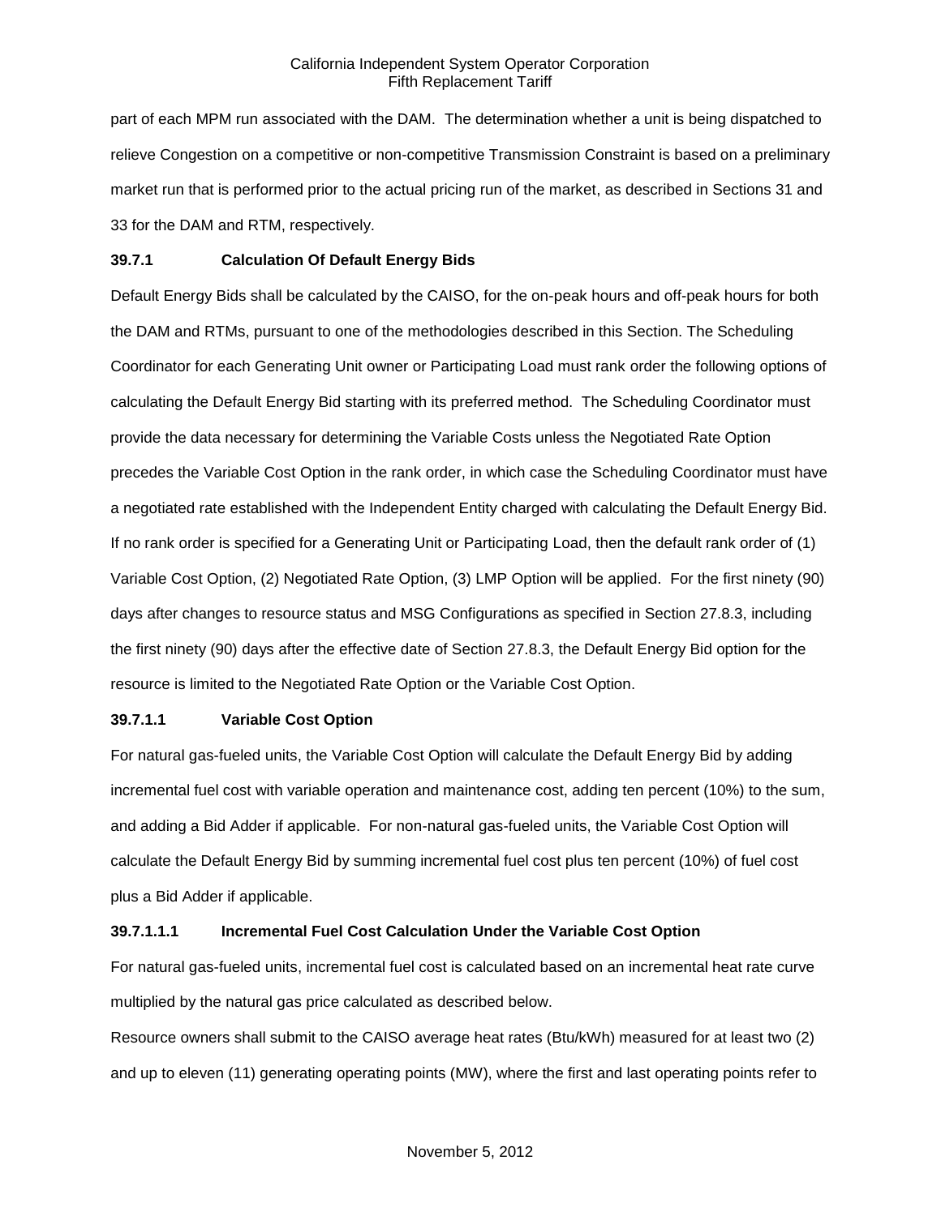part of each MPM run associated with the DAM. The determination whether a unit is being dispatched to relieve Congestion on a competitive or non-competitive Transmission Constraint is based on a preliminary market run that is performed prior to the actual pricing run of the market, as described in Sections 31 and 33 for the DAM and RTM, respectively.

### 39.7.1 Calculation Of Default Energy Bids

Default Energy Bids shall be calculated by the CAISO, for the on-peak hours and off-peak hours for both the DAM and RTMs, pursuant to one of the methodologies described in this Section. The Scheduling Coordinator for each Generating Unit owner or Participating Load must rank order the following options of calculating the Default Energy Bid starting with its preferred method. The Scheduling Coordinator must provide the data necessary for determining the Variable Costs unless the Negotiated Rate Option precedes the Variable Cost Option in the rank order, in which case the Scheduling Coordinator must have a negotiated rate established with the Independent Entity charged with calculating the Default Energy Bid. If no rank order is specified for a Generating Unit or Participating Load, then the default rank order of (1) Variable Cost Option, (2) Negotiated Rate Option, (3) LMP Option will be applied. For the first ninety (90) days after changes to resource status and MSG Configurations as specified in Section 27.8.3, including the first ninety (90) days after the effective date of Section 27.8.3, the Default Energy Bid option for the resource is limited to the Negotiated Rate Option or the Variable Cost Option.

#### 39.7.1.1 Variable Cost Option

For natural gas-fueled units, the Variable Cost Option will calculate the Default Energy Bid by adding incremental fuel cost with variable operation and maintenance cost, adding ten percent (10%) to the sum, and adding a Bid Adder if applicable. For non-natural gas-fueled units, the Variable Cost Option will calculate the Default Energy Bid by summing incremental fuel cost plus ten percent (10%) of fuel cost plus a Bid Adder if applicable.

##### 39.7.1.1.1 Incremental Fuel Cost Calculation Under the Variable Cost Option

For natural gas-fueled units, incremental fuel cost is calculated based on an incremental heat rate curve multiplied by the natural gas price calculated as described below.

Resource owners shall submit to the CAISO average heat rates (Btu/kWh) measured for at least two (2) and up to eleven (11) generating operating points (MW), where the first and last operating points refer to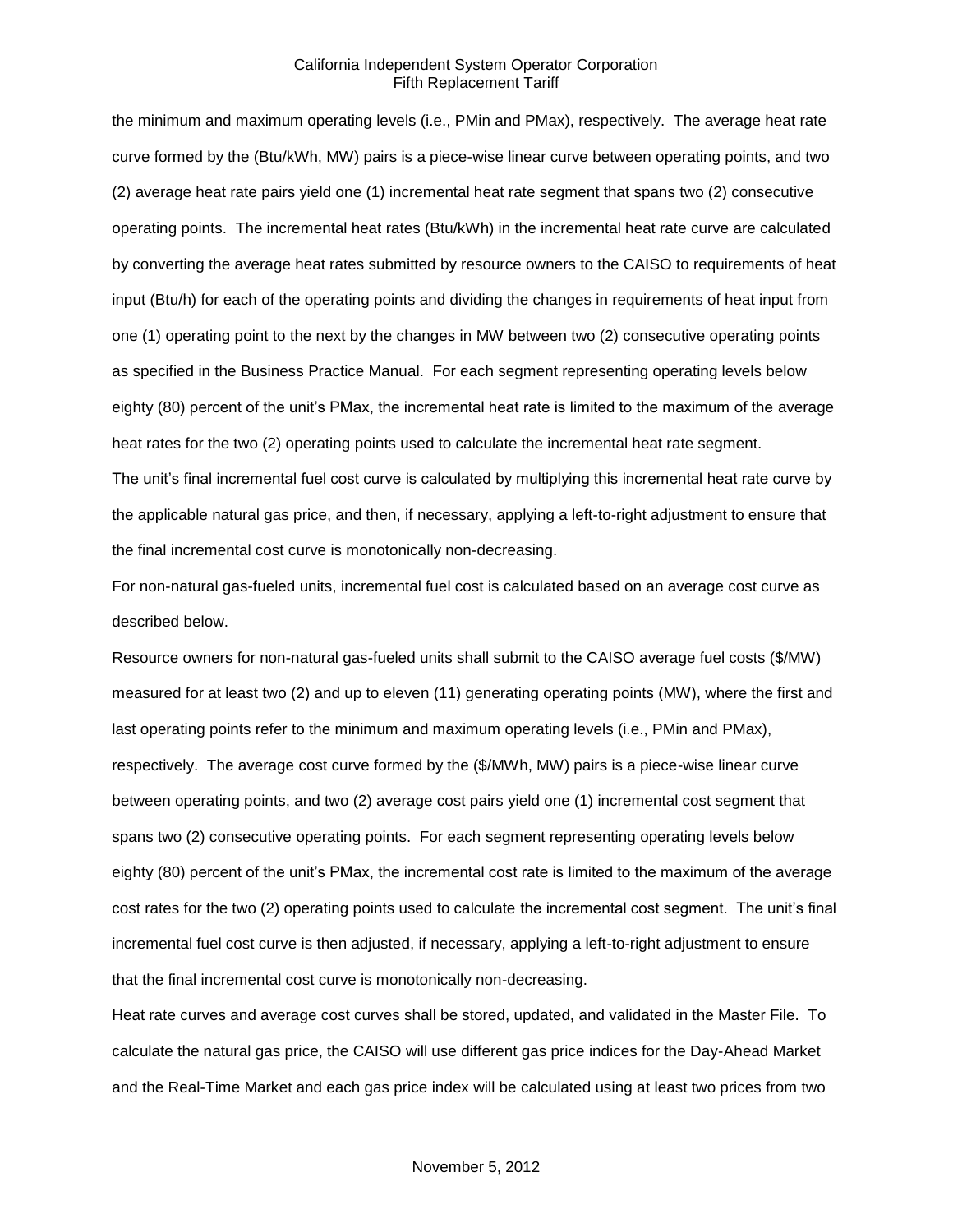the minimum and maximum operating levels (i.e., PMin and PMax), respectively. The average heat rate curve formed by the (Btu/kWh, MW) pairs is a piece-wise linear curve between operating points, and two (2) average heat rate pairs yield one (1) incremental heat rate segment that spans two (2) consecutive operating points. The incremental heat rates (Btu/kWh) in the incremental heat rate curve are calculated by converting the average heat rates submitted by resource owners to the CAISO to requirements of heat input (Btu/h) for each of the operating points and dividing the changes in requirements of heat input from one (1) operating point to the next by the changes in MW between two (2) consecutive operating points as specified in the Business Practice Manual. For each segment representing operating levels below eighty (80) percent of the unit's PMax, the incremental heat rate is limited to the maximum of the average heat rates for the two (2) operating points used to calculate the incremental heat rate segment.

The unit's final incremental fuel cost curve is calculated by multiplying this incremental heat rate curve by the applicable natural gas price, and then, if necessary, applying a left-to-right adjustment to ensure that the final incremental cost curve is monotonically non-decreasing.

For non-natural gas-fueled units, incremental fuel cost is calculated based on an average cost curve as described below.

Resource owners for non-natural gas-fueled units shall submit to the CAISO average fuel costs ($/MW) measured for at least two (2) and up to eleven (11) generating operating points (MW), where the first and last operating points refer to the minimum and maximum operating levels (i.e., PMin and PMax), respectively. The average cost curve formed by the ($/MWh, MW) pairs is a piece-wise linear curve between operating points, and two (2) average cost pairs yield one (1) incremental cost segment that spans two (2) consecutive operating points. For each segment representing operating levels below eighty (80) percent of the unit's PMax, the incremental cost rate is limited to the maximum of the average cost rates for the two (2) operating points used to calculate the incremental cost segment. The unit's final incremental fuel cost curve is then adjusted, if necessary, applying a left-to-right adjustment to ensure that the final incremental cost curve is monotonically non-decreasing.

Heat rate curves and average cost curves shall be stored, updated, and validated in the Master File. To calculate the natural gas price, the CAISO will use different gas price indices for the Day-Ahead Market and the Real-Time Market and each gas price index will be calculated using at least two prices from two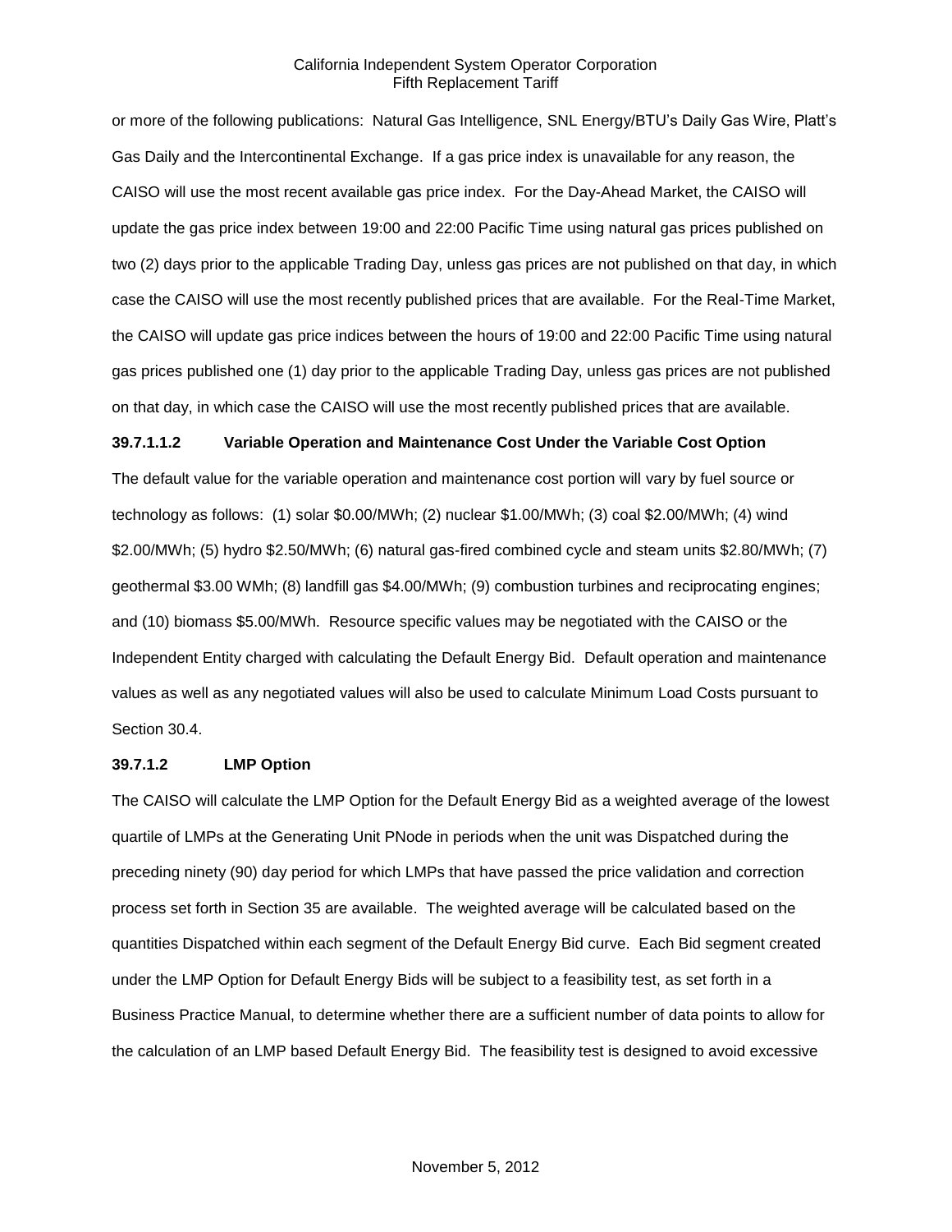or more of the following publications: Natural Gas Intelligence, SNL Energy/BTU's Daily Gas Wire, Platt's Gas Daily and the Intercontinental Exchange. If a gas price index is unavailable for any reason, the CAISO will use the most recent available gas price index. For the Day-Ahead Market, the CAISO will update the gas price index between 19:00 and 22:00 Pacific Time using natural gas prices published on two (2) days prior to the applicable Trading Day, unless gas prices are not published on that day, in which case the CAISO will use the most recently published prices that are available. For the Real-Time Market, the CAISO will update gas price indices between the hours of 19:00 and 22:00 Pacific Time using natural gas prices published one (1) day prior to the applicable Trading Day, unless gas prices are not published on that day, in which case the CAISO will use the most recently published prices that are available.

**39.7.1.1.2 Variable Operation and Maintenance Cost Under the Variable Cost Option**

The default value for the variable operation and maintenance cost portion will vary by fuel source or technology as follows: (1) solar $0.00/MWh; (2) nuclear $1.00/MWh; (3) coal $2.00/MWh; (4) wind $2.00/MWh; (5) hydro $2.50/MWh; (6) natural gas-fired combined cycle and steam units $2.80/MWh; (7) geothermal $3.00 WMh; (8) landfill gas $4.00/MWh; (9) combustion turbines and reciprocating engines; and (10) biomass $5.00/MWh. Resource specific values may be negotiated with the CAISO or the Independent Entity charged with calculating the Default Energy Bid. Default operation and maintenance values as well as any negotiated values will also be used to calculate Minimum Load Costs pursuant to Section 30.4.

**39.7.1.2 LMP Option**

The CAISO will calculate the LMP Option for the Default Energy Bid as a weighted average of the lowest quartile of LMPs at the Generating Unit PNode in periods when the unit was Dispatched during the preceding ninety (90) day period for which LMPs that have passed the price validation and correction process set forth in Section 35 are available. The weighted average will be calculated based on the quantities Dispatched within each segment of the Default Energy Bid curve. Each Bid segment created under the LMP Option for Default Energy Bids will be subject to a feasibility test, as set forth in a Business Practice Manual, to determine whether there are a sufficient number of data points to allow for the calculation of an LMP based Default Energy Bid. The feasibility test is designed to avoid excessive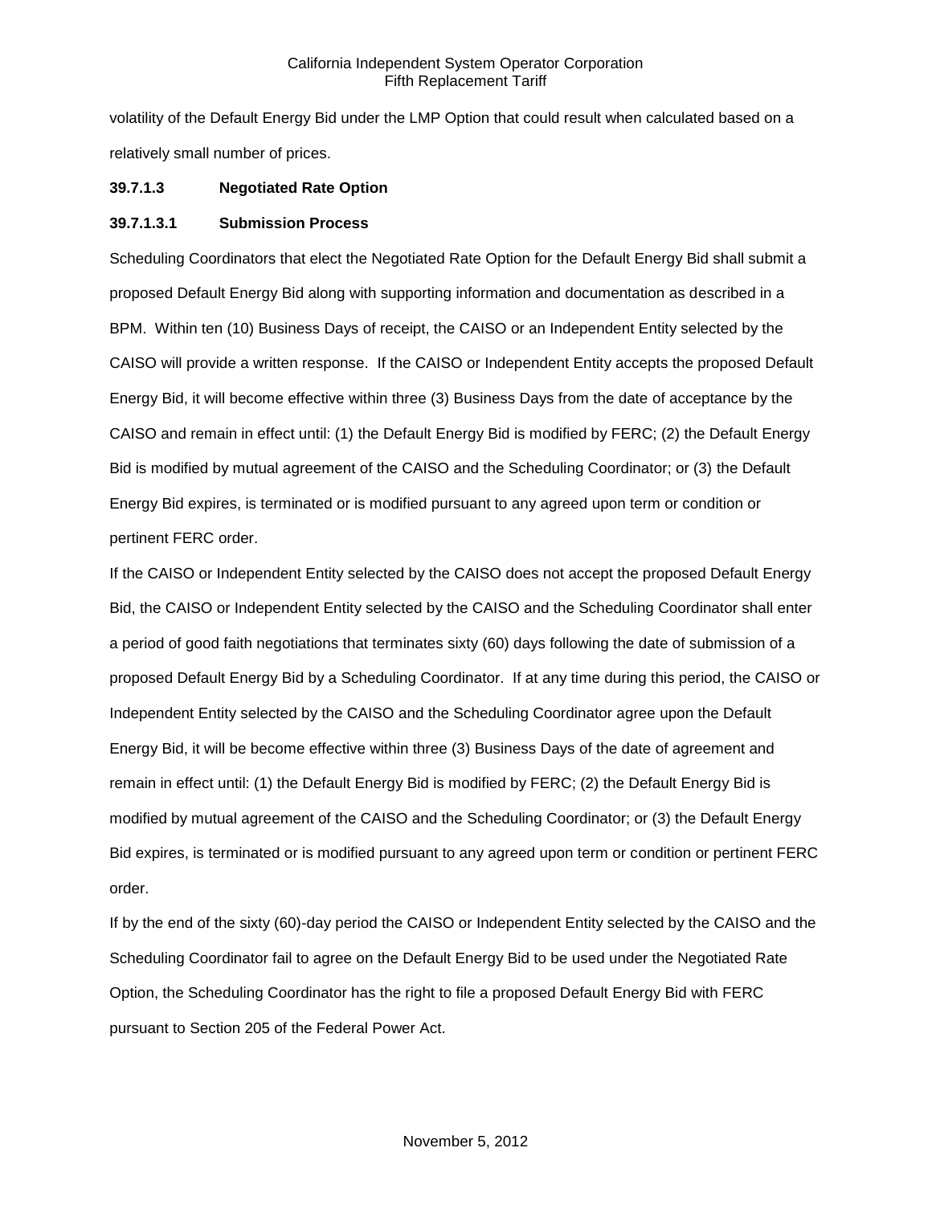volatility of the Default Energy Bid under the LMP Option that could result when calculated based on a relatively small number of prices.

**39.7.1.3 Negotiated Rate Option**

**39.7.1.3.1 Submission Process**

Scheduling Coordinators that elect the Negotiated Rate Option for the Default Energy Bid shall submit a proposed Default Energy Bid along with supporting information and documentation as described in a BPM. Within ten (10) Business Days of receipt, the CAISO or an Independent Entity selected by the CAISO will provide a written response. If the CAISO or Independent Entity accepts the proposed Default Energy Bid, it will become effective within three (3) Business Days from the date of acceptance by the CAISO and remain in effect until: (1) the Default Energy Bid is modified by FERC; (2) the Default Energy Bid is modified by mutual agreement of the CAISO and the Scheduling Coordinator; or (3) the Default Energy Bid expires, is terminated or is modified pursuant to any agreed upon term or condition or pertinent FERC order.

If the CAISO or Independent Entity selected by the CAISO does not accept the proposed Default Energy Bid, the CAISO or Independent Entity selected by the CAISO and the Scheduling Coordinator shall enter a period of good faith negotiations that terminates sixty (60) days following the date of submission of a proposed Default Energy Bid by a Scheduling Coordinator. If at any time during this period, the CAISO or Independent Entity selected by the CAISO and the Scheduling Coordinator agree upon the Default Energy Bid, it will be become effective within three (3) Business Days of the date of agreement and remain in effect until: (1) the Default Energy Bid is modified by FERC; (2) the Default Energy Bid is modified by mutual agreement of the CAISO and the Scheduling Coordinator; or (3) the Default Energy Bid expires, is terminated or is modified pursuant to any agreed upon term or condition or pertinent FERC order.

If by the end of the sixty (60)-day period the CAISO or Independent Entity selected by the CAISO and the Scheduling Coordinator fail to agree on the Default Energy Bid to be used under the Negotiated Rate Option, the Scheduling Coordinator has the right to file a proposed Default Energy Bid with FERC pursuant to Section 205 of the Federal Power Act.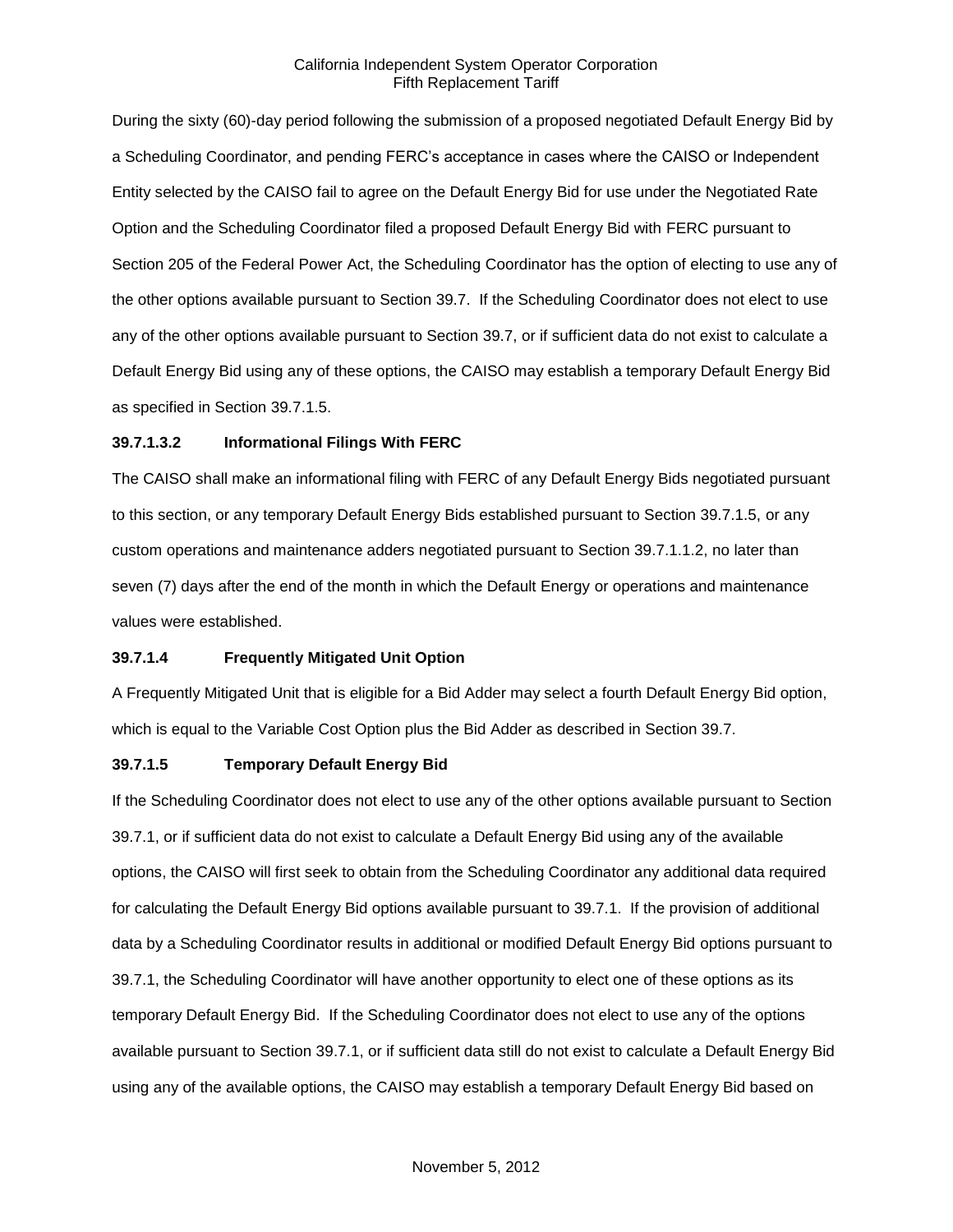During the sixty (60)-day period following the submission of a proposed negotiated Default Energy Bid by a Scheduling Coordinator, and pending FERC's acceptance in cases where the CAISO or Independent Entity selected by the CAISO fail to agree on the Default Energy Bid for use under the Negotiated Rate Option and the Scheduling Coordinator filed a proposed Default Energy Bid with FERC pursuant to Section 205 of the Federal Power Act, the Scheduling Coordinator has the option of electing to use any of the other options available pursuant to Section 39.7. If the Scheduling Coordinator does not elect to use any of the other options available pursuant to Section 39.7, or if sufficient data do not exist to calculate a Default Energy Bid using any of these options, the CAISO may establish a temporary Default Energy Bid as specified in Section 39.7.1.5.

**39.7.1.3.2 Informational Filings With FERC**

The CAISO shall make an informational filing with FERC of any Default Energy Bids negotiated pursuant to this section, or any temporary Default Energy Bids established pursuant to Section 39.7.1.5, or any custom operations and maintenance adders negotiated pursuant to Section 39.7.1.1.2, no later than seven (7) days after the end of the month in which the Default Energy or operations and maintenance values were established.

**39.7.1.4 Frequently Mitigated Unit Option**

A Frequently Mitigated Unit that is eligible for a Bid Adder may select a fourth Default Energy Bid option, which is equal to the Variable Cost Option plus the Bid Adder as described in Section 39.7.

**39.7.1.5 Temporary Default Energy Bid**

If the Scheduling Coordinator does not elect to use any of the other options available pursuant to Section 39.7.1, or if sufficient data do not exist to calculate a Default Energy Bid using any of the available options, the CAISO will first seek to obtain from the Scheduling Coordinator any additional data required for calculating the Default Energy Bid options available pursuant to 39.7.1. If the provision of additional data by a Scheduling Coordinator results in additional or modified Default Energy Bid options pursuant to 39.7.1, the Scheduling Coordinator will have another opportunity to elect one of these options as its temporary Default Energy Bid. If the Scheduling Coordinator does not elect to use any of the options available pursuant to Section 39.7.1, or if sufficient data still do not exist to calculate a Default Energy Bid using any of the available options, the CAISO may establish a temporary Default Energy Bid based on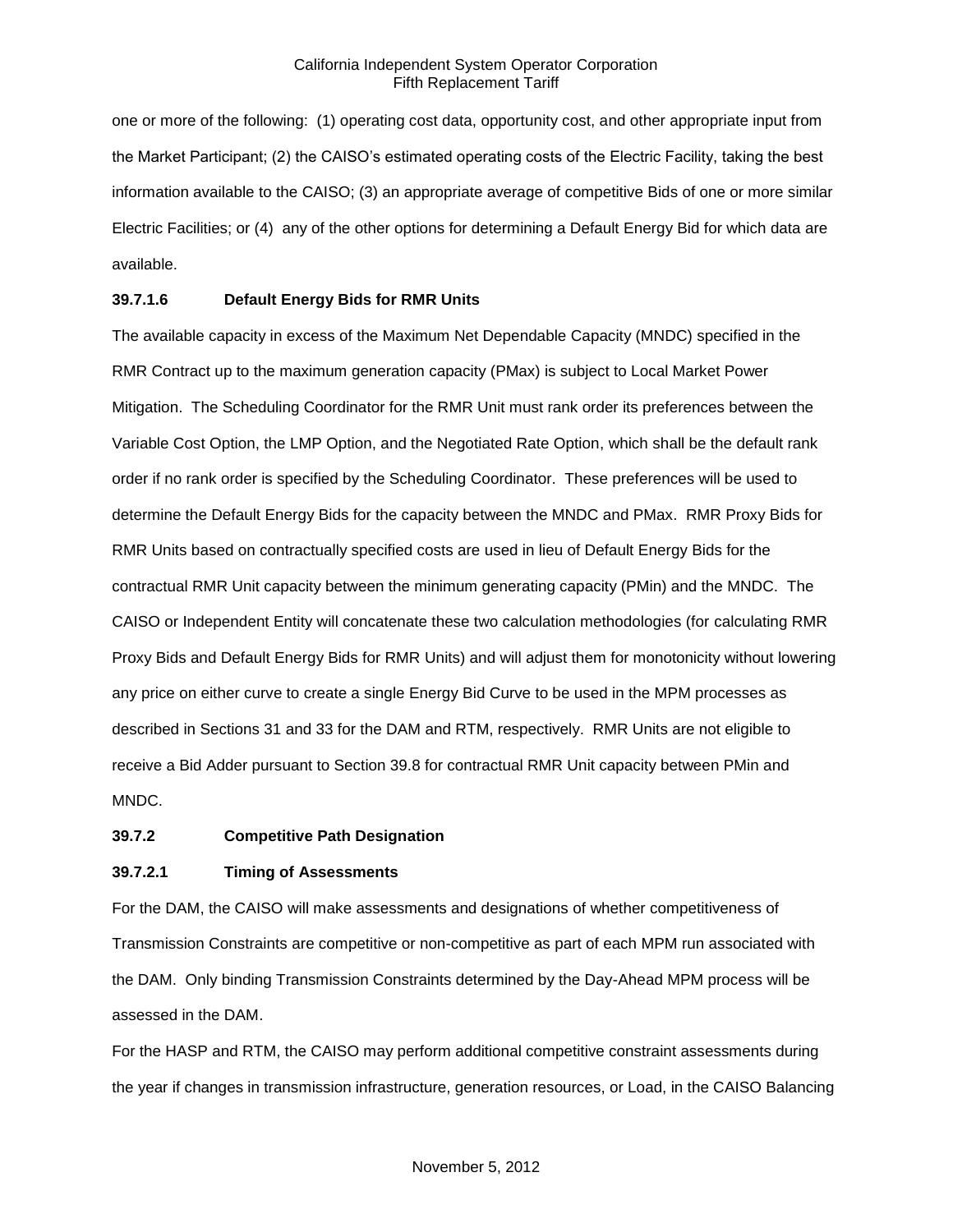one or more of the following: (1) operating cost data, opportunity cost, and other appropriate input from the Market Participant; (2) the CAISO's estimated operating costs of the Electric Facility, taking the best information available to the CAISO; (3) an appropriate average of competitive Bids of one or more similar Electric Facilities; or (4) any of the other options for determining a Default Energy Bid for which data are available.

**39.7.1.6 Default Energy Bids for RMR Units**

The available capacity in excess of the Maximum Net Dependable Capacity (MNDC) specified in the RMR Contract up to the maximum generation capacity (PMax) is subject to Local Market Power Mitigation. The Scheduling Coordinator for the RMR Unit must rank order its preferences between the Variable Cost Option, the LMP Option, and the Negotiated Rate Option, which shall be the default rank order if no rank order is specified by the Scheduling Coordinator. These preferences will be used to determine the Default Energy Bids for the capacity between the MNDC and PMax. RMR Proxy Bids for RMR Units based on contractually specified costs are used in lieu of Default Energy Bids for the contractual RMR Unit capacity between the minimum generating capacity (PMin) and the MNDC. The CAISO or Independent Entity will concatenate these two calculation methodologies (for calculating RMR Proxy Bids and Default Energy Bids for RMR Units) and will adjust them for monotonicity without lowering any price on either curve to create a single Energy Bid Curve to be used in the MPM processes as described in Sections 31 and 33 for the DAM and RTM, respectively. RMR Units are not eligible to receive a Bid Adder pursuant to Section 39.8 for contractual RMR Unit capacity between PMin and MNDC.

**39.7.2 Competitive Path Designation**

**39.7.2.1 Timing of Assessments**

For the DAM, the CAISO will make assessments and designations of whether competitiveness of Transmission Constraints are competitive or non-competitive as part of each MPM run associated with the DAM. Only binding Transmission Constraints determined by the Day-Ahead MPM process will be assessed in the DAM.

For the HASP and RTM, the CAISO may perform additional competitive constraint assessments during the year if changes in transmission infrastructure, generation resources, or Load, in the CAISO Balancing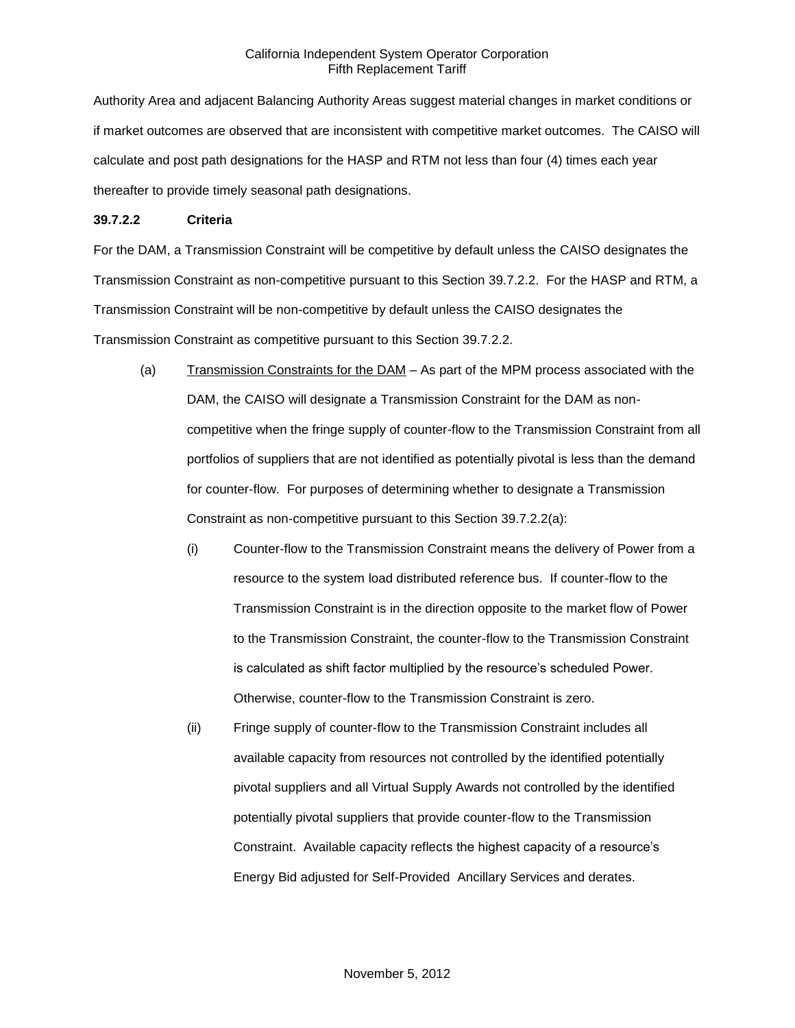Authority Area and adjacent Balancing Authority Areas suggest material changes in market conditions or if market outcomes are observed that are inconsistent with competitive market outcomes. The CAISO will calculate and post path designations for the HASP and RTM not less than four (4) times each year thereafter to provide timely seasonal path designations.

**39.7.2.2 Criteria**

For the DAM, a Transmission Constraint will be competitive by default unless the CAISO designates the Transmission Constraint as non-competitive pursuant to this Section 39.7.2.2. For the HASP and RTM, a Transmission Constraint will be non-competitive by default unless the CAISO designates the Transmission Constraint as competitive pursuant to this Section 39.7.2.2.

(a) Transmission Constraints for the DAM – As part of the MPM process associated with the DAM, the CAISO will designate a Transmission Constraint for the DAM as non-competitive when the fringe supply of counter-flow to the Transmission Constraint from all portfolios of suppliers that are not identified as potentially pivotal is less than the demand for counter-flow. For purposes of determining whether to designate a Transmission Constraint as non-competitive pursuant to this Section 39.7.2.2(a):

(i) Counter-flow to the Transmission Constraint means the delivery of Power from a resource to the system load distributed reference bus. If counter-flow to the Transmission Constraint is in the direction opposite to the market flow of Power to the Transmission Constraint, the counter-flow to the Transmission Constraint is calculated as shift factor multiplied by the resource's scheduled Power. Otherwise, counter-flow to the Transmission Constraint is zero.

(ii) Fringe supply of counter-flow to the Transmission Constraint includes all available capacity from resources not controlled by the identified potentially pivotal suppliers and all Virtual Supply Awards not controlled by the identified potentially pivotal suppliers that provide counter-flow to the Transmission Constraint. Available capacity reflects the highest capacity of a resource's Energy Bid adjusted for Self-Provided Ancillary Services and derates.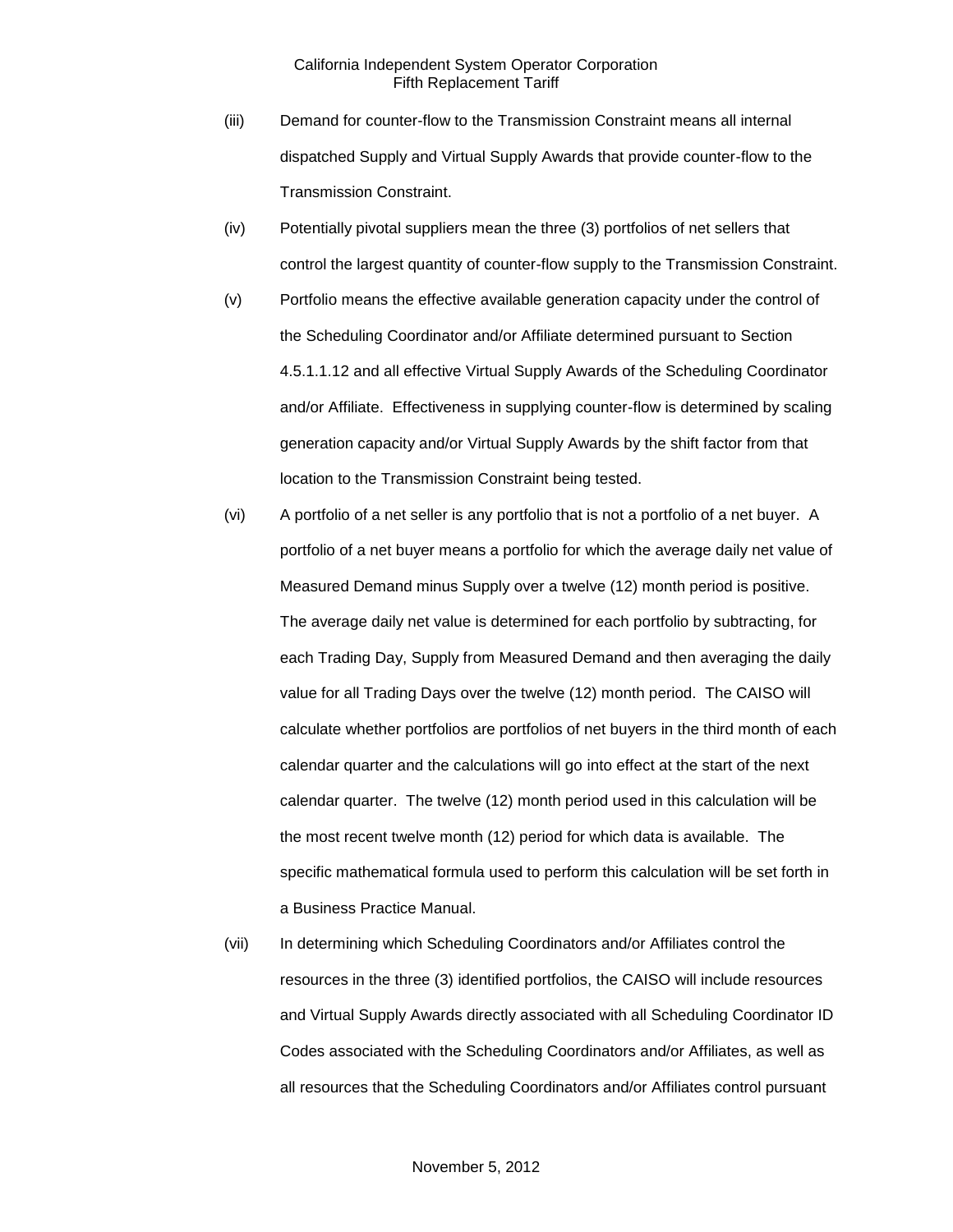(iii) Demand for counter-flow to the Transmission Constraint means all internal dispatched Supply and Virtual Supply Awards that provide counter-flow to the Transmission Constraint.

(iv) Potentially pivotal suppliers mean the three (3) portfolios of net sellers that control the largest quantity of counter-flow supply to the Transmission Constraint.

(v) Portfolio means the effective available generation capacity under the control of the Scheduling Coordinator and/or Affiliate determined pursuant to Section 4.5.1.1.12 and all effective Virtual Supply Awards of the Scheduling Coordinator and/or Affiliate. Effectiveness in supplying counter-flow is determined by scaling generation capacity and/or Virtual Supply Awards by the shift factor from that location to the Transmission Constraint being tested.

(vi) A portfolio of a net seller is any portfolio that is not a portfolio of a net buyer. A portfolio of a net buyer means a portfolio for which the average daily net value of Measured Demand minus Supply over a twelve (12) month period is positive. The average daily net value is determined for each portfolio by subtracting, for each Trading Day, Supply from Measured Demand and then averaging the daily value for all Trading Days over the twelve (12) month period. The CAISO will calculate whether portfolios are portfolios of net buyers in the third month of each calendar quarter and the calculations will go into effect at the start of the next calendar quarter. The twelve (12) month period used in this calculation will be the most recent twelve month (12) period for which data is available. The specific mathematical formula used to perform this calculation will be set forth in a Business Practice Manual.

(vii) In determining which Scheduling Coordinators and/or Affiliates control the resources in the three (3) identified portfolios, the CAISO will include resources and Virtual Supply Awards directly associated with all Scheduling Coordinator ID Codes associated with the Scheduling Coordinators and/or Affiliates, as well as all resources that the Scheduling Coordinators and/or Affiliates control pursuant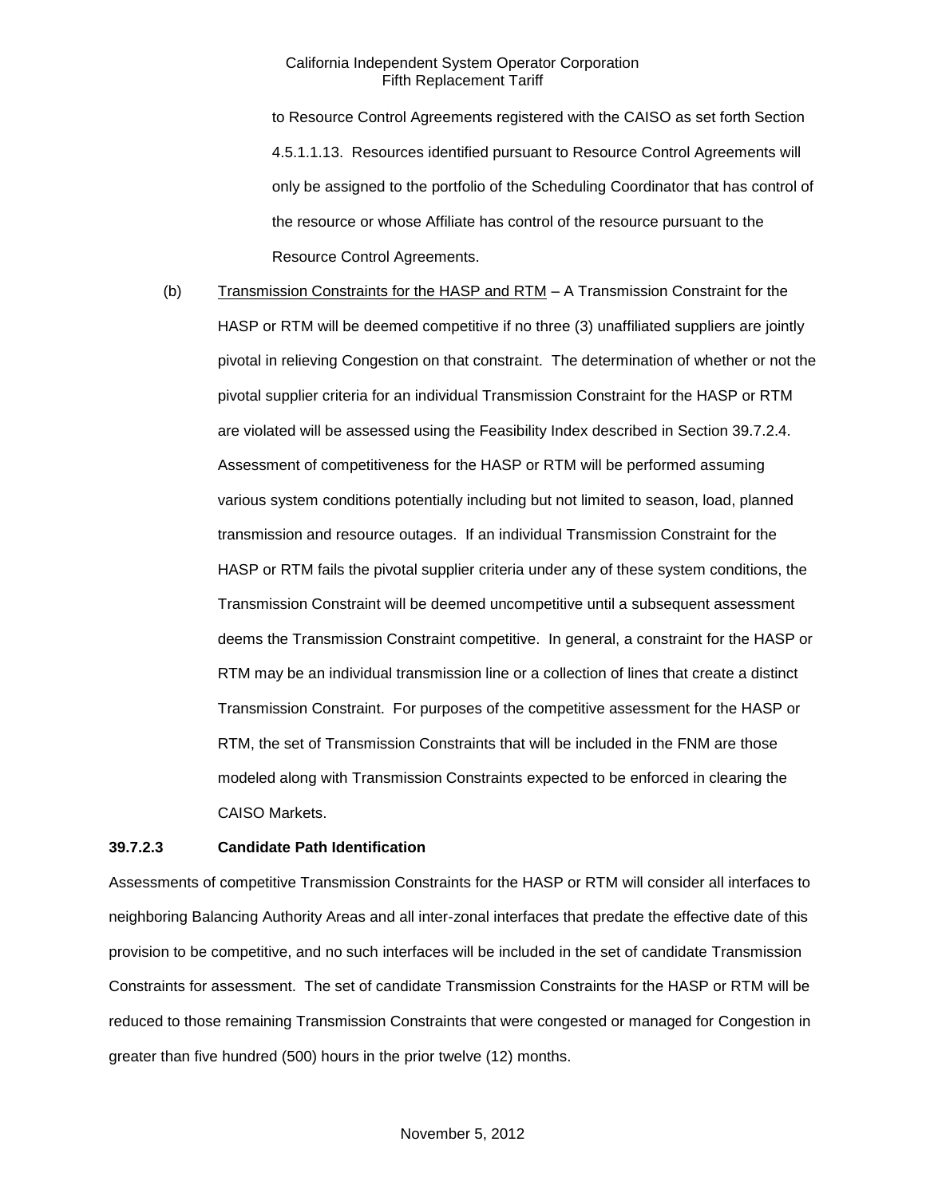to Resource Control Agreements registered with the CAISO as set forth Section 4.5.1.1.13. Resources identified pursuant to Resource Control Agreements will only be assigned to the portfolio of the Scheduling Coordinator that has control of the resource or whose Affiliate has control of the resource pursuant to the Resource Control Agreements.

(b) Transmission Constraints for the HASP and RTM – A Transmission Constraint for the HASP or RTM will be deemed competitive if no three (3) unaffiliated suppliers are jointly pivotal in relieving Congestion on that constraint. The determination of whether or not the pivotal supplier criteria for an individual Transmission Constraint for the HASP or RTM are violated will be assessed using the Feasibility Index described in Section 39.7.2.4. Assessment of competitiveness for the HASP or RTM will be performed assuming various system conditions potentially including but not limited to season, load, planned transmission and resource outages. If an individual Transmission Constraint for the HASP or RTM fails the pivotal supplier criteria under any of these system conditions, the Transmission Constraint will be deemed uncompetitive until a subsequent assessment deems the Transmission Constraint competitive. In general, a constraint for the HASP or RTM may be an individual transmission line or a collection of lines that create a distinct Transmission Constraint. For purposes of the competitive assessment for the HASP or RTM, the set of Transmission Constraints that will be included in the FNM are those modeled along with Transmission Constraints expected to be enforced in clearing the CAISO Markets.

**39.7.2.3 Candidate Path Identification**

Assessments of competitive Transmission Constraints for the HASP or RTM will consider all interfaces to neighboring Balancing Authority Areas and all inter-zonal interfaces that predate the effective date of this provision to be competitive, and no such interfaces will be included in the set of candidate Transmission Constraints for assessment. The set of candidate Transmission Constraints for the HASP or RTM will be reduced to those remaining Transmission Constraints that were congested or managed for Congestion in greater than five hundred (500) hours in the prior twelve (12) months.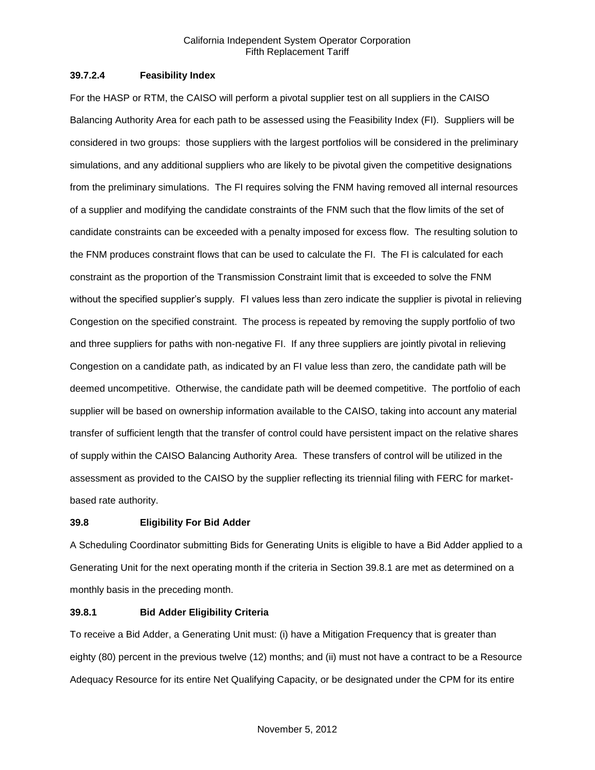### 39.7.2.4 Feasibility Index

For the HASP or RTM, the CAISO will perform a pivotal supplier test on all suppliers in the CAISO Balancing Authority Area for each path to be assessed using the Feasibility Index (FI). Suppliers will be considered in two groups: those suppliers with the largest portfolios will be considered in the preliminary simulations, and any additional suppliers who are likely to be pivotal given the competitive designations from the preliminary simulations. The FI requires solving the FNM having removed all internal resources of a supplier and modifying the candidate constraints of the FNM such that the flow limits of the set of candidate constraints can be exceeded with a penalty imposed for excess flow. The resulting solution to the FNM produces constraint flows that can be used to calculate the FI. The FI is calculated for each constraint as the proportion of the Transmission Constraint limit that is exceeded to solve the FNM without the specified supplier's supply. FI values less than zero indicate the supplier is pivotal in relieving Congestion on the specified constraint. The process is repeated by removing the supply portfolio of two and three suppliers for paths with non-negative FI. If any three suppliers are jointly pivotal in relieving Congestion on a candidate path, as indicated by an FI value less than zero, the candidate path will be deemed uncompetitive. Otherwise, the candidate path will be deemed competitive. The portfolio of each supplier will be based on ownership information available to the CAISO, taking into account any material transfer of sufficient length that the transfer of control could have persistent impact on the relative shares of supply within the CAISO Balancing Authority Area. These transfers of control will be utilized in the assessment as provided to the CAISO by the supplier reflecting its triennial filing with FERC for market-based rate authority.

## 39.8 Eligibility For Bid Adder

A Scheduling Coordinator submitting Bids for Generating Units is eligible to have a Bid Adder applied to a Generating Unit for the next operating month if the criteria in Section 39.8.1 are met as determined on a monthly basis in the preceding month.

### 39.8.1 Bid Adder Eligibility Criteria

To receive a Bid Adder, a Generating Unit must: (i) have a Mitigation Frequency that is greater than eighty (80) percent in the previous twelve (12) months; and (ii) must not have a contract to be a Resource Adequacy Resource for its entire Net Qualifying Capacity, or be designated under the CPM for its entire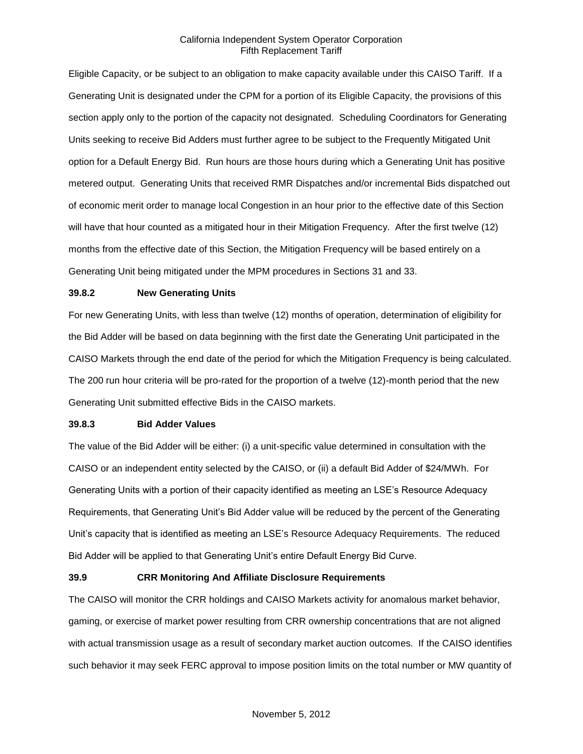Eligible Capacity, or be subject to an obligation to make capacity available under this CAISO Tariff. If a Generating Unit is designated under the CPM for a portion of its Eligible Capacity, the provisions of this section apply only to the portion of the capacity not designated. Scheduling Coordinators for Generating Units seeking to receive Bid Adders must further agree to be subject to the Frequently Mitigated Unit option for a Default Energy Bid. Run hours are those hours during which a Generating Unit has positive metered output. Generating Units that received RMR Dispatches and/or incremental Bids dispatched out of economic merit order to manage local Congestion in an hour prior to the effective date of this Section will have that hour counted as a mitigated hour in their Mitigation Frequency. After the first twelve (12) months from the effective date of this Section, the Mitigation Frequency will be based entirely on a Generating Unit being mitigated under the MPM procedures in Sections 31 and 33.

### 39.8.2 New Generating Units

For new Generating Units, with less than twelve (12) months of operation, determination of eligibility for the Bid Adder will be based on data beginning with the first date the Generating Unit participated in the CAISO Markets through the end date of the period for which the Mitigation Frequency is being calculated. The 200 run hour criteria will be pro-rated for the proportion of a twelve (12)-month period that the new Generating Unit submitted effective Bids in the CAISO markets.

### 39.8.3 Bid Adder Values

The value of the Bid Adder will be either: (i) a unit-specific value determined in consultation with the CAISO or an independent entity selected by the CAISO, or (ii) a default Bid Adder of $24/MWh. For Generating Units with a portion of their capacity identified as meeting an LSE's Resource Adequacy Requirements, that Generating Unit's Bid Adder value will be reduced by the percent of the Generating Unit's capacity that is identified as meeting an LSE's Resource Adequacy Requirements. The reduced Bid Adder will be applied to that Generating Unit's entire Default Energy Bid Curve.

## 39.9 CRR Monitoring And Affiliate Disclosure Requirements

The CAISO will monitor the CRR holdings and CAISO Markets activity for anomalous market behavior, gaming, or exercise of market power resulting from CRR ownership concentrations that are not aligned with actual transmission usage as a result of secondary market auction outcomes. If the CAISO identifies such behavior it may seek FERC approval to impose position limits on the total number or MW quantity of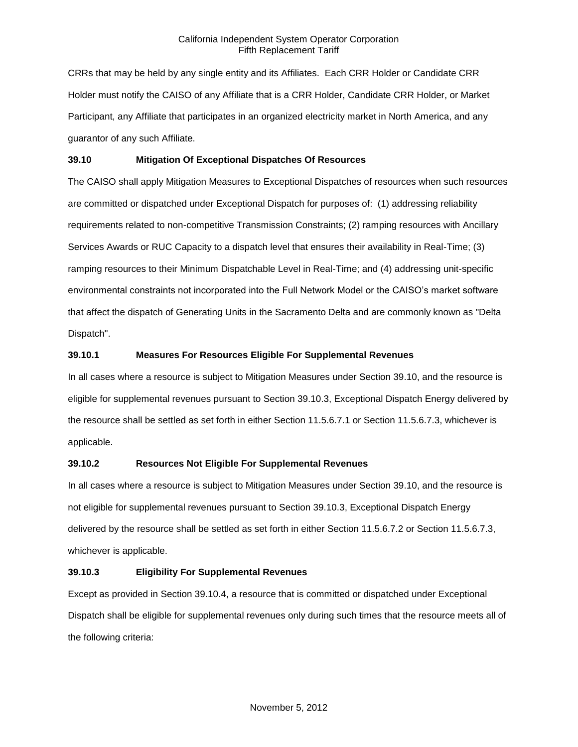CRRs that may be held by any single entity and its Affiliates. Each CRR Holder or Candidate CRR Holder must notify the CAISO of any Affiliate that is a CRR Holder, Candidate CRR Holder, or Market Participant, any Affiliate that participates in an organized electricity market in North America, and any guarantor of any such Affiliate.

### 39.10 Mitigation Of Exceptional Dispatches Of Resources

The CAISO shall apply Mitigation Measures to Exceptional Dispatches of resources when such resources are committed or dispatched under Exceptional Dispatch for purposes of: (1) addressing reliability requirements related to non-competitive Transmission Constraints; (2) ramping resources with Ancillary Services Awards or RUC Capacity to a dispatch level that ensures their availability in Real-Time; (3) ramping resources to their Minimum Dispatchable Level in Real-Time; and (4) addressing unit-specific environmental constraints not incorporated into the Full Network Model or the CAISO's market software that affect the dispatch of Generating Units in the Sacramento Delta and are commonly known as "Delta Dispatch".

### 39.10.1 Measures For Resources Eligible For Supplemental Revenues

In all cases where a resource is subject to Mitigation Measures under Section 39.10, and the resource is eligible for supplemental revenues pursuant to Section 39.10.3, Exceptional Dispatch Energy delivered by the resource shall be settled as set forth in either Section 11.5.6.7.1 or Section 11.5.6.7.3, whichever is applicable.

### 39.10.2 Resources Not Eligible For Supplemental Revenues

In all cases where a resource is subject to Mitigation Measures under Section 39.10, and the resource is not eligible for supplemental revenues pursuant to Section 39.10.3, Exceptional Dispatch Energy delivered by the resource shall be settled as set forth in either Section 11.5.6.7.2 or Section 11.5.6.7.3, whichever is applicable.

### 39.10.3 Eligibility For Supplemental Revenues

Except as provided in Section 39.10.4, a resource that is committed or dispatched under Exceptional Dispatch shall be eligible for supplemental revenues only during such times that the resource meets all of the following criteria: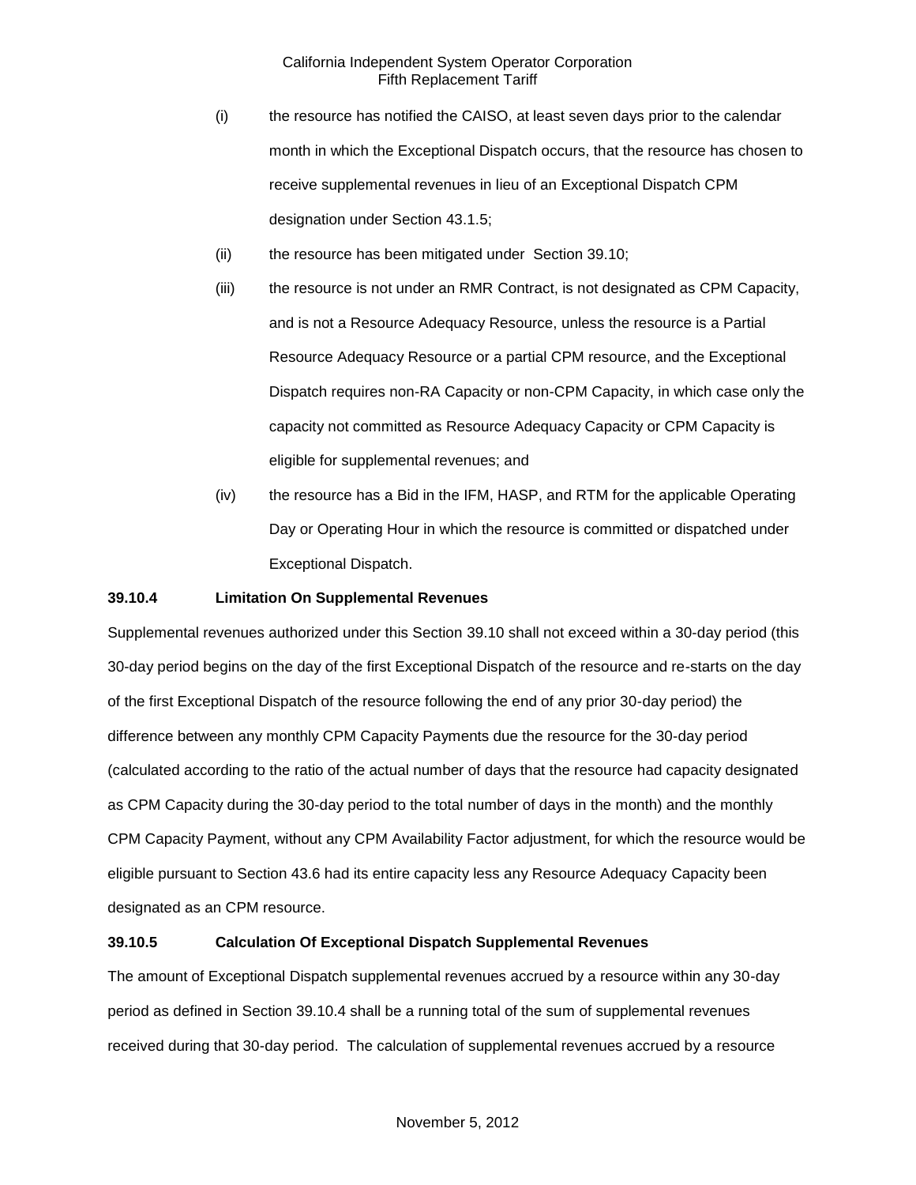(i) the resource has notified the CAISO, at least seven days prior to the calendar month in which the Exceptional Dispatch occurs, that the resource has chosen to receive supplemental revenues in lieu of an Exceptional Dispatch CPM designation under Section 43.1.5;

(ii) the resource has been mitigated under Section 39.10;

(iii) the resource is not under an RMR Contract, is not designated as CPM Capacity, and is not a Resource Adequacy Resource, unless the resource is a Partial Resource Adequacy Resource or a partial CPM resource, and the Exceptional Dispatch requires non-RA Capacity or non-CPM Capacity, in which case only the capacity not committed as Resource Adequacy Capacity or CPM Capacity is eligible for supplemental revenues; and

(iv) the resource has a Bid in the IFM, HASP, and RTM for the applicable Operating Day or Operating Hour in which the resource is committed or dispatched under Exceptional Dispatch.

**39.10.4 Limitation On Supplemental Revenues**

Supplemental revenues authorized under this Section 39.10 shall not exceed within a 30-day period (this 30-day period begins on the day of the first Exceptional Dispatch of the resource and re-starts on the day of the first Exceptional Dispatch of the resource following the end of any prior 30-day period) the difference between any monthly CPM Capacity Payments due the resource for the 30-day period (calculated according to the ratio of the actual number of days that the resource had capacity designated as CPM Capacity during the 30-day period to the total number of days in the month) and the monthly CPM Capacity Payment, without any CPM Availability Factor adjustment, for which the resource would be eligible pursuant to Section 43.6 had its entire capacity less any Resource Adequacy Capacity been designated as an CPM resource.

**39.10.5 Calculation Of Exceptional Dispatch Supplemental Revenues**

The amount of Exceptional Dispatch supplemental revenues accrued by a resource within any 30-day period as defined in Section 39.10.4 shall be a running total of the sum of supplemental revenues received during that 30-day period. The calculation of supplemental revenues accrued by a resource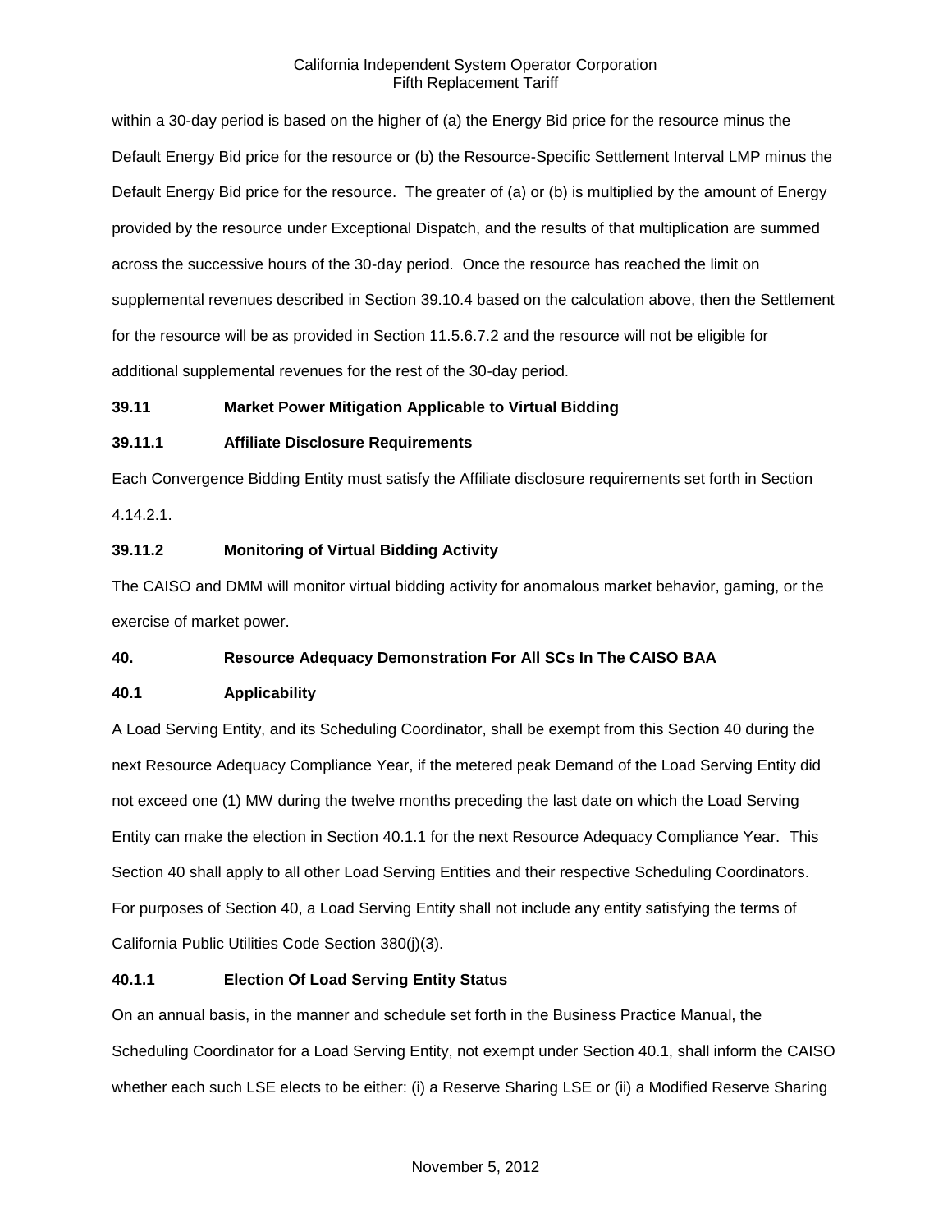within a 30-day period is based on the higher of (a) the Energy Bid price for the resource minus the Default Energy Bid price for the resource or (b) the Resource-Specific Settlement Interval LMP minus the Default Energy Bid price for the resource. The greater of (a) or (b) is multiplied by the amount of Energy provided by the resource under Exceptional Dispatch, and the results of that multiplication are summed across the successive hours of the 30-day period. Once the resource has reached the limit on supplemental revenues described in Section 39.10.4 based on the calculation above, then the Settlement for the resource will be as provided in Section 11.5.6.7.2 and the resource will not be eligible for additional supplemental revenues for the rest of the 30-day period.

**39.11 Market Power Mitigation Applicable to Virtual Bidding**

**39.11.1 Affiliate Disclosure Requirements**

Each Convergence Bidding Entity must satisfy the Affiliate disclosure requirements set forth in Section 4.14.2.1.

**39.11.2 Monitoring of Virtual Bidding Activity**

The CAISO and DMM will monitor virtual bidding activity for anomalous market behavior, gaming, or the exercise of market power.

**40. Resource Adequacy Demonstration For All SCs In The CAISO BAA**

**40.1 Applicability**

A Load Serving Entity, and its Scheduling Coordinator, shall be exempt from this Section 40 during the next Resource Adequacy Compliance Year, if the metered peak Demand of the Load Serving Entity did not exceed one (1) MW during the twelve months preceding the last date on which the Load Serving Entity can make the election in Section 40.1.1 for the next Resource Adequacy Compliance Year. This Section 40 shall apply to all other Load Serving Entities and their respective Scheduling Coordinators. For purposes of Section 40, a Load Serving Entity shall not include any entity satisfying the terms of California Public Utilities Code Section 380(j)(3).

**40.1.1 Election Of Load Serving Entity Status**

On an annual basis, in the manner and schedule set forth in the Business Practice Manual, the Scheduling Coordinator for a Load Serving Entity, not exempt under Section 40.1, shall inform the CAISO whether each such LSE elects to be either: (i) a Reserve Sharing LSE or (ii) a Modified Reserve Sharing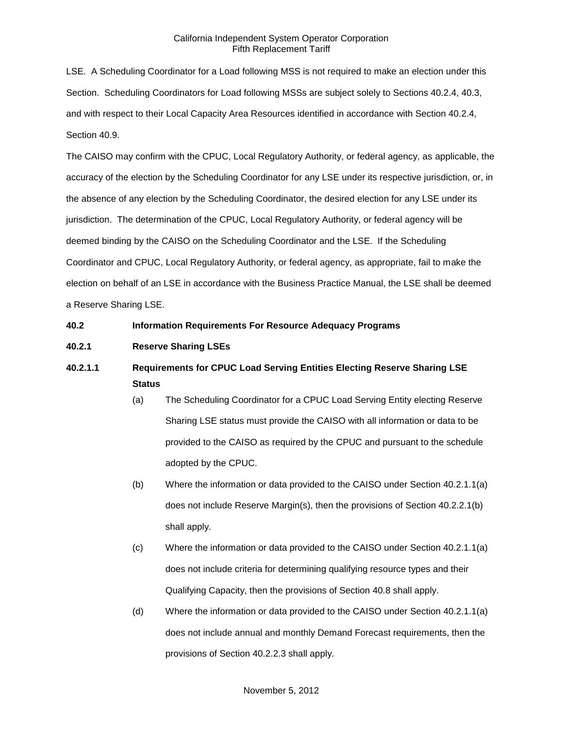LSE. A Scheduling Coordinator for a Load following MSS is not required to make an election under this Section. Scheduling Coordinators for Load following MSSs are subject solely to Sections 40.2.4, 40.3, and with respect to their Local Capacity Area Resources identified in accordance with Section 40.2.4, Section 40.9.

The CAISO may confirm with the CPUC, Local Regulatory Authority, or federal agency, as applicable, the accuracy of the election by the Scheduling Coordinator for any LSE under its respective jurisdiction, or, in the absence of any election by the Scheduling Coordinator, the desired election for any LSE under its jurisdiction. The determination of the CPUC, Local Regulatory Authority, or federal agency will be deemed binding by the CAISO on the Scheduling Coordinator and the LSE. If the Scheduling Coordinator and CPUC, Local Regulatory Authority, or federal agency, as appropriate, fail to make the election on behalf of an LSE in accordance with the Business Practice Manual, the LSE shall be deemed a Reserve Sharing LSE.

**40.2 Information Requirements For Resource Adequacy Programs**

**40.2.1 Reserve Sharing LSEs**

**40.2.1.1 Requirements for CPUC Load Serving Entities Electing Reserve Sharing LSE Status**

(a) The Scheduling Coordinator for a CPUC Load Serving Entity electing Reserve Sharing LSE status must provide the CAISO with all information or data to be provided to the CAISO as required by the CPUC and pursuant to the schedule adopted by the CPUC.

(b) Where the information or data provided to the CAISO under Section 40.2.1.1(a) does not include Reserve Margin(s), then the provisions of Section 40.2.2.1(b) shall apply.

(c) Where the information or data provided to the CAISO under Section 40.2.1.1(a) does not include criteria for determining qualifying resource types and their Qualifying Capacity, then the provisions of Section 40.8 shall apply.

(d) Where the information or data provided to the CAISO under Section 40.2.1.1(a) does not include annual and monthly Demand Forecast requirements, then the provisions of Section 40.2.2.3 shall apply.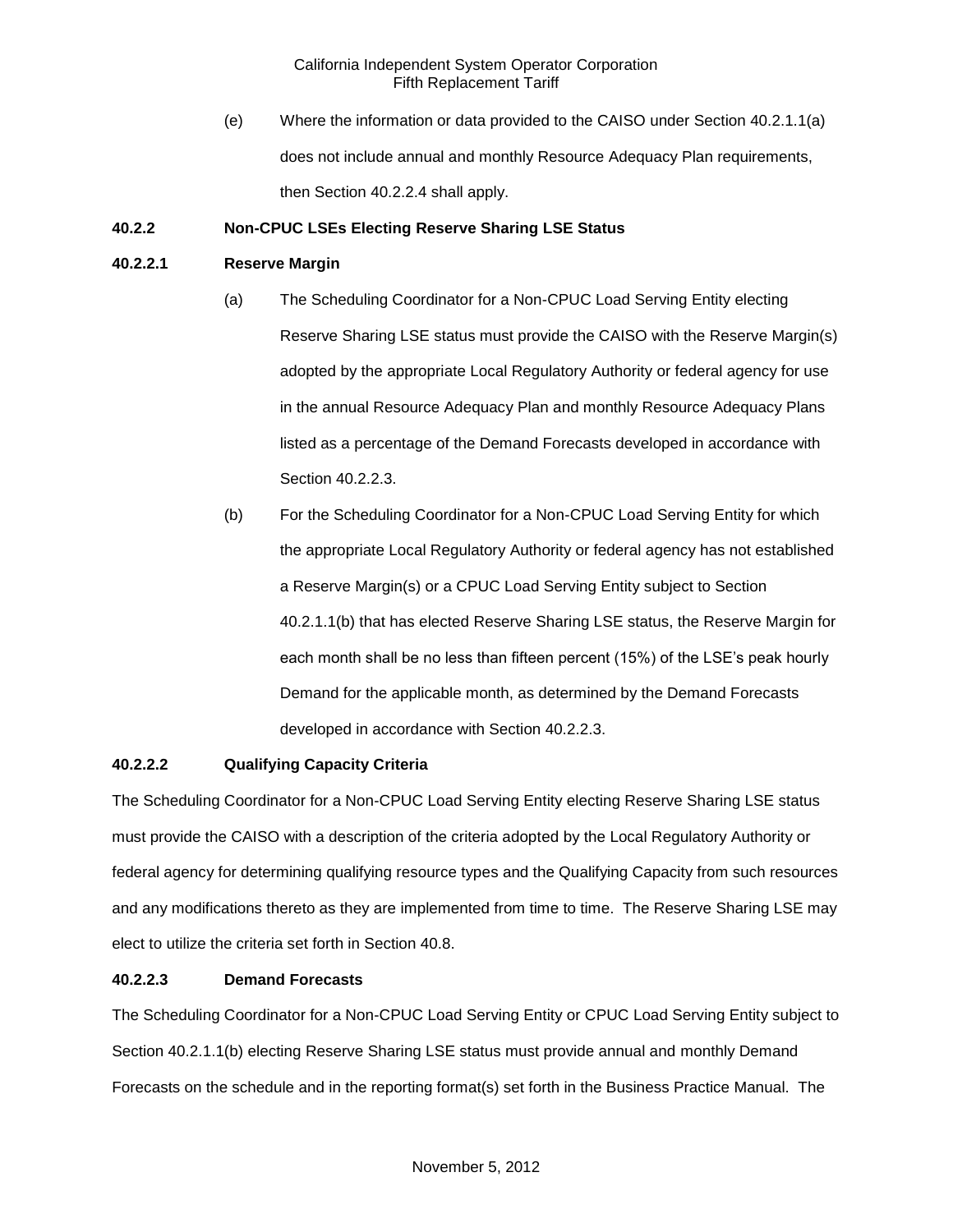(e) Where the information or data provided to the CAISO under Section 40.2.1.1(a) does not include annual and monthly Resource Adequacy Plan requirements, then Section 40.2.2.4 shall apply.

**40.2.2 Non-CPUC LSEs Electing Reserve Sharing LSE Status**

**40.2.2.1 Reserve Margin**

(a) The Scheduling Coordinator for a Non-CPUC Load Serving Entity electing Reserve Sharing LSE status must provide the CAISO with the Reserve Margin(s) adopted by the appropriate Local Regulatory Authority or federal agency for use in the annual Resource Adequacy Plan and monthly Resource Adequacy Plans listed as a percentage of the Demand Forecasts developed in accordance with Section 40.2.2.3.

(b) For the Scheduling Coordinator for a Non-CPUC Load Serving Entity for which the appropriate Local Regulatory Authority or federal agency has not established a Reserve Margin(s) or a CPUC Load Serving Entity subject to Section 40.2.1.1(b) that has elected Reserve Sharing LSE status, the Reserve Margin for each month shall be no less than fifteen percent (15%) of the LSE's peak hourly Demand for the applicable month, as determined by the Demand Forecasts developed in accordance with Section 40.2.2.3.

**40.2.2.2 Qualifying Capacity Criteria**

The Scheduling Coordinator for a Non-CPUC Load Serving Entity electing Reserve Sharing LSE status must provide the CAISO with a description of the criteria adopted by the Local Regulatory Authority or federal agency for determining qualifying resource types and the Qualifying Capacity from such resources and any modifications thereto as they are implemented from time to time. The Reserve Sharing LSE may elect to utilize the criteria set forth in Section 40.8.

**40.2.2.3 Demand Forecasts**

The Scheduling Coordinator for a Non-CPUC Load Serving Entity or CPUC Load Serving Entity subject to Section 40.2.1.1(b) electing Reserve Sharing LSE status must provide annual and monthly Demand Forecasts on the schedule and in the reporting format(s) set forth in the Business Practice Manual. The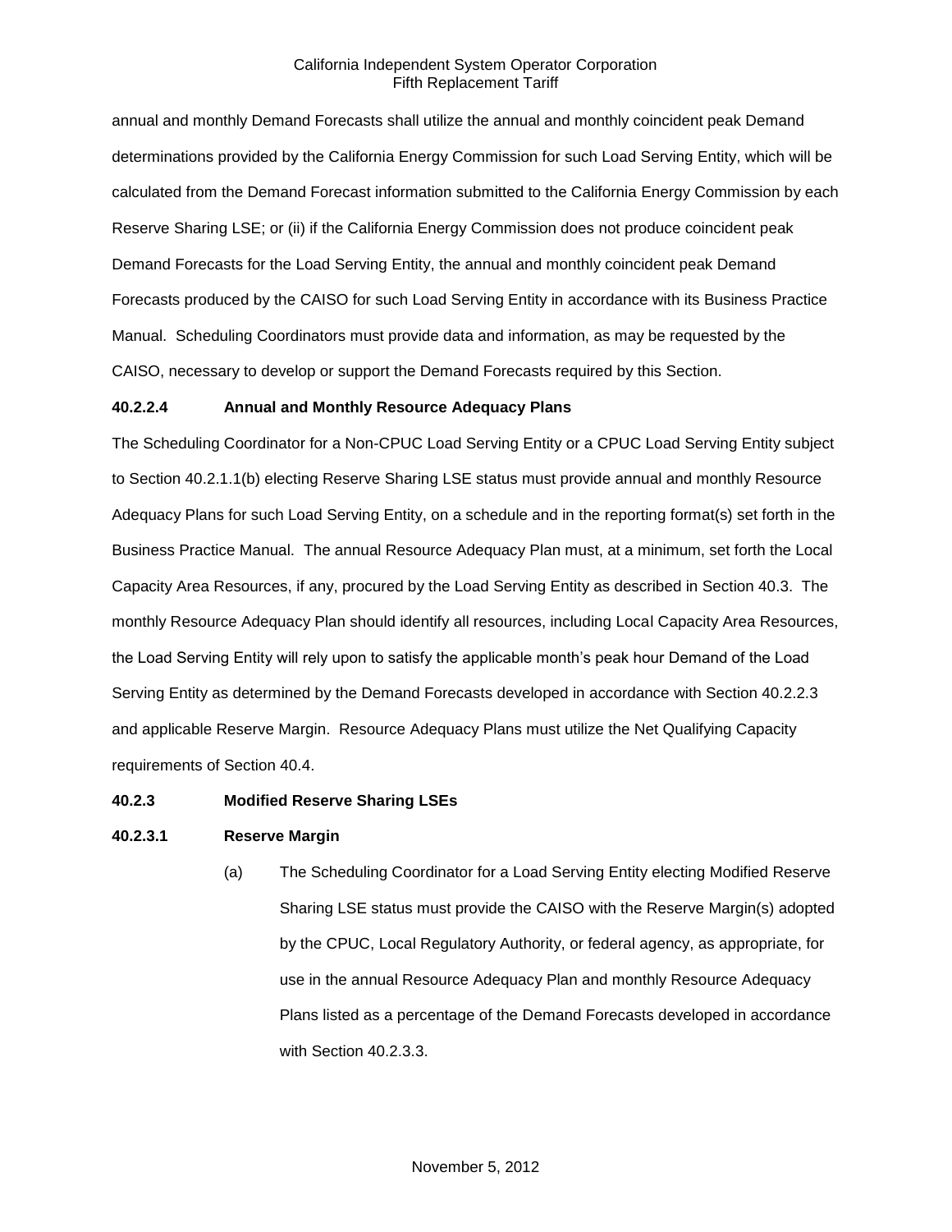annual and monthly Demand Forecasts shall utilize the annual and monthly coincident peak Demand determinations provided by the California Energy Commission for such Load Serving Entity, which will be calculated from the Demand Forecast information submitted to the California Energy Commission by each Reserve Sharing LSE; or (ii) if the California Energy Commission does not produce coincident peak Demand Forecasts for the Load Serving Entity, the annual and monthly coincident peak Demand Forecasts produced by the CAISO for such Load Serving Entity in accordance with its Business Practice Manual. Scheduling Coordinators must provide data and information, as may be requested by the CAISO, necessary to develop or support the Demand Forecasts required by this Section.

**40.2.2.4 Annual and Monthly Resource Adequacy Plans**

The Scheduling Coordinator for a Non-CPUC Load Serving Entity or a CPUC Load Serving Entity subject to Section 40.2.1.1(b) electing Reserve Sharing LSE status must provide annual and monthly Resource Adequacy Plans for such Load Serving Entity, on a schedule and in the reporting format(s) set forth in the Business Practice Manual. The annual Resource Adequacy Plan must, at a minimum, set forth the Local Capacity Area Resources, if any, procured by the Load Serving Entity as described in Section 40.3. The monthly Resource Adequacy Plan should identify all resources, including Local Capacity Area Resources, the Load Serving Entity will rely upon to satisfy the applicable month's peak hour Demand of the Load Serving Entity as determined by the Demand Forecasts developed in accordance with Section 40.2.2.3 and applicable Reserve Margin. Resource Adequacy Plans must utilize the Net Qualifying Capacity requirements of Section 40.4.

**40.2.3 Modified Reserve Sharing LSEs**

**40.2.3.1 Reserve Margin**

(a) The Scheduling Coordinator for a Load Serving Entity electing Modified Reserve Sharing LSE status must provide the CAISO with the Reserve Margin(s) adopted by the CPUC, Local Regulatory Authority, or federal agency, as appropriate, for use in the annual Resource Adequacy Plan and monthly Resource Adequacy Plans listed as a percentage of the Demand Forecasts developed in accordance with Section 40.2.3.3.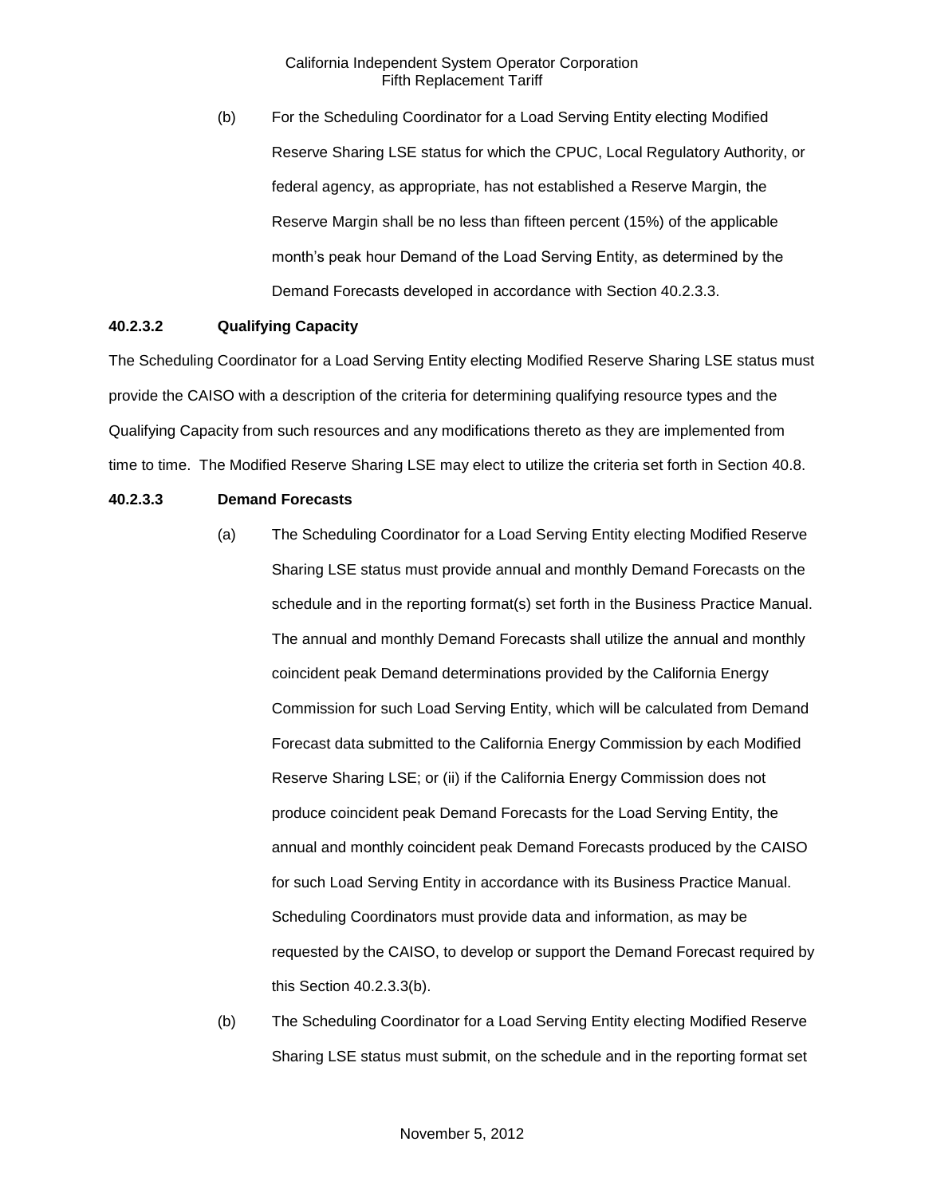(b) For the Scheduling Coordinator for a Load Serving Entity electing Modified Reserve Sharing LSE status for which the CPUC, Local Regulatory Authority, or federal agency, as appropriate, has not established a Reserve Margin, the Reserve Margin shall be no less than fifteen percent (15%) of the applicable month's peak hour Demand of the Load Serving Entity, as determined by the Demand Forecasts developed in accordance with Section 40.2.3.3.

**40.2.3.2 Qualifying Capacity**

The Scheduling Coordinator for a Load Serving Entity electing Modified Reserve Sharing LSE status must provide the CAISO with a description of the criteria for determining qualifying resource types and the Qualifying Capacity from such resources and any modifications thereto as they are implemented from time to time. The Modified Reserve Sharing LSE may elect to utilize the criteria set forth in Section 40.8.

**40.2.3.3 Demand Forecasts**

(a) The Scheduling Coordinator for a Load Serving Entity electing Modified Reserve Sharing LSE status must provide annual and monthly Demand Forecasts on the schedule and in the reporting format(s) set forth in the Business Practice Manual. The annual and monthly Demand Forecasts shall utilize the annual and monthly coincident peak Demand determinations provided by the California Energy Commission for such Load Serving Entity, which will be calculated from Demand Forecast data submitted to the California Energy Commission by each Modified Reserve Sharing LSE; or (ii) if the California Energy Commission does not produce coincident peak Demand Forecasts for the Load Serving Entity, the annual and monthly coincident peak Demand Forecasts produced by the CAISO for such Load Serving Entity in accordance with its Business Practice Manual. Scheduling Coordinators must provide data and information, as may be requested by the CAISO, to develop or support the Demand Forecast required by this Section 40.2.3.3(b).

(b) The Scheduling Coordinator for a Load Serving Entity electing Modified Reserve Sharing LSE status must submit, on the schedule and in the reporting format set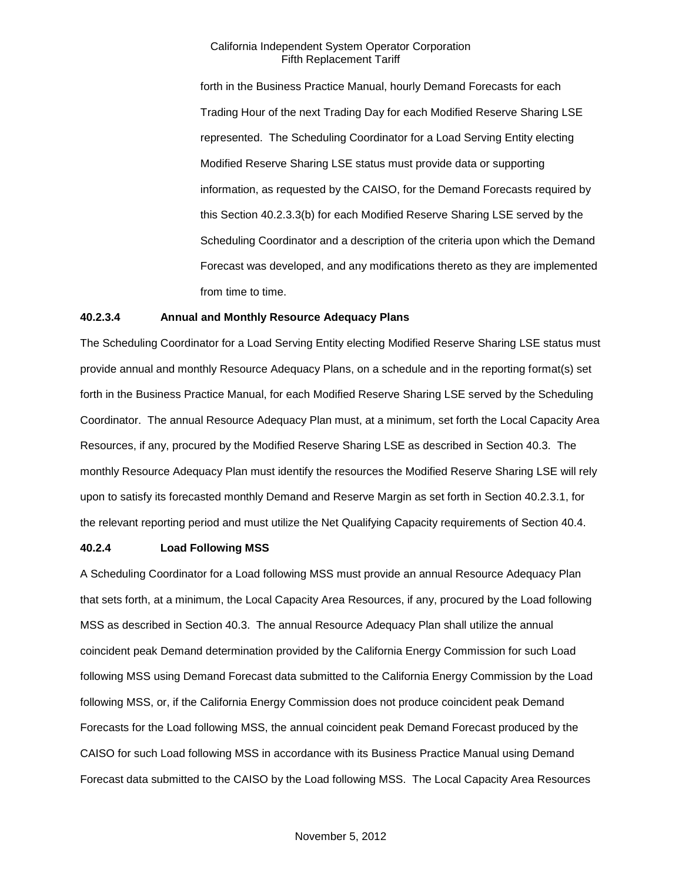forth in the Business Practice Manual, hourly Demand Forecasts for each Trading Hour of the next Trading Day for each Modified Reserve Sharing LSE represented. The Scheduling Coordinator for a Load Serving Entity electing Modified Reserve Sharing LSE status must provide data or supporting information, as requested by the CAISO, for the Demand Forecasts required by this Section 40.2.3.3(b) for each Modified Reserve Sharing LSE served by the Scheduling Coordinator and a description of the criteria upon which the Demand Forecast was developed, and any modifications thereto as they are implemented from time to time.

**40.2.3.4 Annual and Monthly Resource Adequacy Plans**

The Scheduling Coordinator for a Load Serving Entity electing Modified Reserve Sharing LSE status must provide annual and monthly Resource Adequacy Plans, on a schedule and in the reporting format(s) set forth in the Business Practice Manual, for each Modified Reserve Sharing LSE served by the Scheduling Coordinator. The annual Resource Adequacy Plan must, at a minimum, set forth the Local Capacity Area Resources, if any, procured by the Modified Reserve Sharing LSE as described in Section 40.3. The monthly Resource Adequacy Plan must identify the resources the Modified Reserve Sharing LSE will rely upon to satisfy its forecasted monthly Demand and Reserve Margin as set forth in Section 40.2.3.1, for the relevant reporting period and must utilize the Net Qualifying Capacity requirements of Section 40.4.

**40.2.4 Load Following MSS**

A Scheduling Coordinator for a Load following MSS must provide an annual Resource Adequacy Plan that sets forth, at a minimum, the Local Capacity Area Resources, if any, procured by the Load following MSS as described in Section 40.3. The annual Resource Adequacy Plan shall utilize the annual coincident peak Demand determination provided by the California Energy Commission for such Load following MSS using Demand Forecast data submitted to the California Energy Commission by the Load following MSS, or, if the California Energy Commission does not produce coincident peak Demand Forecasts for the Load following MSS, the annual coincident peak Demand Forecast produced by the CAISO for such Load following MSS in accordance with its Business Practice Manual using Demand Forecast data submitted to the CAISO by the Load following MSS. The Local Capacity Area Resources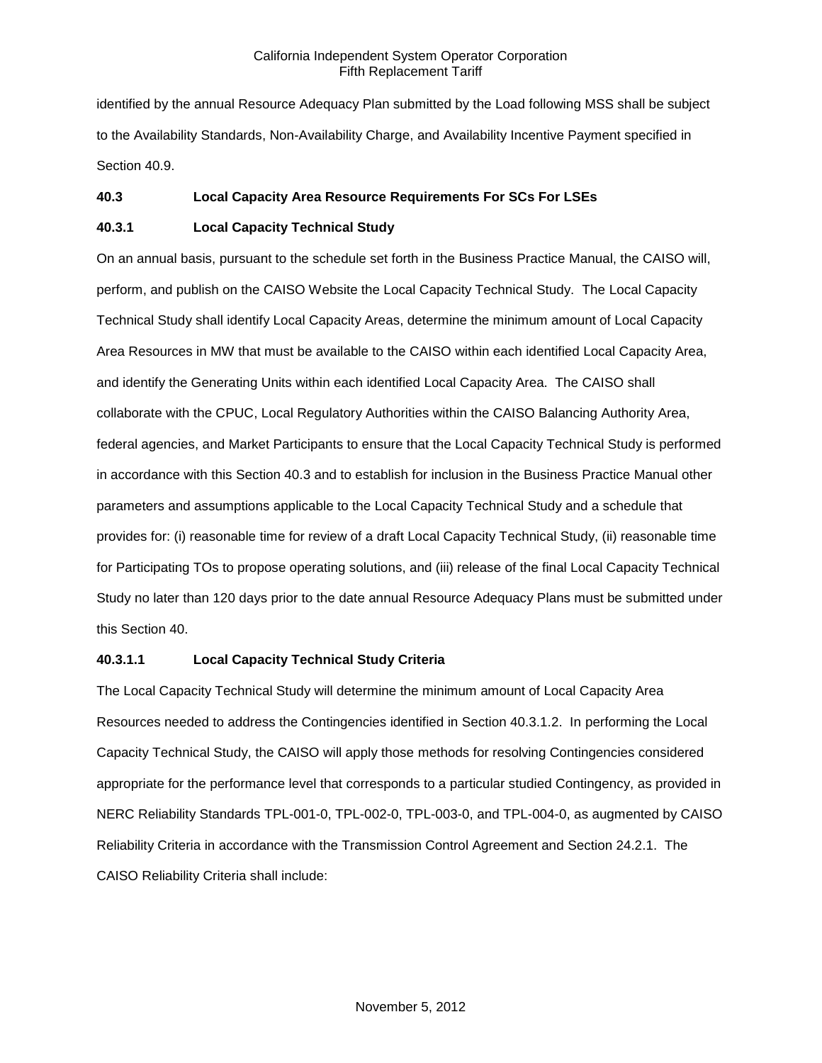identified by the annual Resource Adequacy Plan submitted by the Load following MSS shall be subject to the Availability Standards, Non-Availability Charge, and Availability Incentive Payment specified in Section 40.9.

### 40.3 Local Capacity Area Resource Requirements For SCs For LSEs

#### 40.3.1 Local Capacity Technical Study

On an annual basis, pursuant to the schedule set forth in the Business Practice Manual, the CAISO will, perform, and publish on the CAISO Website the Local Capacity Technical Study. The Local Capacity Technical Study shall identify Local Capacity Areas, determine the minimum amount of Local Capacity Area Resources in MW that must be available to the CAISO within each identified Local Capacity Area, and identify the Generating Units within each identified Local Capacity Area. The CAISO shall collaborate with the CPUC, Local Regulatory Authorities within the CAISO Balancing Authority Area, federal agencies, and Market Participants to ensure that the Local Capacity Technical Study is performed in accordance with this Section 40.3 and to establish for inclusion in the Business Practice Manual other parameters and assumptions applicable to the Local Capacity Technical Study and a schedule that provides for: (i) reasonable time for review of a draft Local Capacity Technical Study, (ii) reasonable time for Participating TOs to propose operating solutions, and (iii) release of the final Local Capacity Technical Study no later than 120 days prior to the date annual Resource Adequacy Plans must be submitted under this Section 40.

##### 40.3.1.1 Local Capacity Technical Study Criteria

The Local Capacity Technical Study will determine the minimum amount of Local Capacity Area Resources needed to address the Contingencies identified in Section 40.3.1.2. In performing the Local Capacity Technical Study, the CAISO will apply those methods for resolving Contingencies considered appropriate for the performance level that corresponds to a particular studied Contingency, as provided in NERC Reliability Standards TPL-001-0, TPL-002-0, TPL-003-0, and TPL-004-0, as augmented by CAISO Reliability Criteria in accordance with the Transmission Control Agreement and Section 24.2.1. The CAISO Reliability Criteria shall include: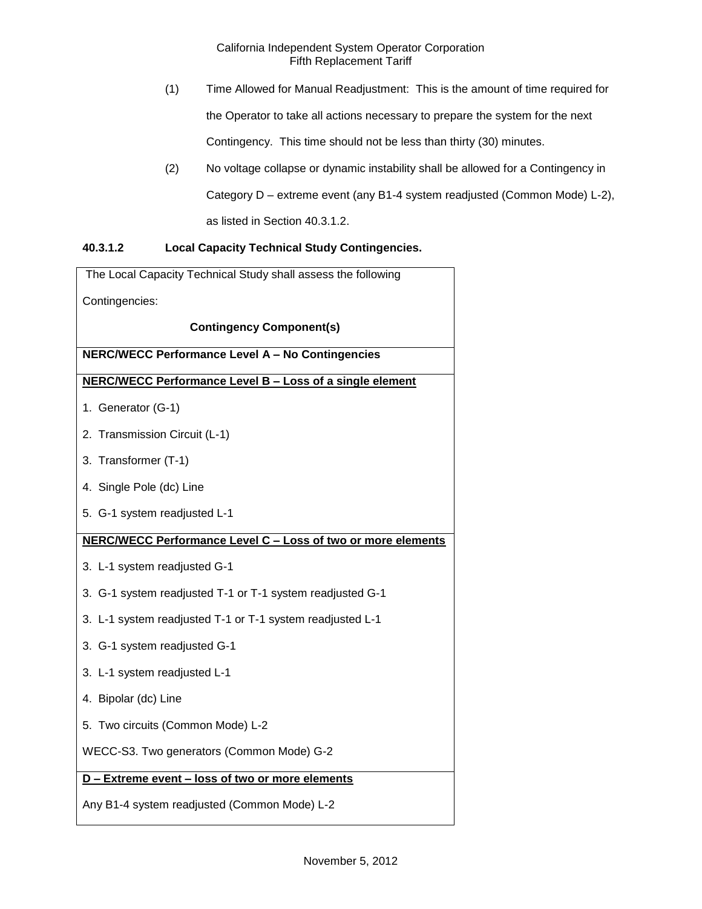(1) Time Allowed for Manual Readjustment: This is the amount of time required for the Operator to take all actions necessary to prepare the system for the next Contingency. This time should not be less than thirty (30) minutes.

(2) No voltage collapse or dynamic instability shall be allowed for a Contingency in Category D – extreme event (any B1-4 system readjusted (Common Mode) L-2), as listed in Section 40.3.1.2.

**40.3.1.2 Local Capacity Technical Study Contingencies.**

| |
|---|
| The Local Capacity Technical Study shall assess the following Contingencies:<br><br>**Contingency Component(s)** |
| **NERC/WECC Performance Level A – No Contingencies** |
| **NERC/WECC Performance Level B – Loss of a single element**<br><br>1. Generator (G-1)<br><br>2. Transmission Circuit (L-1)<br><br>3. Transformer (T-1)<br><br>4. Single Pole (dc) Line<br><br>5. G-1 system readjusted L-1 |
| **NERC/WECC Performance Level C – Loss of two or more elements**<br><br>3. L-1 system readjusted G-1<br><br>3. G-1 system readjusted T-1 or T-1 system readjusted G-1<br><br>3. L-1 system readjusted T-1 or T-1 system readjusted L-1<br><br>3. G-1 system readjusted G-1<br><br>3. L-1 system readjusted L-1<br><br>4. Bipolar (dc) Line<br><br>5. Two circuits (Common Mode) L-2<br><br>WECC-S3. Two generators (Common Mode) G-2 |
| **D – Extreme event – loss of two or more elements**<br><br>Any B1-4 system readjusted (Common Mode) L-2 |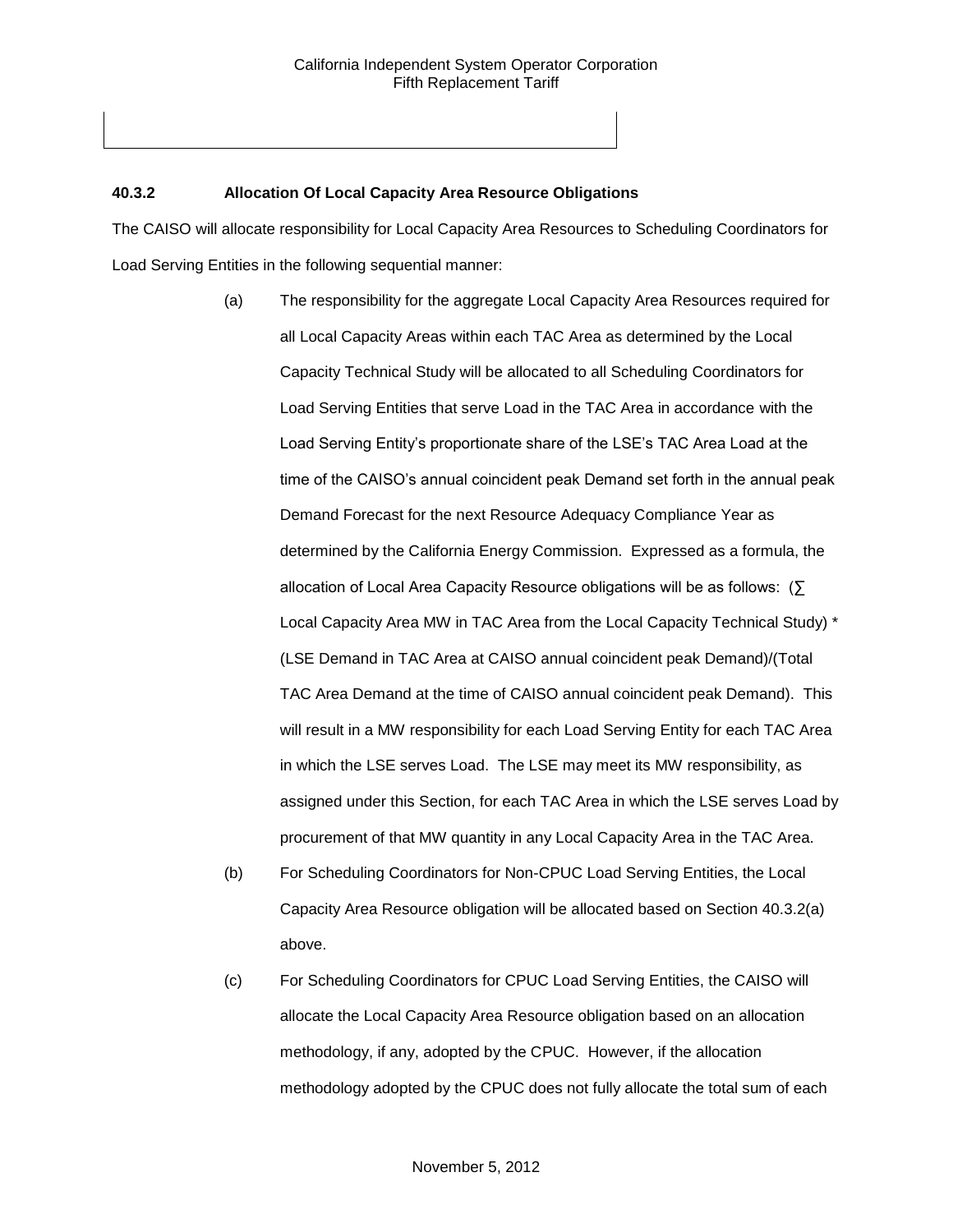### 40.3.2 Allocation Of Local Capacity Area Resource Obligations

The CAISO will allocate responsibility for Local Capacity Area Resources to Scheduling Coordinators for Load Serving Entities in the following sequential manner:

(a) The responsibility for the aggregate Local Capacity Area Resources required for all Local Capacity Areas within each TAC Area as determined by the Local Capacity Technical Study will be allocated to all Scheduling Coordinators for Load Serving Entities that serve Load in the TAC Area in accordance with the Load Serving Entity's proportionate share of the LSE's TAC Area Load at the time of the CAISO's annual coincident peak Demand set forth in the annual peak Demand Forecast for the next Resource Adequacy Compliance Year as determined by the California Energy Commission. Expressed as a formula, the allocation of Local Area Capacity Resource obligations will be as follows: (∑ Local Capacity Area MW in TAC Area from the Local Capacity Technical Study) * (LSE Demand in TAC Area at CAISO annual coincident peak Demand)/(Total TAC Area Demand at the time of CAISO annual coincident peak Demand). This will result in a MW responsibility for each Load Serving Entity for each TAC Area in which the LSE serves Load. The LSE may meet its MW responsibility, as assigned under this Section, for each TAC Area in which the LSE serves Load by procurement of that MW quantity in any Local Capacity Area in the TAC Area.

(b) For Scheduling Coordinators for Non-CPUC Load Serving Entities, the Local Capacity Area Resource obligation will be allocated based on Section 40.3.2(a) above.

(c) For Scheduling Coordinators for CPUC Load Serving Entities, the CAISO will allocate the Local Capacity Area Resource obligation based on an allocation methodology, if any, adopted by the CPUC. However, if the allocation methodology adopted by the CPUC does not fully allocate the total sum of each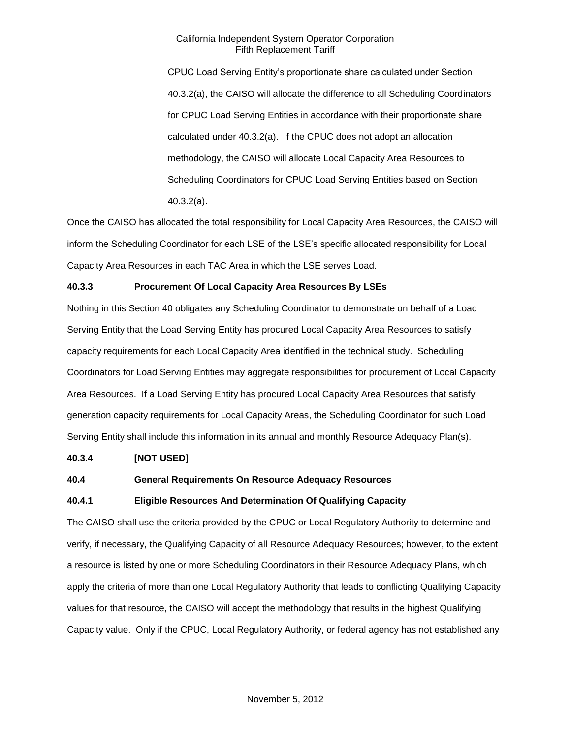CPUC Load Serving Entity's proportionate share calculated under Section 40.3.2(a), the CAISO will allocate the difference to all Scheduling Coordinators for CPUC Load Serving Entities in accordance with their proportionate share calculated under 40.3.2(a). If the CPUC does not adopt an allocation methodology, the CAISO will allocate Local Capacity Area Resources to Scheduling Coordinators for CPUC Load Serving Entities based on Section 40.3.2(a).

Once the CAISO has allocated the total responsibility for Local Capacity Area Resources, the CAISO will inform the Scheduling Coordinator for each LSE of the LSE's specific allocated responsibility for Local Capacity Area Resources in each TAC Area in which the LSE serves Load.

**40.3.3 Procurement Of Local Capacity Area Resources By LSEs**

Nothing in this Section 40 obligates any Scheduling Coordinator to demonstrate on behalf of a Load Serving Entity that the Load Serving Entity has procured Local Capacity Area Resources to satisfy capacity requirements for each Local Capacity Area identified in the technical study. Scheduling Coordinators for Load Serving Entities may aggregate responsibilities for procurement of Local Capacity Area Resources. If a Load Serving Entity has procured Local Capacity Area Resources that satisfy generation capacity requirements for Local Capacity Areas, the Scheduling Coordinator for such Load Serving Entity shall include this information in its annual and monthly Resource Adequacy Plan(s).

**40.3.4 [NOT USED]**

**40.4 General Requirements On Resource Adequacy Resources**

**40.4.1 Eligible Resources And Determination Of Qualifying Capacity**

The CAISO shall use the criteria provided by the CPUC or Local Regulatory Authority to determine and verify, if necessary, the Qualifying Capacity of all Resource Adequacy Resources; however, to the extent a resource is listed by one or more Scheduling Coordinators in their Resource Adequacy Plans, which apply the criteria of more than one Local Regulatory Authority that leads to conflicting Qualifying Capacity values for that resource, the CAISO will accept the methodology that results in the highest Qualifying Capacity value. Only if the CPUC, Local Regulatory Authority, or federal agency has not established any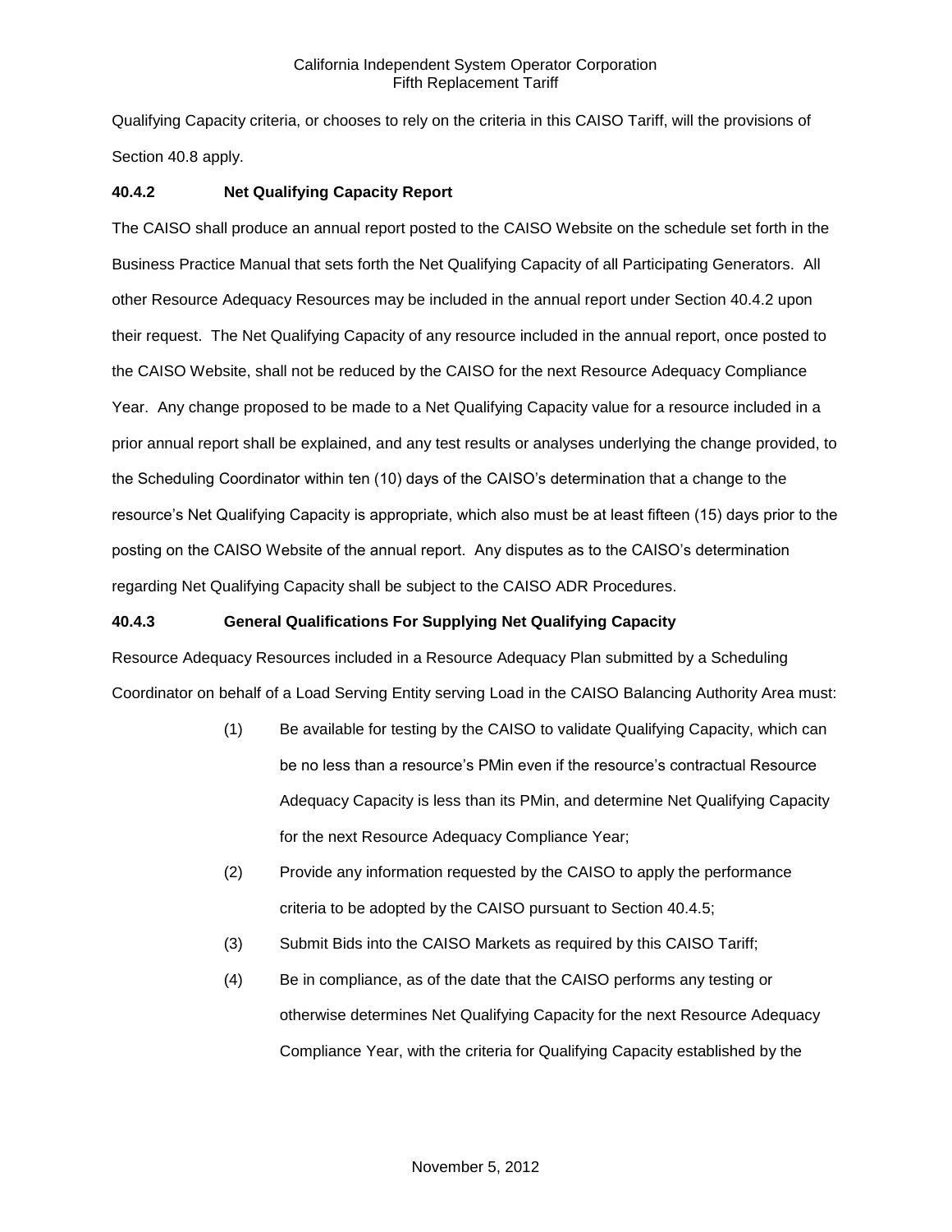Qualifying Capacity criteria, or chooses to rely on the criteria in this CAISO Tariff, will the provisions of Section 40.8 apply.

#### 40.4.2 Net Qualifying Capacity Report

The CAISO shall produce an annual report posted to the CAISO Website on the schedule set forth in the Business Practice Manual that sets forth the Net Qualifying Capacity of all Participating Generators. All other Resource Adequacy Resources may be included in the annual report under Section 40.4.2 upon their request. The Net Qualifying Capacity of any resource included in the annual report, once posted to the CAISO Website, shall not be reduced by the CAISO for the next Resource Adequacy Compliance Year. Any change proposed to be made to a Net Qualifying Capacity value for a resource included in a prior annual report shall be explained, and any test results or analyses underlying the change provided, to the Scheduling Coordinator within ten (10) days of the CAISO's determination that a change to the resource's Net Qualifying Capacity is appropriate, which also must be at least fifteen (15) days prior to the posting on the CAISO Website of the annual report. Any disputes as to the CAISO's determination regarding Net Qualifying Capacity shall be subject to the CAISO ADR Procedures.

#### 40.4.3 General Qualifications For Supplying Net Qualifying Capacity

Resource Adequacy Resources included in a Resource Adequacy Plan submitted by a Scheduling Coordinator on behalf of a Load Serving Entity serving Load in the CAISO Balancing Authority Area must:

(1) Be available for testing by the CAISO to validate Qualifying Capacity, which can be no less than a resource's PMin even if the resource's contractual Resource Adequacy Capacity is less than its PMin, and determine Net Qualifying Capacity for the next Resource Adequacy Compliance Year;

(2) Provide any information requested by the CAISO to apply the performance criteria to be adopted by the CAISO pursuant to Section 40.4.5;

(3) Submit Bids into the CAISO Markets as required by this CAISO Tariff;

(4) Be in compliance, as of the date that the CAISO performs any testing or otherwise determines Net Qualifying Capacity for the next Resource Adequacy Compliance Year, with the criteria for Qualifying Capacity established by the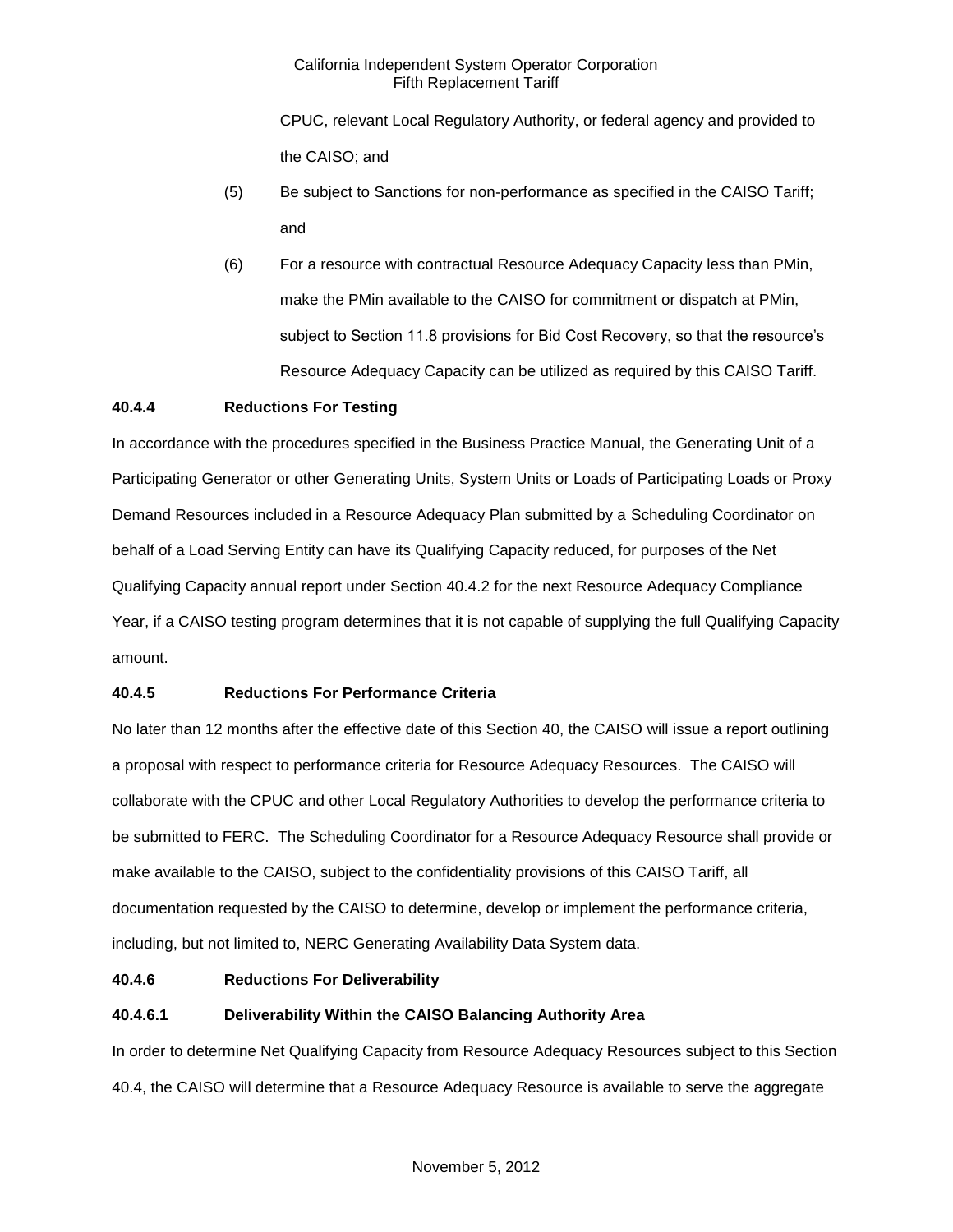CPUC, relevant Local Regulatory Authority, or federal agency and provided to the CAISO; and

(5) Be subject to Sanctions for non-performance as specified in the CAISO Tariff; and

(6) For a resource with contractual Resource Adequacy Capacity less than PMin, make the PMin available to the CAISO for commitment or dispatch at PMin, subject to Section 11.8 provisions for Bid Cost Recovery, so that the resource's Resource Adequacy Capacity can be utilized as required by this CAISO Tariff.

**40.4.4 Reductions For Testing**

In accordance with the procedures specified in the Business Practice Manual, the Generating Unit of a Participating Generator or other Generating Units, System Units or Loads of Participating Loads or Proxy Demand Resources included in a Resource Adequacy Plan submitted by a Scheduling Coordinator on behalf of a Load Serving Entity can have its Qualifying Capacity reduced, for purposes of the Net Qualifying Capacity annual report under Section 40.4.2 for the next Resource Adequacy Compliance Year, if a CAISO testing program determines that it is not capable of supplying the full Qualifying Capacity amount.

**40.4.5 Reductions For Performance Criteria**

No later than 12 months after the effective date of this Section 40, the CAISO will issue a report outlining a proposal with respect to performance criteria for Resource Adequacy Resources. The CAISO will collaborate with the CPUC and other Local Regulatory Authorities to develop the performance criteria to be submitted to FERC. The Scheduling Coordinator for a Resource Adequacy Resource shall provide or make available to the CAISO, subject to the confidentiality provisions of this CAISO Tariff, all documentation requested by the CAISO to determine, develop or implement the performance criteria, including, but not limited to, NERC Generating Availability Data System data.

**40.4.6 Reductions For Deliverability**

**40.4.6.1 Deliverability Within the CAISO Balancing Authority Area**

In order to determine Net Qualifying Capacity from Resource Adequacy Resources subject to this Section 40.4, the CAISO will determine that a Resource Adequacy Resource is available to serve the aggregate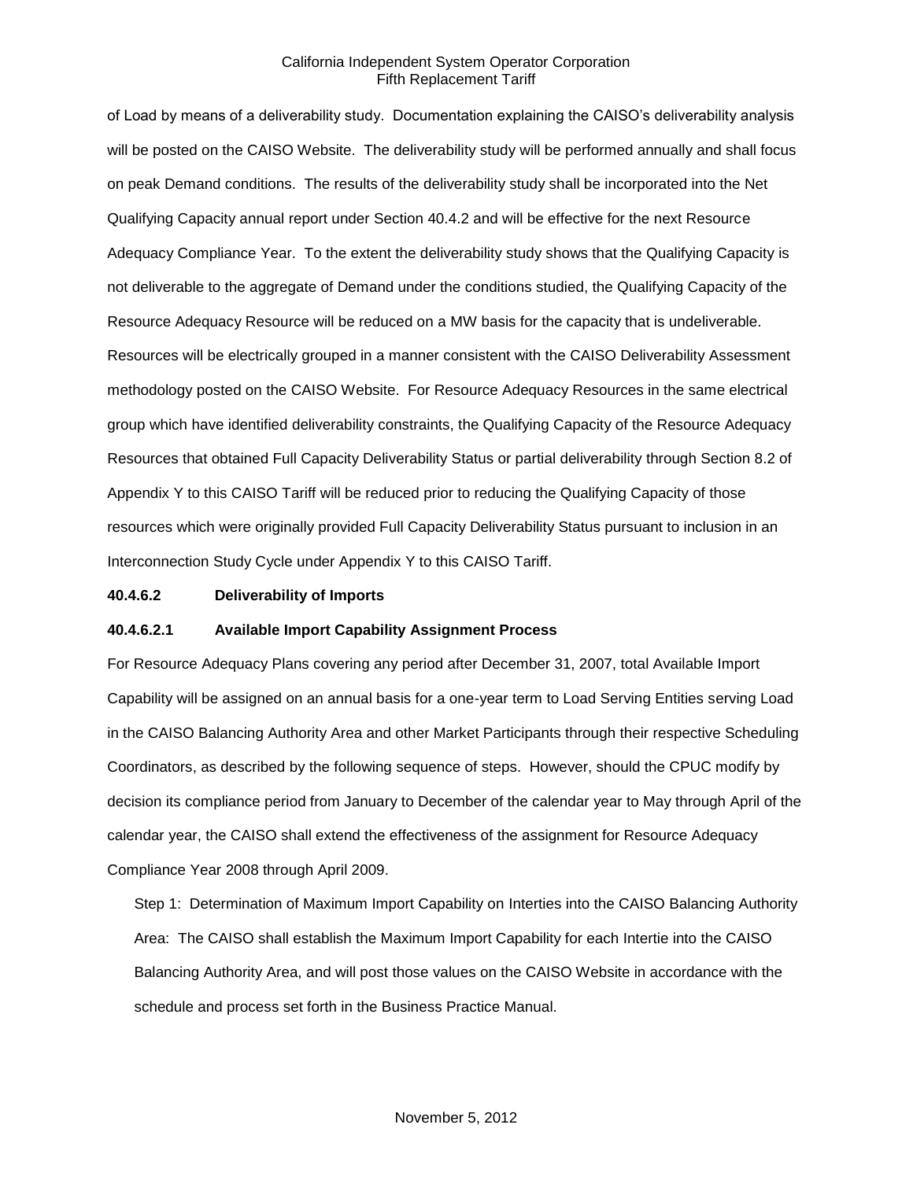of Load by means of a deliverability study. Documentation explaining the CAISO's deliverability analysis will be posted on the CAISO Website. The deliverability study will be performed annually and shall focus on peak Demand conditions. The results of the deliverability study shall be incorporated into the Net Qualifying Capacity annual report under Section 40.4.2 and will be effective for the next Resource Adequacy Compliance Year. To the extent the deliverability study shows that the Qualifying Capacity is not deliverable to the aggregate of Demand under the conditions studied, the Qualifying Capacity of the Resource Adequacy Resource will be reduced on a MW basis for the capacity that is undeliverable. Resources will be electrically grouped in a manner consistent with the CAISO Deliverability Assessment methodology posted on the CAISO Website. For Resource Adequacy Resources in the same electrical group which have identified deliverability constraints, the Qualifying Capacity of the Resource Adequacy Resources that obtained Full Capacity Deliverability Status or partial deliverability through Section 8.2 of Appendix Y to this CAISO Tariff will be reduced prior to reducing the Qualifying Capacity of those resources which were originally provided Full Capacity Deliverability Status pursuant to inclusion in an Interconnection Study Cycle under Appendix Y to this CAISO Tariff.

**40.4.6.2 Deliverability of Imports**

**40.4.6.2.1 Available Import Capability Assignment Process**

For Resource Adequacy Plans covering any period after December 31, 2007, total Available Import Capability will be assigned on an annual basis for a one-year term to Load Serving Entities serving Load in the CAISO Balancing Authority Area and other Market Participants through their respective Scheduling Coordinators, as described by the following sequence of steps. However, should the CPUC modify by decision its compliance period from January to December of the calendar year to May through April of the calendar year, the CAISO shall extend the effectiveness of the assignment for Resource Adequacy Compliance Year 2008 through April 2009.

Step 1: Determination of Maximum Import Capability on Interties into the CAISO Balancing Authority Area: The CAISO shall establish the Maximum Import Capability for each Intertie into the CAISO Balancing Authority Area, and will post those values on the CAISO Website in accordance with the schedule and process set forth in the Business Practice Manual.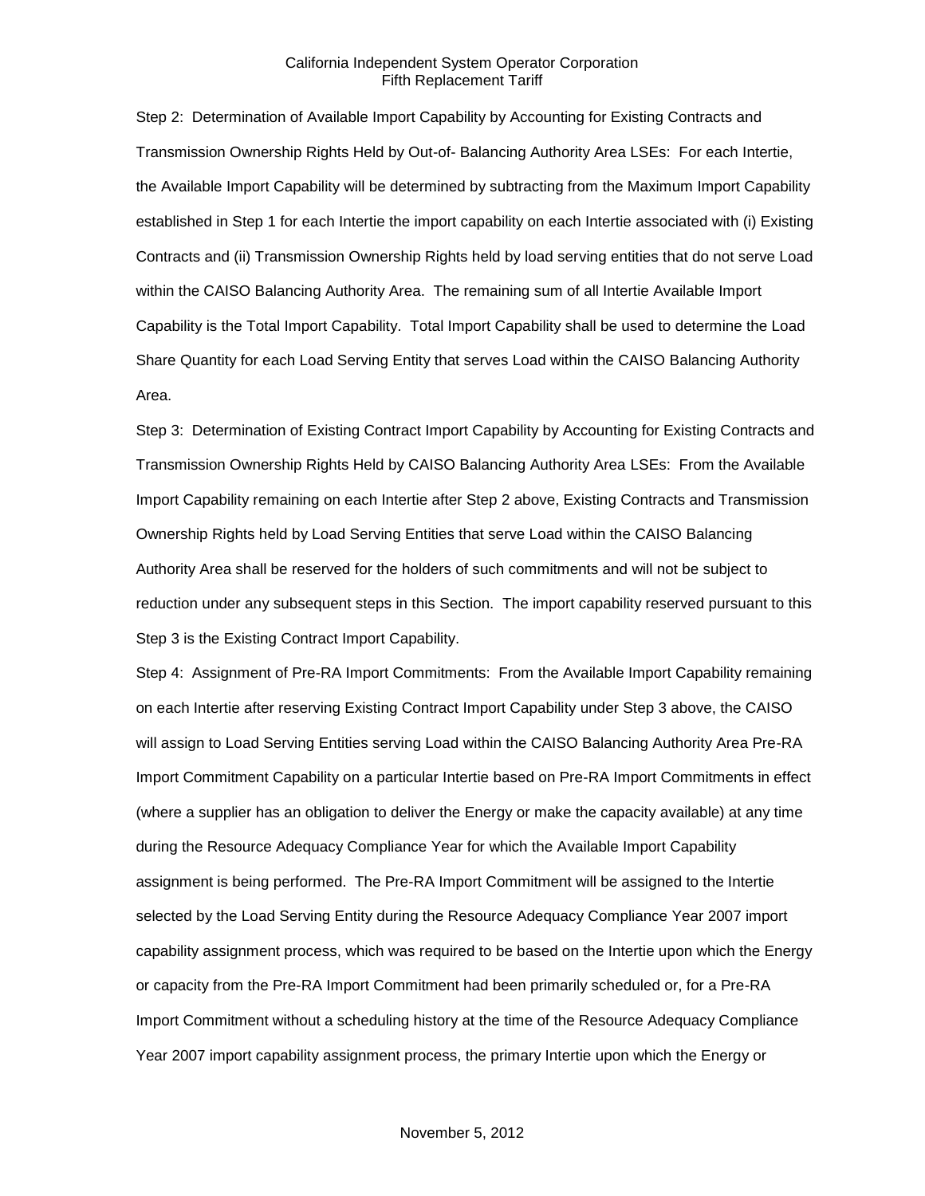Step 2: Determination of Available Import Capability by Accounting for Existing Contracts and Transmission Ownership Rights Held by Out-of- Balancing Authority Area LSEs: For each Intertie, the Available Import Capability will be determined by subtracting from the Maximum Import Capability established in Step 1 for each Intertie the import capability on each Intertie associated with (i) Existing Contracts and (ii) Transmission Ownership Rights held by load serving entities that do not serve Load within the CAISO Balancing Authority Area. The remaining sum of all Intertie Available Import Capability is the Total Import Capability. Total Import Capability shall be used to determine the Load Share Quantity for each Load Serving Entity that serves Load within the CAISO Balancing Authority Area.

Step 3: Determination of Existing Contract Import Capability by Accounting for Existing Contracts and Transmission Ownership Rights Held by CAISO Balancing Authority Area LSEs: From the Available Import Capability remaining on each Intertie after Step 2 above, Existing Contracts and Transmission Ownership Rights held by Load Serving Entities that serve Load within the CAISO Balancing Authority Area shall be reserved for the holders of such commitments and will not be subject to reduction under any subsequent steps in this Section. The import capability reserved pursuant to this Step 3 is the Existing Contract Import Capability.

Step 4: Assignment of Pre-RA Import Commitments: From the Available Import Capability remaining on each Intertie after reserving Existing Contract Import Capability under Step 3 above, the CAISO will assign to Load Serving Entities serving Load within the CAISO Balancing Authority Area Pre-RA Import Commitment Capability on a particular Intertie based on Pre-RA Import Commitments in effect (where a supplier has an obligation to deliver the Energy or make the capacity available) at any time during the Resource Adequacy Compliance Year for which the Available Import Capability assignment is being performed. The Pre-RA Import Commitment will be assigned to the Intertie selected by the Load Serving Entity during the Resource Adequacy Compliance Year 2007 import capability assignment process, which was required to be based on the Intertie upon which the Energy or capacity from the Pre-RA Import Commitment had been primarily scheduled or, for a Pre-RA Import Commitment without a scheduling history at the time of the Resource Adequacy Compliance Year 2007 import capability assignment process, the primary Intertie upon which the Energy or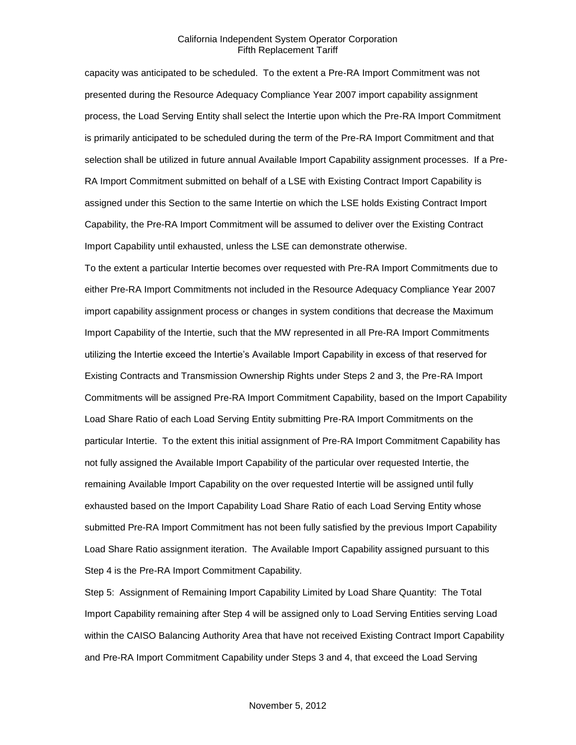capacity was anticipated to be scheduled. To the extent a Pre-RA Import Commitment was not presented during the Resource Adequacy Compliance Year 2007 import capability assignment process, the Load Serving Entity shall select the Intertie upon which the Pre-RA Import Commitment is primarily anticipated to be scheduled during the term of the Pre-RA Import Commitment and that selection shall be utilized in future annual Available Import Capability assignment processes. If a Pre-RA Import Commitment submitted on behalf of a LSE with Existing Contract Import Capability is assigned under this Section to the same Intertie on which the LSE holds Existing Contract Import Capability, the Pre-RA Import Commitment will be assumed to deliver over the Existing Contract Import Capability until exhausted, unless the LSE can demonstrate otherwise.

To the extent a particular Intertie becomes over requested with Pre-RA Import Commitments due to either Pre-RA Import Commitments not included in the Resource Adequacy Compliance Year 2007 import capability assignment process or changes in system conditions that decrease the Maximum Import Capability of the Intertie, such that the MW represented in all Pre-RA Import Commitments utilizing the Intertie exceed the Intertie's Available Import Capability in excess of that reserved for Existing Contracts and Transmission Ownership Rights under Steps 2 and 3, the Pre-RA Import Commitments will be assigned Pre-RA Import Commitment Capability, based on the Import Capability Load Share Ratio of each Load Serving Entity submitting Pre-RA Import Commitments on the particular Intertie. To the extent this initial assignment of Pre-RA Import Commitment Capability has not fully assigned the Available Import Capability of the particular over requested Intertie, the remaining Available Import Capability on the over requested Intertie will be assigned until fully exhausted based on the Import Capability Load Share Ratio of each Load Serving Entity whose submitted Pre-RA Import Commitment has not been fully satisfied by the previous Import Capability Load Share Ratio assignment iteration. The Available Import Capability assigned pursuant to this Step 4 is the Pre-RA Import Commitment Capability.

Step 5: Assignment of Remaining Import Capability Limited by Load Share Quantity: The Total Import Capability remaining after Step 4 will be assigned only to Load Serving Entities serving Load within the CAISO Balancing Authority Area that have not received Existing Contract Import Capability and Pre-RA Import Commitment Capability under Steps 3 and 4, that exceed the Load Serving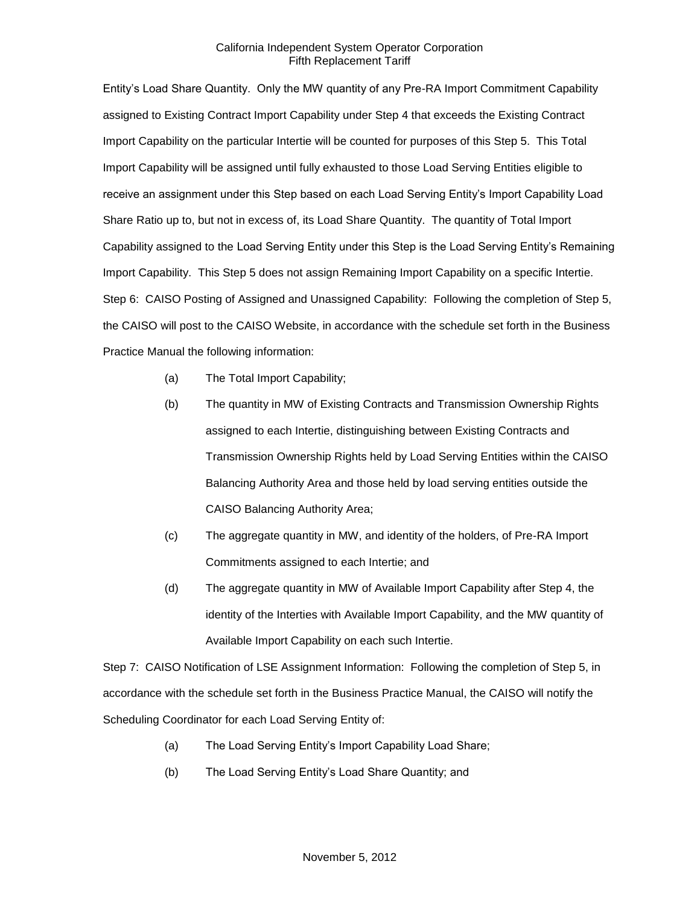Entity's Load Share Quantity. Only the MW quantity of any Pre-RA Import Commitment Capability assigned to Existing Contract Import Capability under Step 4 that exceeds the Existing Contract Import Capability on the particular Intertie will be counted for purposes of this Step 5. This Total Import Capability will be assigned until fully exhausted to those Load Serving Entities eligible to receive an assignment under this Step based on each Load Serving Entity's Import Capability Load Share Ratio up to, but not in excess of, its Load Share Quantity. The quantity of Total Import Capability assigned to the Load Serving Entity under this Step is the Load Serving Entity's Remaining Import Capability. This Step 5 does not assign Remaining Import Capability on a specific Intertie.

Step 6: CAISO Posting of Assigned and Unassigned Capability: Following the completion of Step 5, the CAISO will post to the CAISO Website, in accordance with the schedule set forth in the Business Practice Manual the following information:

(a) The Total Import Capability;

(b) The quantity in MW of Existing Contracts and Transmission Ownership Rights assigned to each Intertie, distinguishing between Existing Contracts and Transmission Ownership Rights held by Load Serving Entities within the CAISO Balancing Authority Area and those held by load serving entities outside the CAISO Balancing Authority Area;

(c) The aggregate quantity in MW, and identity of the holders, of Pre-RA Import Commitments assigned to each Intertie; and

(d) The aggregate quantity in MW of Available Import Capability after Step 4, the identity of the Interties with Available Import Capability, and the MW quantity of Available Import Capability on each such Intertie.

Step 7: CAISO Notification of LSE Assignment Information: Following the completion of Step 5, in accordance with the schedule set forth in the Business Practice Manual, the CAISO will notify the Scheduling Coordinator for each Load Serving Entity of:

(a) The Load Serving Entity's Import Capability Load Share;

(b) The Load Serving Entity's Load Share Quantity; and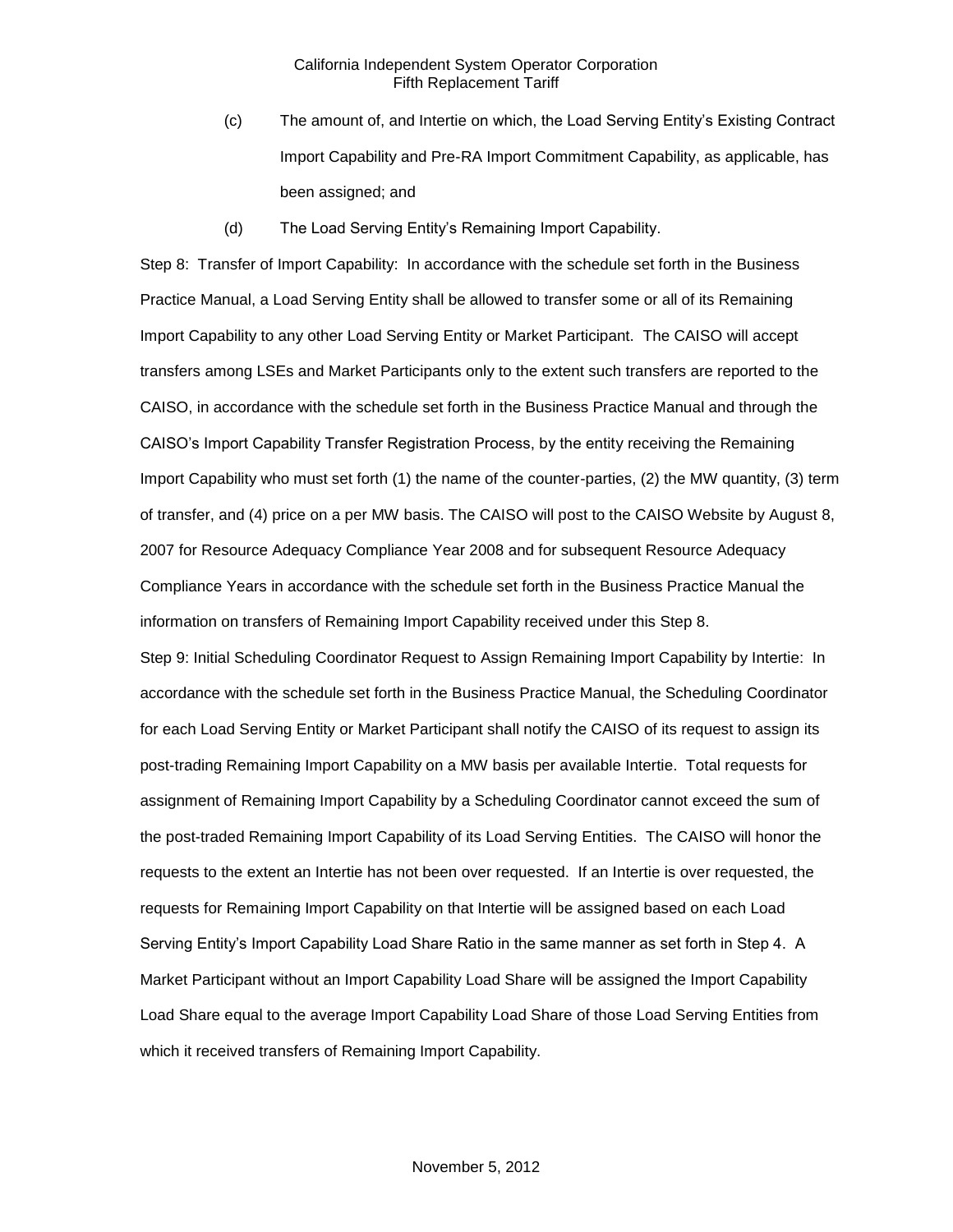(c) The amount of, and Intertie on which, the Load Serving Entity's Existing Contract Import Capability and Pre-RA Import Commitment Capability, as applicable, has been assigned; and

(d) The Load Serving Entity's Remaining Import Capability.

Step 8: Transfer of Import Capability: In accordance with the schedule set forth in the Business Practice Manual, a Load Serving Entity shall be allowed to transfer some or all of its Remaining Import Capability to any other Load Serving Entity or Market Participant. The CAISO will accept transfers among LSEs and Market Participants only to the extent such transfers are reported to the CAISO, in accordance with the schedule set forth in the Business Practice Manual and through the CAISO's Import Capability Transfer Registration Process, by the entity receiving the Remaining Import Capability who must set forth (1) the name of the counter-parties, (2) the MW quantity, (3) term of transfer, and (4) price on a per MW basis. The CAISO will post to the CAISO Website by August 8, 2007 for Resource Adequacy Compliance Year 2008 and for subsequent Resource Adequacy Compliance Years in accordance with the schedule set forth in the Business Practice Manual the information on transfers of Remaining Import Capability received under this Step 8.

Step 9: Initial Scheduling Coordinator Request to Assign Remaining Import Capability by Intertie: In accordance with the schedule set forth in the Business Practice Manual, the Scheduling Coordinator for each Load Serving Entity or Market Participant shall notify the CAISO of its request to assign its post-trading Remaining Import Capability on a MW basis per available Intertie. Total requests for assignment of Remaining Import Capability by a Scheduling Coordinator cannot exceed the sum of the post-traded Remaining Import Capability of its Load Serving Entities. The CAISO will honor the requests to the extent an Intertie has not been over requested. If an Intertie is over requested, the requests for Remaining Import Capability on that Intertie will be assigned based on each Load Serving Entity's Import Capability Load Share Ratio in the same manner as set forth in Step 4. A Market Participant without an Import Capability Load Share will be assigned the Import Capability Load Share equal to the average Import Capability Load Share of those Load Serving Entities from which it received transfers of Remaining Import Capability.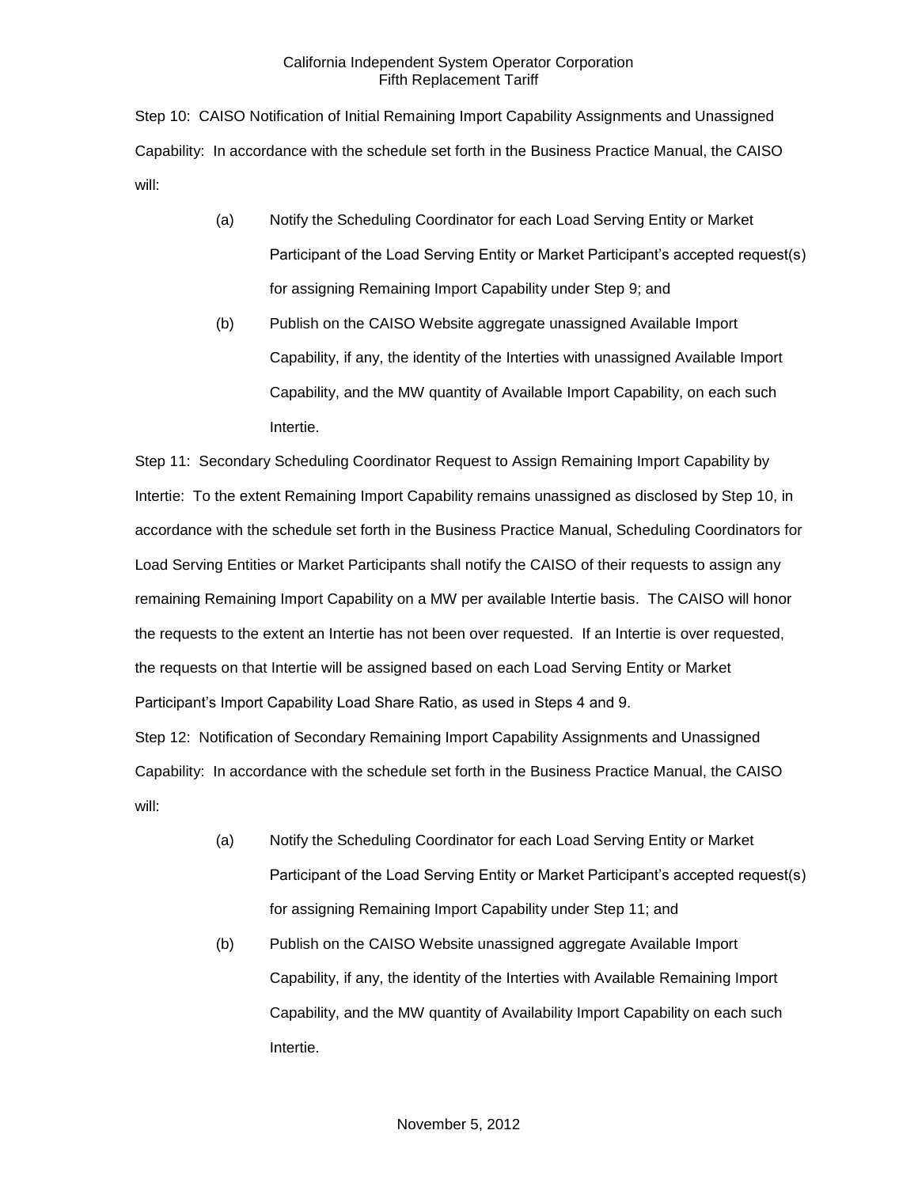Step 10: CAISO Notification of Initial Remaining Import Capability Assignments and Unassigned Capability: In accordance with the schedule set forth in the Business Practice Manual, the CAISO will:

(a) Notify the Scheduling Coordinator for each Load Serving Entity or Market Participant of the Load Serving Entity or Market Participant's accepted request(s) for assigning Remaining Import Capability under Step 9; and

(b) Publish on the CAISO Website aggregate unassigned Available Import Capability, if any, the identity of the Interties with unassigned Available Import Capability, and the MW quantity of Available Import Capability, on each such Intertie.

Step 11: Secondary Scheduling Coordinator Request to Assign Remaining Import Capability by Intertie: To the extent Remaining Import Capability remains unassigned as disclosed by Step 10, in accordance with the schedule set forth in the Business Practice Manual, Scheduling Coordinators for Load Serving Entities or Market Participants shall notify the CAISO of their requests to assign any remaining Remaining Import Capability on a MW per available Intertie basis. The CAISO will honor the requests to the extent an Intertie has not been over requested. If an Intertie is over requested, the requests on that Intertie will be assigned based on each Load Serving Entity or Market Participant's Import Capability Load Share Ratio, as used in Steps 4 and 9.

Step 12: Notification of Secondary Remaining Import Capability Assignments and Unassigned Capability: In accordance with the schedule set forth in the Business Practice Manual, the CAISO will:

(a) Notify the Scheduling Coordinator for each Load Serving Entity or Market Participant of the Load Serving Entity or Market Participant's accepted request(s) for assigning Remaining Import Capability under Step 11; and

(b) Publish on the CAISO Website unassigned aggregate Available Import Capability, if any, the identity of the Interties with Available Remaining Import Capability, and the MW quantity of Availability Import Capability on each such Intertie.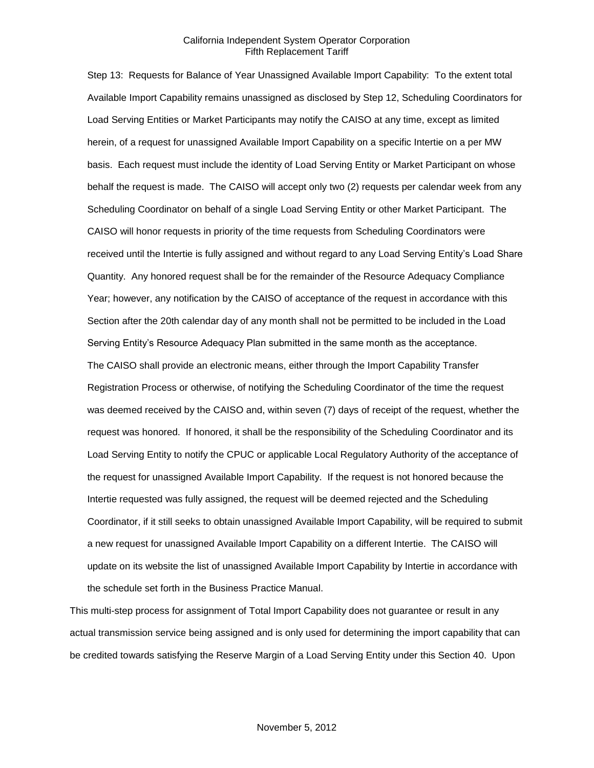Step 13: Requests for Balance of Year Unassigned Available Import Capability: To the extent total Available Import Capability remains unassigned as disclosed by Step 12, Scheduling Coordinators for Load Serving Entities or Market Participants may notify the CAISO at any time, except as limited herein, of a request for unassigned Available Import Capability on a specific Intertie on a per MW basis. Each request must include the identity of Load Serving Entity or Market Participant on whose behalf the request is made. The CAISO will accept only two (2) requests per calendar week from any Scheduling Coordinator on behalf of a single Load Serving Entity or other Market Participant. The CAISO will honor requests in priority of the time requests from Scheduling Coordinators were received until the Intertie is fully assigned and without regard to any Load Serving Entity's Load Share Quantity. Any honored request shall be for the remainder of the Resource Adequacy Compliance Year; however, any notification by the CAISO of acceptance of the request in accordance with this Section after the 20th calendar day of any month shall not be permitted to be included in the Load Serving Entity's Resource Adequacy Plan submitted in the same month as the acceptance. The CAISO shall provide an electronic means, either through the Import Capability Transfer Registration Process or otherwise, of notifying the Scheduling Coordinator of the time the request was deemed received by the CAISO and, within seven (7) days of receipt of the request, whether the request was honored. If honored, it shall be the responsibility of the Scheduling Coordinator and its Load Serving Entity to notify the CPUC or applicable Local Regulatory Authority of the acceptance of the request for unassigned Available Import Capability. If the request is not honored because the Intertie requested was fully assigned, the request will be deemed rejected and the Scheduling Coordinator, if it still seeks to obtain unassigned Available Import Capability, will be required to submit a new request for unassigned Available Import Capability on a different Intertie. The CAISO will update on its website the list of unassigned Available Import Capability by Intertie in accordance with the schedule set forth in the Business Practice Manual.

This multi-step process for assignment of Total Import Capability does not guarantee or result in any actual transmission service being assigned and is only used for determining the import capability that can be credited towards satisfying the Reserve Margin of a Load Serving Entity under this Section 40. Upon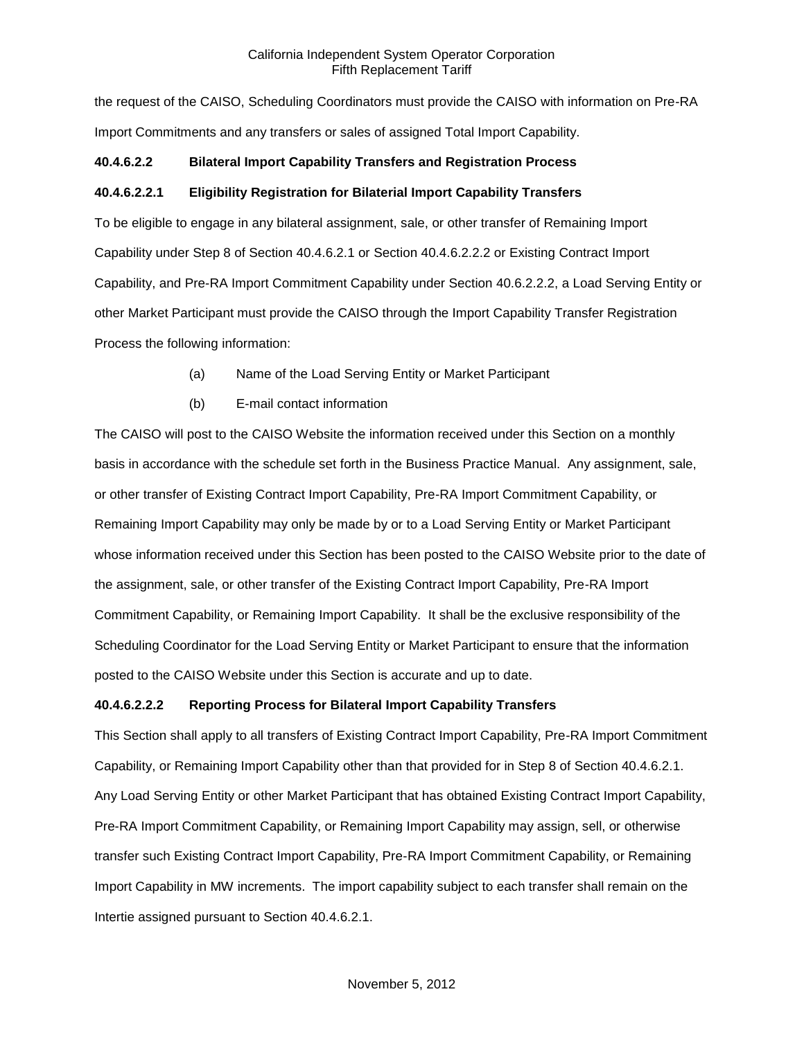the request of the CAISO, Scheduling Coordinators must provide the CAISO with information on Pre-RA Import Commitments and any transfers or sales of assigned Total Import Capability.

**40.4.6.2.2 Bilateral Import Capability Transfers and Registration Process**

**40.4.6.2.2.1 Eligibility Registration for Bilaterial Import Capability Transfers**

To be eligible to engage in any bilateral assignment, sale, or other transfer of Remaining Import Capability under Step 8 of Section 40.4.6.2.1 or Section 40.4.6.2.2.2 or Existing Contract Import Capability, and Pre-RA Import Commitment Capability under Section 40.6.2.2.2, a Load Serving Entity or other Market Participant must provide the CAISO through the Import Capability Transfer Registration Process the following information:

(a) Name of the Load Serving Entity or Market Participant

(b) E-mail contact information

The CAISO will post to the CAISO Website the information received under this Section on a monthly basis in accordance with the schedule set forth in the Business Practice Manual. Any assignment, sale, or other transfer of Existing Contract Import Capability, Pre-RA Import Commitment Capability, or Remaining Import Capability may only be made by or to a Load Serving Entity or Market Participant whose information received under this Section has been posted to the CAISO Website prior to the date of the assignment, sale, or other transfer of the Existing Contract Import Capability, Pre-RA Import Commitment Capability, or Remaining Import Capability. It shall be the exclusive responsibility of the Scheduling Coordinator for the Load Serving Entity or Market Participant to ensure that the information posted to the CAISO Website under this Section is accurate and up to date.

**40.4.6.2.2.2 Reporting Process for Bilateral Import Capability Transfers**

This Section shall apply to all transfers of Existing Contract Import Capability, Pre-RA Import Commitment Capability, or Remaining Import Capability other than that provided for in Step 8 of Section 40.4.6.2.1. Any Load Serving Entity or other Market Participant that has obtained Existing Contract Import Capability, Pre-RA Import Commitment Capability, or Remaining Import Capability may assign, sell, or otherwise transfer such Existing Contract Import Capability, Pre-RA Import Commitment Capability, or Remaining Import Capability in MW increments. The import capability subject to each transfer shall remain on the Intertie assigned pursuant to Section 40.4.6.2.1.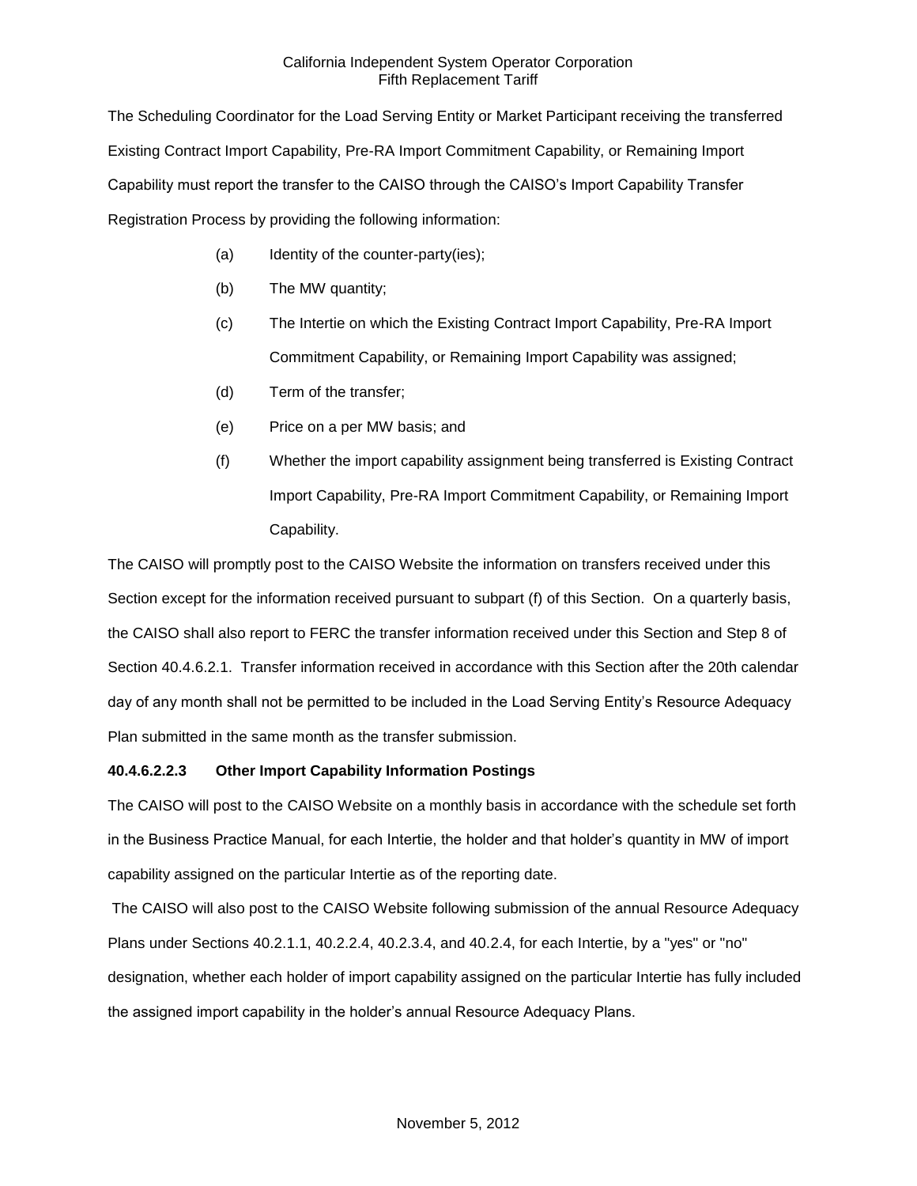The Scheduling Coordinator for the Load Serving Entity or Market Participant receiving the transferred Existing Contract Import Capability, Pre-RA Import Commitment Capability, or Remaining Import Capability must report the transfer to the CAISO through the CAISO's Import Capability Transfer Registration Process by providing the following information:

(a) Identity of the counter-party(ies);

(b) The MW quantity;

(c) The Intertie on which the Existing Contract Import Capability, Pre-RA Import Commitment Capability, or Remaining Import Capability was assigned;

(d) Term of the transfer;

(e) Price on a per MW basis; and

(f) Whether the import capability assignment being transferred is Existing Contract Import Capability, Pre-RA Import Commitment Capability, or Remaining Import Capability.

The CAISO will promptly post to the CAISO Website the information on transfers received under this Section except for the information received pursuant to subpart (f) of this Section. On a quarterly basis, the CAISO shall also report to FERC the transfer information received under this Section and Step 8 of Section 40.4.6.2.1. Transfer information received in accordance with this Section after the 20th calendar day of any month shall not be permitted to be included in the Load Serving Entity's Resource Adequacy Plan submitted in the same month as the transfer submission.

**40.4.6.2.2.3 Other Import Capability Information Postings**

The CAISO will post to the CAISO Website on a monthly basis in accordance with the schedule set forth in the Business Practice Manual, for each Intertie, the holder and that holder's quantity in MW of import capability assigned on the particular Intertie as of the reporting date.

The CAISO will also post to the CAISO Website following submission of the annual Resource Adequacy Plans under Sections 40.2.1.1, 40.2.2.4, 40.2.3.4, and 40.2.4, for each Intertie, by a "yes" or "no" designation, whether each holder of import capability assigned on the particular Intertie has fully included the assigned import capability in the holder's annual Resource Adequacy Plans.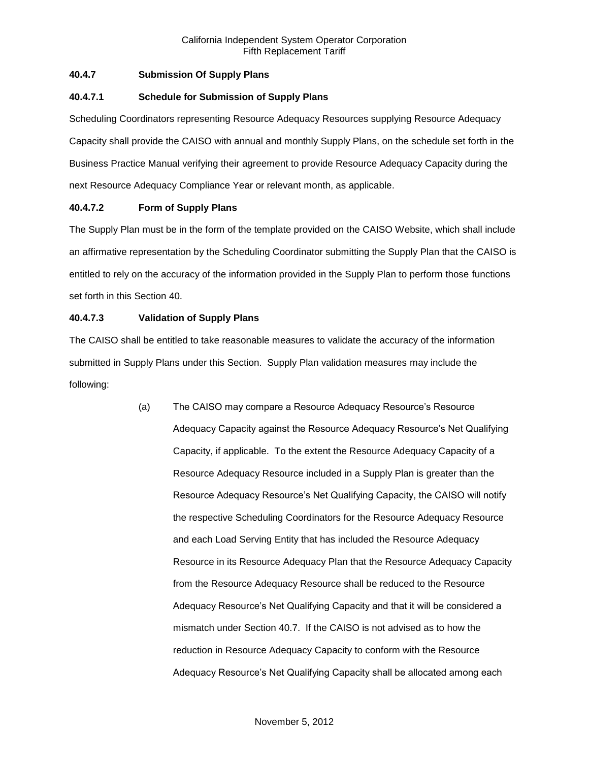**40.4.7 Submission Of Supply Plans**

**40.4.7.1 Schedule for Submission of Supply Plans**

Scheduling Coordinators representing Resource Adequacy Resources supplying Resource Adequacy Capacity shall provide the CAISO with annual and monthly Supply Plans, on the schedule set forth in the Business Practice Manual verifying their agreement to provide Resource Adequacy Capacity during the next Resource Adequacy Compliance Year or relevant month, as applicable.

**40.4.7.2 Form of Supply Plans**

The Supply Plan must be in the form of the template provided on the CAISO Website, which shall include an affirmative representation by the Scheduling Coordinator submitting the Supply Plan that the CAISO is entitled to rely on the accuracy of the information provided in the Supply Plan to perform those functions set forth in this Section 40.

**40.4.7.3 Validation of Supply Plans**

The CAISO shall be entitled to take reasonable measures to validate the accuracy of the information submitted in Supply Plans under this Section. Supply Plan validation measures may include the following:

(a) The CAISO may compare a Resource Adequacy Resource's Resource Adequacy Capacity against the Resource Adequacy Resource's Net Qualifying Capacity, if applicable. To the extent the Resource Adequacy Capacity of a Resource Adequacy Resource included in a Supply Plan is greater than the Resource Adequacy Resource's Net Qualifying Capacity, the CAISO will notify the respective Scheduling Coordinators for the Resource Adequacy Resource and each Load Serving Entity that has included the Resource Adequacy Resource in its Resource Adequacy Plan that the Resource Adequacy Capacity from the Resource Adequacy Resource shall be reduced to the Resource Adequacy Resource's Net Qualifying Capacity and that it will be considered a mismatch under Section 40.7. If the CAISO is not advised as to how the reduction in Resource Adequacy Capacity to conform with the Resource Adequacy Resource's Net Qualifying Capacity shall be allocated among each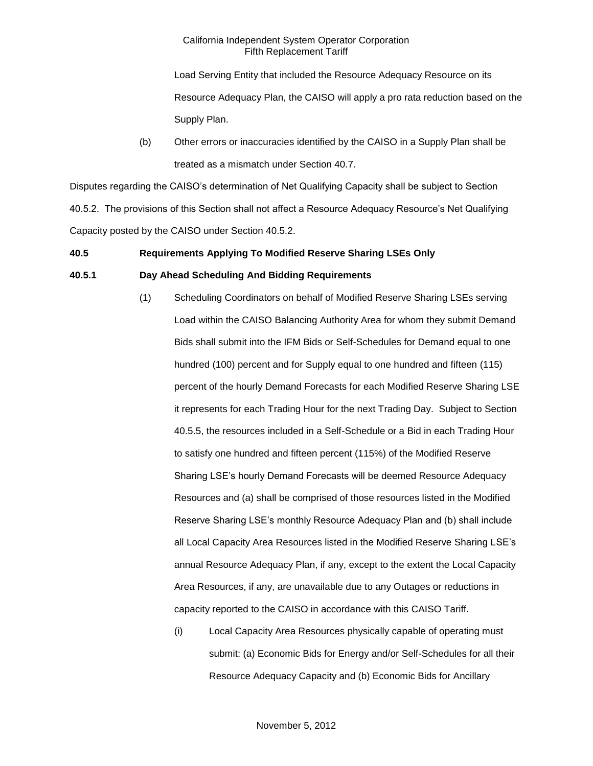Load Serving Entity that included the Resource Adequacy Resource on its Resource Adequacy Plan, the CAISO will apply a pro rata reduction based on the Supply Plan.

(b) Other errors or inaccuracies identified by the CAISO in a Supply Plan shall be treated as a mismatch under Section 40.7.

Disputes regarding the CAISO's determination of Net Qualifying Capacity shall be subject to Section 40.5.2. The provisions of this Section shall not affect a Resource Adequacy Resource's Net Qualifying Capacity posted by the CAISO under Section 40.5.2.

**40.5 Requirements Applying To Modified Reserve Sharing LSEs Only**

**40.5.1 Day Ahead Scheduling And Bidding Requirements**

(1) Scheduling Coordinators on behalf of Modified Reserve Sharing LSEs serving Load within the CAISO Balancing Authority Area for whom they submit Demand Bids shall submit into the IFM Bids or Self-Schedules for Demand equal to one hundred (100) percent and for Supply equal to one hundred and fifteen (115) percent of the hourly Demand Forecasts for each Modified Reserve Sharing LSE it represents for each Trading Hour for the next Trading Day. Subject to Section 40.5.5, the resources included in a Self-Schedule or a Bid in each Trading Hour to satisfy one hundred and fifteen percent (115%) of the Modified Reserve Sharing LSE's hourly Demand Forecasts will be deemed Resource Adequacy Resources and (a) shall be comprised of those resources listed in the Modified Reserve Sharing LSE's monthly Resource Adequacy Plan and (b) shall include all Local Capacity Area Resources listed in the Modified Reserve Sharing LSE's annual Resource Adequacy Plan, if any, except to the extent the Local Capacity Area Resources, if any, are unavailable due to any Outages or reductions in capacity reported to the CAISO in accordance with this CAISO Tariff.

(i) Local Capacity Area Resources physically capable of operating must submit: (a) Economic Bids for Energy and/or Self-Schedules for all their Resource Adequacy Capacity and (b) Economic Bids for Ancillary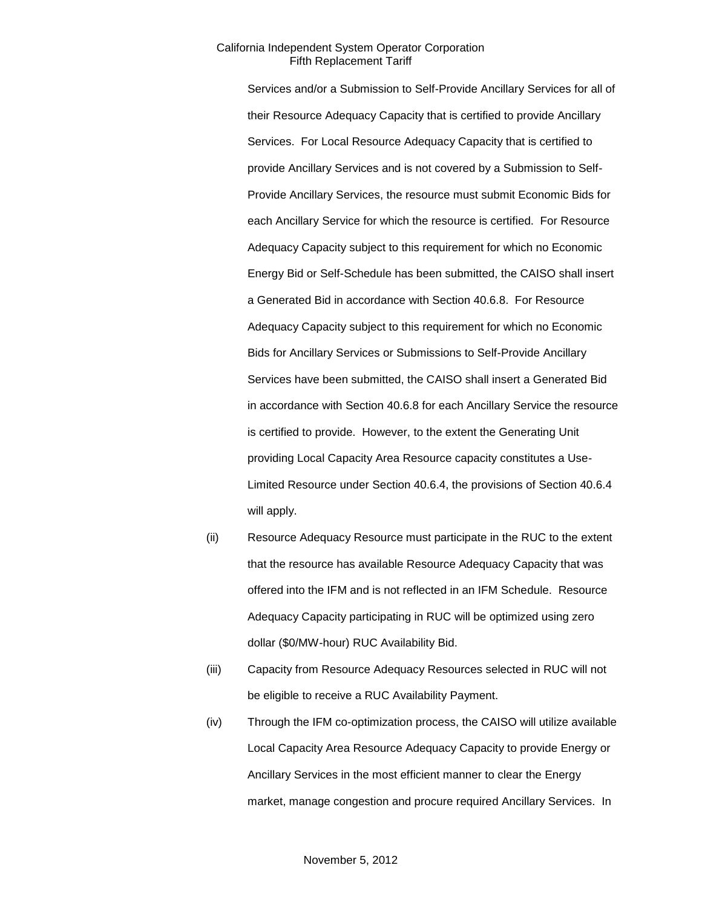Services and/or a Submission to Self-Provide Ancillary Services for all of their Resource Adequacy Capacity that is certified to provide Ancillary Services. For Local Resource Adequacy Capacity that is certified to provide Ancillary Services and is not covered by a Submission to Self-Provide Ancillary Services, the resource must submit Economic Bids for each Ancillary Service for which the resource is certified. For Resource Adequacy Capacity subject to this requirement for which no Economic Energy Bid or Self-Schedule has been submitted, the CAISO shall insert a Generated Bid in accordance with Section 40.6.8. For Resource Adequacy Capacity subject to this requirement for which no Economic Bids for Ancillary Services or Submissions to Self-Provide Ancillary Services have been submitted, the CAISO shall insert a Generated Bid in accordance with Section 40.6.8 for each Ancillary Service the resource is certified to provide. However, to the extent the Generating Unit providing Local Capacity Area Resource capacity constitutes a Use-Limited Resource under Section 40.6.4, the provisions of Section 40.6.4 will apply.

(ii) Resource Adequacy Resource must participate in the RUC to the extent that the resource has available Resource Adequacy Capacity that was offered into the IFM and is not reflected in an IFM Schedule. Resource Adequacy Capacity participating in RUC will be optimized using zero dollar ($0/MW-hour) RUC Availability Bid.

(iii) Capacity from Resource Adequacy Resources selected in RUC will not be eligible to receive a RUC Availability Payment.

(iv) Through the IFM co-optimization process, the CAISO will utilize available Local Capacity Area Resource Adequacy Capacity to provide Energy or Ancillary Services in the most efficient manner to clear the Energy market, manage congestion and procure required Ancillary Services. In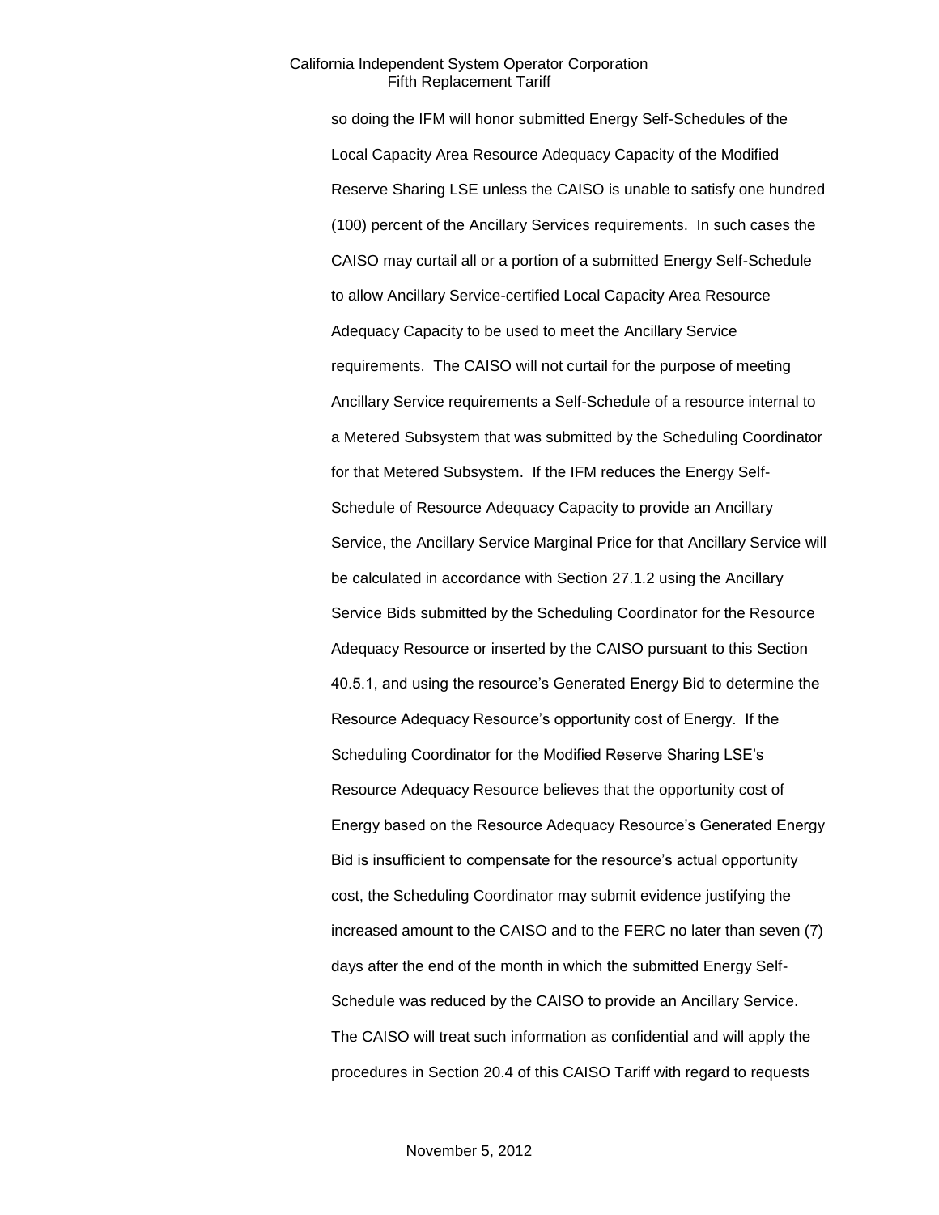so doing the IFM will honor submitted Energy Self-Schedules of the Local Capacity Area Resource Adequacy Capacity of the Modified Reserve Sharing LSE unless the CAISO is unable to satisfy one hundred (100) percent of the Ancillary Services requirements. In such cases the CAISO may curtail all or a portion of a submitted Energy Self-Schedule to allow Ancillary Service-certified Local Capacity Area Resource Adequacy Capacity to be used to meet the Ancillary Service requirements. The CAISO will not curtail for the purpose of meeting Ancillary Service requirements a Self-Schedule of a resource internal to a Metered Subsystem that was submitted by the Scheduling Coordinator for that Metered Subsystem. If the IFM reduces the Energy Self-Schedule of Resource Adequacy Capacity to provide an Ancillary Service, the Ancillary Service Marginal Price for that Ancillary Service will be calculated in accordance with Section 27.1.2 using the Ancillary Service Bids submitted by the Scheduling Coordinator for the Resource Adequacy Resource or inserted by the CAISO pursuant to this Section 40.5.1, and using the resource's Generated Energy Bid to determine the Resource Adequacy Resource's opportunity cost of Energy. If the Scheduling Coordinator for the Modified Reserve Sharing LSE's Resource Adequacy Resource believes that the opportunity cost of Energy based on the Resource Adequacy Resource's Generated Energy Bid is insufficient to compensate for the resource's actual opportunity cost, the Scheduling Coordinator may submit evidence justifying the increased amount to the CAISO and to the FERC no later than seven (7) days after the end of the month in which the submitted Energy Self-Schedule was reduced by the CAISO to provide an Ancillary Service. The CAISO will treat such information as confidential and will apply the procedures in Section 20.4 of this CAISO Tariff with regard to requests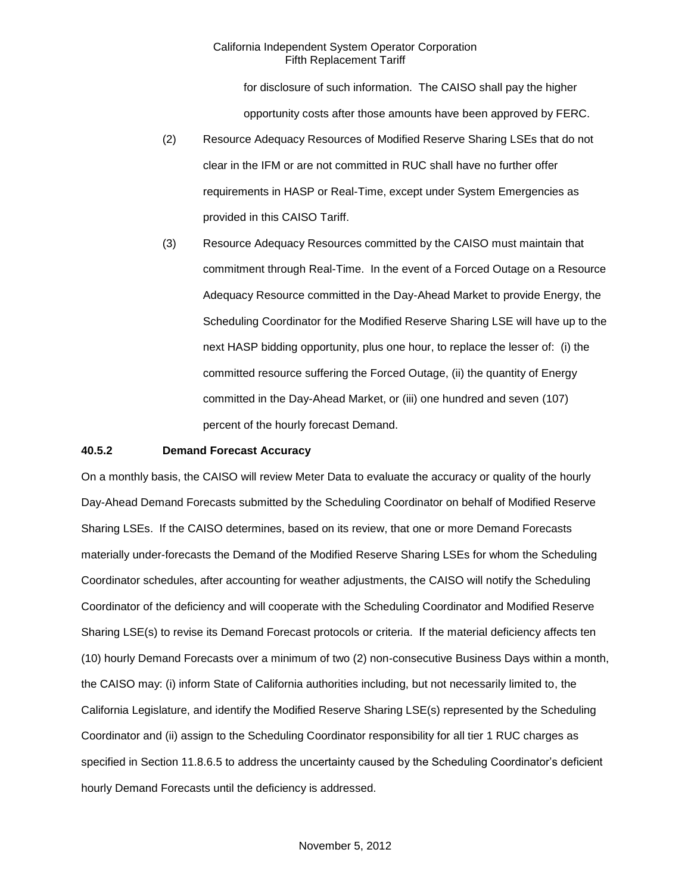for disclosure of such information. The CAISO shall pay the higher opportunity costs after those amounts have been approved by FERC.

(2) Resource Adequacy Resources of Modified Reserve Sharing LSEs that do not clear in the IFM or are not committed in RUC shall have no further offer requirements in HASP or Real-Time, except under System Emergencies as provided in this CAISO Tariff.

(3) Resource Adequacy Resources committed by the CAISO must maintain that commitment through Real-Time. In the event of a Forced Outage on a Resource Adequacy Resource committed in the Day-Ahead Market to provide Energy, the Scheduling Coordinator for the Modified Reserve Sharing LSE will have up to the next HASP bidding opportunity, plus one hour, to replace the lesser of: (i) the committed resource suffering the Forced Outage, (ii) the quantity of Energy committed in the Day-Ahead Market, or (iii) one hundred and seven (107) percent of the hourly forecast Demand.

**40.5.2 Demand Forecast Accuracy**

On a monthly basis, the CAISO will review Meter Data to evaluate the accuracy or quality of the hourly Day-Ahead Demand Forecasts submitted by the Scheduling Coordinator on behalf of Modified Reserve Sharing LSEs. If the CAISO determines, based on its review, that one or more Demand Forecasts materially under-forecasts the Demand of the Modified Reserve Sharing LSEs for whom the Scheduling Coordinator schedules, after accounting for weather adjustments, the CAISO will notify the Scheduling Coordinator of the deficiency and will cooperate with the Scheduling Coordinator and Modified Reserve Sharing LSE(s) to revise its Demand Forecast protocols or criteria. If the material deficiency affects ten (10) hourly Demand Forecasts over a minimum of two (2) non-consecutive Business Days within a month, the CAISO may: (i) inform State of California authorities including, but not necessarily limited to, the California Legislature, and identify the Modified Reserve Sharing LSE(s) represented by the Scheduling Coordinator and (ii) assign to the Scheduling Coordinator responsibility for all tier 1 RUC charges as specified in Section 11.8.6.5 to address the uncertainty caused by the Scheduling Coordinator's deficient hourly Demand Forecasts until the deficiency is addressed.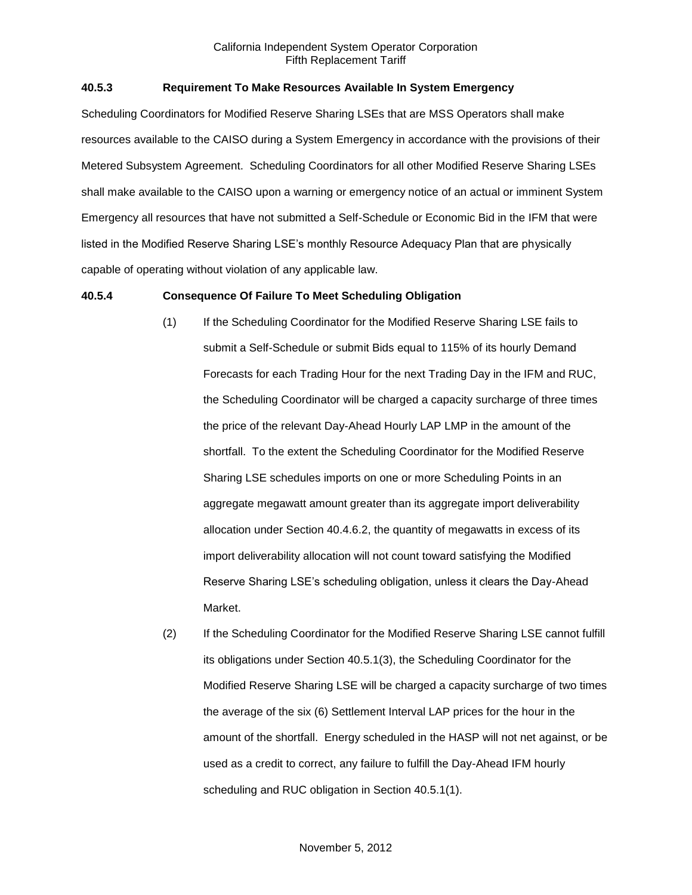### 40.5.3 Requirement To Make Resources Available In System Emergency

Scheduling Coordinators for Modified Reserve Sharing LSEs that are MSS Operators shall make resources available to the CAISO during a System Emergency in accordance with the provisions of their Metered Subsystem Agreement. Scheduling Coordinators for all other Modified Reserve Sharing LSEs shall make available to the CAISO upon a warning or emergency notice of an actual or imminent System Emergency all resources that have not submitted a Self-Schedule or Economic Bid in the IFM that were listed in the Modified Reserve Sharing LSE's monthly Resource Adequacy Plan that are physically capable of operating without violation of any applicable law.

### 40.5.4 Consequence Of Failure To Meet Scheduling Obligation

(1) If the Scheduling Coordinator for the Modified Reserve Sharing LSE fails to submit a Self-Schedule or submit Bids equal to 115% of its hourly Demand Forecasts for each Trading Hour for the next Trading Day in the IFM and RUC, the Scheduling Coordinator will be charged a capacity surcharge of three times the price of the relevant Day-Ahead Hourly LAP LMP in the amount of the shortfall. To the extent the Scheduling Coordinator for the Modified Reserve Sharing LSE schedules imports on one or more Scheduling Points in an aggregate megawatt amount greater than its aggregate import deliverability allocation under Section 40.4.6.2, the quantity of megawatts in excess of its import deliverability allocation will not count toward satisfying the Modified Reserve Sharing LSE's scheduling obligation, unless it clears the Day-Ahead Market.

(2) If the Scheduling Coordinator for the Modified Reserve Sharing LSE cannot fulfill its obligations under Section 40.5.1(3), the Scheduling Coordinator for the Modified Reserve Sharing LSE will be charged a capacity surcharge of two times the average of the six (6) Settlement Interval LAP prices for the hour in the amount of the shortfall. Energy scheduled in the HASP will not net against, or be used as a credit to correct, any failure to fulfill the Day-Ahead IFM hourly scheduling and RUC obligation in Section 40.5.1(1).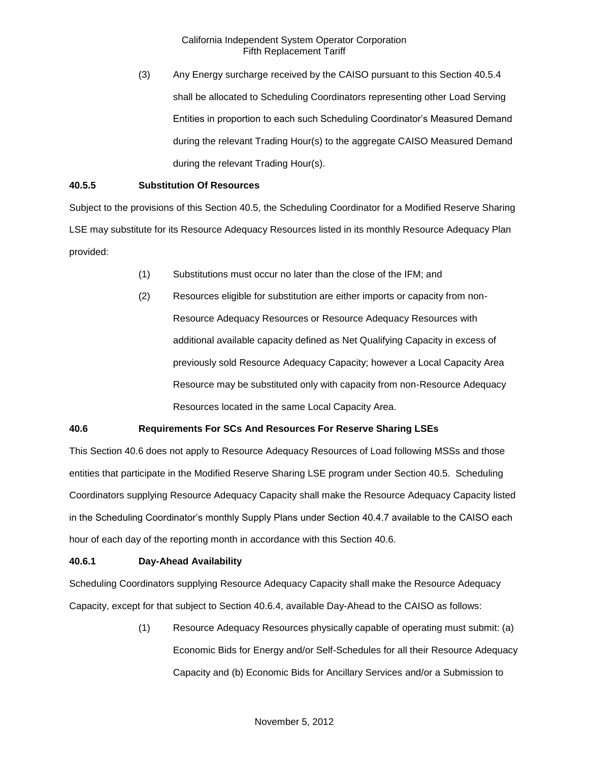(3) Any Energy surcharge received by the CAISO pursuant to this Section 40.5.4 shall be allocated to Scheduling Coordinators representing other Load Serving Entities in proportion to each such Scheduling Coordinator's Measured Demand during the relevant Trading Hour(s) to the aggregate CAISO Measured Demand during the relevant Trading Hour(s).

**40.5.5 Substitution Of Resources**

Subject to the provisions of this Section 40.5, the Scheduling Coordinator for a Modified Reserve Sharing LSE may substitute for its Resource Adequacy Resources listed in its monthly Resource Adequacy Plan provided:

(1) Substitutions must occur no later than the close of the IFM; and

(2) Resources eligible for substitution are either imports or capacity from non-Resource Adequacy Resources or Resource Adequacy Resources with additional available capacity defined as Net Qualifying Capacity in excess of previously sold Resource Adequacy Capacity; however a Local Capacity Area Resource may be substituted only with capacity from non-Resource Adequacy Resources located in the same Local Capacity Area.

**40.6 Requirements For SCs And Resources For Reserve Sharing LSEs**

This Section 40.6 does not apply to Resource Adequacy Resources of Load following MSSs and those entities that participate in the Modified Reserve Sharing LSE program under Section 40.5. Scheduling Coordinators supplying Resource Adequacy Capacity shall make the Resource Adequacy Capacity listed in the Scheduling Coordinator's monthly Supply Plans under Section 40.4.7 available to the CAISO each hour of each day of the reporting month in accordance with this Section 40.6.

**40.6.1 Day-Ahead Availability**

Scheduling Coordinators supplying Resource Adequacy Capacity shall make the Resource Adequacy Capacity, except for that subject to Section 40.6.4, available Day-Ahead to the CAISO as follows:

(1) Resource Adequacy Resources physically capable of operating must submit: (a) Economic Bids for Energy and/or Self-Schedules for all their Resource Adequacy Capacity and (b) Economic Bids for Ancillary Services and/or a Submission to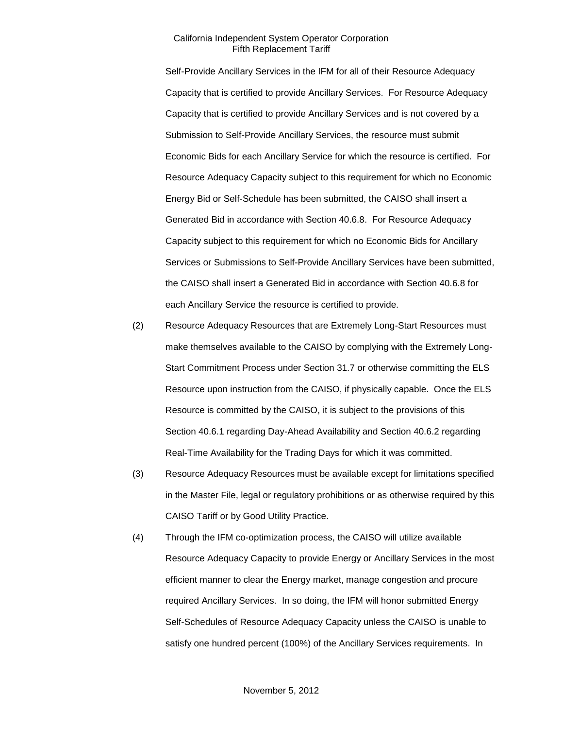Self-Provide Ancillary Services in the IFM for all of their Resource Adequacy Capacity that is certified to provide Ancillary Services. For Resource Adequacy Capacity that is certified to provide Ancillary Services and is not covered by a Submission to Self-Provide Ancillary Services, the resource must submit Economic Bids for each Ancillary Service for which the resource is certified. For Resource Adequacy Capacity subject to this requirement for which no Economic Energy Bid or Self-Schedule has been submitted, the CAISO shall insert a Generated Bid in accordance with Section 40.6.8. For Resource Adequacy Capacity subject to this requirement for which no Economic Bids for Ancillary Services or Submissions to Self-Provide Ancillary Services have been submitted, the CAISO shall insert a Generated Bid in accordance with Section 40.6.8 for each Ancillary Service the resource is certified to provide.

(2) Resource Adequacy Resources that are Extremely Long-Start Resources must make themselves available to the CAISO by complying with the Extremely Long-Start Commitment Process under Section 31.7 or otherwise committing the ELS Resource upon instruction from the CAISO, if physically capable. Once the ELS Resource is committed by the CAISO, it is subject to the provisions of this Section 40.6.1 regarding Day-Ahead Availability and Section 40.6.2 regarding Real-Time Availability for the Trading Days for which it was committed.

(3) Resource Adequacy Resources must be available except for limitations specified in the Master File, legal or regulatory prohibitions or as otherwise required by this CAISO Tariff or by Good Utility Practice.

(4) Through the IFM co-optimization process, the CAISO will utilize available Resource Adequacy Capacity to provide Energy or Ancillary Services in the most efficient manner to clear the Energy market, manage congestion and procure required Ancillary Services. In so doing, the IFM will honor submitted Energy Self-Schedules of Resource Adequacy Capacity unless the CAISO is unable to satisfy one hundred percent (100%) of the Ancillary Services requirements. In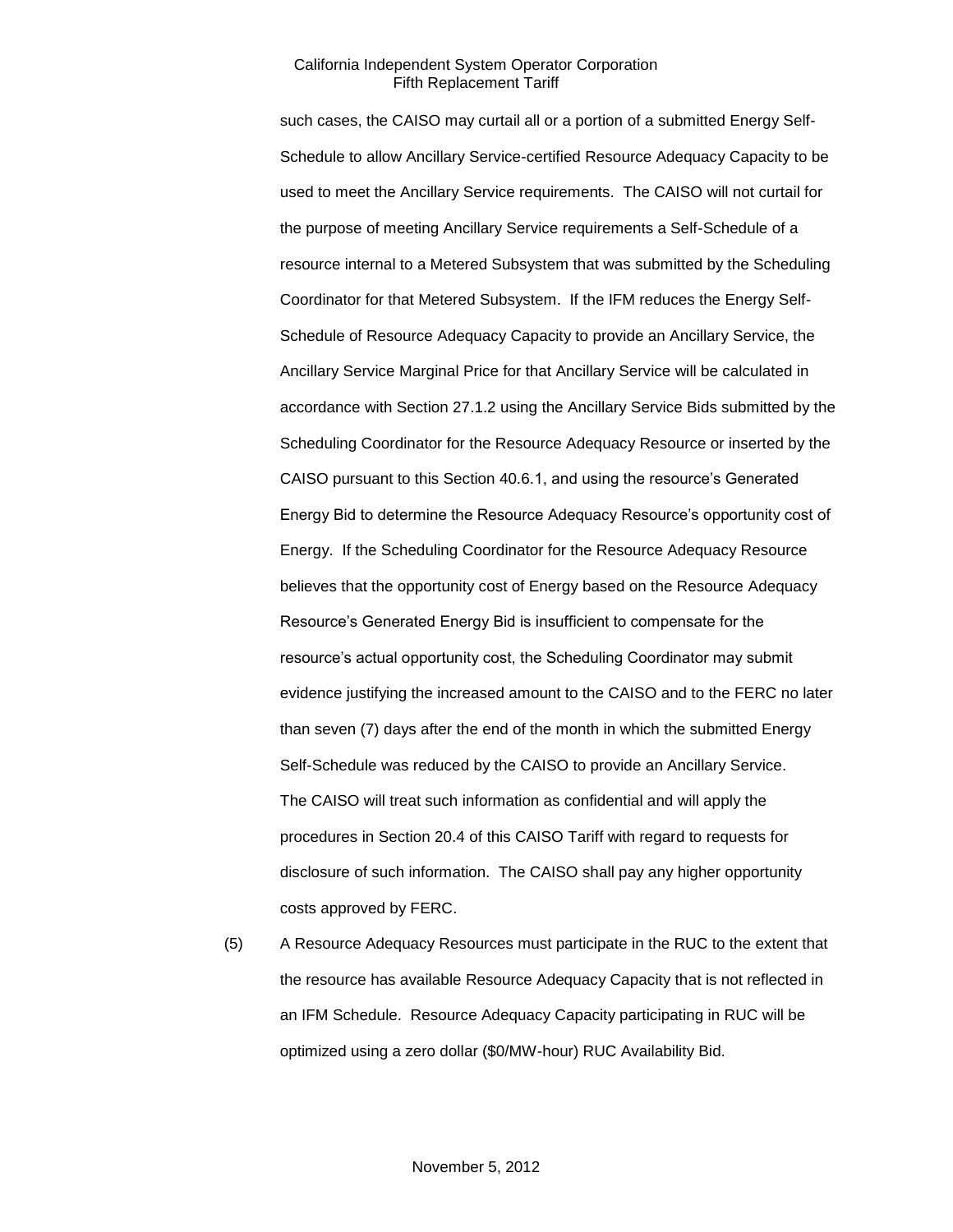such cases, the CAISO may curtail all or a portion of a submitted Energy Self-Schedule to allow Ancillary Service-certified Resource Adequacy Capacity to be used to meet the Ancillary Service requirements. The CAISO will not curtail for the purpose of meeting Ancillary Service requirements a Self-Schedule of a resource internal to a Metered Subsystem that was submitted by the Scheduling Coordinator for that Metered Subsystem. If the IFM reduces the Energy Self-Schedule of Resource Adequacy Capacity to provide an Ancillary Service, the Ancillary Service Marginal Price for that Ancillary Service will be calculated in accordance with Section 27.1.2 using the Ancillary Service Bids submitted by the Scheduling Coordinator for the Resource Adequacy Resource or inserted by the CAISO pursuant to this Section 40.6.1, and using the resource's Generated Energy Bid to determine the Resource Adequacy Resource's opportunity cost of Energy. If the Scheduling Coordinator for the Resource Adequacy Resource believes that the opportunity cost of Energy based on the Resource Adequacy Resource's Generated Energy Bid is insufficient to compensate for the resource's actual opportunity cost, the Scheduling Coordinator may submit evidence justifying the increased amount to the CAISO and to the FERC no later than seven (7) days after the end of the month in which the submitted Energy Self-Schedule was reduced by the CAISO to provide an Ancillary Service. The CAISO will treat such information as confidential and will apply the procedures in Section 20.4 of this CAISO Tariff with regard to requests for disclosure of such information. The CAISO shall pay any higher opportunity costs approved by FERC.

(5) A Resource Adequacy Resources must participate in the RUC to the extent that the resource has available Resource Adequacy Capacity that is not reflected in an IFM Schedule. Resource Adequacy Capacity participating in RUC will be optimized using a zero dollar ($0/MW-hour) RUC Availability Bid.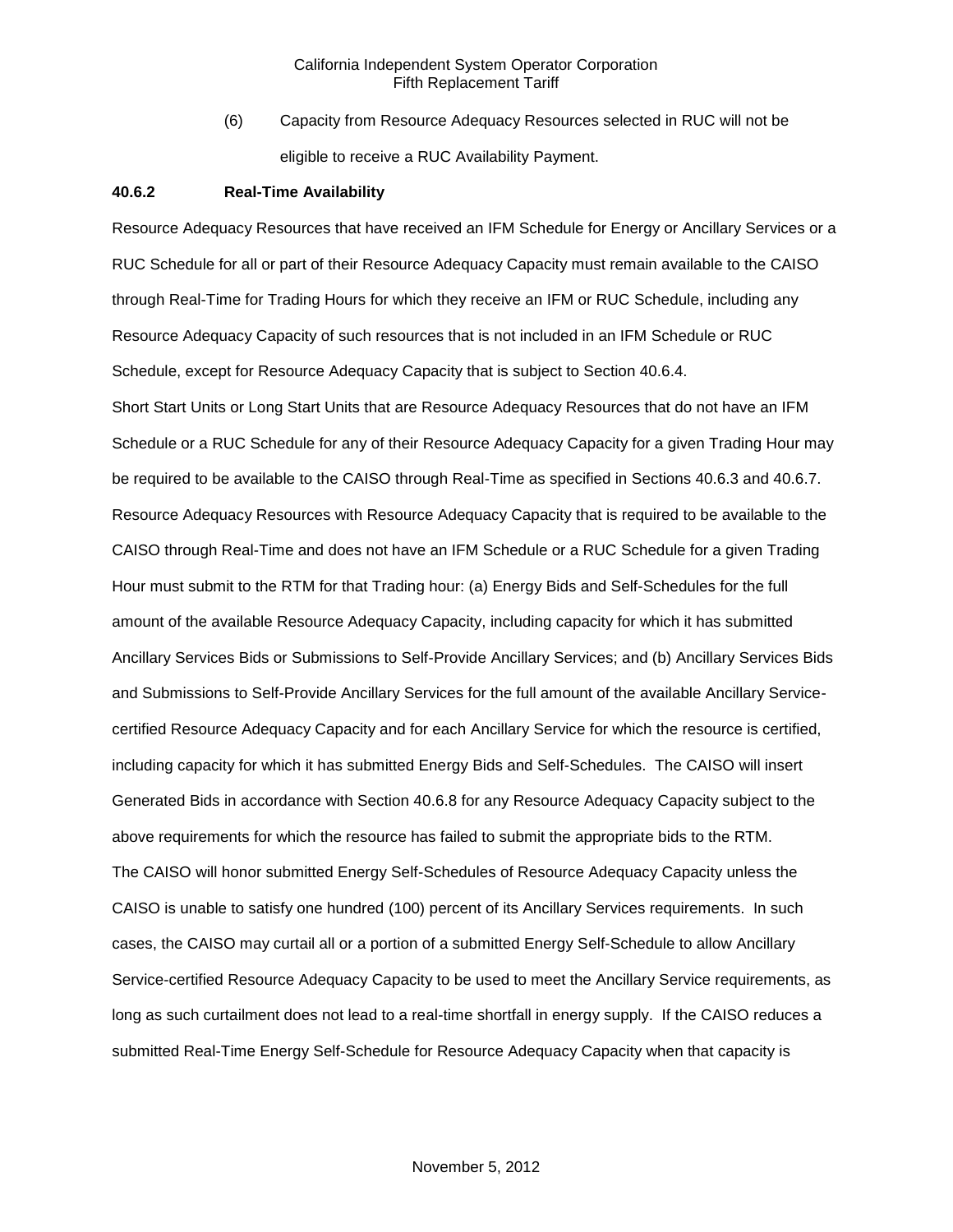(6) Capacity from Resource Adequacy Resources selected in RUC will not be eligible to receive a RUC Availability Payment.

### 40.6.2 Real-Time Availability

Resource Adequacy Resources that have received an IFM Schedule for Energy or Ancillary Services or a RUC Schedule for all or part of their Resource Adequacy Capacity must remain available to the CAISO through Real-Time for Trading Hours for which they receive an IFM or RUC Schedule, including any Resource Adequacy Capacity of such resources that is not included in an IFM Schedule or RUC Schedule, except for Resource Adequacy Capacity that is subject to Section 40.6.4.

Short Start Units or Long Start Units that are Resource Adequacy Resources that do not have an IFM Schedule or a RUC Schedule for any of their Resource Adequacy Capacity for a given Trading Hour may be required to be available to the CAISO through Real-Time as specified in Sections 40.6.3 and 40.6.7. Resource Adequacy Resources with Resource Adequacy Capacity that is required to be available to the CAISO through Real-Time and does not have an IFM Schedule or a RUC Schedule for a given Trading Hour must submit to the RTM for that Trading hour: (a) Energy Bids and Self-Schedules for the full amount of the available Resource Adequacy Capacity, including capacity for which it has submitted Ancillary Services Bids or Submissions to Self-Provide Ancillary Services; and (b) Ancillary Services Bids and Submissions to Self-Provide Ancillary Services for the full amount of the available Ancillary Service-certified Resource Adequacy Capacity and for each Ancillary Service for which the resource is certified, including capacity for which it has submitted Energy Bids and Self-Schedules. The CAISO will insert Generated Bids in accordance with Section 40.6.8 for any Resource Adequacy Capacity subject to the above requirements for which the resource has failed to submit the appropriate bids to the RTM.

The CAISO will honor submitted Energy Self-Schedules of Resource Adequacy Capacity unless the CAISO is unable to satisfy one hundred (100) percent of its Ancillary Services requirements. In such cases, the CAISO may curtail all or a portion of a submitted Energy Self-Schedule to allow Ancillary Service-certified Resource Adequacy Capacity to be used to meet the Ancillary Service requirements, as long as such curtailment does not lead to a real-time shortfall in energy supply. If the CAISO reduces a submitted Real-Time Energy Self-Schedule for Resource Adequacy Capacity when that capacity is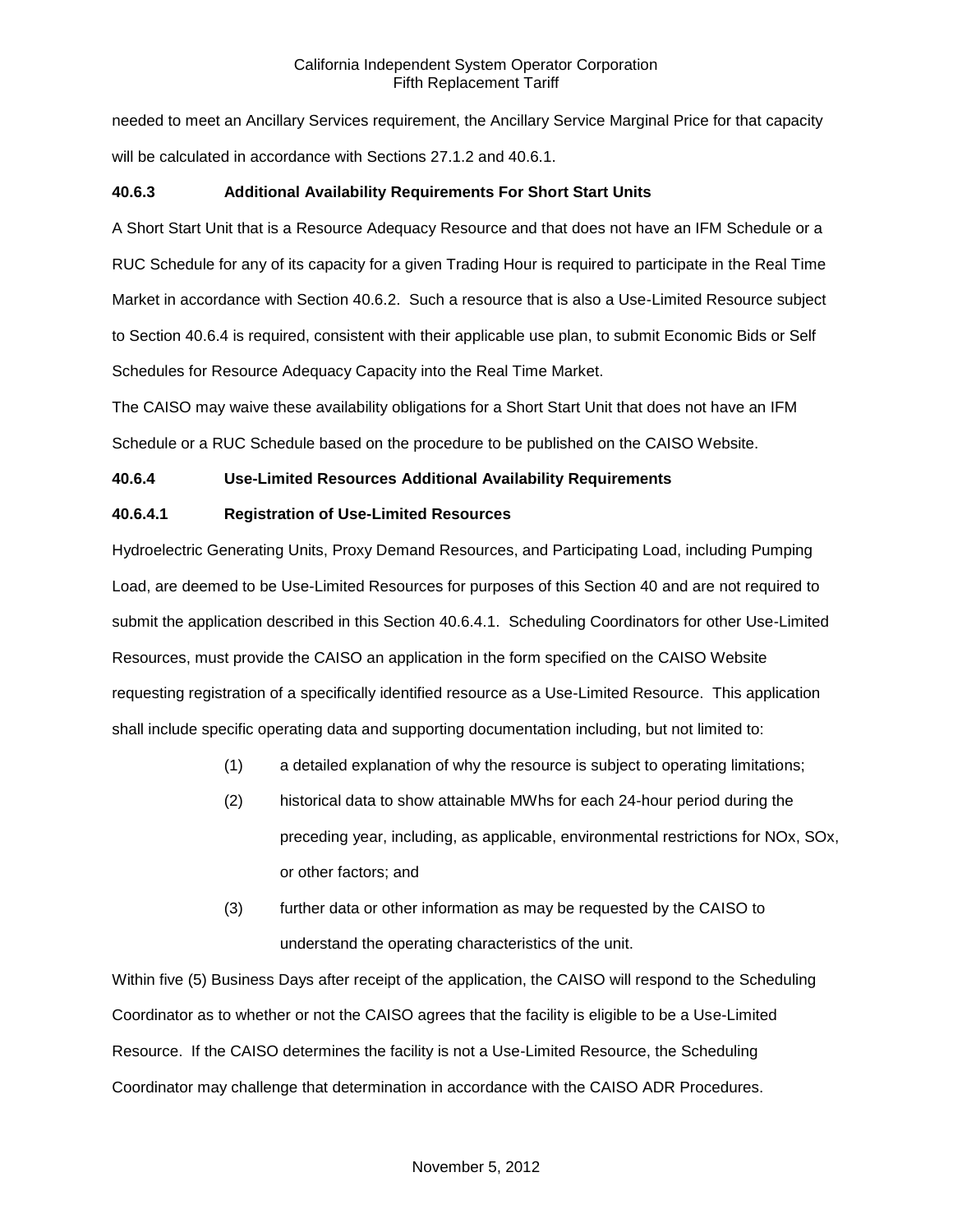needed to meet an Ancillary Services requirement, the Ancillary Service Marginal Price for that capacity will be calculated in accordance with Sections 27.1.2 and 40.6.1.

### 40.6.3 Additional Availability Requirements For Short Start Units

A Short Start Unit that is a Resource Adequacy Resource and that does not have an IFM Schedule or a RUC Schedule for any of its capacity for a given Trading Hour is required to participate in the Real Time Market in accordance with Section 40.6.2. Such a resource that is also a Use-Limited Resource subject to Section 40.6.4 is required, consistent with their applicable use plan, to submit Economic Bids or Self Schedules for Resource Adequacy Capacity into the Real Time Market.

The CAISO may waive these availability obligations for a Short Start Unit that does not have an IFM Schedule or a RUC Schedule based on the procedure to be published on the CAISO Website.

### 40.6.4 Use-Limited Resources Additional Availability Requirements

#### 40.6.4.1 Registration of Use-Limited Resources

Hydroelectric Generating Units, Proxy Demand Resources, and Participating Load, including Pumping Load, are deemed to be Use-Limited Resources for purposes of this Section 40 and are not required to submit the application described in this Section 40.6.4.1. Scheduling Coordinators for other Use-Limited Resources, must provide the CAISO an application in the form specified on the CAISO Website requesting registration of a specifically identified resource as a Use-Limited Resource. This application shall include specific operating data and supporting documentation including, but not limited to:

(1) a detailed explanation of why the resource is subject to operating limitations;

(2) historical data to show attainable MWhs for each 24-hour period during the preceding year, including, as applicable, environmental restrictions for NOx, SOx, or other factors; and

(3) further data or other information as may be requested by the CAISO to understand the operating characteristics of the unit.

Within five (5) Business Days after receipt of the application, the CAISO will respond to the Scheduling Coordinator as to whether or not the CAISO agrees that the facility is eligible to be a Use-Limited Resource. If the CAISO determines the facility is not a Use-Limited Resource, the Scheduling Coordinator may challenge that determination in accordance with the CAISO ADR Procedures.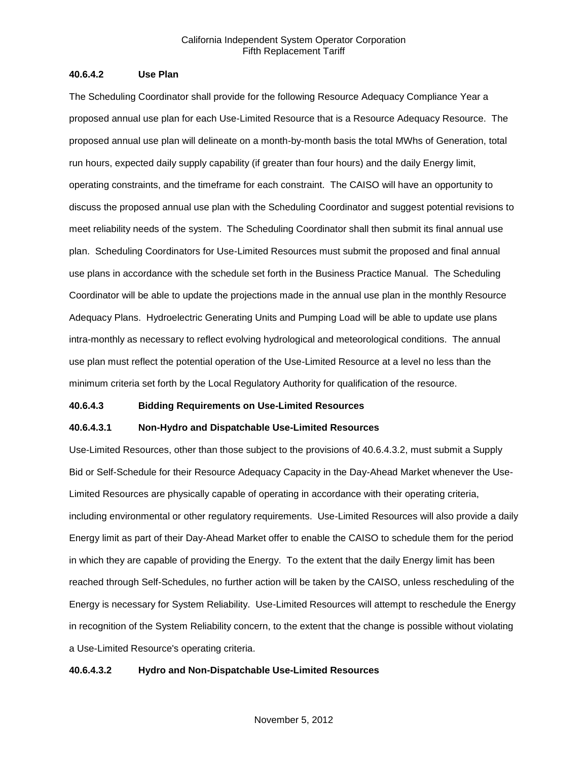#### 40.6.4.2 Use Plan

The Scheduling Coordinator shall provide for the following Resource Adequacy Compliance Year a proposed annual use plan for each Use-Limited Resource that is a Resource Adequacy Resource. The proposed annual use plan will delineate on a month-by-month basis the total MWhs of Generation, total run hours, expected daily supply capability (if greater than four hours) and the daily Energy limit, operating constraints, and the timeframe for each constraint. The CAISO will have an opportunity to discuss the proposed annual use plan with the Scheduling Coordinator and suggest potential revisions to meet reliability needs of the system. The Scheduling Coordinator shall then submit its final annual use plan. Scheduling Coordinators for Use-Limited Resources must submit the proposed and final annual use plans in accordance with the schedule set forth in the Business Practice Manual. The Scheduling Coordinator will be able to update the projections made in the annual use plan in the monthly Resource Adequacy Plans. Hydroelectric Generating Units and Pumping Load will be able to update use plans intra-monthly as necessary to reflect evolving hydrological and meteorological conditions. The annual use plan must reflect the potential operation of the Use-Limited Resource at a level no less than the minimum criteria set forth by the Local Regulatory Authority for qualification of the resource.

#### 40.6.4.3 Bidding Requirements on Use-Limited Resources

##### 40.6.4.3.1 Non-Hydro and Dispatchable Use-Limited Resources

Use-Limited Resources, other than those subject to the provisions of 40.6.4.3.2, must submit a Supply Bid or Self-Schedule for their Resource Adequacy Capacity in the Day-Ahead Market whenever the Use-Limited Resources are physically capable of operating in accordance with their operating criteria, including environmental or other regulatory requirements. Use-Limited Resources will also provide a daily Energy limit as part of their Day-Ahead Market offer to enable the CAISO to schedule them for the period in which they are capable of providing the Energy. To the extent that the daily Energy limit has been reached through Self-Schedules, no further action will be taken by the CAISO, unless rescheduling of the Energy is necessary for System Reliability. Use-Limited Resources will attempt to reschedule the Energy in recognition of the System Reliability concern, to the extent that the change is possible without violating a Use-Limited Resource's operating criteria.

##### 40.6.4.3.2 Hydro and Non-Dispatchable Use-Limited Resources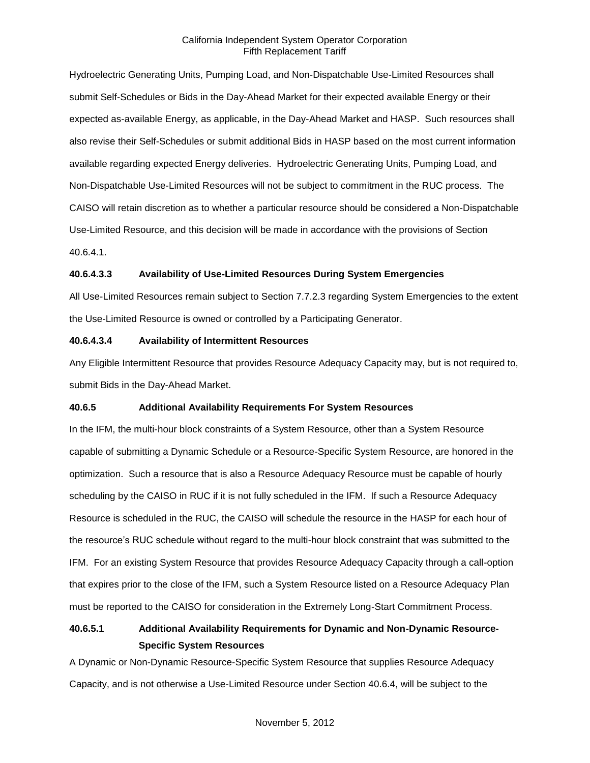Hydroelectric Generating Units, Pumping Load, and Non-Dispatchable Use-Limited Resources shall submit Self-Schedules or Bids in the Day-Ahead Market for their expected available Energy or their expected as-available Energy, as applicable, in the Day-Ahead Market and HASP. Such resources shall also revise their Self-Schedules or submit additional Bids in HASP based on the most current information available regarding expected Energy deliveries. Hydroelectric Generating Units, Pumping Load, and Non-Dispatchable Use-Limited Resources will not be subject to commitment in the RUC process. The CAISO will retain discretion as to whether a particular resource should be considered a Non-Dispatchable Use-Limited Resource, and this decision will be made in accordance with the provisions of Section 40.6.4.1.

**40.6.4.3.3 Availability of Use-Limited Resources During System Emergencies**

All Use-Limited Resources remain subject to Section 7.7.2.3 regarding System Emergencies to the extent the Use-Limited Resource is owned or controlled by a Participating Generator.

**40.6.4.3.4 Availability of Intermittent Resources**

Any Eligible Intermittent Resource that provides Resource Adequacy Capacity may, but is not required to, submit Bids in the Day-Ahead Market.

**40.6.5 Additional Availability Requirements For System Resources**

In the IFM, the multi-hour block constraints of a System Resource, other than a System Resource capable of submitting a Dynamic Schedule or a Resource-Specific System Resource, are honored in the optimization. Such a resource that is also a Resource Adequacy Resource must be capable of hourly scheduling by the CAISO in RUC if it is not fully scheduled in the IFM. If such a Resource Adequacy Resource is scheduled in the RUC, the CAISO will schedule the resource in the HASP for each hour of the resource's RUC schedule without regard to the multi-hour block constraint that was submitted to the IFM. For an existing System Resource that provides Resource Adequacy Capacity through a call-option that expires prior to the close of the IFM, such a System Resource listed on a Resource Adequacy Plan must be reported to the CAISO for consideration in the Extremely Long-Start Commitment Process.

**40.6.5.1 Additional Availability Requirements for Dynamic and Non-Dynamic Resource-Specific System Resources**

A Dynamic or Non-Dynamic Resource-Specific System Resource that supplies Resource Adequacy Capacity, and is not otherwise a Use-Limited Resource under Section 40.6.4, will be subject to the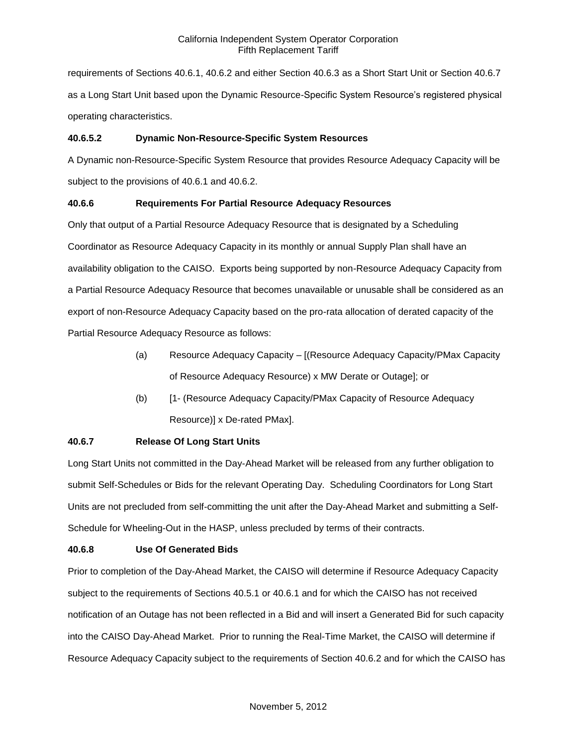requirements of Sections 40.6.1, 40.6.2 and either Section 40.6.3 as a Short Start Unit or Section 40.6.7 as a Long Start Unit based upon the Dynamic Resource-Specific System Resource's registered physical operating characteristics.

#### 40.6.5.2 Dynamic Non-Resource-Specific System Resources

A Dynamic non-Resource-Specific System Resource that provides Resource Adequacy Capacity will be subject to the provisions of 40.6.1 and 40.6.2.

### 40.6.6 Requirements For Partial Resource Adequacy Resources

Only that output of a Partial Resource Adequacy Resource that is designated by a Scheduling Coordinator as Resource Adequacy Capacity in its monthly or annual Supply Plan shall have an availability obligation to the CAISO. Exports being supported by non-Resource Adequacy Capacity from a Partial Resource Adequacy Resource that becomes unavailable or unusable shall be considered as an export of non-Resource Adequacy Capacity based on the pro-rata allocation of derated capacity of the Partial Resource Adequacy Resource as follows:

(a) Resource Adequacy Capacity – [(Resource Adequacy Capacity/PMax Capacity of Resource Adequacy Resource) x MW Derate or Outage]; or

(b) [1- (Resource Adequacy Capacity/PMax Capacity of Resource Adequacy Resource)] x De-rated PMax].

### 40.6.7 Release Of Long Start Units

Long Start Units not committed in the Day-Ahead Market will be released from any further obligation to submit Self-Schedules or Bids for the relevant Operating Day. Scheduling Coordinators for Long Start Units are not precluded from self-committing the unit after the Day-Ahead Market and submitting a Self-Schedule for Wheeling-Out in the HASP, unless precluded by terms of their contracts.

### 40.6.8 Use Of Generated Bids

Prior to completion of the Day-Ahead Market, the CAISO will determine if Resource Adequacy Capacity subject to the requirements of Sections 40.5.1 or 40.6.1 and for which the CAISO has not received notification of an Outage has not been reflected in a Bid and will insert a Generated Bid for such capacity into the CAISO Day-Ahead Market. Prior to running the Real-Time Market, the CAISO will determine if Resource Adequacy Capacity subject to the requirements of Section 40.6.2 and for which the CAISO has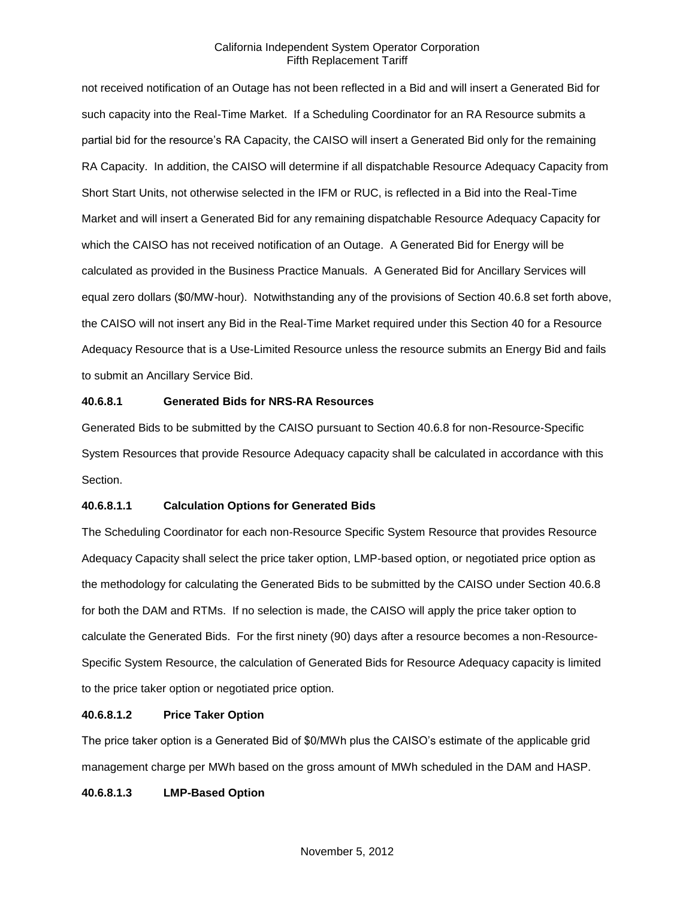not received notification of an Outage has not been reflected in a Bid and will insert a Generated Bid for such capacity into the Real-Time Market. If a Scheduling Coordinator for an RA Resource submits a partial bid for the resource's RA Capacity, the CAISO will insert a Generated Bid only for the remaining RA Capacity. In addition, the CAISO will determine if all dispatchable Resource Adequacy Capacity from Short Start Units, not otherwise selected in the IFM or RUC, is reflected in a Bid into the Real-Time Market and will insert a Generated Bid for any remaining dispatchable Resource Adequacy Capacity for which the CAISO has not received notification of an Outage. A Generated Bid for Energy will be calculated as provided in the Business Practice Manuals. A Generated Bid for Ancillary Services will equal zero dollars ($0/MW-hour). Notwithstanding any of the provisions of Section 40.6.8 set forth above, the CAISO will not insert any Bid in the Real-Time Market required under this Section 40 for a Resource Adequacy Resource that is a Use-Limited Resource unless the resource submits an Energy Bid and fails to submit an Ancillary Service Bid.

**40.6.8.1 Generated Bids for NRS-RA Resources**

Generated Bids to be submitted by the CAISO pursuant to Section 40.6.8 for non-Resource-Specific System Resources that provide Resource Adequacy capacity shall be calculated in accordance with this Section.

**40.6.8.1.1 Calculation Options for Generated Bids**

The Scheduling Coordinator for each non-Resource Specific System Resource that provides Resource Adequacy Capacity shall select the price taker option, LMP-based option, or negotiated price option as the methodology for calculating the Generated Bids to be submitted by the CAISO under Section 40.6.8 for both the DAM and RTMs. If no selection is made, the CAISO will apply the price taker option to calculate the Generated Bids. For the first ninety (90) days after a resource becomes a non-Resource-Specific System Resource, the calculation of Generated Bids for Resource Adequacy capacity is limited to the price taker option or negotiated price option.

**40.6.8.1.2 Price Taker Option**

The price taker option is a Generated Bid of $0/MWh plus the CAISO's estimate of the applicable grid management charge per MWh based on the gross amount of MWh scheduled in the DAM and HASP.

**40.6.8.1.3 LMP-Based Option**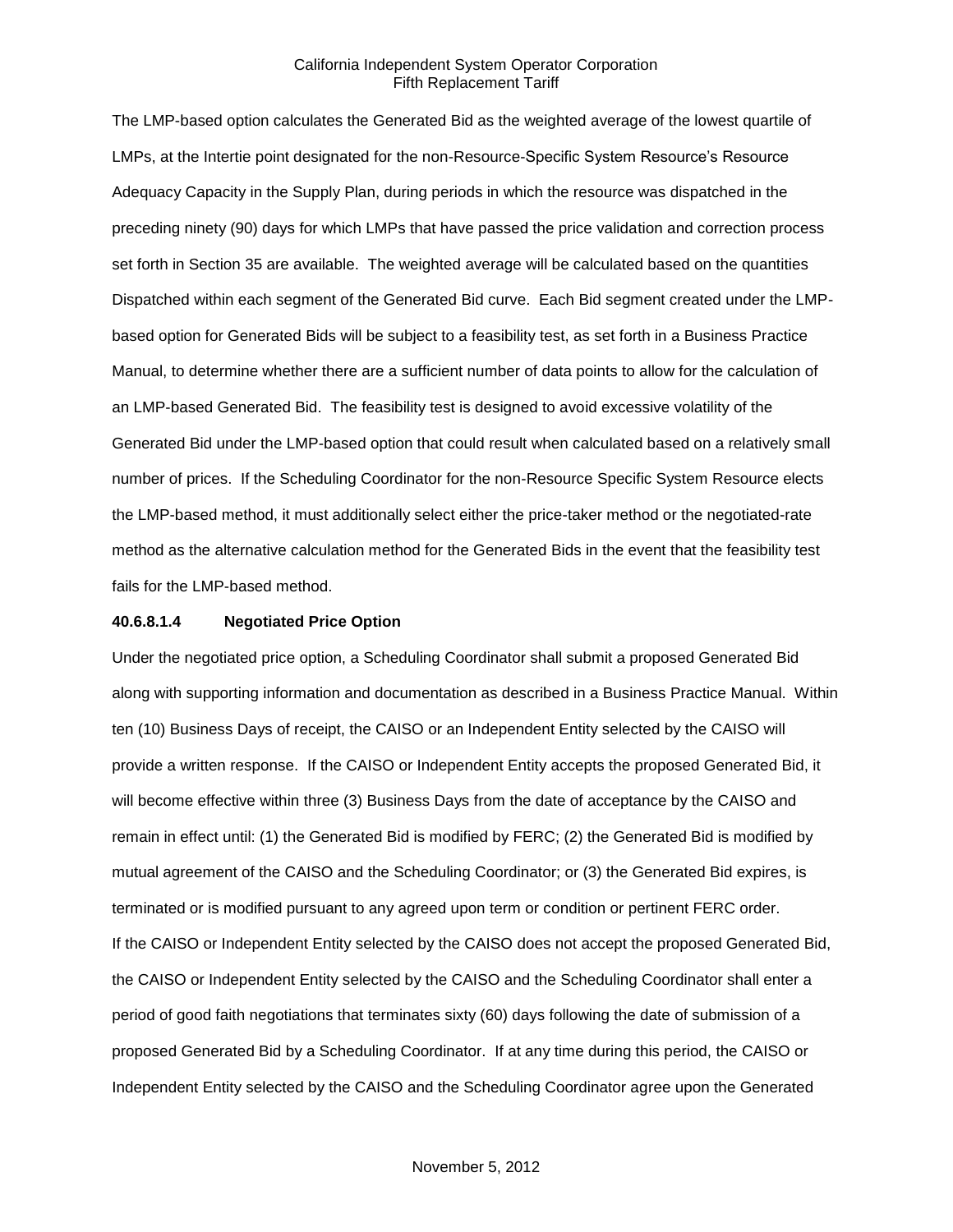The LMP-based option calculates the Generated Bid as the weighted average of the lowest quartile of LMPs, at the Intertie point designated for the non-Resource-Specific System Resource's Resource Adequacy Capacity in the Supply Plan, during periods in which the resource was dispatched in the preceding ninety (90) days for which LMPs that have passed the price validation and correction process set forth in Section 35 are available. The weighted average will be calculated based on the quantities Dispatched within each segment of the Generated Bid curve. Each Bid segment created under the LMP-based option for Generated Bids will be subject to a feasibility test, as set forth in a Business Practice Manual, to determine whether there are a sufficient number of data points to allow for the calculation of an LMP-based Generated Bid. The feasibility test is designed to avoid excessive volatility of the Generated Bid under the LMP-based option that could result when calculated based on a relatively small number of prices. If the Scheduling Coordinator for the non-Resource Specific System Resource elects the LMP-based method, it must additionally select either the price-taker method or the negotiated-rate method as the alternative calculation method for the Generated Bids in the event that the feasibility test fails for the LMP-based method.

**40.6.8.1.4 Negotiated Price Option**

Under the negotiated price option, a Scheduling Coordinator shall submit a proposed Generated Bid along with supporting information and documentation as described in a Business Practice Manual. Within ten (10) Business Days of receipt, the CAISO or an Independent Entity selected by the CAISO will provide a written response. If the CAISO or Independent Entity accepts the proposed Generated Bid, it will become effective within three (3) Business Days from the date of acceptance by the CAISO and remain in effect until: (1) the Generated Bid is modified by FERC; (2) the Generated Bid is modified by mutual agreement of the CAISO and the Scheduling Coordinator; or (3) the Generated Bid expires, is terminated or is modified pursuant to any agreed upon term or condition or pertinent FERC order.

If the CAISO or Independent Entity selected by the CAISO does not accept the proposed Generated Bid, the CAISO or Independent Entity selected by the CAISO and the Scheduling Coordinator shall enter a period of good faith negotiations that terminates sixty (60) days following the date of submission of a proposed Generated Bid by a Scheduling Coordinator. If at any time during this period, the CAISO or Independent Entity selected by the CAISO and the Scheduling Coordinator agree upon the Generated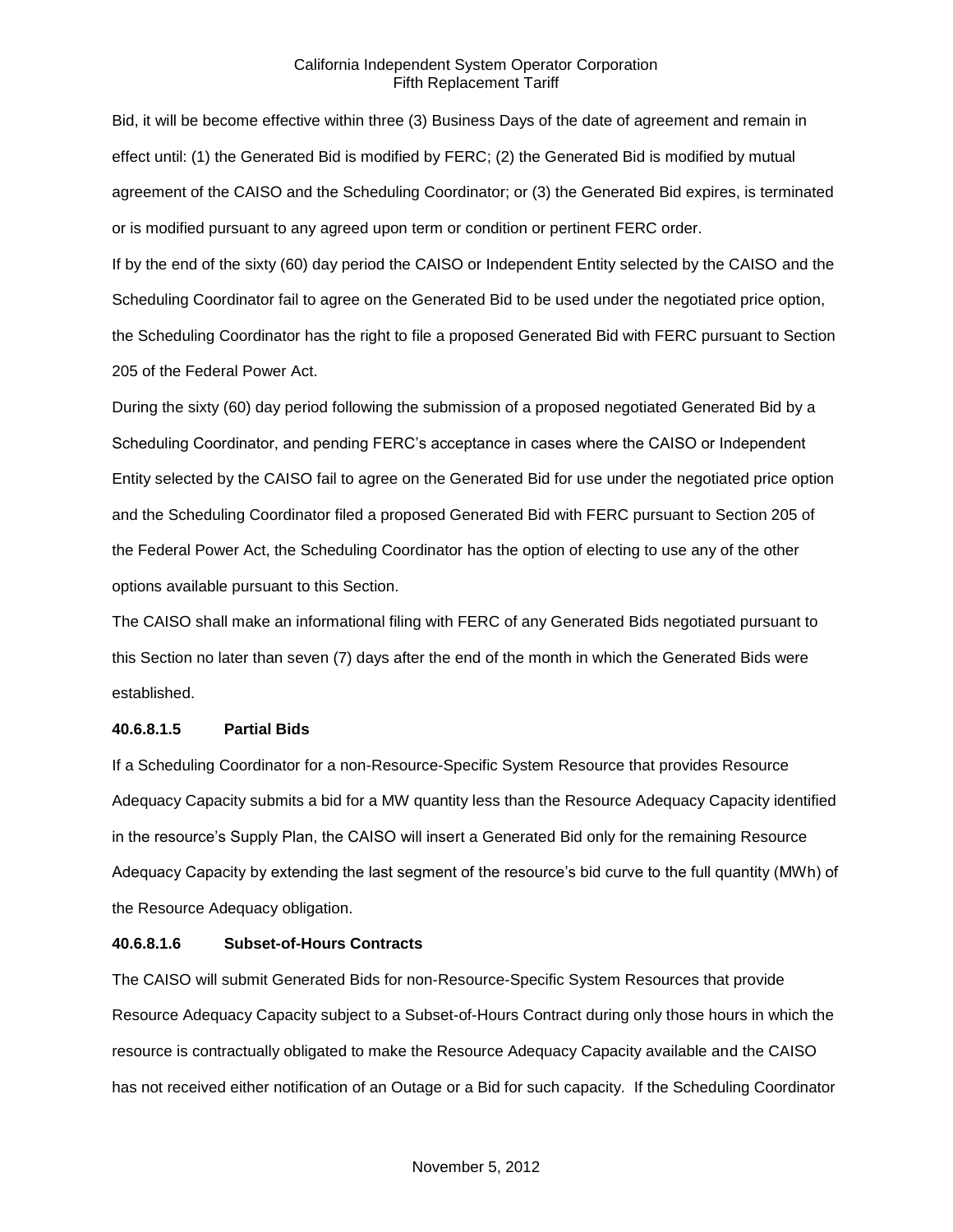Bid, it will be become effective within three (3) Business Days of the date of agreement and remain in effect until: (1) the Generated Bid is modified by FERC; (2) the Generated Bid is modified by mutual agreement of the CAISO and the Scheduling Coordinator; or (3) the Generated Bid expires, is terminated or is modified pursuant to any agreed upon term or condition or pertinent FERC order.

If by the end of the sixty (60) day period the CAISO or Independent Entity selected by the CAISO and the Scheduling Coordinator fail to agree on the Generated Bid to be used under the negotiated price option, the Scheduling Coordinator has the right to file a proposed Generated Bid with FERC pursuant to Section 205 of the Federal Power Act.

During the sixty (60) day period following the submission of a proposed negotiated Generated Bid by a Scheduling Coordinator, and pending FERC's acceptance in cases where the CAISO or Independent Entity selected by the CAISO fail to agree on the Generated Bid for use under the negotiated price option and the Scheduling Coordinator filed a proposed Generated Bid with FERC pursuant to Section 205 of the Federal Power Act, the Scheduling Coordinator has the option of electing to use any of the other options available pursuant to this Section.

The CAISO shall make an informational filing with FERC of any Generated Bids negotiated pursuant to this Section no later than seven (7) days after the end of the month in which the Generated Bids were established.

#### 40.6.8.1.5 Partial Bids

If a Scheduling Coordinator for a non-Resource-Specific System Resource that provides Resource Adequacy Capacity submits a bid for a MW quantity less than the Resource Adequacy Capacity identified in the resource's Supply Plan, the CAISO will insert a Generated Bid only for the remaining Resource Adequacy Capacity by extending the last segment of the resource's bid curve to the full quantity (MWh) of the Resource Adequacy obligation.

#### 40.6.8.1.6 Subset-of-Hours Contracts

The CAISO will submit Generated Bids for non-Resource-Specific System Resources that provide Resource Adequacy Capacity subject to a Subset-of-Hours Contract during only those hours in which the resource is contractually obligated to make the Resource Adequacy Capacity available and the CAISO has not received either notification of an Outage or a Bid for such capacity. If the Scheduling Coordinator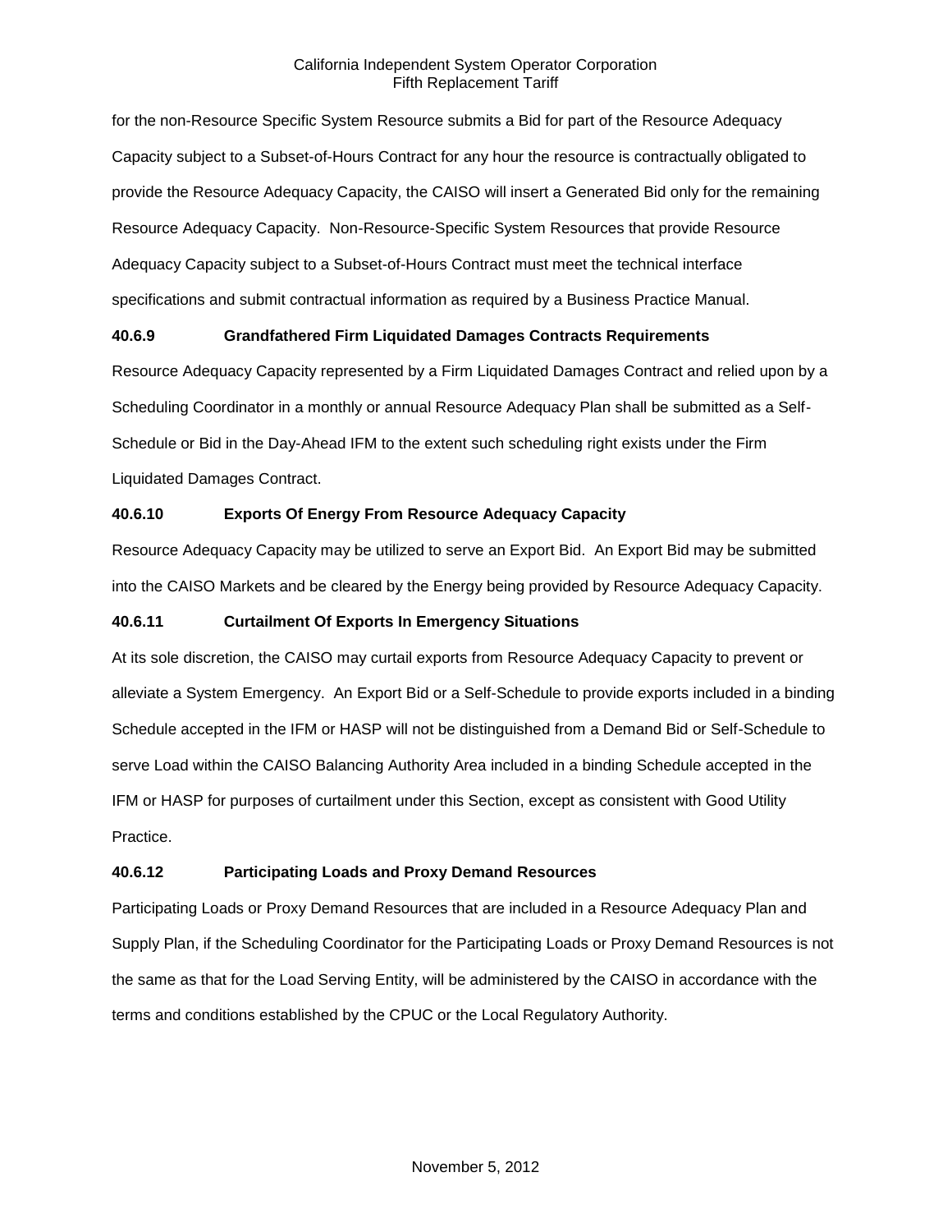for the non-Resource Specific System Resource submits a Bid for part of the Resource Adequacy Capacity subject to a Subset-of-Hours Contract for any hour the resource is contractually obligated to provide the Resource Adequacy Capacity, the CAISO will insert a Generated Bid only for the remaining Resource Adequacy Capacity. Non-Resource-Specific System Resources that provide Resource Adequacy Capacity subject to a Subset-of-Hours Contract must meet the technical interface specifications and submit contractual information as required by a Business Practice Manual.

**40.6.9 Grandfathered Firm Liquidated Damages Contracts Requirements**

Resource Adequacy Capacity represented by a Firm Liquidated Damages Contract and relied upon by a Scheduling Coordinator in a monthly or annual Resource Adequacy Plan shall be submitted as a Self-Schedule or Bid in the Day-Ahead IFM to the extent such scheduling right exists under the Firm Liquidated Damages Contract.

**40.6.10 Exports Of Energy From Resource Adequacy Capacity**

Resource Adequacy Capacity may be utilized to serve an Export Bid. An Export Bid may be submitted into the CAISO Markets and be cleared by the Energy being provided by Resource Adequacy Capacity.

**40.6.11 Curtailment Of Exports In Emergency Situations**

At its sole discretion, the CAISO may curtail exports from Resource Adequacy Capacity to prevent or alleviate a System Emergency. An Export Bid or a Self-Schedule to provide exports included in a binding Schedule accepted in the IFM or HASP will not be distinguished from a Demand Bid or Self-Schedule to serve Load within the CAISO Balancing Authority Area included in a binding Schedule accepted in the IFM or HASP for purposes of curtailment under this Section, except as consistent with Good Utility Practice.

**40.6.12 Participating Loads and Proxy Demand Resources**

Participating Loads or Proxy Demand Resources that are included in a Resource Adequacy Plan and Supply Plan, if the Scheduling Coordinator for the Participating Loads or Proxy Demand Resources is not the same as that for the Load Serving Entity, will be administered by the CAISO in accordance with the terms and conditions established by the CPUC or the Local Regulatory Authority.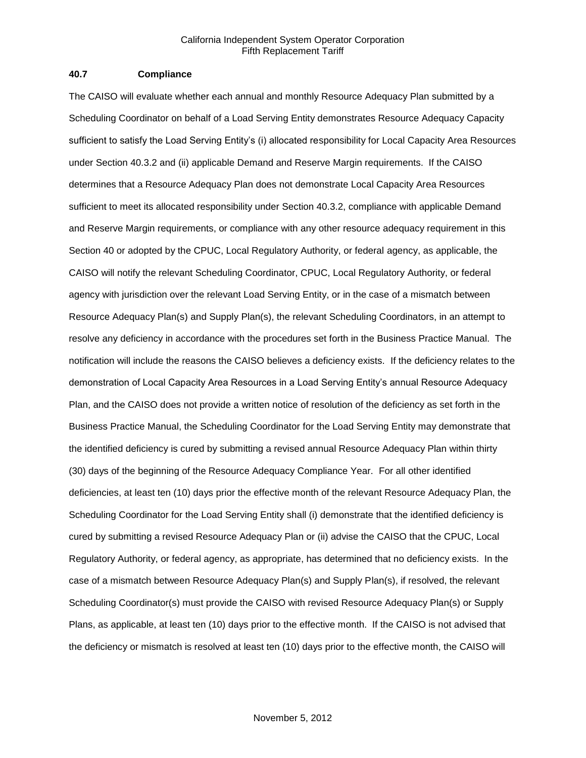### 40.7 Compliance

The CAISO will evaluate whether each annual and monthly Resource Adequacy Plan submitted by a Scheduling Coordinator on behalf of a Load Serving Entity demonstrates Resource Adequacy Capacity sufficient to satisfy the Load Serving Entity's (i) allocated responsibility for Local Capacity Area Resources under Section 40.3.2 and (ii) applicable Demand and Reserve Margin requirements. If the CAISO determines that a Resource Adequacy Plan does not demonstrate Local Capacity Area Resources sufficient to meet its allocated responsibility under Section 40.3.2, compliance with applicable Demand and Reserve Margin requirements, or compliance with any other resource adequacy requirement in this Section 40 or adopted by the CPUC, Local Regulatory Authority, or federal agency, as applicable, the CAISO will notify the relevant Scheduling Coordinator, CPUC, Local Regulatory Authority, or federal agency with jurisdiction over the relevant Load Serving Entity, or in the case of a mismatch between Resource Adequacy Plan(s) and Supply Plan(s), the relevant Scheduling Coordinators, in an attempt to resolve any deficiency in accordance with the procedures set forth in the Business Practice Manual. The notification will include the reasons the CAISO believes a deficiency exists. If the deficiency relates to the demonstration of Local Capacity Area Resources in a Load Serving Entity's annual Resource Adequacy Plan, and the CAISO does not provide a written notice of resolution of the deficiency as set forth in the Business Practice Manual, the Scheduling Coordinator for the Load Serving Entity may demonstrate that the identified deficiency is cured by submitting a revised annual Resource Adequacy Plan within thirty (30) days of the beginning of the Resource Adequacy Compliance Year. For all other identified deficiencies, at least ten (10) days prior the effective month of the relevant Resource Adequacy Plan, the Scheduling Coordinator for the Load Serving Entity shall (i) demonstrate that the identified deficiency is cured by submitting a revised Resource Adequacy Plan or (ii) advise the CAISO that the CPUC, Local Regulatory Authority, or federal agency, as appropriate, has determined that no deficiency exists. In the case of a mismatch between Resource Adequacy Plan(s) and Supply Plan(s), if resolved, the relevant Scheduling Coordinator(s) must provide the CAISO with revised Resource Adequacy Plan(s) or Supply Plans, as applicable, at least ten (10) days prior to the effective month. If the CAISO is not advised that the deficiency or mismatch is resolved at least ten (10) days prior to the effective month, the CAISO will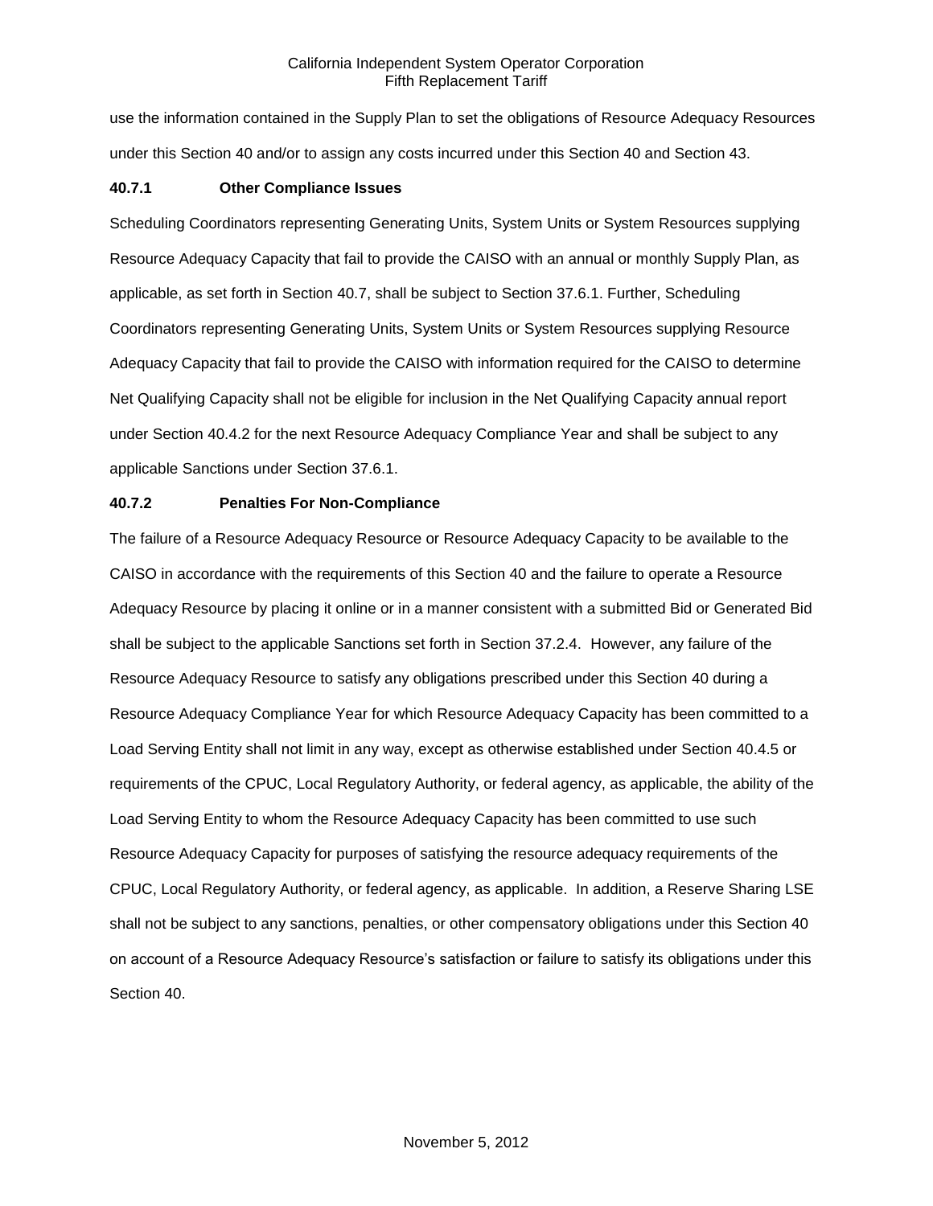use the information contained in the Supply Plan to set the obligations of Resource Adequacy Resources under this Section 40 and/or to assign any costs incurred under this Section 40 and Section 43.

### 40.7.1 Other Compliance Issues

Scheduling Coordinators representing Generating Units, System Units or System Resources supplying Resource Adequacy Capacity that fail to provide the CAISO with an annual or monthly Supply Plan, as applicable, as set forth in Section 40.7, shall be subject to Section 37.6.1. Further, Scheduling Coordinators representing Generating Units, System Units or System Resources supplying Resource Adequacy Capacity that fail to provide the CAISO with information required for the CAISO to determine Net Qualifying Capacity shall not be eligible for inclusion in the Net Qualifying Capacity annual report under Section 40.4.2 for the next Resource Adequacy Compliance Year and shall be subject to any applicable Sanctions under Section 37.6.1.

### 40.7.2 Penalties For Non-Compliance

The failure of a Resource Adequacy Resource or Resource Adequacy Capacity to be available to the CAISO in accordance with the requirements of this Section 40 and the failure to operate a Resource Adequacy Resource by placing it online or in a manner consistent with a submitted Bid or Generated Bid shall be subject to the applicable Sanctions set forth in Section 37.2.4. However, any failure of the Resource Adequacy Resource to satisfy any obligations prescribed under this Section 40 during a Resource Adequacy Compliance Year for which Resource Adequacy Capacity has been committed to a Load Serving Entity shall not limit in any way, except as otherwise established under Section 40.4.5 or requirements of the CPUC, Local Regulatory Authority, or federal agency, as applicable, the ability of the Load Serving Entity to whom the Resource Adequacy Capacity has been committed to use such Resource Adequacy Capacity for purposes of satisfying the resource adequacy requirements of the CPUC, Local Regulatory Authority, or federal agency, as applicable. In addition, a Reserve Sharing LSE shall not be subject to any sanctions, penalties, or other compensatory obligations under this Section 40 on account of a Resource Adequacy Resource's satisfaction or failure to satisfy its obligations under this Section 40.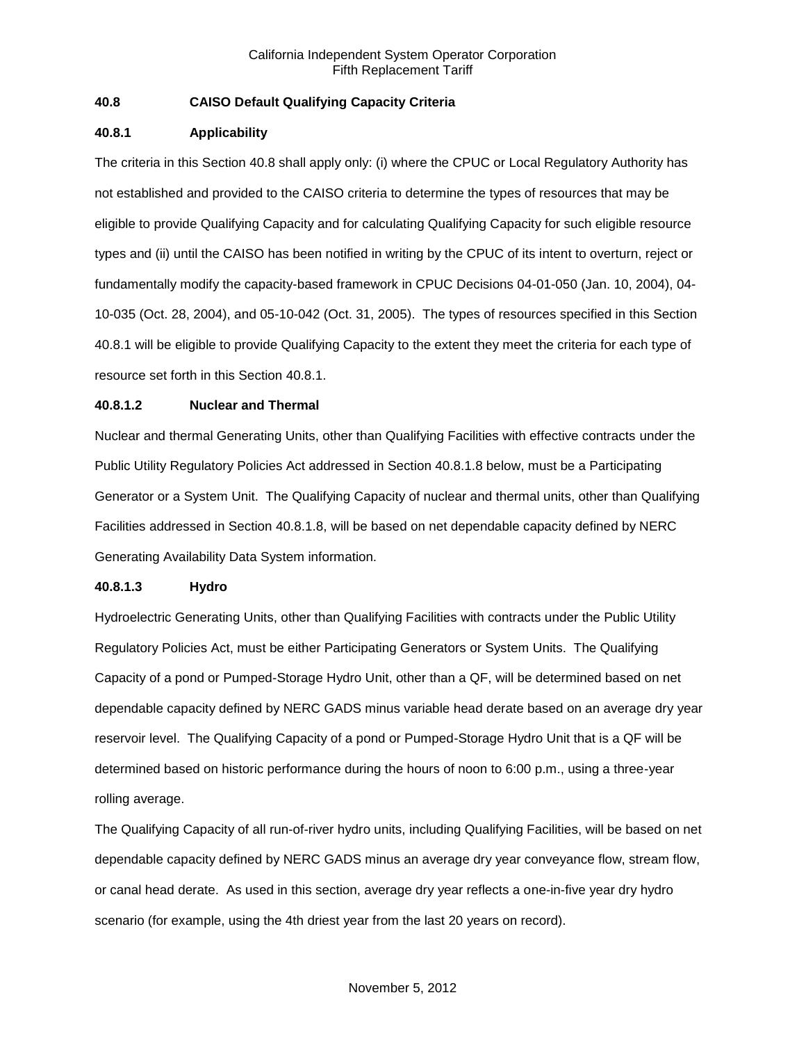### 40.8 CAISO Default Qualifying Capacity Criteria

#### 40.8.1 Applicability

The criteria in this Section 40.8 shall apply only: (i) where the CPUC or Local Regulatory Authority has not established and provided to the CAISO criteria to determine the types of resources that may be eligible to provide Qualifying Capacity and for calculating Qualifying Capacity for such eligible resource types and (ii) until the CAISO has been notified in writing by the CPUC of its intent to overturn, reject or fundamentally modify the capacity-based framework in CPUC Decisions 04-01-050 (Jan. 10, 2004), 04-10-035 (Oct. 28, 2004), and 05-10-042 (Oct. 31, 2005). The types of resources specified in this Section 40.8.1 will be eligible to provide Qualifying Capacity to the extent they meet the criteria for each type of resource set forth in this Section 40.8.1.

#### 40.8.1.2 Nuclear and Thermal

Nuclear and thermal Generating Units, other than Qualifying Facilities with effective contracts under the Public Utility Regulatory Policies Act addressed in Section 40.8.1.8 below, must be a Participating Generator or a System Unit. The Qualifying Capacity of nuclear and thermal units, other than Qualifying Facilities addressed in Section 40.8.1.8, will be based on net dependable capacity defined by NERC Generating Availability Data System information.

#### 40.8.1.3 Hydro

Hydroelectric Generating Units, other than Qualifying Facilities with contracts under the Public Utility Regulatory Policies Act, must be either Participating Generators or System Units. The Qualifying Capacity of a pond or Pumped-Storage Hydro Unit, other than a QF, will be determined based on net dependable capacity defined by NERC GADS minus variable head derate based on an average dry year reservoir level. The Qualifying Capacity of a pond or Pumped-Storage Hydro Unit that is a QF will be determined based on historic performance during the hours of noon to 6:00 p.m., using a three-year rolling average.

The Qualifying Capacity of all run-of-river hydro units, including Qualifying Facilities, will be based on net dependable capacity defined by NERC GADS minus an average dry year conveyance flow, stream flow, or canal head derate. As used in this section, average dry year reflects a one-in-five year dry hydro scenario (for example, using the 4th driest year from the last 20 years on record).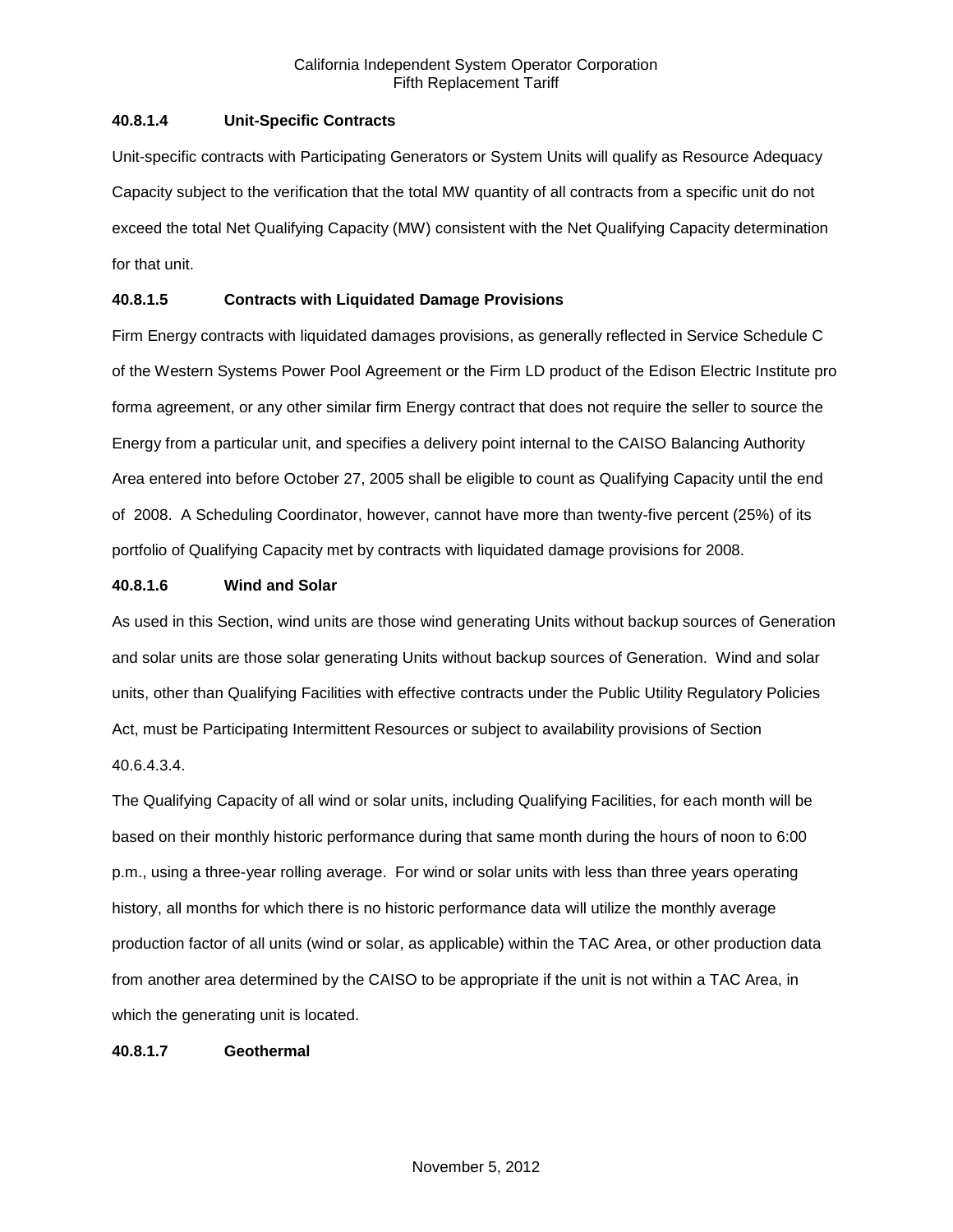#### 40.8.1.4 Unit-Specific Contracts

Unit-specific contracts with Participating Generators or System Units will qualify as Resource Adequacy Capacity subject to the verification that the total MW quantity of all contracts from a specific unit do not exceed the total Net Qualifying Capacity (MW) consistent with the Net Qualifying Capacity determination for that unit.

#### 40.8.1.5 Contracts with Liquidated Damage Provisions

Firm Energy contracts with liquidated damages provisions, as generally reflected in Service Schedule C of the Western Systems Power Pool Agreement or the Firm LD product of the Edison Electric Institute pro forma agreement, or any other similar firm Energy contract that does not require the seller to source the Energy from a particular unit, and specifies a delivery point internal to the CAISO Balancing Authority Area entered into before October 27, 2005 shall be eligible to count as Qualifying Capacity until the end of 2008. A Scheduling Coordinator, however, cannot have more than twenty-five percent (25%) of its portfolio of Qualifying Capacity met by contracts with liquidated damage provisions for 2008.

#### 40.8.1.6 Wind and Solar

As used in this Section, wind units are those wind generating Units without backup sources of Generation and solar units are those solar generating Units without backup sources of Generation. Wind and solar units, other than Qualifying Facilities with effective contracts under the Public Utility Regulatory Policies Act, must be Participating Intermittent Resources or subject to availability provisions of Section 40.6.4.3.4.

The Qualifying Capacity of all wind or solar units, including Qualifying Facilities, for each month will be based on their monthly historic performance during that same month during the hours of noon to 6:00 p.m., using a three-year rolling average. For wind or solar units with less than three years operating history, all months for which there is no historic performance data will utilize the monthly average production factor of all units (wind or solar, as applicable) within the TAC Area, or other production data from another area determined by the CAISO to be appropriate if the unit is not within a TAC Area, in which the generating unit is located.

#### 40.8.1.7 Geothermal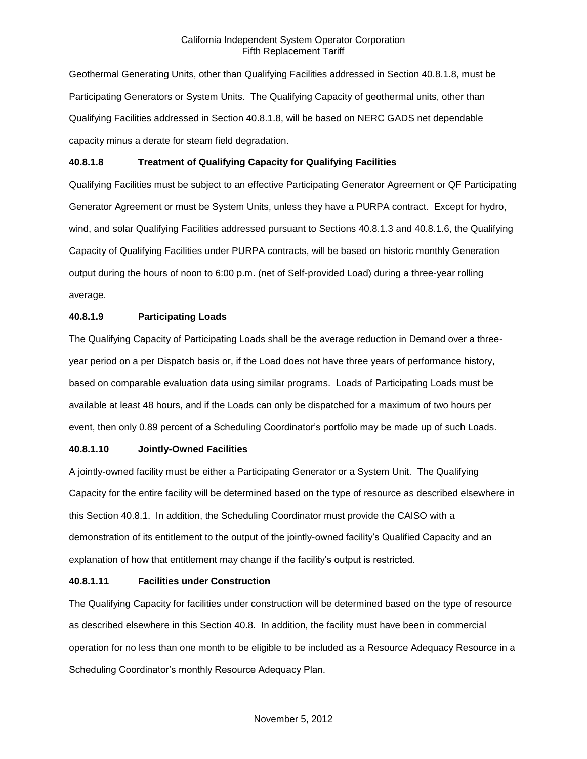Geothermal Generating Units, other than Qualifying Facilities addressed in Section 40.8.1.8, must be Participating Generators or System Units. The Qualifying Capacity of geothermal units, other than Qualifying Facilities addressed in Section 40.8.1.8, will be based on NERC GADS net dependable capacity minus a derate for steam field degradation.

### 40.8.1.8 Treatment of Qualifying Capacity for Qualifying Facilities

Qualifying Facilities must be subject to an effective Participating Generator Agreement or QF Participating Generator Agreement or must be System Units, unless they have a PURPA contract. Except for hydro, wind, and solar Qualifying Facilities addressed pursuant to Sections 40.8.1.3 and 40.8.1.6, the Qualifying Capacity of Qualifying Facilities under PURPA contracts, will be based on historic monthly Generation output during the hours of noon to 6:00 p.m. (net of Self-provided Load) during a three-year rolling average.

### 40.8.1.9 Participating Loads

The Qualifying Capacity of Participating Loads shall be the average reduction in Demand over a three-year period on a per Dispatch basis or, if the Load does not have three years of performance history, based on comparable evaluation data using similar programs. Loads of Participating Loads must be available at least 48 hours, and if the Loads can only be dispatched for a maximum of two hours per event, then only 0.89 percent of a Scheduling Coordinator's portfolio may be made up of such Loads.

### 40.8.1.10 Jointly-Owned Facilities

A jointly-owned facility must be either a Participating Generator or a System Unit. The Qualifying Capacity for the entire facility will be determined based on the type of resource as described elsewhere in this Section 40.8.1. In addition, the Scheduling Coordinator must provide the CAISO with a demonstration of its entitlement to the output of the jointly-owned facility's Qualified Capacity and an explanation of how that entitlement may change if the facility's output is restricted.

### 40.8.1.11 Facilities under Construction

The Qualifying Capacity for facilities under construction will be determined based on the type of resource as described elsewhere in this Section 40.8. In addition, the facility must have been in commercial operation for no less than one month to be eligible to be included as a Resource Adequacy Resource in a Scheduling Coordinator's monthly Resource Adequacy Plan.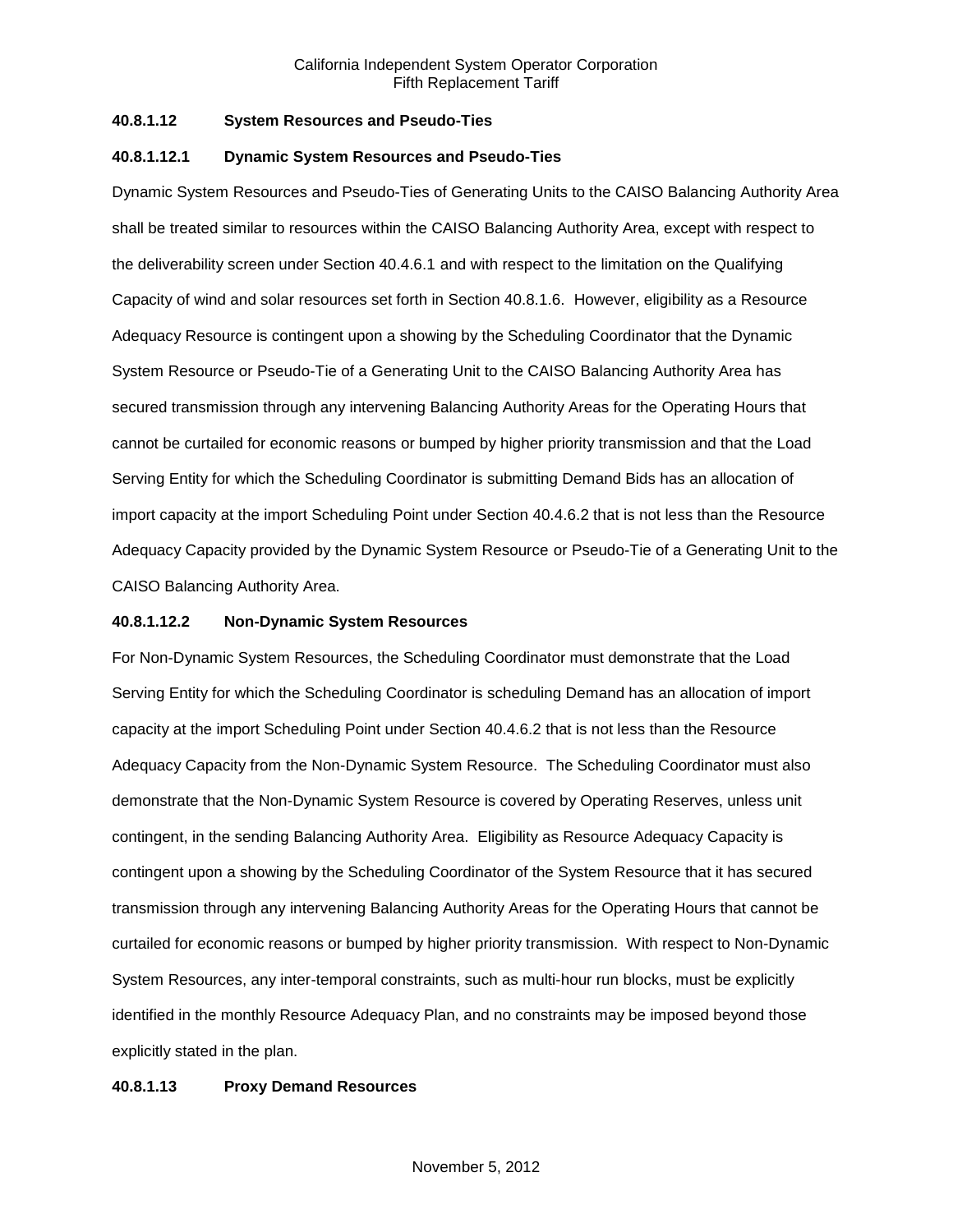**40.8.1.12 System Resources and Pseudo-Ties**

**40.8.1.12.1 Dynamic System Resources and Pseudo-Ties**

Dynamic System Resources and Pseudo-Ties of Generating Units to the CAISO Balancing Authority Area shall be treated similar to resources within the CAISO Balancing Authority Area, except with respect to the deliverability screen under Section 40.4.6.1 and with respect to the limitation on the Qualifying Capacity of wind and solar resources set forth in Section 40.8.1.6. However, eligibility as a Resource Adequacy Resource is contingent upon a showing by the Scheduling Coordinator that the Dynamic System Resource or Pseudo-Tie of a Generating Unit to the CAISO Balancing Authority Area has secured transmission through any intervening Balancing Authority Areas for the Operating Hours that cannot be curtailed for economic reasons or bumped by higher priority transmission and that the Load Serving Entity for which the Scheduling Coordinator is submitting Demand Bids has an allocation of import capacity at the import Scheduling Point under Section 40.4.6.2 that is not less than the Resource Adequacy Capacity provided by the Dynamic System Resource or Pseudo-Tie of a Generating Unit to the CAISO Balancing Authority Area.

**40.8.1.12.2 Non-Dynamic System Resources**

For Non-Dynamic System Resources, the Scheduling Coordinator must demonstrate that the Load Serving Entity for which the Scheduling Coordinator is scheduling Demand has an allocation of import capacity at the import Scheduling Point under Section 40.4.6.2 that is not less than the Resource Adequacy Capacity from the Non-Dynamic System Resource. The Scheduling Coordinator must also demonstrate that the Non-Dynamic System Resource is covered by Operating Reserves, unless unit contingent, in the sending Balancing Authority Area. Eligibility as Resource Adequacy Capacity is contingent upon a showing by the Scheduling Coordinator of the System Resource that it has secured transmission through any intervening Balancing Authority Areas for the Operating Hours that cannot be curtailed for economic reasons or bumped by higher priority transmission. With respect to Non-Dynamic System Resources, any inter-temporal constraints, such as multi-hour run blocks, must be explicitly identified in the monthly Resource Adequacy Plan, and no constraints may be imposed beyond those explicitly stated in the plan.

**40.8.1.13 Proxy Demand Resources**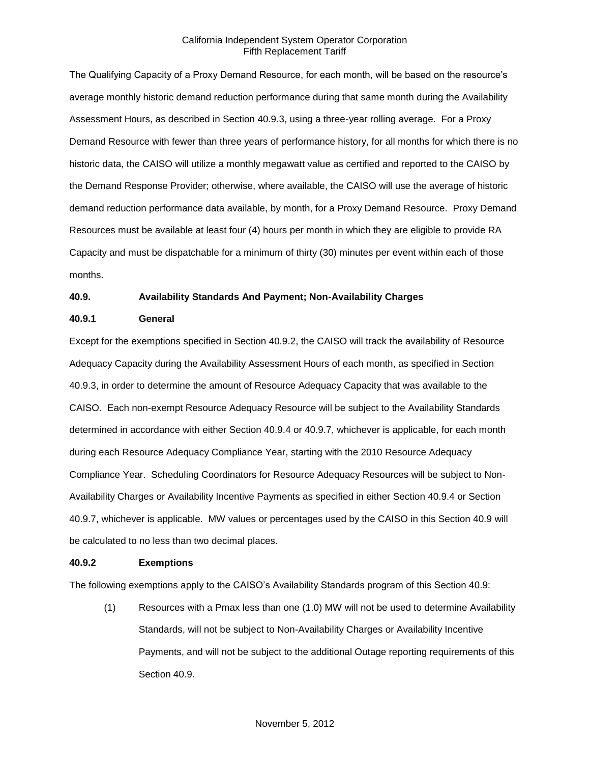The Qualifying Capacity of a Proxy Demand Resource, for each month, will be based on the resource's average monthly historic demand reduction performance during that same month during the Availability Assessment Hours, as described in Section 40.9.3, using a three-year rolling average. For a Proxy Demand Resource with fewer than three years of performance history, for all months for which there is no historic data, the CAISO will utilize a monthly megawatt value as certified and reported to the CAISO by the Demand Response Provider; otherwise, where available, the CAISO will use the average of historic demand reduction performance data available, by month, for a Proxy Demand Resource. Proxy Demand Resources must be available at least four (4) hours per month in which they are eligible to provide RA Capacity and must be dispatchable for a minimum of thirty (30) minutes per event within each of those months.

## 40.9. Availability Standards And Payment; Non-Availability Charges

### 40.9.1 General

Except for the exemptions specified in Section 40.9.2, the CAISO will track the availability of Resource Adequacy Capacity during the Availability Assessment Hours of each month, as specified in Section 40.9.3, in order to determine the amount of Resource Adequacy Capacity that was available to the CAISO. Each non-exempt Resource Adequacy Resource will be subject to the Availability Standards determined in accordance with either Section 40.9.4 or 40.9.7, whichever is applicable, for each month during each Resource Adequacy Compliance Year, starting with the 2010 Resource Adequacy Compliance Year. Scheduling Coordinators for Resource Adequacy Resources will be subject to Non-Availability Charges or Availability Incentive Payments as specified in either Section 40.9.4 or Section 40.9.7, whichever is applicable. MW values or percentages used by the CAISO in this Section 40.9 will be calculated to no less than two decimal places.

### 40.9.2 Exemptions

The following exemptions apply to the CAISO's Availability Standards program of this Section 40.9:

(1) Resources with a Pmax less than one (1.0) MW will not be used to determine Availability Standards, will not be subject to Non-Availability Charges or Availability Incentive Payments, and will not be subject to the additional Outage reporting requirements of this Section 40.9.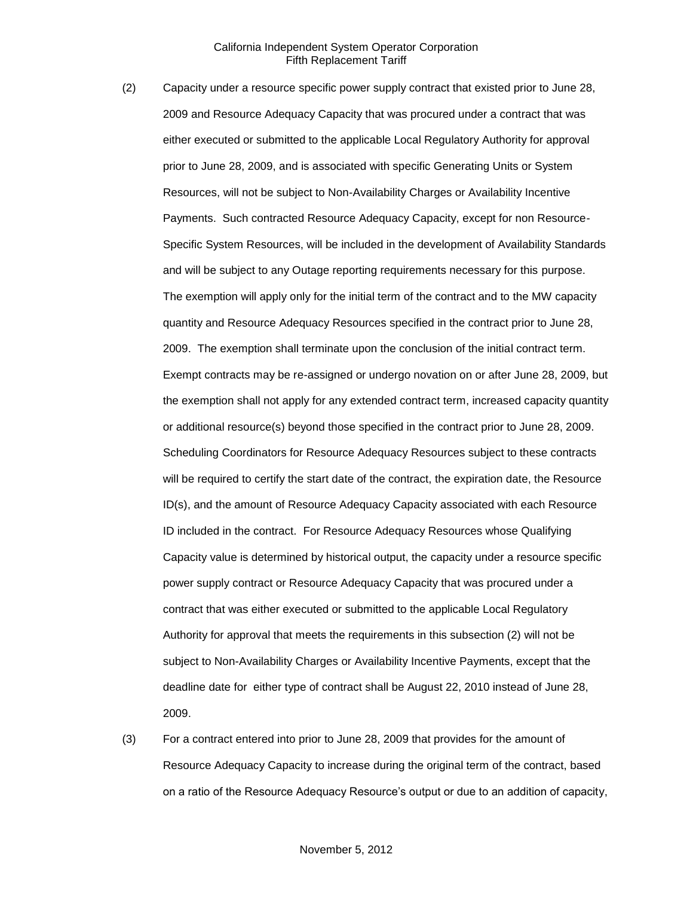(2) Capacity under a resource specific power supply contract that existed prior to June 28, 2009 and Resource Adequacy Capacity that was procured under a contract that was either executed or submitted to the applicable Local Regulatory Authority for approval prior to June 28, 2009, and is associated with specific Generating Units or System Resources, will not be subject to Non-Availability Charges or Availability Incentive Payments. Such contracted Resource Adequacy Capacity, except for non Resource-Specific System Resources, will be included in the development of Availability Standards and will be subject to any Outage reporting requirements necessary for this purpose. The exemption will apply only for the initial term of the contract and to the MW capacity quantity and Resource Adequacy Resources specified in the contract prior to June 28, 2009. The exemption shall terminate upon the conclusion of the initial contract term. Exempt contracts may be re-assigned or undergo novation on or after June 28, 2009, but the exemption shall not apply for any extended contract term, increased capacity quantity or additional resource(s) beyond those specified in the contract prior to June 28, 2009. Scheduling Coordinators for Resource Adequacy Resources subject to these contracts will be required to certify the start date of the contract, the expiration date, the Resource ID(s), and the amount of Resource Adequacy Capacity associated with each Resource ID included in the contract. For Resource Adequacy Resources whose Qualifying Capacity value is determined by historical output, the capacity under a resource specific power supply contract or Resource Adequacy Capacity that was procured under a contract that was either executed or submitted to the applicable Local Regulatory Authority for approval that meets the requirements in this subsection (2) will not be subject to Non-Availability Charges or Availability Incentive Payments, except that the deadline date for either type of contract shall be August 22, 2010 instead of June 28, 2009.

(3) For a contract entered into prior to June 28, 2009 that provides for the amount of Resource Adequacy Capacity to increase during the original term of the contract, based on a ratio of the Resource Adequacy Resource's output or due to an addition of capacity,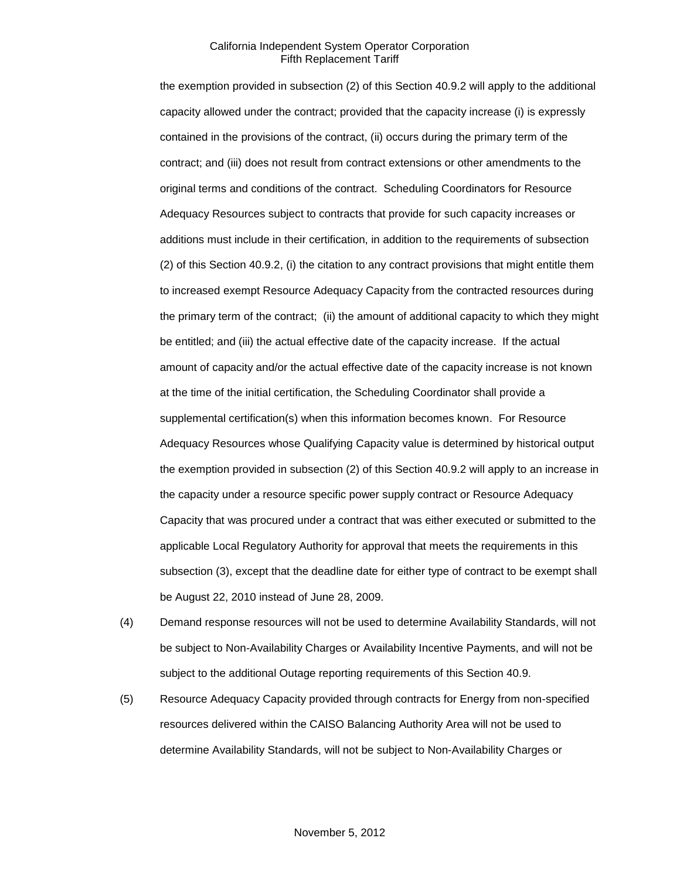the exemption provided in subsection (2) of this Section 40.9.2 will apply to the additional capacity allowed under the contract; provided that the capacity increase (i) is expressly contained in the provisions of the contract, (ii) occurs during the primary term of the contract; and (iii) does not result from contract extensions or other amendments to the original terms and conditions of the contract. Scheduling Coordinators for Resource Adequacy Resources subject to contracts that provide for such capacity increases or additions must include in their certification, in addition to the requirements of subsection (2) of this Section 40.9.2, (i) the citation to any contract provisions that might entitle them to increased exempt Resource Adequacy Capacity from the contracted resources during the primary term of the contract; (ii) the amount of additional capacity to which they might be entitled; and (iii) the actual effective date of the capacity increase. If the actual amount of capacity and/or the actual effective date of the capacity increase is not known at the time of the initial certification, the Scheduling Coordinator shall provide a supplemental certification(s) when this information becomes known. For Resource Adequacy Resources whose Qualifying Capacity value is determined by historical output the exemption provided in subsection (2) of this Section 40.9.2 will apply to an increase in the capacity under a resource specific power supply contract or Resource Adequacy Capacity that was procured under a contract that was either executed or submitted to the applicable Local Regulatory Authority for approval that meets the requirements in this subsection (3), except that the deadline date for either type of contract to be exempt shall be August 22, 2010 instead of June 28, 2009.

(4) Demand response resources will not be used to determine Availability Standards, will not be subject to Non-Availability Charges or Availability Incentive Payments, and will not be subject to the additional Outage reporting requirements of this Section 40.9.

(5) Resource Adequacy Capacity provided through contracts for Energy from non-specified resources delivered within the CAISO Balancing Authority Area will not be used to determine Availability Standards, will not be subject to Non-Availability Charges or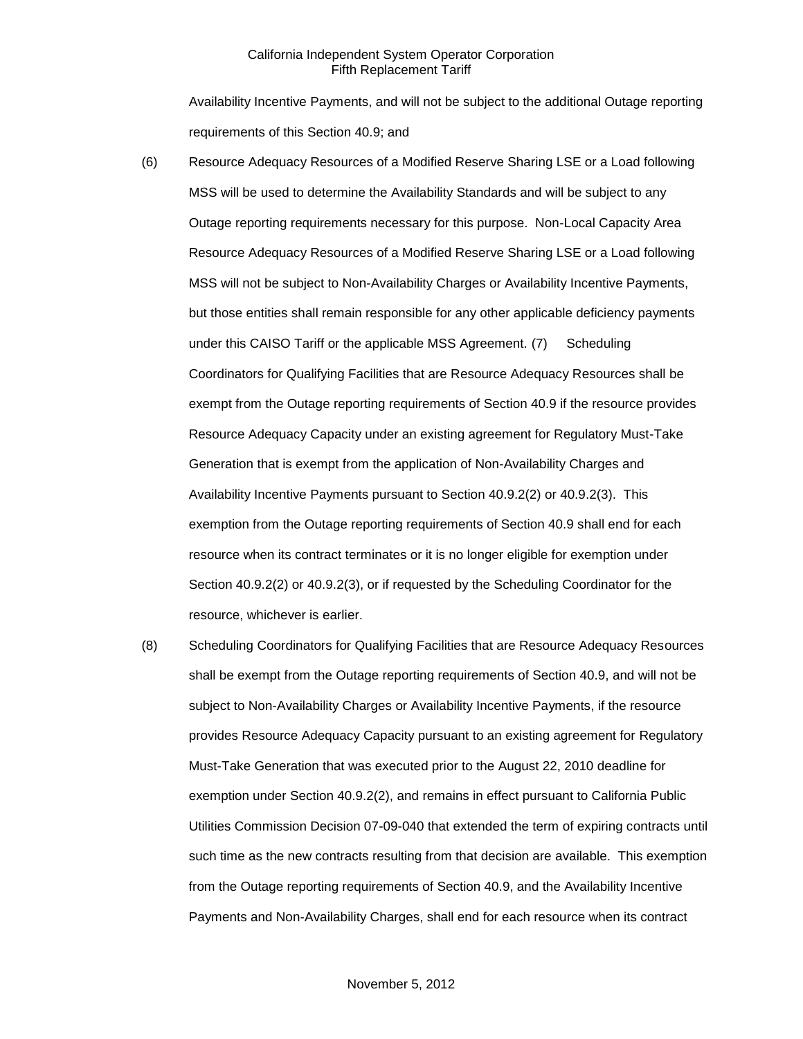Availability Incentive Payments, and will not be subject to the additional Outage reporting requirements of this Section 40.9; and

(6) Resource Adequacy Resources of a Modified Reserve Sharing LSE or a Load following MSS will be used to determine the Availability Standards and will be subject to any Outage reporting requirements necessary for this purpose. Non-Local Capacity Area Resource Adequacy Resources of a Modified Reserve Sharing LSE or a Load following MSS will not be subject to Non-Availability Charges or Availability Incentive Payments, but those entities shall remain responsible for any other applicable deficiency payments under this CAISO Tariff or the applicable MSS Agreement. (7) Scheduling Coordinators for Qualifying Facilities that are Resource Adequacy Resources shall be exempt from the Outage reporting requirements of Section 40.9 if the resource provides Resource Adequacy Capacity under an existing agreement for Regulatory Must-Take Generation that is exempt from the application of Non-Availability Charges and Availability Incentive Payments pursuant to Section 40.9.2(2) or 40.9.2(3). This exemption from the Outage reporting requirements of Section 40.9 shall end for each resource when its contract terminates or it is no longer eligible for exemption under Section 40.9.2(2) or 40.9.2(3), or if requested by the Scheduling Coordinator for the resource, whichever is earlier.

(8) Scheduling Coordinators for Qualifying Facilities that are Resource Adequacy Resources shall be exempt from the Outage reporting requirements of Section 40.9, and will not be subject to Non-Availability Charges or Availability Incentive Payments, if the resource provides Resource Adequacy Capacity pursuant to an existing agreement for Regulatory Must-Take Generation that was executed prior to the August 22, 2010 deadline for exemption under Section 40.9.2(2), and remains in effect pursuant to California Public Utilities Commission Decision 07-09-040 that extended the term of expiring contracts until such time as the new contracts resulting from that decision are available. This exemption from the Outage reporting requirements of Section 40.9, and the Availability Incentive Payments and Non-Availability Charges, shall end for each resource when its contract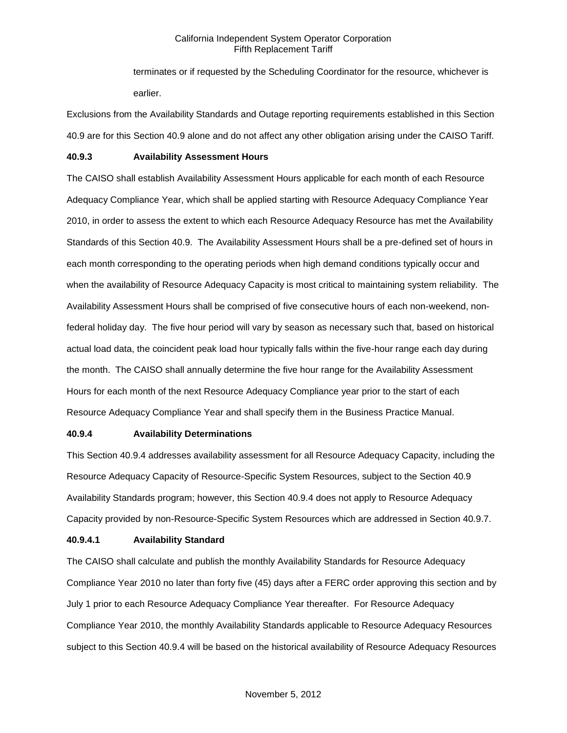terminates or if requested by the Scheduling Coordinator for the resource, whichever is earlier.

Exclusions from the Availability Standards and Outage reporting requirements established in this Section 40.9 are for this Section 40.9 alone and do not affect any other obligation arising under the CAISO Tariff.

### 40.9.3 Availability Assessment Hours

The CAISO shall establish Availability Assessment Hours applicable for each month of each Resource Adequacy Compliance Year, which shall be applied starting with Resource Adequacy Compliance Year 2010, in order to assess the extent to which each Resource Adequacy Resource has met the Availability Standards of this Section 40.9. The Availability Assessment Hours shall be a pre-defined set of hours in each month corresponding to the operating periods when high demand conditions typically occur and when the availability of Resource Adequacy Capacity is most critical to maintaining system reliability. The Availability Assessment Hours shall be comprised of five consecutive hours of each non-weekend, non-federal holiday day. The five hour period will vary by season as necessary such that, based on historical actual load data, the coincident peak load hour typically falls within the five-hour range each day during the month. The CAISO shall annually determine the five hour range for the Availability Assessment Hours for each month of the next Resource Adequacy Compliance year prior to the start of each Resource Adequacy Compliance Year and shall specify them in the Business Practice Manual.

### 40.9.4 Availability Determinations

This Section 40.9.4 addresses availability assessment for all Resource Adequacy Capacity, including the Resource Adequacy Capacity of Resource-Specific System Resources, subject to the Section 40.9 Availability Standards program; however, this Section 40.9.4 does not apply to Resource Adequacy Capacity provided by non-Resource-Specific System Resources which are addressed in Section 40.9.7.

#### 40.9.4.1 Availability Standard

The CAISO shall calculate and publish the monthly Availability Standards for Resource Adequacy Compliance Year 2010 no later than forty five (45) days after a FERC order approving this section and by July 1 prior to each Resource Adequacy Compliance Year thereafter. For Resource Adequacy Compliance Year 2010, the monthly Availability Standards applicable to Resource Adequacy Resources subject to this Section 40.9.4 will be based on the historical availability of Resource Adequacy Resources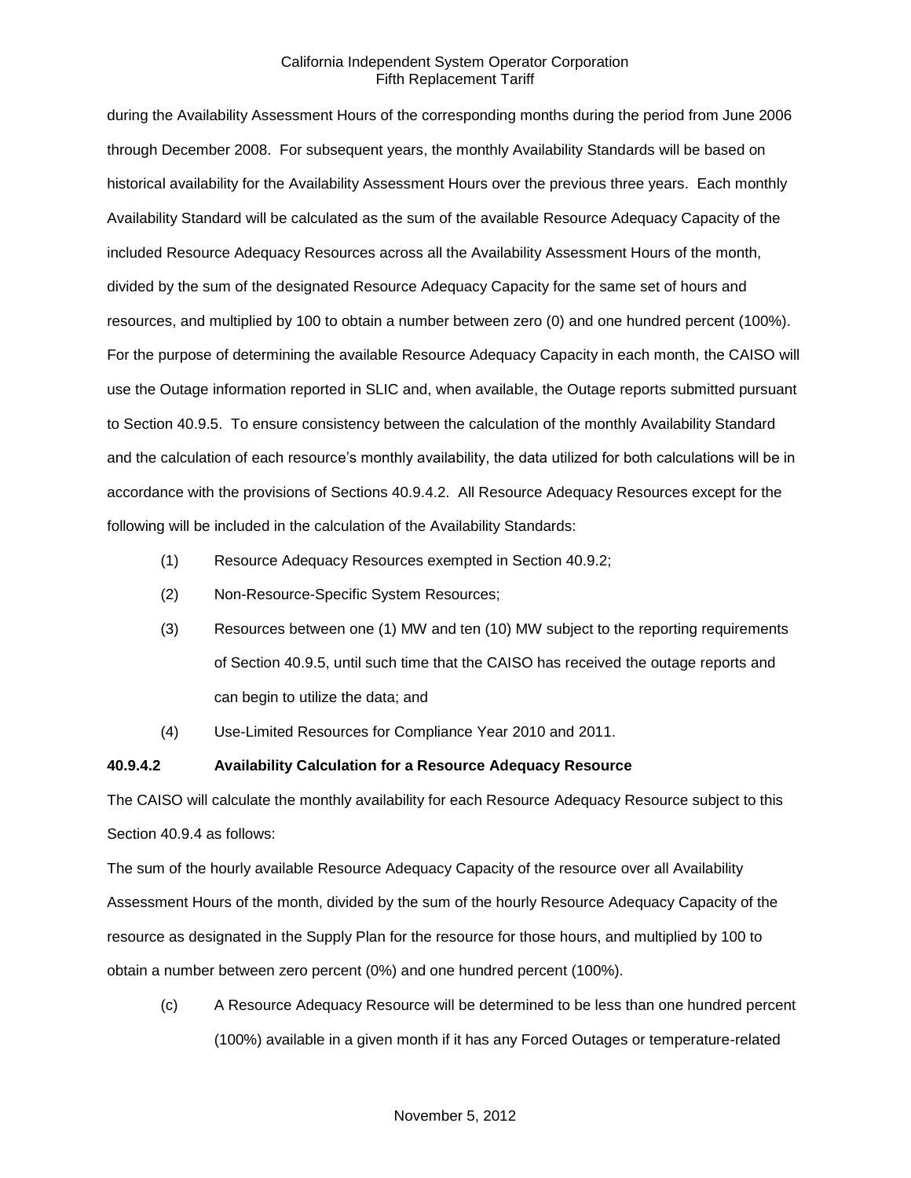during the Availability Assessment Hours of the corresponding months during the period from June 2006 through December 2008. For subsequent years, the monthly Availability Standards will be based on historical availability for the Availability Assessment Hours over the previous three years. Each monthly Availability Standard will be calculated as the sum of the available Resource Adequacy Capacity of the included Resource Adequacy Resources across all the Availability Assessment Hours of the month, divided by the sum of the designated Resource Adequacy Capacity for the same set of hours and resources, and multiplied by 100 to obtain a number between zero (0) and one hundred percent (100%). For the purpose of determining the available Resource Adequacy Capacity in each month, the CAISO will use the Outage information reported in SLIC and, when available, the Outage reports submitted pursuant to Section 40.9.5. To ensure consistency between the calculation of the monthly Availability Standard and the calculation of each resource's monthly availability, the data utilized for both calculations will be in accordance with the provisions of Sections 40.9.4.2. All Resource Adequacy Resources except for the following will be included in the calculation of the Availability Standards:

(1) Resource Adequacy Resources exempted in Section 40.9.2;

(2) Non-Resource-Specific System Resources;

(3) Resources between one (1) MW and ten (10) MW subject to the reporting requirements of Section 40.9.5, until such time that the CAISO has received the outage reports and can begin to utilize the data; and

(4) Use-Limited Resources for Compliance Year 2010 and 2011.

**40.9.4.2 Availability Calculation for a Resource Adequacy Resource**

The CAISO will calculate the monthly availability for each Resource Adequacy Resource subject to this Section 40.9.4 as follows:

The sum of the hourly available Resource Adequacy Capacity of the resource over all Availability Assessment Hours of the month, divided by the sum of the hourly Resource Adequacy Capacity of the resource as designated in the Supply Plan for the resource for those hours, and multiplied by 100 to obtain a number between zero percent (0%) and one hundred percent (100%).

(c) A Resource Adequacy Resource will be determined to be less than one hundred percent (100%) available in a given month if it has any Forced Outages or temperature-related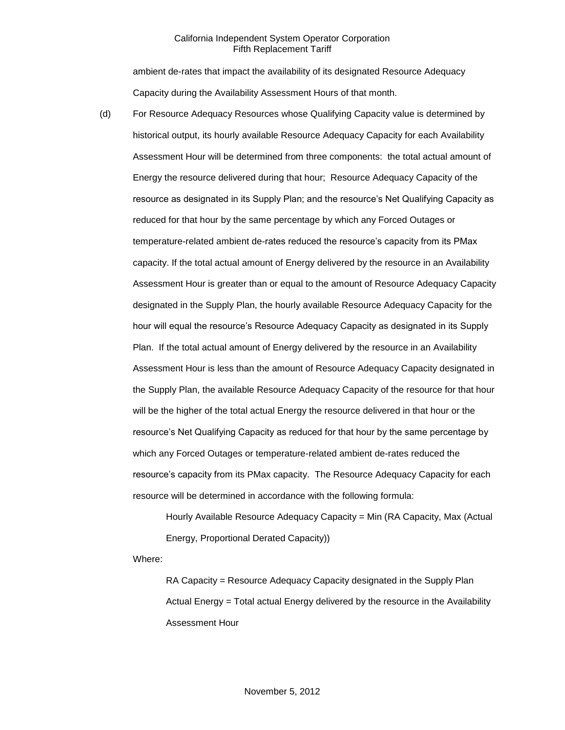ambient de-rates that impact the availability of its designated Resource Adequacy Capacity during the Availability Assessment Hours of that month.

(d) For Resource Adequacy Resources whose Qualifying Capacity value is determined by historical output, its hourly available Resource Adequacy Capacity for each Availability Assessment Hour will be determined from three components: the total actual amount of Energy the resource delivered during that hour; Resource Adequacy Capacity of the resource as designated in its Supply Plan; and the resource's Net Qualifying Capacity as reduced for that hour by the same percentage by which any Forced Outages or temperature-related ambient de-rates reduced the resource's capacity from its PMax capacity. If the total actual amount of Energy delivered by the resource in an Availability Assessment Hour is greater than or equal to the amount of Resource Adequacy Capacity designated in the Supply Plan, the hourly available Resource Adequacy Capacity for the hour will equal the resource's Resource Adequacy Capacity as designated in its Supply Plan. If the total actual amount of Energy delivered by the resource in an Availability Assessment Hour is less than the amount of Resource Adequacy Capacity designated in the Supply Plan, the available Resource Adequacy Capacity of the resource for that hour will be the higher of the total actual Energy the resource delivered in that hour or the resource's Net Qualifying Capacity as reduced for that hour by the same percentage by which any Forced Outages or temperature-related ambient de-rates reduced the resource's capacity from its PMax capacity. The Resource Adequacy Capacity for each resource will be determined in accordance with the following formula:

Hourly Available Resource Adequacy Capacity = Min (RA Capacity, Max (Actual Energy, Proportional Derated Capacity))

Where:

RA Capacity = Resource Adequacy Capacity designated in the Supply Plan

Actual Energy = Total actual Energy delivered by the resource in the Availability Assessment Hour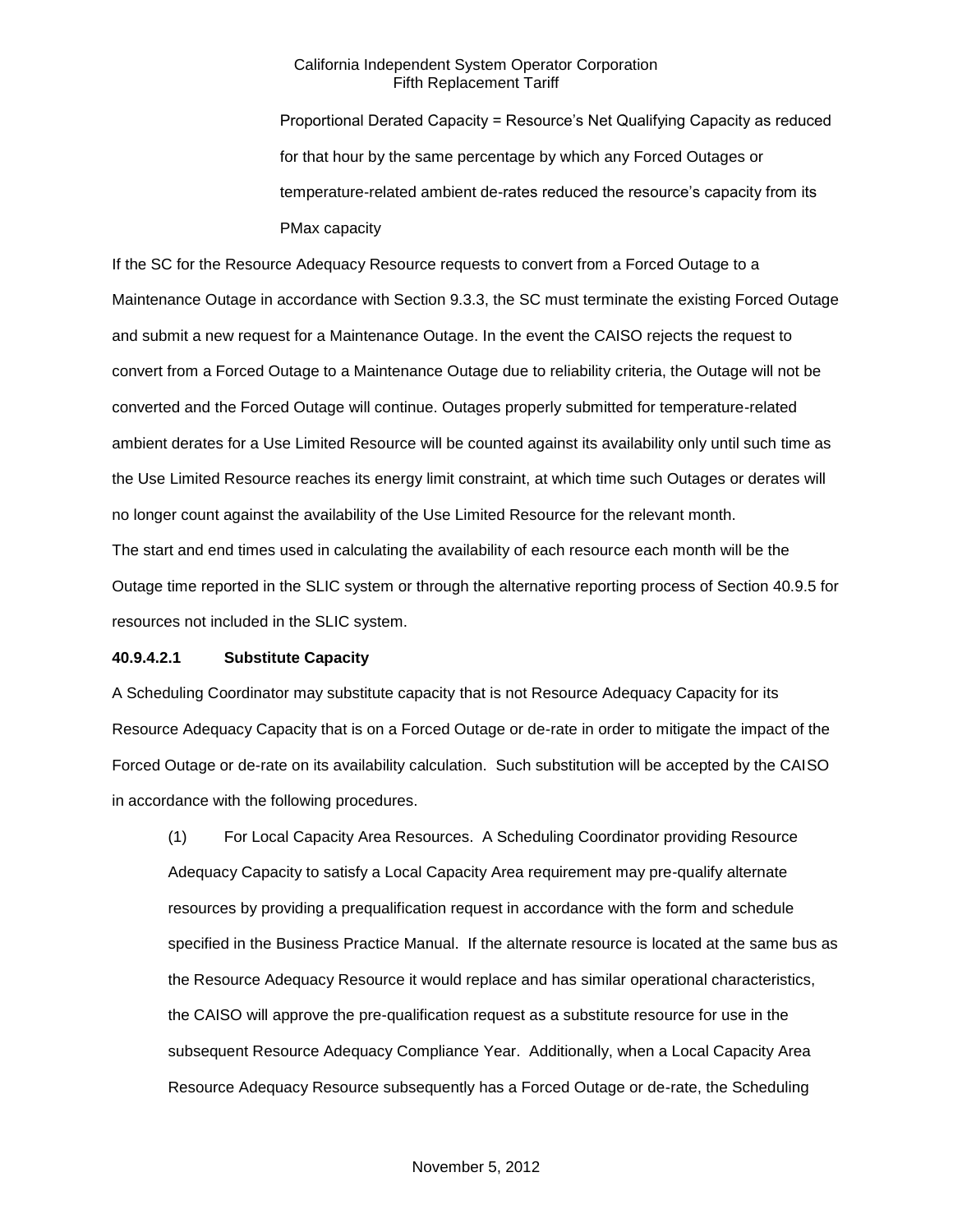Proportional Derated Capacity = Resource's Net Qualifying Capacity as reduced for that hour by the same percentage by which any Forced Outages or temperature-related ambient de-rates reduced the resource's capacity from its PMax capacity

If the SC for the Resource Adequacy Resource requests to convert from a Forced Outage to a Maintenance Outage in accordance with Section 9.3.3, the SC must terminate the existing Forced Outage and submit a new request for a Maintenance Outage. In the event the CAISO rejects the request to convert from a Forced Outage to a Maintenance Outage due to reliability criteria, the Outage will not be converted and the Forced Outage will continue. Outages properly submitted for temperature-related ambient derates for a Use Limited Resource will be counted against its availability only until such time as the Use Limited Resource reaches its energy limit constraint, at which time such Outages or derates will no longer count against the availability of the Use Limited Resource for the relevant month.

The start and end times used in calculating the availability of each resource each month will be the Outage time reported in the SLIC system or through the alternative reporting process of Section 40.9.5 for resources not included in the SLIC system.

**40.9.4.2.1 Substitute Capacity**

A Scheduling Coordinator may substitute capacity that is not Resource Adequacy Capacity for its Resource Adequacy Capacity that is on a Forced Outage or de-rate in order to mitigate the impact of the Forced Outage or de-rate on its availability calculation. Such substitution will be accepted by the CAISO in accordance with the following procedures.

(1) For Local Capacity Area Resources. A Scheduling Coordinator providing Resource Adequacy Capacity to satisfy a Local Capacity Area requirement may pre-qualify alternate resources by providing a prequalification request in accordance with the form and schedule specified in the Business Practice Manual. If the alternate resource is located at the same bus as the Resource Adequacy Resource it would replace and has similar operational characteristics, the CAISO will approve the pre-qualification request as a substitute resource for use in the subsequent Resource Adequacy Compliance Year. Additionally, when a Local Capacity Area Resource Adequacy Resource subsequently has a Forced Outage or de-rate, the Scheduling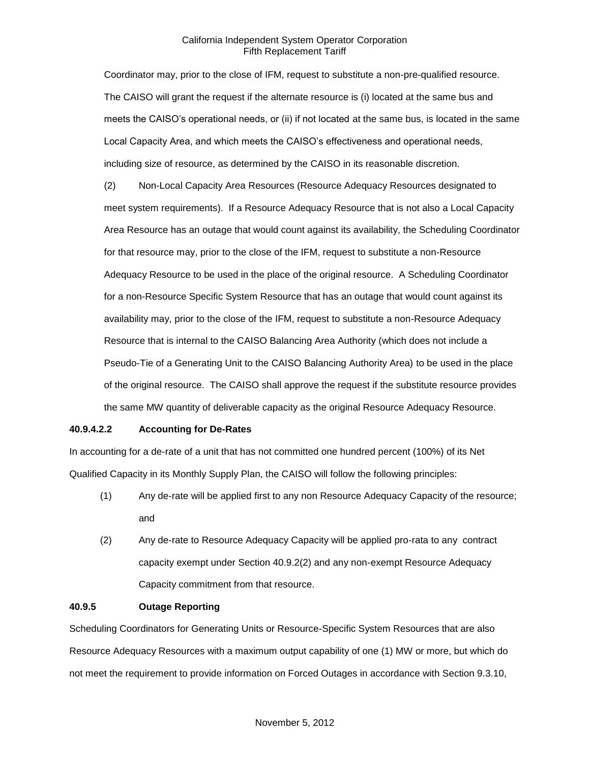Coordinator may, prior to the close of IFM, request to substitute a non-pre-qualified resource. The CAISO will grant the request if the alternate resource is (i) located at the same bus and meets the CAISO's operational needs, or (ii) if not located at the same bus, is located in the same Local Capacity Area, and which meets the CAISO's effectiveness and operational needs, including size of resource, as determined by the CAISO in its reasonable discretion.

(2) Non-Local Capacity Area Resources (Resource Adequacy Resources designated to meet system requirements). If a Resource Adequacy Resource that is not also a Local Capacity Area Resource has an outage that would count against its availability, the Scheduling Coordinator for that resource may, prior to the close of the IFM, request to substitute a non-Resource Adequacy Resource to be used in the place of the original resource. A Scheduling Coordinator for a non-Resource Specific System Resource that has an outage that would count against its availability may, prior to the close of the IFM, request to substitute a non-Resource Adequacy Resource that is internal to the CAISO Balancing Area Authority (which does not include a Pseudo-Tie of a Generating Unit to the CAISO Balancing Authority Area) to be used in the place of the original resource. The CAISO shall approve the request if the substitute resource provides the same MW quantity of deliverable capacity as the original Resource Adequacy Resource.

**40.9.4.2.2 Accounting for De-Rates**

In accounting for a de-rate of a unit that has not committed one hundred percent (100%) of its Net Qualified Capacity in its Monthly Supply Plan, the CAISO will follow the following principles:

(1) Any de-rate will be applied first to any non Resource Adequacy Capacity of the resource; and

(2) Any de-rate to Resource Adequacy Capacity will be applied pro-rata to any contract capacity exempt under Section 40.9.2(2) and any non-exempt Resource Adequacy Capacity commitment from that resource.

**40.9.5 Outage Reporting**

Scheduling Coordinators for Generating Units or Resource-Specific System Resources that are also Resource Adequacy Resources with a maximum output capability of one (1) MW or more, but which do not meet the requirement to provide information on Forced Outages in accordance with Section 9.3.10,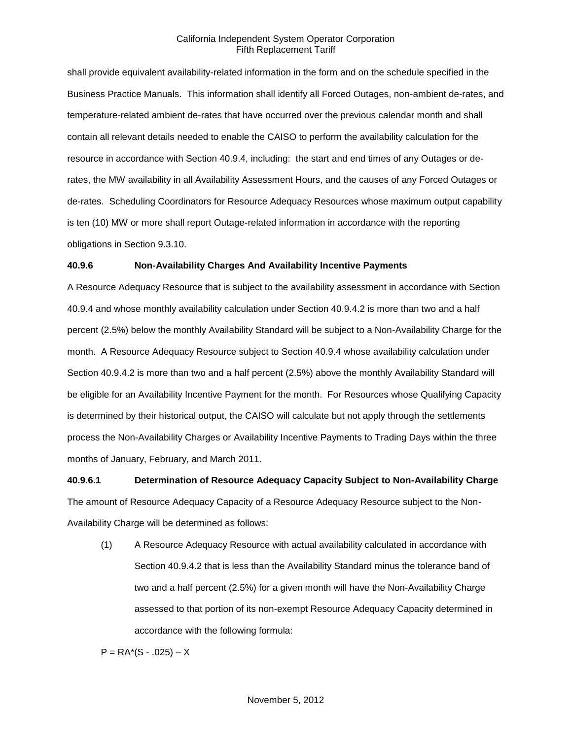shall provide equivalent availability-related information in the form and on the schedule specified in the Business Practice Manuals. This information shall identify all Forced Outages, non-ambient de-rates, and temperature-related ambient de-rates that have occurred over the previous calendar month and shall contain all relevant details needed to enable the CAISO to perform the availability calculation for the resource in accordance with Section 40.9.4, including: the start and end times of any Outages or de-rates, the MW availability in all Availability Assessment Hours, and the causes of any Forced Outages or de-rates. Scheduling Coordinators for Resource Adequacy Resources whose maximum output capability is ten (10) MW or more shall report Outage-related information in accordance with the reporting obligations in Section 9.3.10.

**40.9.6 Non-Availability Charges And Availability Incentive Payments**

A Resource Adequacy Resource that is subject to the availability assessment in accordance with Section 40.9.4 and whose monthly availability calculation under Section 40.9.4.2 is more than two and a half percent (2.5%) below the monthly Availability Standard will be subject to a Non-Availability Charge for the month. A Resource Adequacy Resource subject to Section 40.9.4 whose availability calculation under Section 40.9.4.2 is more than two and a half percent (2.5%) above the monthly Availability Standard will be eligible for an Availability Incentive Payment for the month. For Resources whose Qualifying Capacity is determined by their historical output, the CAISO will calculate but not apply through the settlements process the Non-Availability Charges or Availability Incentive Payments to Trading Days within the three months of January, February, and March 2011.

**40.9.6.1 Determination of Resource Adequacy Capacity Subject to Non-Availability Charge**

The amount of Resource Adequacy Capacity of a Resource Adequacy Resource subject to the Non-Availability Charge will be determined as follows:

(1) A Resource Adequacy Resource with actual availability calculated in accordance with Section 40.9.4.2 that is less than the Availability Standard minus the tolerance band of two and a half percent (2.5%) for a given month will have the Non-Availability Charge assessed to that portion of its non-exempt Resource Adequacy Capacity determined in accordance with the following formula:

$P = RA*(S - .025) – X$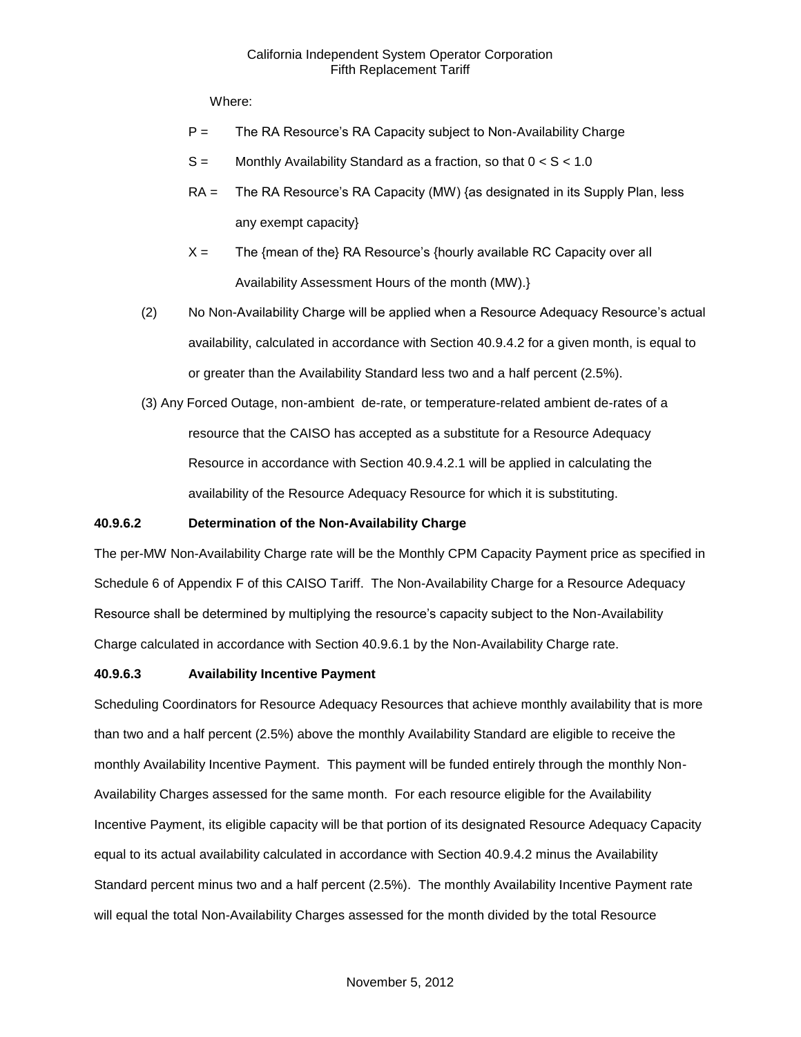Where:

P = The RA Resource's RA Capacity subject to Non-Availability Charge

S = Monthly Availability Standard as a fraction, so that $0 < S < 1.0$

RA = The RA Resource's RA Capacity (MW) {as designated in its Supply Plan, less any exempt capacity}

X = The {mean of the} RA Resource's {hourly available RC Capacity over all Availability Assessment Hours of the month (MW).}

(2) No Non-Availability Charge will be applied when a Resource Adequacy Resource's actual availability, calculated in accordance with Section 40.9.4.2 for a given month, is equal to or greater than the Availability Standard less two and a half percent (2.5%).

(3) Any Forced Outage, non-ambient de-rate, or temperature-related ambient de-rates of a resource that the CAISO has accepted as a substitute for a Resource Adequacy Resource in accordance with Section 40.9.4.2.1 will be applied in calculating the availability of the Resource Adequacy Resource for which it is substituting.

**40.9.6.2 Determination of the Non-Availability Charge**

The per-MW Non-Availability Charge rate will be the Monthly CPM Capacity Payment price as specified in Schedule 6 of Appendix F of this CAISO Tariff. The Non-Availability Charge for a Resource Adequacy Resource shall be determined by multiplying the resource's capacity subject to the Non-Availability Charge calculated in accordance with Section 40.9.6.1 by the Non-Availability Charge rate.

**40.9.6.3 Availability Incentive Payment**

Scheduling Coordinators for Resource Adequacy Resources that achieve monthly availability that is more than two and a half percent (2.5%) above the monthly Availability Standard are eligible to receive the monthly Availability Incentive Payment. This payment will be funded entirely through the monthly Non-Availability Charges assessed for the same month. For each resource eligible for the Availability Incentive Payment, its eligible capacity will be that portion of its designated Resource Adequacy Capacity equal to its actual availability calculated in accordance with Section 40.9.4.2 minus the Availability Standard percent minus two and a half percent (2.5%). The monthly Availability Incentive Payment rate will equal the total Non-Availability Charges assessed for the month divided by the total Resource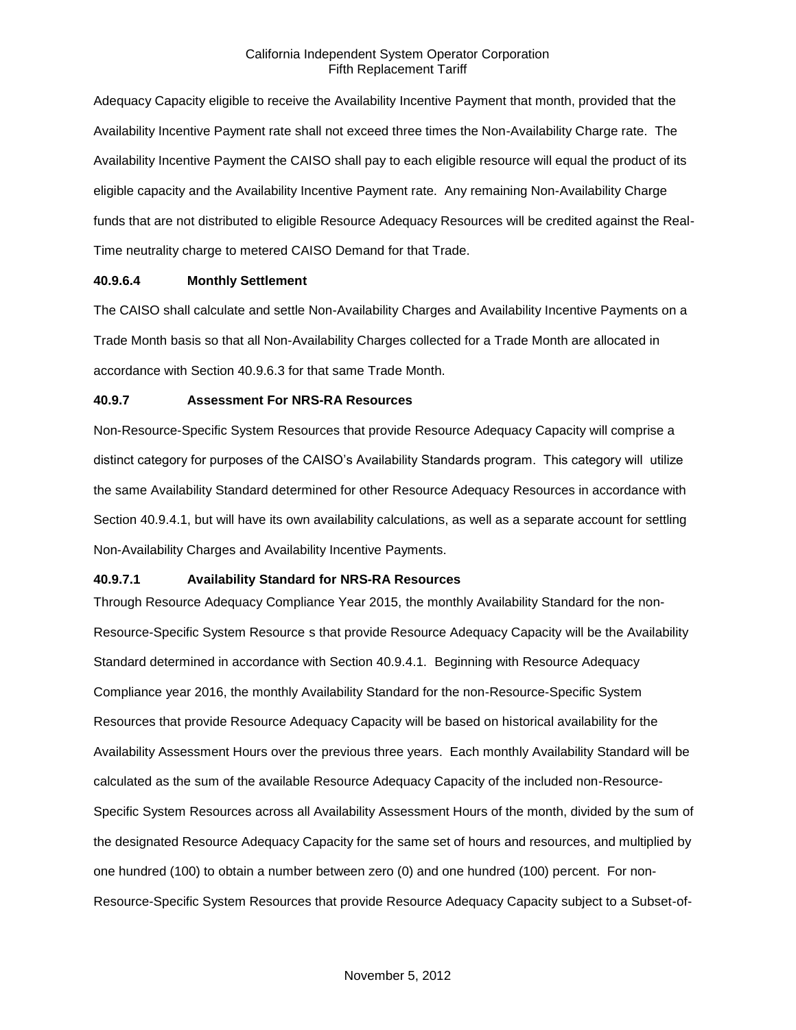Adequacy Capacity eligible to receive the Availability Incentive Payment that month, provided that the Availability Incentive Payment rate shall not exceed three times the Non-Availability Charge rate. The Availability Incentive Payment the CAISO shall pay to each eligible resource will equal the product of its eligible capacity and the Availability Incentive Payment rate. Any remaining Non-Availability Charge funds that are not distributed to eligible Resource Adequacy Resources will be credited against the Real-Time neutrality charge to metered CAISO Demand for that Trade.

**40.9.6.4 Monthly Settlement**

The CAISO shall calculate and settle Non-Availability Charges and Availability Incentive Payments on a Trade Month basis so that all Non-Availability Charges collected for a Trade Month are allocated in accordance with Section 40.9.6.3 for that same Trade Month.

**40.9.7 Assessment For NRS-RA Resources**

Non-Resource-Specific System Resources that provide Resource Adequacy Capacity will comprise a distinct category for purposes of the CAISO's Availability Standards program. This category will utilize the same Availability Standard determined for other Resource Adequacy Resources in accordance with Section 40.9.4.1, but will have its own availability calculations, as well as a separate account for settling Non-Availability Charges and Availability Incentive Payments.

**40.9.7.1 Availability Standard for NRS-RA Resources**

Through Resource Adequacy Compliance Year 2015, the monthly Availability Standard for the non-Resource-Specific System Resource s that provide Resource Adequacy Capacity will be the Availability Standard determined in accordance with Section 40.9.4.1. Beginning with Resource Adequacy Compliance year 2016, the monthly Availability Standard for the non-Resource-Specific System Resources that provide Resource Adequacy Capacity will be based on historical availability for the Availability Assessment Hours over the previous three years. Each monthly Availability Standard will be calculated as the sum of the available Resource Adequacy Capacity of the included non-Resource-Specific System Resources across all Availability Assessment Hours of the month, divided by the sum of the designated Resource Adequacy Capacity for the same set of hours and resources, and multiplied by one hundred (100) to obtain a number between zero (0) and one hundred (100) percent. For non-Resource-Specific System Resources that provide Resource Adequacy Capacity subject to a Subset-of-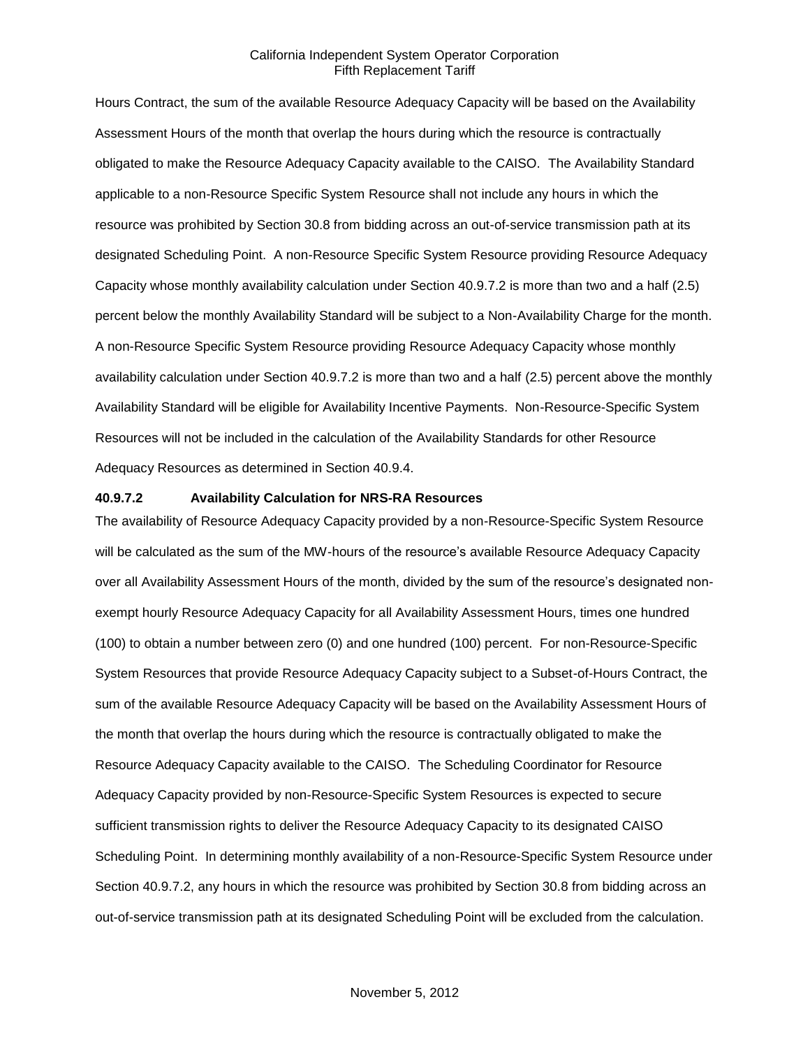Hours Contract, the sum of the available Resource Adequacy Capacity will be based on the Availability Assessment Hours of the month that overlap the hours during which the resource is contractually obligated to make the Resource Adequacy Capacity available to the CAISO. The Availability Standard applicable to a non-Resource Specific System Resource shall not include any hours in which the resource was prohibited by Section 30.8 from bidding across an out-of-service transmission path at its designated Scheduling Point. A non-Resource Specific System Resource providing Resource Adequacy Capacity whose monthly availability calculation under Section 40.9.7.2 is more than two and a half (2.5) percent below the monthly Availability Standard will be subject to a Non-Availability Charge for the month. A non-Resource Specific System Resource providing Resource Adequacy Capacity whose monthly availability calculation under Section 40.9.7.2 is more than two and a half (2.5) percent above the monthly Availability Standard will be eligible for Availability Incentive Payments. Non-Resource-Specific System Resources will not be included in the calculation of the Availability Standards for other Resource Adequacy Resources as determined in Section 40.9.4.

**40.9.7.2 Availability Calculation for NRS-RA Resources**

The availability of Resource Adequacy Capacity provided by a non-Resource-Specific System Resource will be calculated as the sum of the MW-hours of the resource's available Resource Adequacy Capacity over all Availability Assessment Hours of the month, divided by the sum of the resource's designated non-exempt hourly Resource Adequacy Capacity for all Availability Assessment Hours, times one hundred (100) to obtain a number between zero (0) and one hundred (100) percent. For non-Resource-Specific System Resources that provide Resource Adequacy Capacity subject to a Subset-of-Hours Contract, the sum of the available Resource Adequacy Capacity will be based on the Availability Assessment Hours of the month that overlap the hours during which the resource is contractually obligated to make the Resource Adequacy Capacity available to the CAISO. The Scheduling Coordinator for Resource Adequacy Capacity provided by non-Resource-Specific System Resources is expected to secure sufficient transmission rights to deliver the Resource Adequacy Capacity to its designated CAISO Scheduling Point. In determining monthly availability of a non-Resource-Specific System Resource under Section 40.9.7.2, any hours in which the resource was prohibited by Section 30.8 from bidding across an out-of-service transmission path at its designated Scheduling Point will be excluded from the calculation.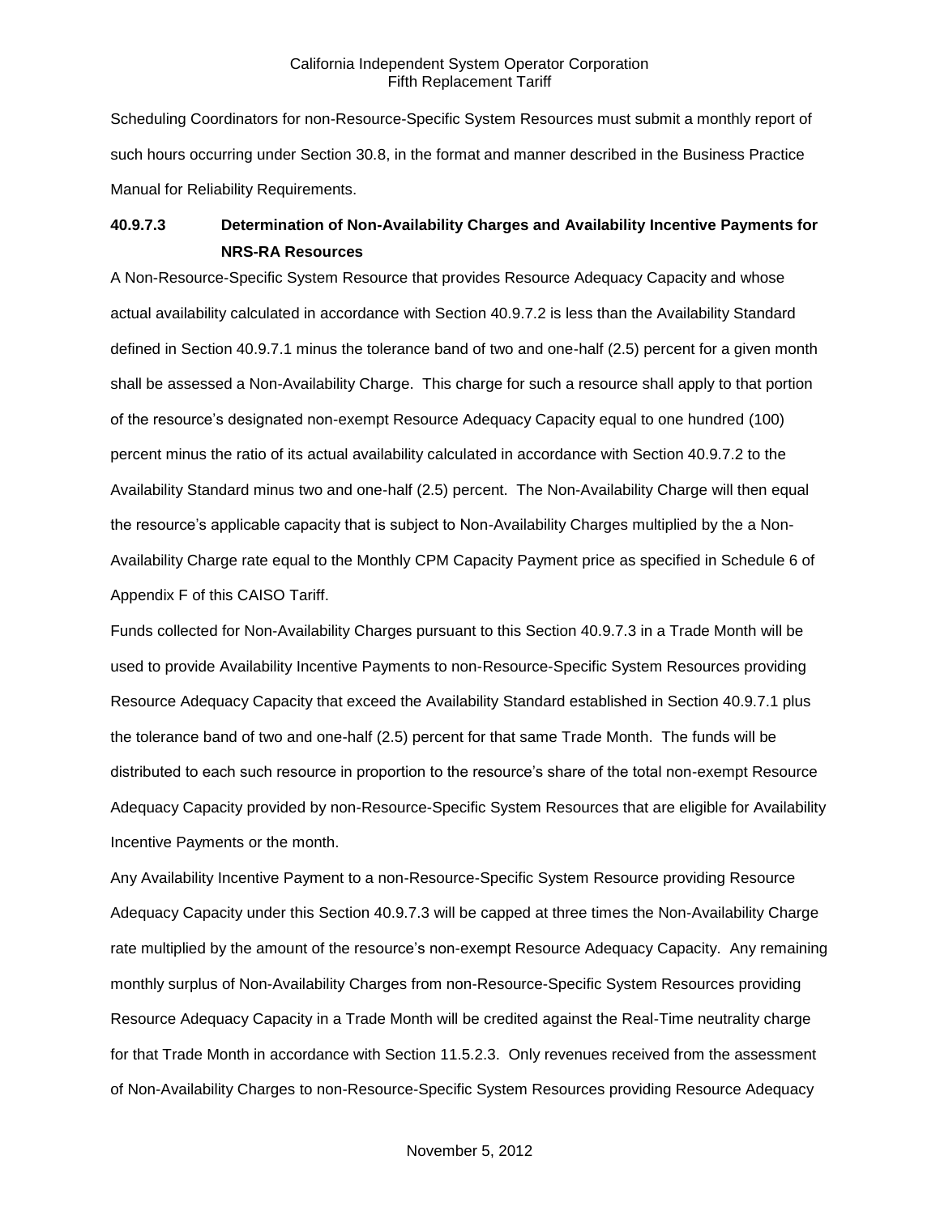Scheduling Coordinators for non-Resource-Specific System Resources must submit a monthly report of such hours occurring under Section 30.8, in the format and manner described in the Business Practice Manual for Reliability Requirements.

### 40.9.7.3 Determination of Non-Availability Charges and Availability Incentive Payments for NRS-RA Resources

A Non-Resource-Specific System Resource that provides Resource Adequacy Capacity and whose actual availability calculated in accordance with Section 40.9.7.2 is less than the Availability Standard defined in Section 40.9.7.1 minus the tolerance band of two and one-half (2.5) percent for a given month shall be assessed a Non-Availability Charge. This charge for such a resource shall apply to that portion of the resource's designated non-exempt Resource Adequacy Capacity equal to one hundred (100) percent minus the ratio of its actual availability calculated in accordance with Section 40.9.7.2 to the Availability Standard minus two and one-half (2.5) percent. The Non-Availability Charge will then equal the resource's applicable capacity that is subject to Non-Availability Charges multiplied by the a Non-Availability Charge rate equal to the Monthly CPM Capacity Payment price as specified in Schedule 6 of Appendix F of this CAISO Tariff.

Funds collected for Non-Availability Charges pursuant to this Section 40.9.7.3 in a Trade Month will be used to provide Availability Incentive Payments to non-Resource-Specific System Resources providing Resource Adequacy Capacity that exceed the Availability Standard established in Section 40.9.7.1 plus the tolerance band of two and one-half (2.5) percent for that same Trade Month. The funds will be distributed to each such resource in proportion to the resource's share of the total non-exempt Resource Adequacy Capacity provided by non-Resource-Specific System Resources that are eligible for Availability Incentive Payments or the month.

Any Availability Incentive Payment to a non-Resource-Specific System Resource providing Resource Adequacy Capacity under this Section 40.9.7.3 will be capped at three times the Non-Availability Charge rate multiplied by the amount of the resource's non-exempt Resource Adequacy Capacity. Any remaining monthly surplus of Non-Availability Charges from non-Resource-Specific System Resources providing Resource Adequacy Capacity in a Trade Month will be credited against the Real-Time neutrality charge for that Trade Month in accordance with Section 11.5.2.3. Only revenues received from the assessment of Non-Availability Charges to non-Resource-Specific System Resources providing Resource Adequacy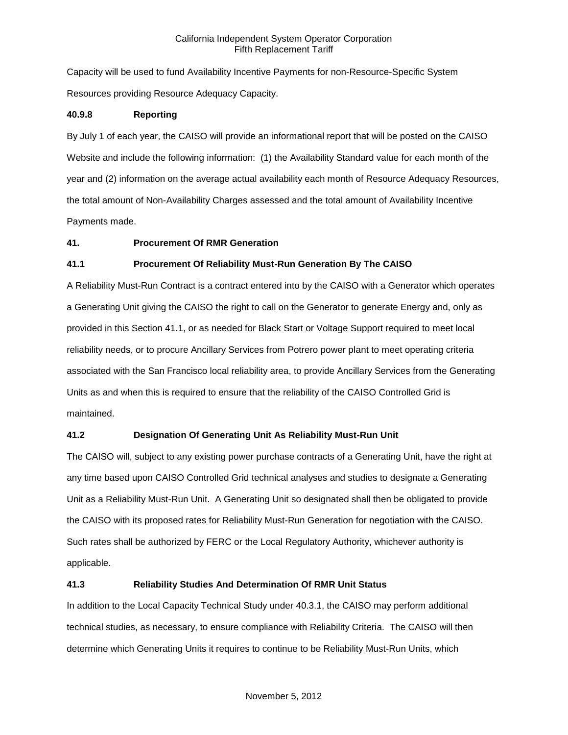Capacity will be used to fund Availability Incentive Payments for non-Resource-Specific System Resources providing Resource Adequacy Capacity.

### 40.9.8 Reporting

By July 1 of each year, the CAISO will provide an informational report that will be posted on the CAISO Website and include the following information: (1) the Availability Standard value for each month of the year and (2) information on the average actual availability each month of Resource Adequacy Resources, the total amount of Non-Availability Charges assessed and the total amount of Availability Incentive Payments made.

## 41. Procurement Of RMR Generation

### 41.1 Procurement Of Reliability Must-Run Generation By The CAISO

A Reliability Must-Run Contract is a contract entered into by the CAISO with a Generator which operates a Generating Unit giving the CAISO the right to call on the Generator to generate Energy and, only as provided in this Section 41.1, or as needed for Black Start or Voltage Support required to meet local reliability needs, or to procure Ancillary Services from Potrero power plant to meet operating criteria associated with the San Francisco local reliability area, to provide Ancillary Services from the Generating Units as and when this is required to ensure that the reliability of the CAISO Controlled Grid is maintained.

### 41.2 Designation Of Generating Unit As Reliability Must-Run Unit

The CAISO will, subject to any existing power purchase contracts of a Generating Unit, have the right at any time based upon CAISO Controlled Grid technical analyses and studies to designate a Generating Unit as a Reliability Must-Run Unit. A Generating Unit so designated shall then be obligated to provide the CAISO with its proposed rates for Reliability Must-Run Generation for negotiation with the CAISO. Such rates shall be authorized by FERC or the Local Regulatory Authority, whichever authority is applicable.

### 41.3 Reliability Studies And Determination Of RMR Unit Status

In addition to the Local Capacity Technical Study under 40.3.1, the CAISO may perform additional technical studies, as necessary, to ensure compliance with Reliability Criteria. The CAISO will then determine which Generating Units it requires to continue to be Reliability Must-Run Units, which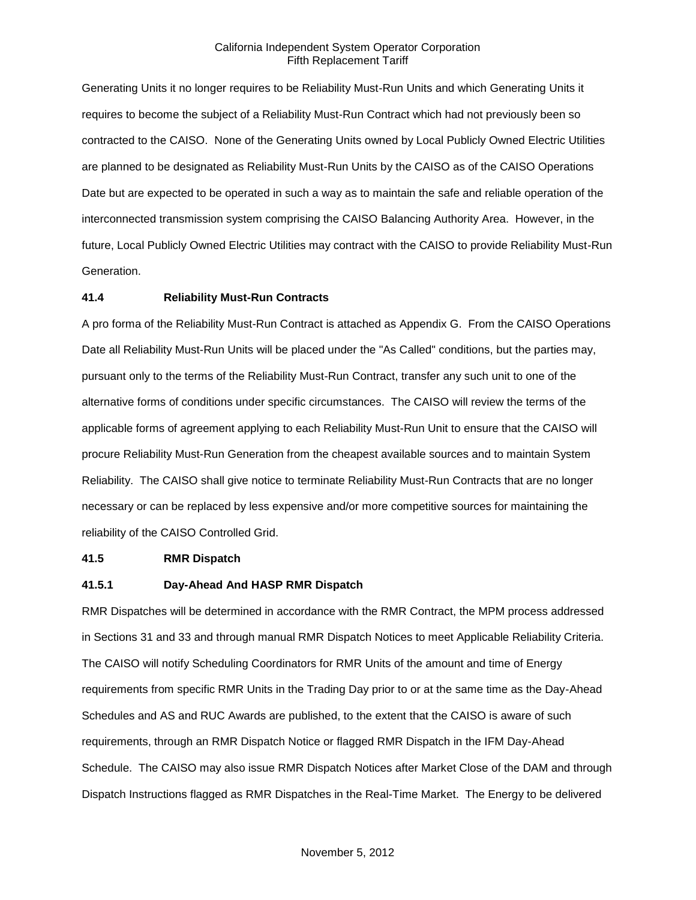Generating Units it no longer requires to be Reliability Must-Run Units and which Generating Units it requires to become the subject of a Reliability Must-Run Contract which had not previously been so contracted to the CAISO. None of the Generating Units owned by Local Publicly Owned Electric Utilities are planned to be designated as Reliability Must-Run Units by the CAISO as of the CAISO Operations Date but are expected to be operated in such a way as to maintain the safe and reliable operation of the interconnected transmission system comprising the CAISO Balancing Authority Area. However, in the future, Local Publicly Owned Electric Utilities may contract with the CAISO to provide Reliability Must-Run Generation.

### 41.4 Reliability Must-Run Contracts

A pro forma of the Reliability Must-Run Contract is attached as Appendix G. From the CAISO Operations Date all Reliability Must-Run Units will be placed under the "As Called" conditions, but the parties may, pursuant only to the terms of the Reliability Must-Run Contract, transfer any such unit to one of the alternative forms of conditions under specific circumstances. The CAISO will review the terms of the applicable forms of agreement applying to each Reliability Must-Run Unit to ensure that the CAISO will procure Reliability Must-Run Generation from the cheapest available sources and to maintain System Reliability. The CAISO shall give notice to terminate Reliability Must-Run Contracts that are no longer necessary or can be replaced by less expensive and/or more competitive sources for maintaining the reliability of the CAISO Controlled Grid.

### 41.5 RMR Dispatch

#### 41.5.1 Day-Ahead And HASP RMR Dispatch

RMR Dispatches will be determined in accordance with the RMR Contract, the MPM process addressed in Sections 31 and 33 and through manual RMR Dispatch Notices to meet Applicable Reliability Criteria. The CAISO will notify Scheduling Coordinators for RMR Units of the amount and time of Energy requirements from specific RMR Units in the Trading Day prior to or at the same time as the Day-Ahead Schedules and AS and RUC Awards are published, to the extent that the CAISO is aware of such requirements, through an RMR Dispatch Notice or flagged RMR Dispatch in the IFM Day-Ahead Schedule. The CAISO may also issue RMR Dispatch Notices after Market Close of the DAM and through Dispatch Instructions flagged as RMR Dispatches in the Real-Time Market. The Energy to be delivered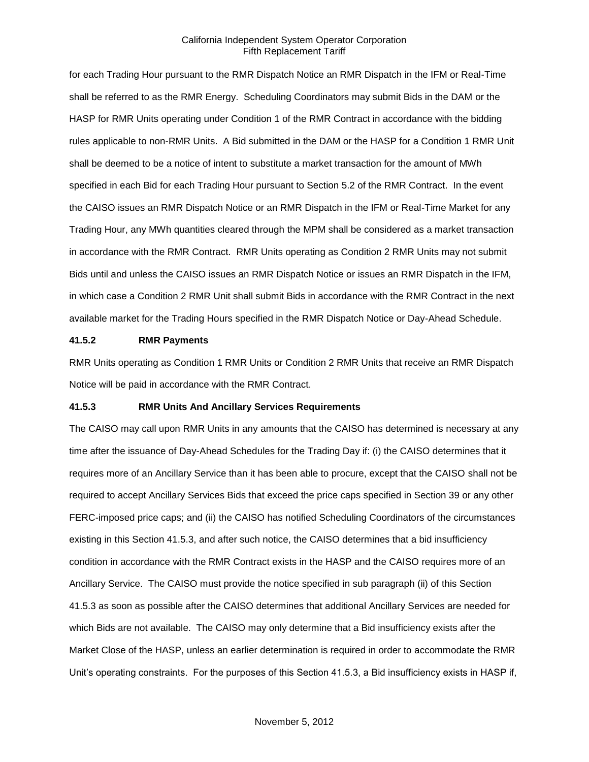for each Trading Hour pursuant to the RMR Dispatch Notice an RMR Dispatch in the IFM or Real-Time shall be referred to as the RMR Energy. Scheduling Coordinators may submit Bids in the DAM or the HASP for RMR Units operating under Condition 1 of the RMR Contract in accordance with the bidding rules applicable to non-RMR Units. A Bid submitted in the DAM or the HASP for a Condition 1 RMR Unit shall be deemed to be a notice of intent to substitute a market transaction for the amount of MWh specified in each Bid for each Trading Hour pursuant to Section 5.2 of the RMR Contract. In the event the CAISO issues an RMR Dispatch Notice or an RMR Dispatch in the IFM or Real-Time Market for any Trading Hour, any MWh quantities cleared through the MPM shall be considered as a market transaction in accordance with the RMR Contract. RMR Units operating as Condition 2 RMR Units may not submit Bids until and unless the CAISO issues an RMR Dispatch Notice or issues an RMR Dispatch in the IFM, in which case a Condition 2 RMR Unit shall submit Bids in accordance with the RMR Contract in the next available market for the Trading Hours specified in the RMR Dispatch Notice or Day-Ahead Schedule.

### 41.5.2 RMR Payments

RMR Units operating as Condition 1 RMR Units or Condition 2 RMR Units that receive an RMR Dispatch Notice will be paid in accordance with the RMR Contract.

### 41.5.3 RMR Units And Ancillary Services Requirements

The CAISO may call upon RMR Units in any amounts that the CAISO has determined is necessary at any time after the issuance of Day-Ahead Schedules for the Trading Day if: (i) the CAISO determines that it requires more of an Ancillary Service than it has been able to procure, except that the CAISO shall not be required to accept Ancillary Services Bids that exceed the price caps specified in Section 39 or any other FERC-imposed price caps; and (ii) the CAISO has notified Scheduling Coordinators of the circumstances existing in this Section 41.5.3, and after such notice, the CAISO determines that a bid insufficiency condition in accordance with the RMR Contract exists in the HASP and the CAISO requires more of an Ancillary Service. The CAISO must provide the notice specified in sub paragraph (ii) of this Section 41.5.3 as soon as possible after the CAISO determines that additional Ancillary Services are needed for which Bids are not available. The CAISO may only determine that a Bid insufficiency exists after the Market Close of the HASP, unless an earlier determination is required in order to accommodate the RMR Unit's operating constraints. For the purposes of this Section 41.5.3, a Bid insufficiency exists in HASP if,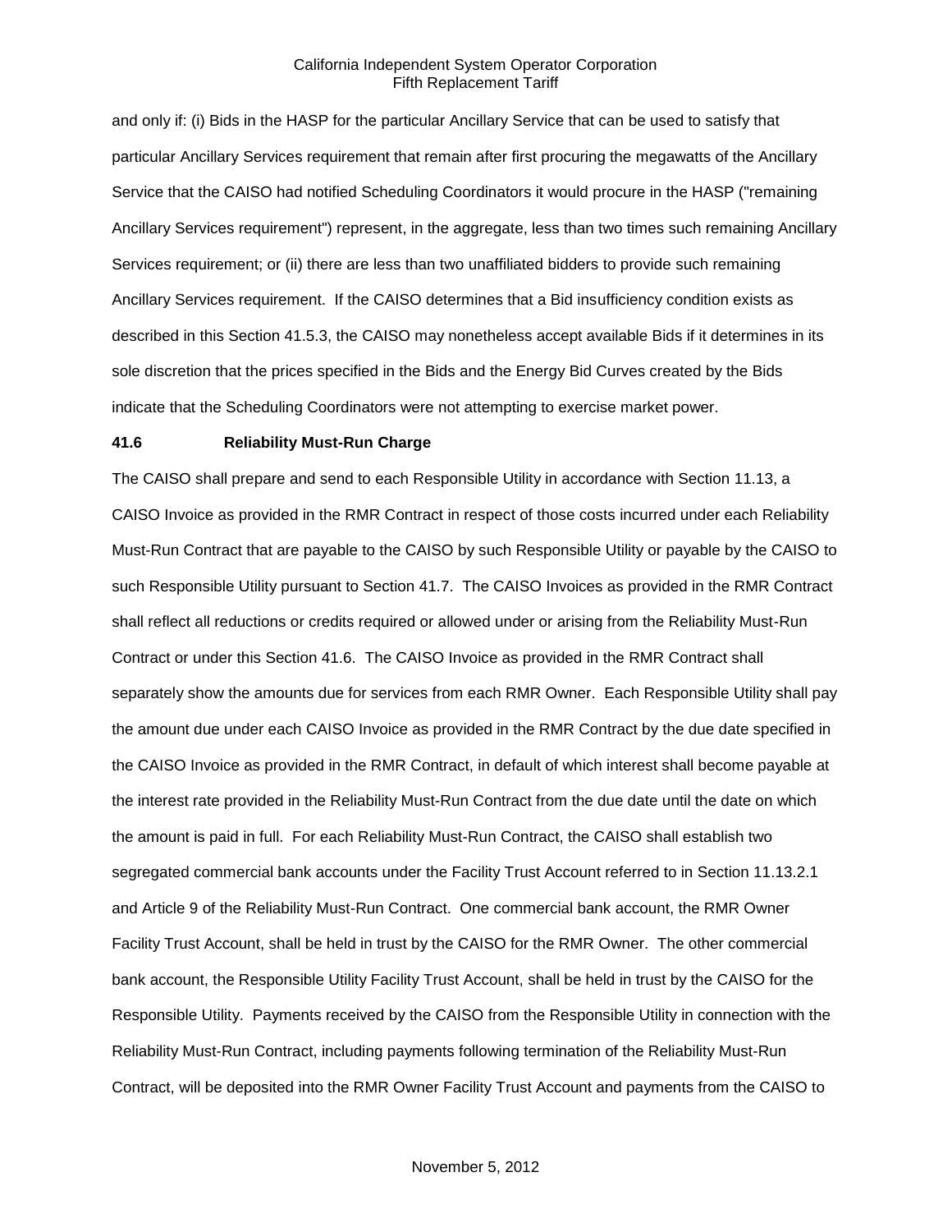and only if: (i) Bids in the HASP for the particular Ancillary Service that can be used to satisfy that particular Ancillary Services requirement that remain after first procuring the megawatts of the Ancillary Service that the CAISO had notified Scheduling Coordinators it would procure in the HASP ("remaining Ancillary Services requirement") represent, in the aggregate, less than two times such remaining Ancillary Services requirement; or (ii) there are less than two unaffiliated bidders to provide such remaining Ancillary Services requirement. If the CAISO determines that a Bid insufficiency condition exists as described in this Section 41.5.3, the CAISO may nonetheless accept available Bids if it determines in its sole discretion that the prices specified in the Bids and the Energy Bid Curves created by the Bids indicate that the Scheduling Coordinators were not attempting to exercise market power.

**41.6 Reliability Must-Run Charge**

The CAISO shall prepare and send to each Responsible Utility in accordance with Section 11.13, a CAISO Invoice as provided in the RMR Contract in respect of those costs incurred under each Reliability Must-Run Contract that are payable to the CAISO by such Responsible Utility or payable by the CAISO to such Responsible Utility pursuant to Section 41.7. The CAISO Invoices as provided in the RMR Contract shall reflect all reductions or credits required or allowed under or arising from the Reliability Must-Run Contract or under this Section 41.6. The CAISO Invoice as provided in the RMR Contract shall separately show the amounts due for services from each RMR Owner. Each Responsible Utility shall pay the amount due under each CAISO Invoice as provided in the RMR Contract by the due date specified in the CAISO Invoice as provided in the RMR Contract, in default of which interest shall become payable at the interest rate provided in the Reliability Must-Run Contract from the due date until the date on which the amount is paid in full. For each Reliability Must-Run Contract, the CAISO shall establish two segregated commercial bank accounts under the Facility Trust Account referred to in Section 11.13.2.1 and Article 9 of the Reliability Must-Run Contract. One commercial bank account, the RMR Owner Facility Trust Account, shall be held in trust by the CAISO for the RMR Owner. The other commercial bank account, the Responsible Utility Facility Trust Account, shall be held in trust by the CAISO for the Responsible Utility. Payments received by the CAISO from the Responsible Utility in connection with the Reliability Must-Run Contract, including payments following termination of the Reliability Must-Run Contract, will be deposited into the RMR Owner Facility Trust Account and payments from the CAISO to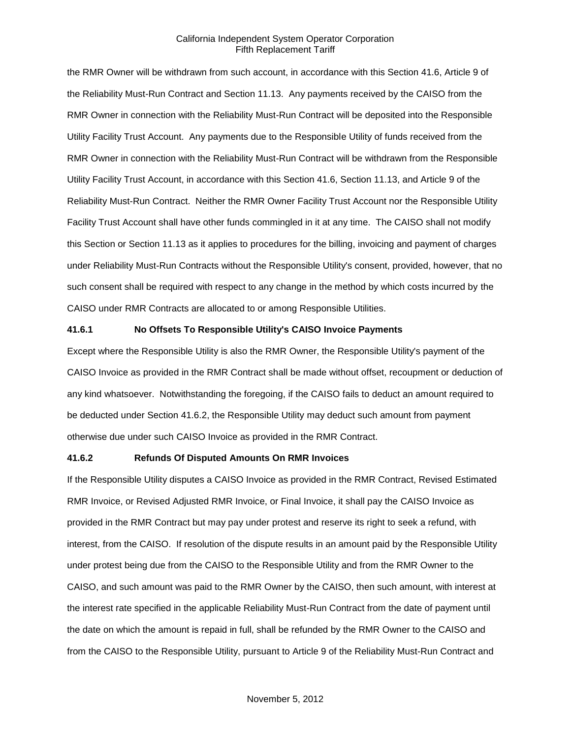the RMR Owner will be withdrawn from such account, in accordance with this Section 41.6, Article 9 of the Reliability Must-Run Contract and Section 11.13. Any payments received by the CAISO from the RMR Owner in connection with the Reliability Must-Run Contract will be deposited into the Responsible Utility Facility Trust Account. Any payments due to the Responsible Utility of funds received from the RMR Owner in connection with the Reliability Must-Run Contract will be withdrawn from the Responsible Utility Facility Trust Account, in accordance with this Section 41.6, Section 11.13, and Article 9 of the Reliability Must-Run Contract. Neither the RMR Owner Facility Trust Account nor the Responsible Utility Facility Trust Account shall have other funds commingled in it at any time. The CAISO shall not modify this Section or Section 11.13 as it applies to procedures for the billing, invoicing and payment of charges under Reliability Must-Run Contracts without the Responsible Utility's consent, provided, however, that no such consent shall be required with respect to any change in the method by which costs incurred by the CAISO under RMR Contracts are allocated to or among Responsible Utilities.

**41.6.1 No Offsets To Responsible Utility's CAISO Invoice Payments**

Except where the Responsible Utility is also the RMR Owner, the Responsible Utility's payment of the CAISO Invoice as provided in the RMR Contract shall be made without offset, recoupment or deduction of any kind whatsoever. Notwithstanding the foregoing, if the CAISO fails to deduct an amount required to be deducted under Section 41.6.2, the Responsible Utility may deduct such amount from payment otherwise due under such CAISO Invoice as provided in the RMR Contract.

**41.6.2 Refunds Of Disputed Amounts On RMR Invoices**

If the Responsible Utility disputes a CAISO Invoice as provided in the RMR Contract, Revised Estimated RMR Invoice, or Revised Adjusted RMR Invoice, or Final Invoice, it shall pay the CAISO Invoice as provided in the RMR Contract but may pay under protest and reserve its right to seek a refund, with interest, from the CAISO. If resolution of the dispute results in an amount paid by the Responsible Utility under protest being due from the CAISO to the Responsible Utility and from the RMR Owner to the CAISO, and such amount was paid to the RMR Owner by the CAISO, then such amount, with interest at the interest rate specified in the applicable Reliability Must-Run Contract from the date of payment until the date on which the amount is repaid in full, shall be refunded by the RMR Owner to the CAISO and from the CAISO to the Responsible Utility, pursuant to Article 9 of the Reliability Must-Run Contract and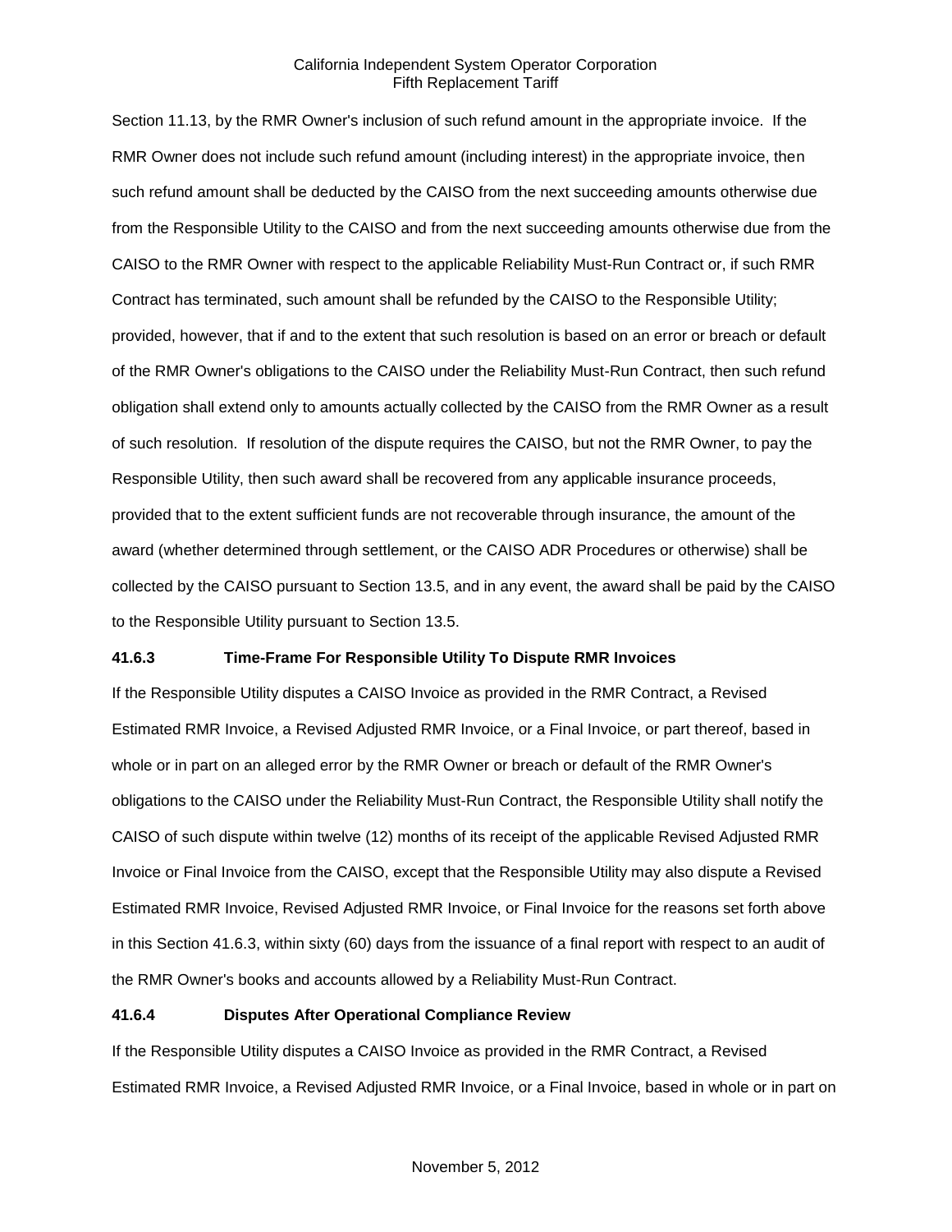Section 11.13, by the RMR Owner's inclusion of such refund amount in the appropriate invoice. If the RMR Owner does not include such refund amount (including interest) in the appropriate invoice, then such refund amount shall be deducted by the CAISO from the next succeeding amounts otherwise due from the Responsible Utility to the CAISO and from the next succeeding amounts otherwise due from the CAISO to the RMR Owner with respect to the applicable Reliability Must-Run Contract or, if such RMR Contract has terminated, such amount shall be refunded by the CAISO to the Responsible Utility; provided, however, that if and to the extent that such resolution is based on an error or breach or default of the RMR Owner's obligations to the CAISO under the Reliability Must-Run Contract, then such refund obligation shall extend only to amounts actually collected by the CAISO from the RMR Owner as a result of such resolution. If resolution of the dispute requires the CAISO, but not the RMR Owner, to pay the Responsible Utility, then such award shall be recovered from any applicable insurance proceeds, provided that to the extent sufficient funds are not recoverable through insurance, the amount of the award (whether determined through settlement, or the CAISO ADR Procedures or otherwise) shall be collected by the CAISO pursuant to Section 13.5, and in any event, the award shall be paid by the CAISO to the Responsible Utility pursuant to Section 13.5.

**41.6.3 Time-Frame For Responsible Utility To Dispute RMR Invoices**

If the Responsible Utility disputes a CAISO Invoice as provided in the RMR Contract, a Revised Estimated RMR Invoice, a Revised Adjusted RMR Invoice, or a Final Invoice, or part thereof, based in whole or in part on an alleged error by the RMR Owner or breach or default of the RMR Owner's obligations to the CAISO under the Reliability Must-Run Contract, the Responsible Utility shall notify the CAISO of such dispute within twelve (12) months of its receipt of the applicable Revised Adjusted RMR Invoice or Final Invoice from the CAISO, except that the Responsible Utility may also dispute a Revised Estimated RMR Invoice, Revised Adjusted RMR Invoice, or Final Invoice for the reasons set forth above in this Section 41.6.3, within sixty (60) days from the issuance of a final report with respect to an audit of the RMR Owner's books and accounts allowed by a Reliability Must-Run Contract.

**41.6.4 Disputes After Operational Compliance Review**

If the Responsible Utility disputes a CAISO Invoice as provided in the RMR Contract, a Revised Estimated RMR Invoice, a Revised Adjusted RMR Invoice, or a Final Invoice, based in whole or in part on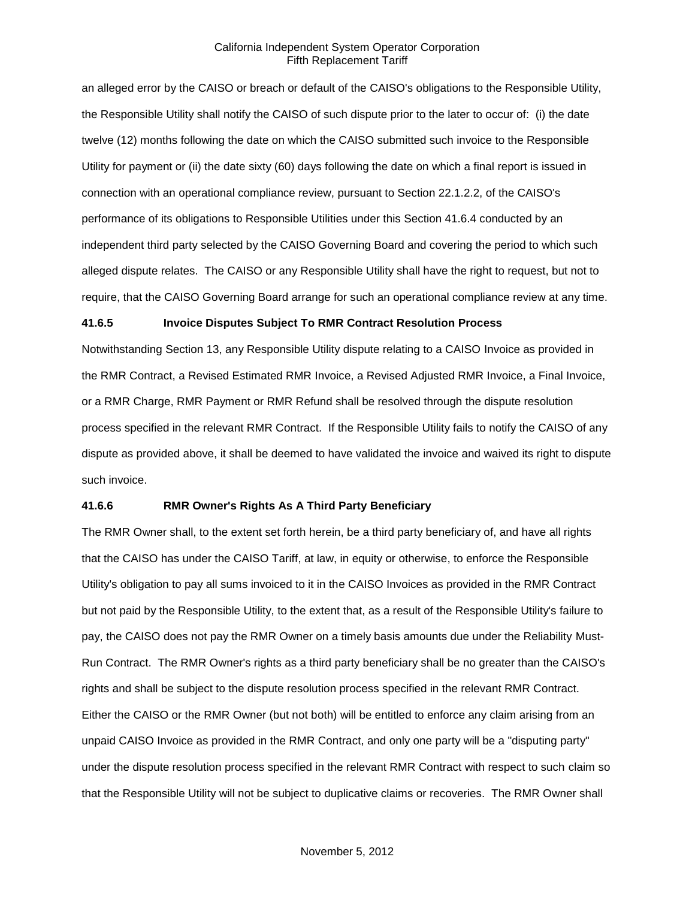an alleged error by the CAISO or breach or default of the CAISO's obligations to the Responsible Utility, the Responsible Utility shall notify the CAISO of such dispute prior to the later to occur of: (i) the date twelve (12) months following the date on which the CAISO submitted such invoice to the Responsible Utility for payment or (ii) the date sixty (60) days following the date on which a final report is issued in connection with an operational compliance review, pursuant to Section 22.1.2.2, of the CAISO's performance of its obligations to Responsible Utilities under this Section 41.6.4 conducted by an independent third party selected by the CAISO Governing Board and covering the period to which such alleged dispute relates. The CAISO or any Responsible Utility shall have the right to request, but not to require, that the CAISO Governing Board arrange for such an operational compliance review at any time.

#### 41.6.5 Invoice Disputes Subject To RMR Contract Resolution Process

Notwithstanding Section 13, any Responsible Utility dispute relating to a CAISO Invoice as provided in the RMR Contract, a Revised Estimated RMR Invoice, a Revised Adjusted RMR Invoice, a Final Invoice, or a RMR Charge, RMR Payment or RMR Refund shall be resolved through the dispute resolution process specified in the relevant RMR Contract. If the Responsible Utility fails to notify the CAISO of any dispute as provided above, it shall be deemed to have validated the invoice and waived its right to dispute such invoice.

#### 41.6.6 RMR Owner's Rights As A Third Party Beneficiary

The RMR Owner shall, to the extent set forth herein, be a third party beneficiary of, and have all rights that the CAISO has under the CAISO Tariff, at law, in equity or otherwise, to enforce the Responsible Utility's obligation to pay all sums invoiced to it in the CAISO Invoices as provided in the RMR Contract but not paid by the Responsible Utility, to the extent that, as a result of the Responsible Utility's failure to pay, the CAISO does not pay the RMR Owner on a timely basis amounts due under the Reliability Must-Run Contract. The RMR Owner's rights as a third party beneficiary shall be no greater than the CAISO's rights and shall be subject to the dispute resolution process specified in the relevant RMR Contract. Either the CAISO or the RMR Owner (but not both) will be entitled to enforce any claim arising from an unpaid CAISO Invoice as provided in the RMR Contract, and only one party will be a "disputing party" under the dispute resolution process specified in the relevant RMR Contract with respect to such claim so that the Responsible Utility will not be subject to duplicative claims or recoveries. The RMR Owner shall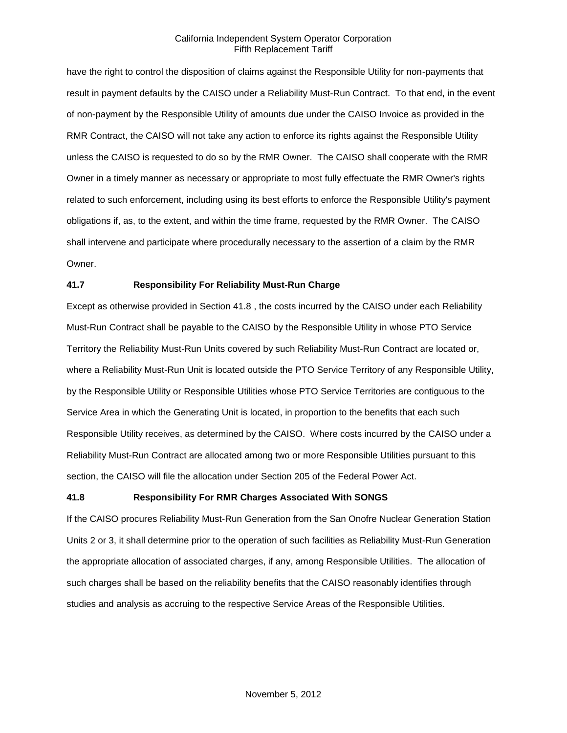have the right to control the disposition of claims against the Responsible Utility for non-payments that result in payment defaults by the CAISO under a Reliability Must-Run Contract. To that end, in the event of non-payment by the Responsible Utility of amounts due under the CAISO Invoice as provided in the RMR Contract, the CAISO will not take any action to enforce its rights against the Responsible Utility unless the CAISO is requested to do so by the RMR Owner. The CAISO shall cooperate with the RMR Owner in a timely manner as necessary or appropriate to most fully effectuate the RMR Owner's rights related to such enforcement, including using its best efforts to enforce the Responsible Utility's payment obligations if, as, to the extent, and within the time frame, requested by the RMR Owner. The CAISO shall intervene and participate where procedurally necessary to the assertion of a claim by the RMR Owner.

### 41.7 Responsibility For Reliability Must-Run Charge

Except as otherwise provided in Section 41.8 , the costs incurred by the CAISO under each Reliability Must-Run Contract shall be payable to the CAISO by the Responsible Utility in whose PTO Service Territory the Reliability Must-Run Units covered by such Reliability Must-Run Contract are located or, where a Reliability Must-Run Unit is located outside the PTO Service Territory of any Responsible Utility, by the Responsible Utility or Responsible Utilities whose PTO Service Territories are contiguous to the Service Area in which the Generating Unit is located, in proportion to the benefits that each such Responsible Utility receives, as determined by the CAISO. Where costs incurred by the CAISO under a Reliability Must-Run Contract are allocated among two or more Responsible Utilities pursuant to this section, the CAISO will file the allocation under Section 205 of the Federal Power Act.

### 41.8 Responsibility For RMR Charges Associated With SONGS

If the CAISO procures Reliability Must-Run Generation from the San Onofre Nuclear Generation Station Units 2 or 3, it shall determine prior to the operation of such facilities as Reliability Must-Run Generation the appropriate allocation of associated charges, if any, among Responsible Utilities. The allocation of such charges shall be based on the reliability benefits that the CAISO reasonably identifies through studies and analysis as accruing to the respective Service Areas of the Responsible Utilities.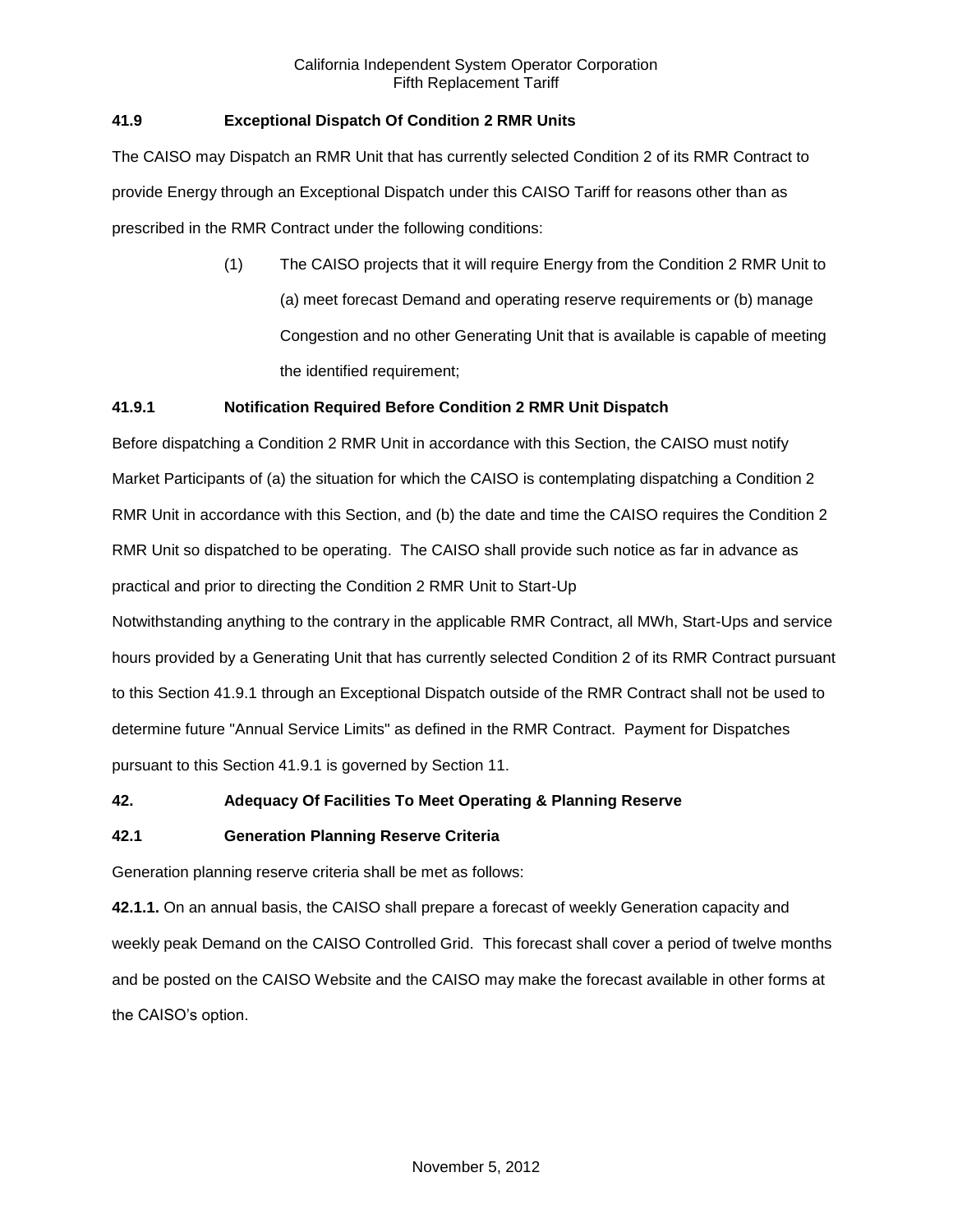**41.9 Exceptional Dispatch Of Condition 2 RMR Units**

The CAISO may Dispatch an RMR Unit that has currently selected Condition 2 of its RMR Contract to provide Energy through an Exceptional Dispatch under this CAISO Tariff for reasons other than as prescribed in the RMR Contract under the following conditions:

(1) The CAISO projects that it will require Energy from the Condition 2 RMR Unit to (a) meet forecast Demand and operating reserve requirements or (b) manage Congestion and no other Generating Unit that is available is capable of meeting the identified requirement;

**41.9.1 Notification Required Before Condition 2 RMR Unit Dispatch**

Before dispatching a Condition 2 RMR Unit in accordance with this Section, the CAISO must notify Market Participants of (a) the situation for which the CAISO is contemplating dispatching a Condition 2 RMR Unit in accordance with this Section, and (b) the date and time the CAISO requires the Condition 2 RMR Unit so dispatched to be operating. The CAISO shall provide such notice as far in advance as practical and prior to directing the Condition 2 RMR Unit to Start-Up

Notwithstanding anything to the contrary in the applicable RMR Contract, all MWh, Start-Ups and service hours provided by a Generating Unit that has currently selected Condition 2 of its RMR Contract pursuant to this Section 41.9.1 through an Exceptional Dispatch outside of the RMR Contract shall not be used to determine future "Annual Service Limits" as defined in the RMR Contract. Payment for Dispatches pursuant to this Section 41.9.1 is governed by Section 11.

**42. Adequacy Of Facilities To Meet Operating & Planning Reserve**

**42.1 Generation Planning Reserve Criteria**

Generation planning reserve criteria shall be met as follows:

**42.1.1.** On an annual basis, the CAISO shall prepare a forecast of weekly Generation capacity and weekly peak Demand on the CAISO Controlled Grid. This forecast shall cover a period of twelve months and be posted on the CAISO Website and the CAISO may make the forecast available in other forms at the CAISO's option.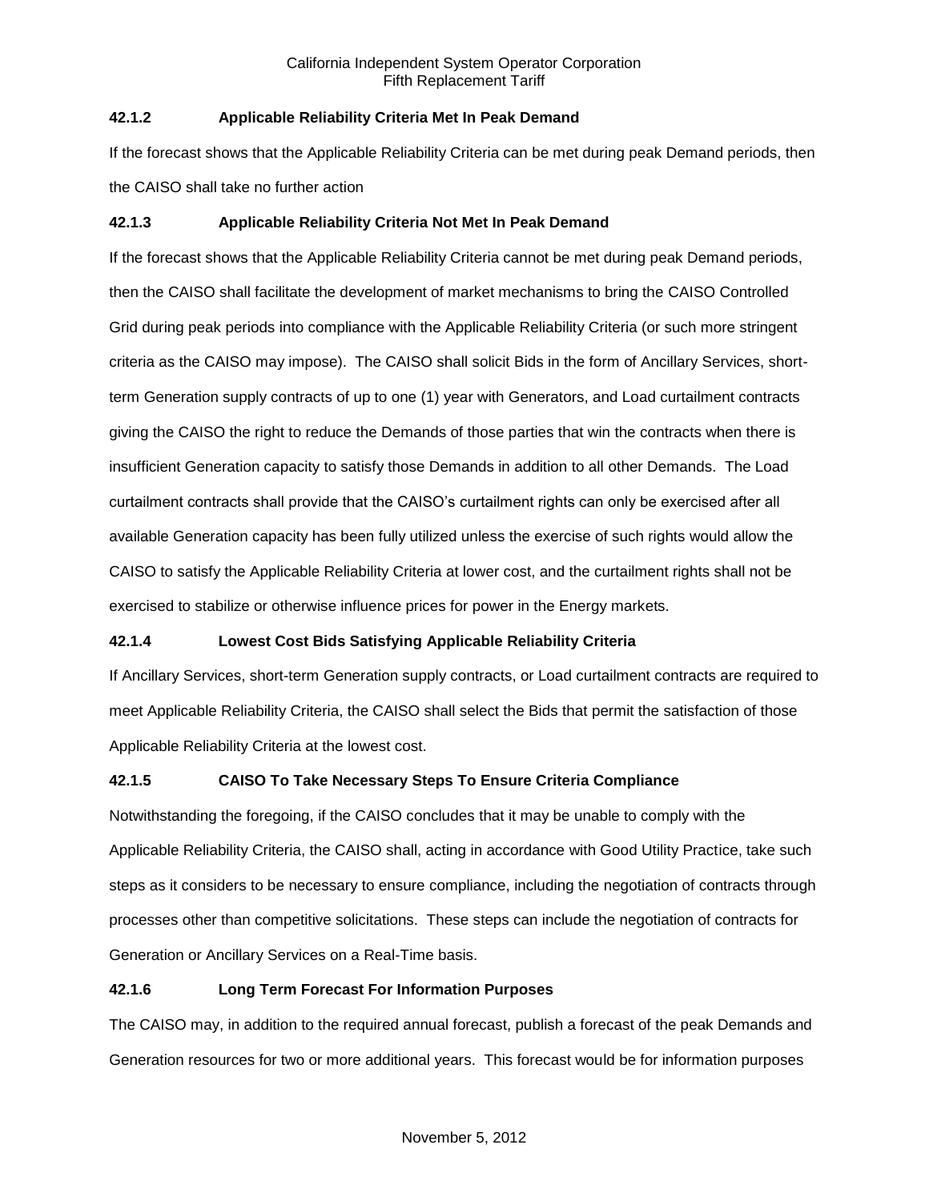### 42.1.2 Applicable Reliability Criteria Met In Peak Demand

If the forecast shows that the Applicable Reliability Criteria can be met during peak Demand periods, then the CAISO shall take no further action

### 42.1.3 Applicable Reliability Criteria Not Met In Peak Demand

If the forecast shows that the Applicable Reliability Criteria cannot be met during peak Demand periods, then the CAISO shall facilitate the development of market mechanisms to bring the CAISO Controlled Grid during peak periods into compliance with the Applicable Reliability Criteria (or such more stringent criteria as the CAISO may impose). The CAISO shall solicit Bids in the form of Ancillary Services, short-term Generation supply contracts of up to one (1) year with Generators, and Load curtailment contracts giving the CAISO the right to reduce the Demands of those parties that win the contracts when there is insufficient Generation capacity to satisfy those Demands in addition to all other Demands. The Load curtailment contracts shall provide that the CAISO's curtailment rights can only be exercised after all available Generation capacity has been fully utilized unless the exercise of such rights would allow the CAISO to satisfy the Applicable Reliability Criteria at lower cost, and the curtailment rights shall not be exercised to stabilize or otherwise influence prices for power in the Energy markets.

### 42.1.4 Lowest Cost Bids Satisfying Applicable Reliability Criteria

If Ancillary Services, short-term Generation supply contracts, or Load curtailment contracts are required to meet Applicable Reliability Criteria, the CAISO shall select the Bids that permit the satisfaction of those Applicable Reliability Criteria at the lowest cost.

### 42.1.5 CAISO To Take Necessary Steps To Ensure Criteria Compliance

Notwithstanding the foregoing, if the CAISO concludes that it may be unable to comply with the Applicable Reliability Criteria, the CAISO shall, acting in accordance with Good Utility Practice, take such steps as it considers to be necessary to ensure compliance, including the negotiation of contracts through processes other than competitive solicitations. These steps can include the negotiation of contracts for Generation or Ancillary Services on a Real-Time basis.

### 42.1.6 Long Term Forecast For Information Purposes

The CAISO may, in addition to the required annual forecast, publish a forecast of the peak Demands and Generation resources for two or more additional years. This forecast would be for information purposes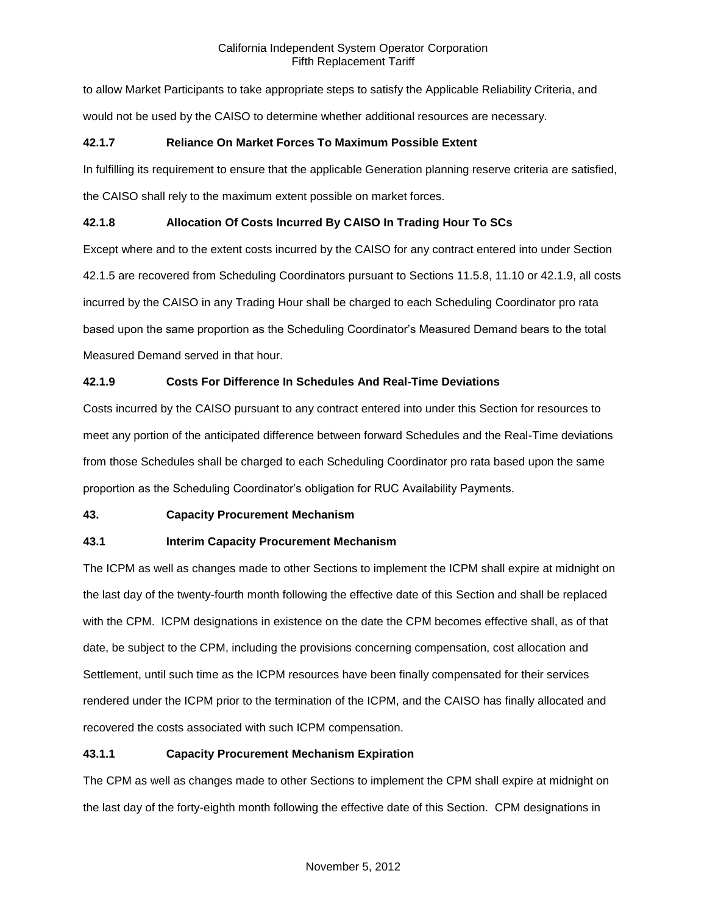to allow Market Participants to take appropriate steps to satisfy the Applicable Reliability Criteria, and would not be used by the CAISO to determine whether additional resources are necessary.

### 42.1.7 Reliance On Market Forces To Maximum Possible Extent

In fulfilling its requirement to ensure that the applicable Generation planning reserve criteria are satisfied, the CAISO shall rely to the maximum extent possible on market forces.

### 42.1.8 Allocation Of Costs Incurred By CAISO In Trading Hour To SCs

Except where and to the extent costs incurred by the CAISO for any contract entered into under Section 42.1.5 are recovered from Scheduling Coordinators pursuant to Sections 11.5.8, 11.10 or 42.1.9, all costs incurred by the CAISO in any Trading Hour shall be charged to each Scheduling Coordinator pro rata based upon the same proportion as the Scheduling Coordinator's Measured Demand bears to the total Measured Demand served in that hour.

### 42.1.9 Costs For Difference In Schedules And Real-Time Deviations

Costs incurred by the CAISO pursuant to any contract entered into under this Section for resources to meet any portion of the anticipated difference between forward Schedules and the Real-Time deviations from those Schedules shall be charged to each Scheduling Coordinator pro rata based upon the same proportion as the Scheduling Coordinator's obligation for RUC Availability Payments.

## 43. Capacity Procurement Mechanism

### 43.1 Interim Capacity Procurement Mechanism

The ICPM as well as changes made to other Sections to implement the ICPM shall expire at midnight on the last day of the twenty-fourth month following the effective date of this Section and shall be replaced with the CPM. ICPM designations in existence on the date the CPM becomes effective shall, as of that date, be subject to the CPM, including the provisions concerning compensation, cost allocation and Settlement, until such time as the ICPM resources have been finally compensated for their services rendered under the ICPM prior to the termination of the ICPM, and the CAISO has finally allocated and recovered the costs associated with such ICPM compensation.

### 43.1.1 Capacity Procurement Mechanism Expiration

The CPM as well as changes made to other Sections to implement the CPM shall expire at midnight on the last day of the forty-eighth month following the effective date of this Section. CPM designations in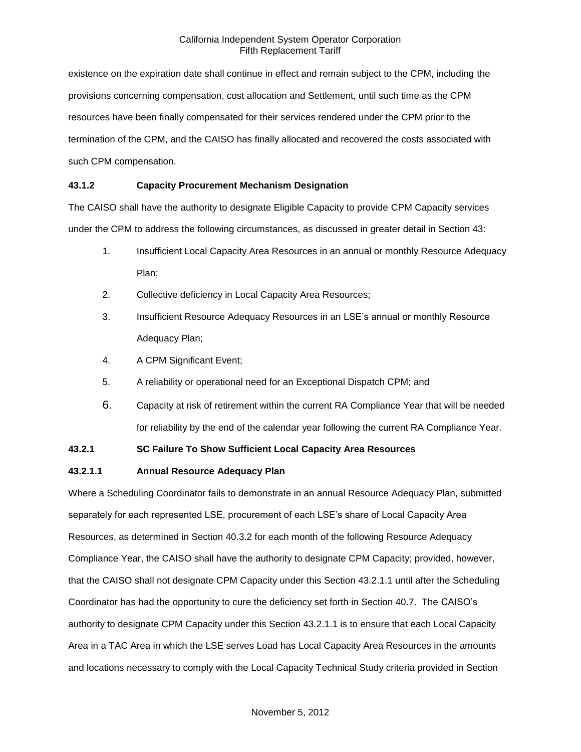existence on the expiration date shall continue in effect and remain subject to the CPM, including the provisions concerning compensation, cost allocation and Settlement, until such time as the CPM resources have been finally compensated for their services rendered under the CPM prior to the termination of the CPM, and the CAISO has finally allocated and recovered the costs associated with such CPM compensation.

**43.1.2 Capacity Procurement Mechanism Designation**

The CAISO shall have the authority to designate Eligible Capacity to provide CPM Capacity services under the CPM to address the following circumstances, as discussed in greater detail in Section 43:

1. Insufficient Local Capacity Area Resources in an annual or monthly Resource Adequacy Plan;
2. Collective deficiency in Local Capacity Area Resources;
3. Insufficient Resource Adequacy Resources in an LSE's annual or monthly Resource Adequacy Plan;
4. A CPM Significant Event;
5. A reliability or operational need for an Exceptional Dispatch CPM; and
6. Capacity at risk of retirement within the current RA Compliance Year that will be needed for reliability by the end of the calendar year following the current RA Compliance Year.

**43.2.1 SC Failure To Show Sufficient Local Capacity Area Resources**

**43.2.1.1 Annual Resource Adequacy Plan**

Where a Scheduling Coordinator fails to demonstrate in an annual Resource Adequacy Plan, submitted separately for each represented LSE, procurement of each LSE's share of Local Capacity Area Resources, as determined in Section 40.3.2 for each month of the following Resource Adequacy Compliance Year, the CAISO shall have the authority to designate CPM Capacity; provided, however, that the CAISO shall not designate CPM Capacity under this Section 43.2.1.1 until after the Scheduling Coordinator has had the opportunity to cure the deficiency set forth in Section 40.7. The CAISO's authority to designate CPM Capacity under this Section 43.2.1.1 is to ensure that each Local Capacity Area in a TAC Area in which the LSE serves Load has Local Capacity Area Resources in the amounts and locations necessary to comply with the Local Capacity Technical Study criteria provided in Section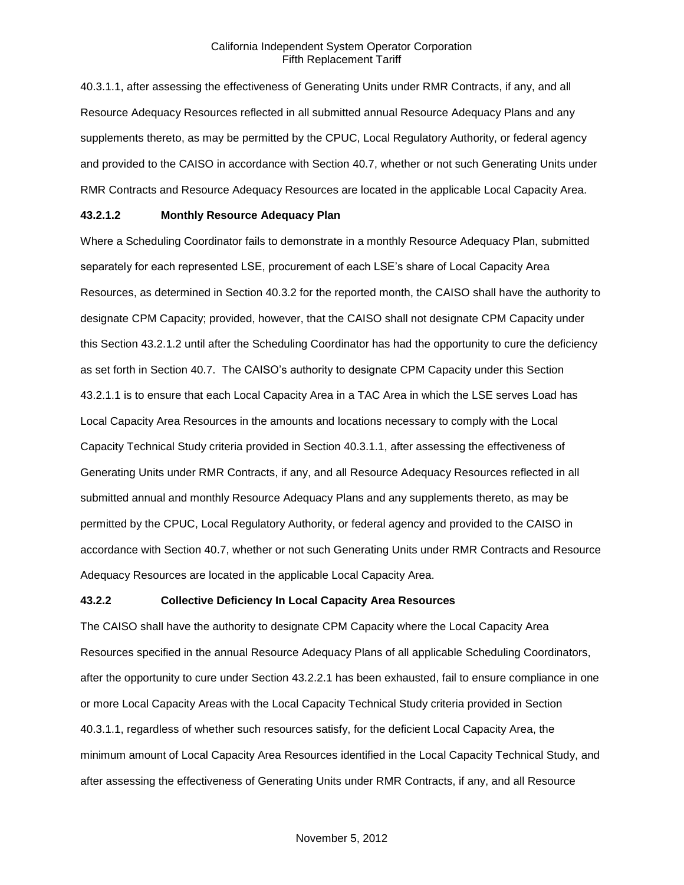40.3.1.1, after assessing the effectiveness of Generating Units under RMR Contracts, if any, and all Resource Adequacy Resources reflected in all submitted annual Resource Adequacy Plans and any supplements thereto, as may be permitted by the CPUC, Local Regulatory Authority, or federal agency and provided to the CAISO in accordance with Section 40.7, whether or not such Generating Units under RMR Contracts and Resource Adequacy Resources are located in the applicable Local Capacity Area.

**43.2.1.2 Monthly Resource Adequacy Plan**

Where a Scheduling Coordinator fails to demonstrate in a monthly Resource Adequacy Plan, submitted separately for each represented LSE, procurement of each LSE's share of Local Capacity Area Resources, as determined in Section 40.3.2 for the reported month, the CAISO shall have the authority to designate CPM Capacity; provided, however, that the CAISO shall not designate CPM Capacity under this Section 43.2.1.2 until after the Scheduling Coordinator has had the opportunity to cure the deficiency as set forth in Section 40.7. The CAISO's authority to designate CPM Capacity under this Section 43.2.1.1 is to ensure that each Local Capacity Area in a TAC Area in which the LSE serves Load has Local Capacity Area Resources in the amounts and locations necessary to comply with the Local Capacity Technical Study criteria provided in Section 40.3.1.1, after assessing the effectiveness of Generating Units under RMR Contracts, if any, and all Resource Adequacy Resources reflected in all submitted annual and monthly Resource Adequacy Plans and any supplements thereto, as may be permitted by the CPUC, Local Regulatory Authority, or federal agency and provided to the CAISO in accordance with Section 40.7, whether or not such Generating Units under RMR Contracts and Resource Adequacy Resources are located in the applicable Local Capacity Area.

**43.2.2 Collective Deficiency In Local Capacity Area Resources**

The CAISO shall have the authority to designate CPM Capacity where the Local Capacity Area Resources specified in the annual Resource Adequacy Plans of all applicable Scheduling Coordinators, after the opportunity to cure under Section 43.2.2.1 has been exhausted, fail to ensure compliance in one or more Local Capacity Areas with the Local Capacity Technical Study criteria provided in Section 40.3.1.1, regardless of whether such resources satisfy, for the deficient Local Capacity Area, the minimum amount of Local Capacity Area Resources identified in the Local Capacity Technical Study, and after assessing the effectiveness of Generating Units under RMR Contracts, if any, and all Resource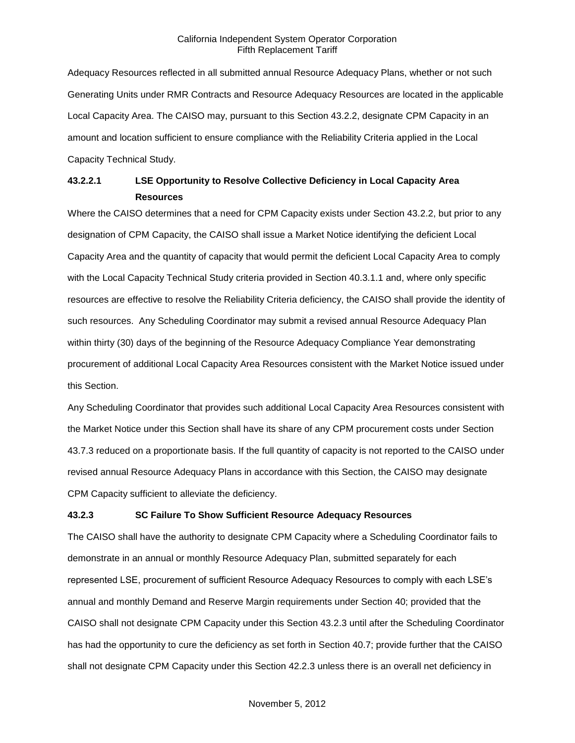Adequacy Resources reflected in all submitted annual Resource Adequacy Plans, whether or not such Generating Units under RMR Contracts and Resource Adequacy Resources are located in the applicable Local Capacity Area. The CAISO may, pursuant to this Section 43.2.2, designate CPM Capacity in an amount and location sufficient to ensure compliance with the Reliability Criteria applied in the Local Capacity Technical Study.

### 43.2.2.1 LSE Opportunity to Resolve Collective Deficiency in Local Capacity Area Resources

Where the CAISO determines that a need for CPM Capacity exists under Section 43.2.2, but prior to any designation of CPM Capacity, the CAISO shall issue a Market Notice identifying the deficient Local Capacity Area and the quantity of capacity that would permit the deficient Local Capacity Area to comply with the Local Capacity Technical Study criteria provided in Section 40.3.1.1 and, where only specific resources are effective to resolve the Reliability Criteria deficiency, the CAISO shall provide the identity of such resources. Any Scheduling Coordinator may submit a revised annual Resource Adequacy Plan within thirty (30) days of the beginning of the Resource Adequacy Compliance Year demonstrating procurement of additional Local Capacity Area Resources consistent with the Market Notice issued under this Section.

Any Scheduling Coordinator that provides such additional Local Capacity Area Resources consistent with the Market Notice under this Section shall have its share of any CPM procurement costs under Section 43.7.3 reduced on a proportionate basis. If the full quantity of capacity is not reported to the CAISO under revised annual Resource Adequacy Plans in accordance with this Section, the CAISO may designate CPM Capacity sufficient to alleviate the deficiency.

### 43.2.3 SC Failure To Show Sufficient Resource Adequacy Resources

The CAISO shall have the authority to designate CPM Capacity where a Scheduling Coordinator fails to demonstrate in an annual or monthly Resource Adequacy Plan, submitted separately for each represented LSE, procurement of sufficient Resource Adequacy Resources to comply with each LSE's annual and monthly Demand and Reserve Margin requirements under Section 40; provided that the CAISO shall not designate CPM Capacity under this Section 43.2.3 until after the Scheduling Coordinator has had the opportunity to cure the deficiency as set forth in Section 40.7; provide further that the CAISO shall not designate CPM Capacity under this Section 42.2.3 unless there is an overall net deficiency in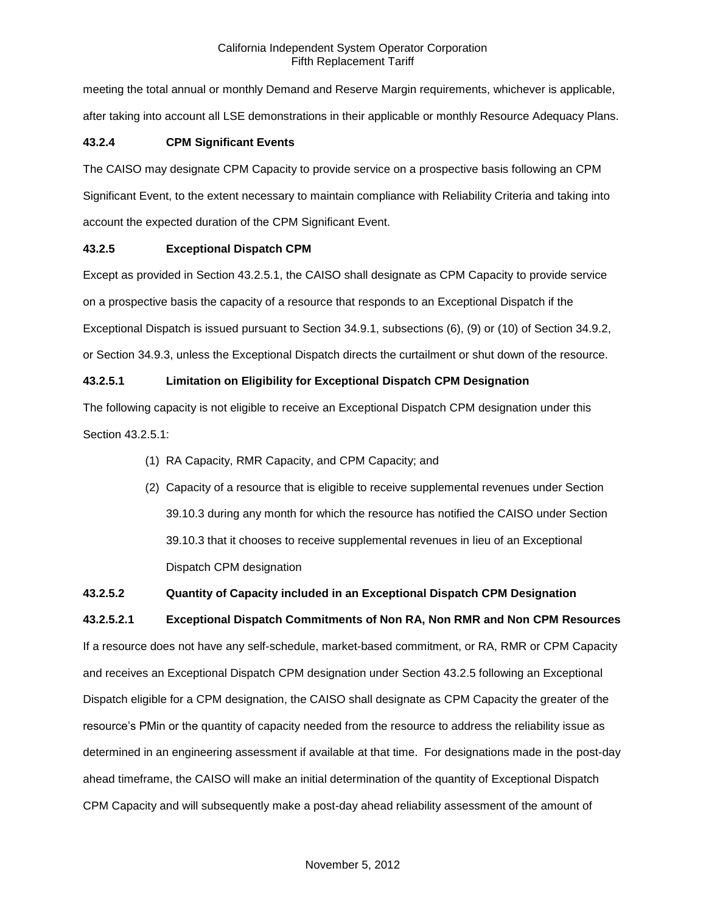meeting the total annual or monthly Demand and Reserve Margin requirements, whichever is applicable, after taking into account all LSE demonstrations in their applicable or monthly Resource Adequacy Plans.

### 43.2.4 CPM Significant Events

The CAISO may designate CPM Capacity to provide service on a prospective basis following an CPM Significant Event, to the extent necessary to maintain compliance with Reliability Criteria and taking into account the expected duration of the CPM Significant Event.

### 43.2.5 Exceptional Dispatch CPM

Except as provided in Section 43.2.5.1, the CAISO shall designate as CPM Capacity to provide service on a prospective basis the capacity of a resource that responds to an Exceptional Dispatch if the Exceptional Dispatch is issued pursuant to Section 34.9.1, subsections (6), (9) or (10) of Section 34.9.2, or Section 34.9.3, unless the Exceptional Dispatch directs the curtailment or shut down of the resource.

### 43.2.5.1 Limitation on Eligibility for Exceptional Dispatch CPM Designation

The following capacity is not eligible to receive an Exceptional Dispatch CPM designation under this Section 43.2.5.1:

(1) RA Capacity, RMR Capacity, and CPM Capacity; and

(2) Capacity of a resource that is eligible to receive supplemental revenues under Section 39.10.3 during any month for which the resource has notified the CAISO under Section 39.10.3 that it chooses to receive supplemental revenues in lieu of an Exceptional Dispatch CPM designation

### 43.2.5.2 Quantity of Capacity included in an Exceptional Dispatch CPM Designation

### 43.2.5.2.1 Exceptional Dispatch Commitments of Non RA, Non RMR and Non CPM Resources

If a resource does not have any self-schedule, market-based commitment, or RA, RMR or CPM Capacity and receives an Exceptional Dispatch CPM designation under Section 43.2.5 following an Exceptional Dispatch eligible for a CPM designation, the CAISO shall designate as CPM Capacity the greater of the resource's PMin or the quantity of capacity needed from the resource to address the reliability issue as determined in an engineering assessment if available at that time. For designations made in the post-day ahead timeframe, the CAISO will make an initial determination of the quantity of Exceptional Dispatch CPM Capacity and will subsequently make a post-day ahead reliability assessment of the amount of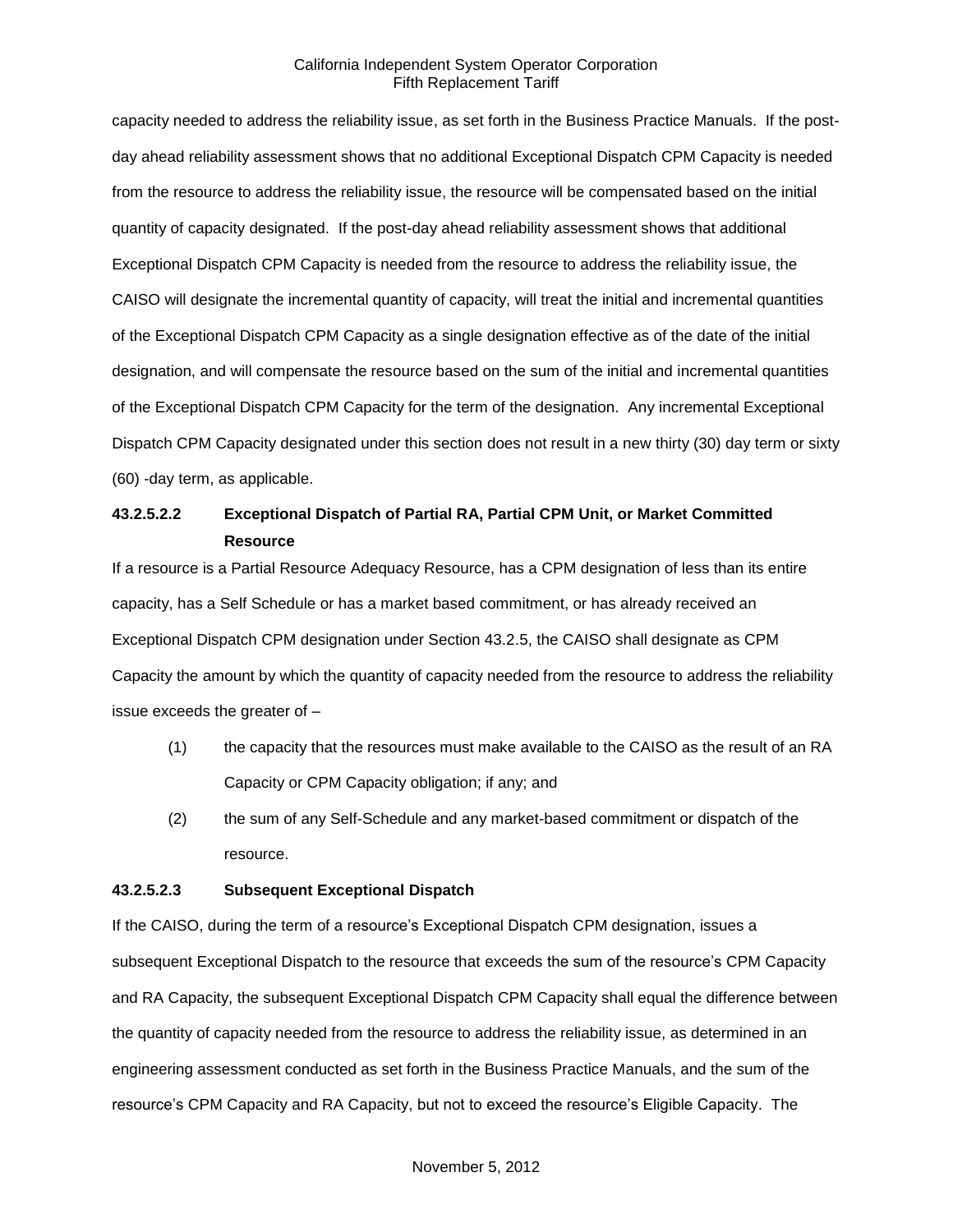capacity needed to address the reliability issue, as set forth in the Business Practice Manuals. If the post-day ahead reliability assessment shows that no additional Exceptional Dispatch CPM Capacity is needed from the resource to address the reliability issue, the resource will be compensated based on the initial quantity of capacity designated. If the post-day ahead reliability assessment shows that additional Exceptional Dispatch CPM Capacity is needed from the resource to address the reliability issue, the CAISO will designate the incremental quantity of capacity, will treat the initial and incremental quantities of the Exceptional Dispatch CPM Capacity as a single designation effective as of the date of the initial designation, and will compensate the resource based on the sum of the initial and incremental quantities of the Exceptional Dispatch CPM Capacity for the term of the designation. Any incremental Exceptional Dispatch CPM Capacity designated under this section does not result in a new thirty (30) day term or sixty (60) -day term, as applicable.

**43.2.5.2.2 Exceptional Dispatch of Partial RA, Partial CPM Unit, or Market Committed Resource**

If a resource is a Partial Resource Adequacy Resource, has a CPM designation of less than its entire capacity, has a Self Schedule or has a market based commitment, or has already received an Exceptional Dispatch CPM designation under Section 43.2.5, the CAISO shall designate as CPM Capacity the amount by which the quantity of capacity needed from the resource to address the reliability issue exceeds the greater of –

(1) the capacity that the resources must make available to the CAISO as the result of an RA Capacity or CPM Capacity obligation; if any; and

(2) the sum of any Self-Schedule and any market-based commitment or dispatch of the resource.

**43.2.5.2.3 Subsequent Exceptional Dispatch**

If the CAISO, during the term of a resource's Exceptional Dispatch CPM designation, issues a subsequent Exceptional Dispatch to the resource that exceeds the sum of the resource's CPM Capacity and RA Capacity, the subsequent Exceptional Dispatch CPM Capacity shall equal the difference between the quantity of capacity needed from the resource to address the reliability issue, as determined in an engineering assessment conducted as set forth in the Business Practice Manuals, and the sum of the resource's CPM Capacity and RA Capacity, but not to exceed the resource's Eligible Capacity. The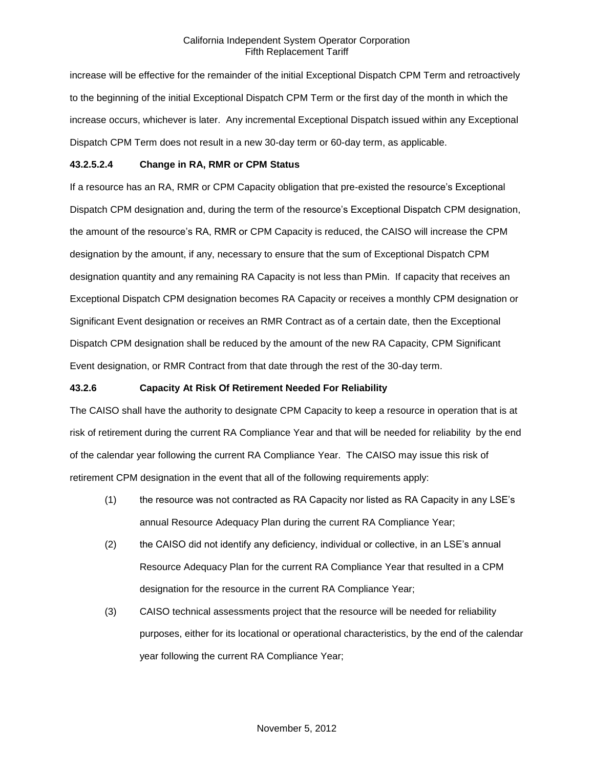increase will be effective for the remainder of the initial Exceptional Dispatch CPM Term and retroactively to the beginning of the initial Exceptional Dispatch CPM Term or the first day of the month in which the increase occurs, whichever is later. Any incremental Exceptional Dispatch issued within any Exceptional Dispatch CPM Term does not result in a new 30-day term or 60-day term, as applicable.

#### 43.2.5.2.4 Change in RA, RMR or CPM Status

If a resource has an RA, RMR or CPM Capacity obligation that pre-existed the resource's Exceptional Dispatch CPM designation and, during the term of the resource's Exceptional Dispatch CPM designation, the amount of the resource's RA, RMR or CPM Capacity is reduced, the CAISO will increase the CPM designation by the amount, if any, necessary to ensure that the sum of Exceptional Dispatch CPM designation quantity and any remaining RA Capacity is not less than PMin. If capacity that receives an Exceptional Dispatch CPM designation becomes RA Capacity or receives a monthly CPM designation or Significant Event designation or receives an RMR Contract as of a certain date, then the Exceptional Dispatch CPM designation shall be reduced by the amount of the new RA Capacity, CPM Significant Event designation, or RMR Contract from that date through the rest of the 30-day term.

### 43.2.6 Capacity At Risk Of Retirement Needed For Reliability

The CAISO shall have the authority to designate CPM Capacity to keep a resource in operation that is at risk of retirement during the current RA Compliance Year and that will be needed for reliability by the end of the calendar year following the current RA Compliance Year. The CAISO may issue this risk of retirement CPM designation in the event that all of the following requirements apply:

(1) the resource was not contracted as RA Capacity nor listed as RA Capacity in any LSE's annual Resource Adequacy Plan during the current RA Compliance Year;

(2) the CAISO did not identify any deficiency, individual or collective, in an LSE's annual Resource Adequacy Plan for the current RA Compliance Year that resulted in a CPM designation for the resource in the current RA Compliance Year;

(3) CAISO technical assessments project that the resource will be needed for reliability purposes, either for its locational or operational characteristics, by the end of the calendar year following the current RA Compliance Year;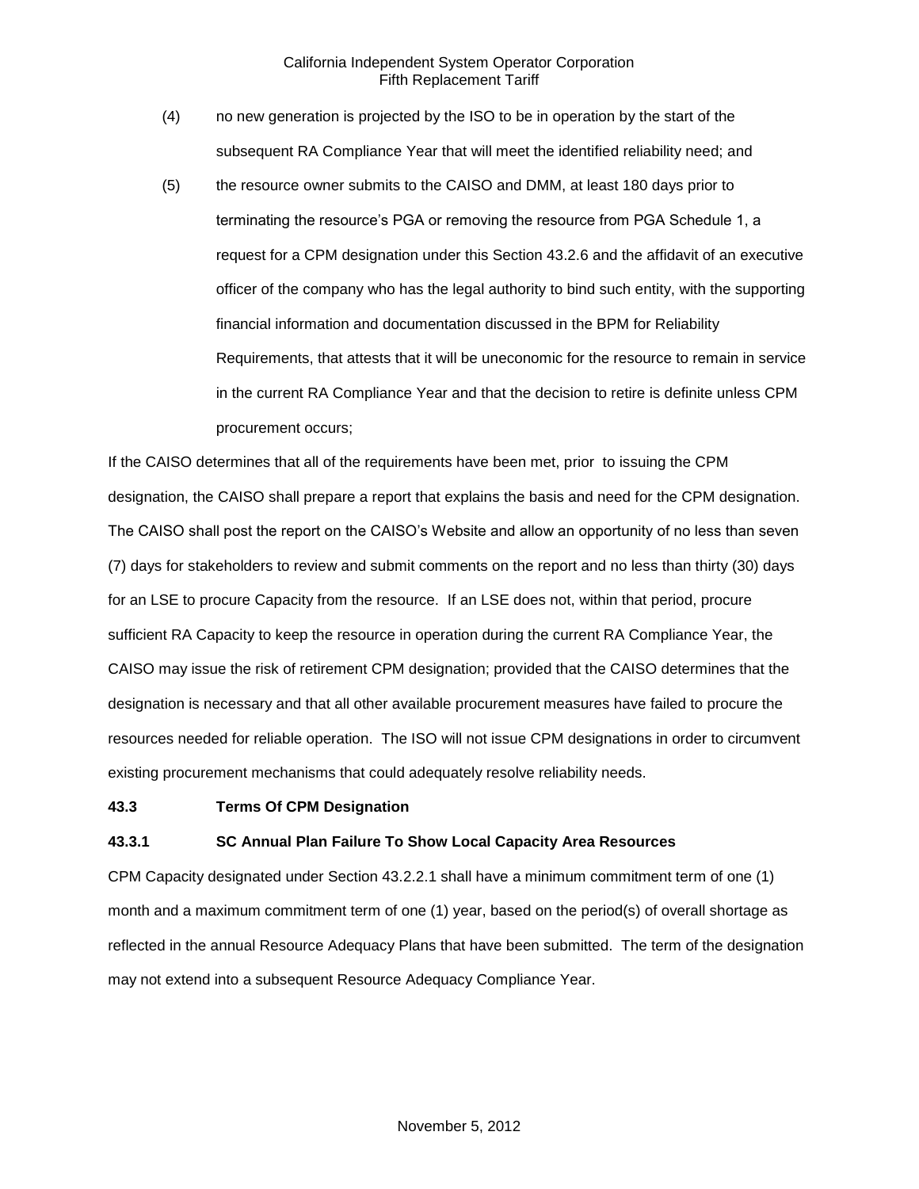(4) no new generation is projected by the ISO to be in operation by the start of the subsequent RA Compliance Year that will meet the identified reliability need; and

(5) the resource owner submits to the CAISO and DMM, at least 180 days prior to terminating the resource's PGA or removing the resource from PGA Schedule 1, a request for a CPM designation under this Section 43.2.6 and the affidavit of an executive officer of the company who has the legal authority to bind such entity, with the supporting financial information and documentation discussed in the BPM for Reliability Requirements, that attests that it will be uneconomic for the resource to remain in service in the current RA Compliance Year and that the decision to retire is definite unless CPM procurement occurs;

If the CAISO determines that all of the requirements have been met, prior to issuing the CPM designation, the CAISO shall prepare a report that explains the basis and need for the CPM designation. The CAISO shall post the report on the CAISO's Website and allow an opportunity of no less than seven (7) days for stakeholders to review and submit comments on the report and no less than thirty (30) days for an LSE to procure Capacity from the resource. If an LSE does not, within that period, procure sufficient RA Capacity to keep the resource in operation during the current RA Compliance Year, the CAISO may issue the risk of retirement CPM designation; provided that the CAISO determines that the designation is necessary and that all other available procurement measures have failed to procure the resources needed for reliable operation. The ISO will not issue CPM designations in order to circumvent existing procurement mechanisms that could adequately resolve reliability needs.

**43.3 Terms Of CPM Designation**

**43.3.1 SC Annual Plan Failure To Show Local Capacity Area Resources**

CPM Capacity designated under Section 43.2.2.1 shall have a minimum commitment term of one (1) month and a maximum commitment term of one (1) year, based on the period(s) of overall shortage as reflected in the annual Resource Adequacy Plans that have been submitted. The term of the designation may not extend into a subsequent Resource Adequacy Compliance Year.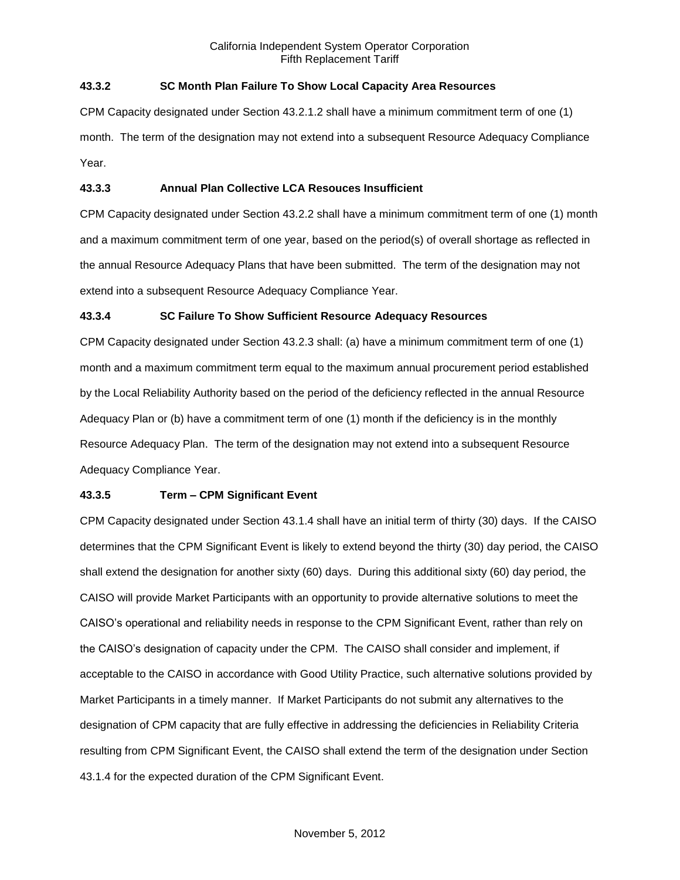### 43.3.2 SC Month Plan Failure To Show Local Capacity Area Resources

CPM Capacity designated under Section 43.2.1.2 shall have a minimum commitment term of one (1) month. The term of the designation may not extend into a subsequent Resource Adequacy Compliance Year.

### 43.3.3 Annual Plan Collective LCA Resouces Insufficient

CPM Capacity designated under Section 43.2.2 shall have a minimum commitment term of one (1) month and a maximum commitment term of one year, based on the period(s) of overall shortage as reflected in the annual Resource Adequacy Plans that have been submitted. The term of the designation may not extend into a subsequent Resource Adequacy Compliance Year.

### 43.3.4 SC Failure To Show Sufficient Resource Adequacy Resources

CPM Capacity designated under Section 43.2.3 shall: (a) have a minimum commitment term of one (1) month and a maximum commitment term equal to the maximum annual procurement period established by the Local Reliability Authority based on the period of the deficiency reflected in the annual Resource Adequacy Plan or (b) have a commitment term of one (1) month if the deficiency is in the monthly Resource Adequacy Plan. The term of the designation may not extend into a subsequent Resource Adequacy Compliance Year.

### 43.3.5 Term – CPM Significant Event

CPM Capacity designated under Section 43.1.4 shall have an initial term of thirty (30) days. If the CAISO determines that the CPM Significant Event is likely to extend beyond the thirty (30) day period, the CAISO shall extend the designation for another sixty (60) days. During this additional sixty (60) day period, the CAISO will provide Market Participants with an opportunity to provide alternative solutions to meet the CAISO's operational and reliability needs in response to the CPM Significant Event, rather than rely on the CAISO's designation of capacity under the CPM. The CAISO shall consider and implement, if acceptable to the CAISO in accordance with Good Utility Practice, such alternative solutions provided by Market Participants in a timely manner. If Market Participants do not submit any alternatives to the designation of CPM capacity that are fully effective in addressing the deficiencies in Reliability Criteria resulting from CPM Significant Event, the CAISO shall extend the term of the designation under Section 43.1.4 for the expected duration of the CPM Significant Event.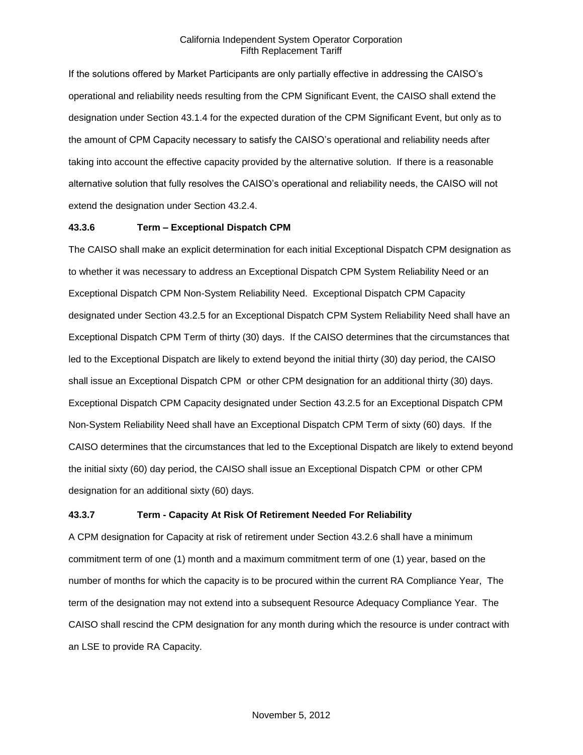If the solutions offered by Market Participants are only partially effective in addressing the CAISO's operational and reliability needs resulting from the CPM Significant Event, the CAISO shall extend the designation under Section 43.1.4 for the expected duration of the CPM Significant Event, but only as to the amount of CPM Capacity necessary to satisfy the CAISO's operational and reliability needs after taking into account the effective capacity provided by the alternative solution. If there is a reasonable alternative solution that fully resolves the CAISO's operational and reliability needs, the CAISO will not extend the designation under Section 43.2.4.

### 43.3.6 Term – Exceptional Dispatch CPM

The CAISO shall make an explicit determination for each initial Exceptional Dispatch CPM designation as to whether it was necessary to address an Exceptional Dispatch CPM System Reliability Need or an Exceptional Dispatch CPM Non-System Reliability Need. Exceptional Dispatch CPM Capacity designated under Section 43.2.5 for an Exceptional Dispatch CPM System Reliability Need shall have an Exceptional Dispatch CPM Term of thirty (30) days. If the CAISO determines that the circumstances that led to the Exceptional Dispatch are likely to extend beyond the initial thirty (30) day period, the CAISO shall issue an Exceptional Dispatch CPM or other CPM designation for an additional thirty (30) days. Exceptional Dispatch CPM Capacity designated under Section 43.2.5 for an Exceptional Dispatch CPM Non-System Reliability Need shall have an Exceptional Dispatch CPM Term of sixty (60) days. If the CAISO determines that the circumstances that led to the Exceptional Dispatch are likely to extend beyond the initial sixty (60) day period, the CAISO shall issue an Exceptional Dispatch CPM or other CPM designation for an additional sixty (60) days.

### 43.3.7 Term - Capacity At Risk Of Retirement Needed For Reliability

A CPM designation for Capacity at risk of retirement under Section 43.2.6 shall have a minimum commitment term of one (1) month and a maximum commitment term of one (1) year, based on the number of months for which the capacity is to be procured within the current RA Compliance Year, The term of the designation may not extend into a subsequent Resource Adequacy Compliance Year. The CAISO shall rescind the CPM designation for any month during which the resource is under contract with an LSE to provide RA Capacity.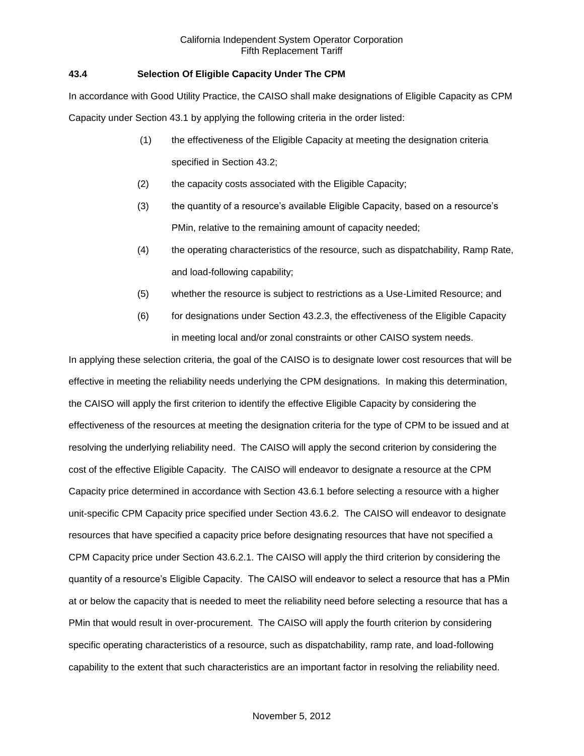### 43.4 Selection Of Eligible Capacity Under The CPM

In accordance with Good Utility Practice, the CAISO shall make designations of Eligible Capacity as CPM Capacity under Section 43.1 by applying the following criteria in the order listed:

(1) the effectiveness of the Eligible Capacity at meeting the designation criteria specified in Section 43.2;

(2) the capacity costs associated with the Eligible Capacity;

(3) the quantity of a resource's available Eligible Capacity, based on a resource's PMin, relative to the remaining amount of capacity needed;

(4) the operating characteristics of the resource, such as dispatchability, Ramp Rate, and load-following capability;

(5) whether the resource is subject to restrictions as a Use-Limited Resource; and

(6) for designations under Section 43.2.3, the effectiveness of the Eligible Capacity in meeting local and/or zonal constraints or other CAISO system needs.

In applying these selection criteria, the goal of the CAISO is to designate lower cost resources that will be effective in meeting the reliability needs underlying the CPM designations. In making this determination, the CAISO will apply the first criterion to identify the effective Eligible Capacity by considering the effectiveness of the resources at meeting the designation criteria for the type of CPM to be issued and at resolving the underlying reliability need. The CAISO will apply the second criterion by considering the cost of the effective Eligible Capacity. The CAISO will endeavor to designate a resource at the CPM Capacity price determined in accordance with Section 43.6.1 before selecting a resource with a higher unit-specific CPM Capacity price specified under Section 43.6.2. The CAISO will endeavor to designate resources that have specified a capacity price before designating resources that have not specified a CPM Capacity price under Section 43.6.2.1. The CAISO will apply the third criterion by considering the quantity of a resource's Eligible Capacity. The CAISO will endeavor to select a resource that has a PMin at or below the capacity that is needed to meet the reliability need before selecting a resource that has a PMin that would result in over-procurement. The CAISO will apply the fourth criterion by considering specific operating characteristics of a resource, such as dispatchability, ramp rate, and load-following capability to the extent that such characteristics are an important factor in resolving the reliability need.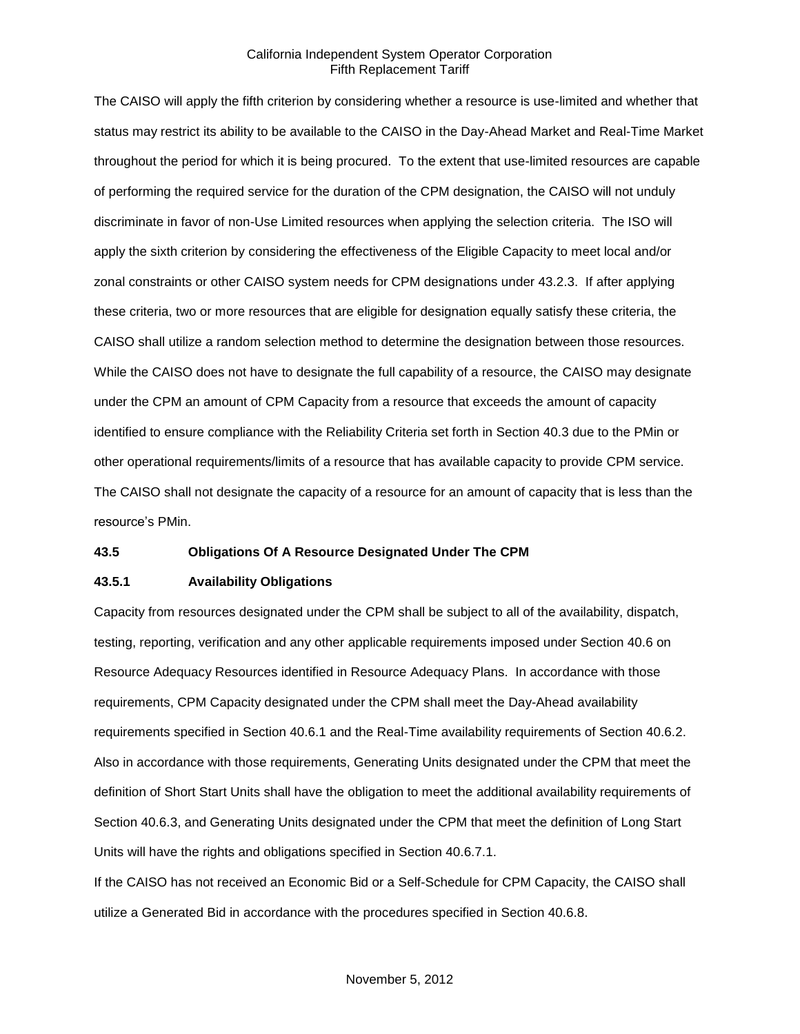The CAISO will apply the fifth criterion by considering whether a resource is use-limited and whether that status may restrict its ability to be available to the CAISO in the Day-Ahead Market and Real-Time Market throughout the period for which it is being procured. To the extent that use-limited resources are capable of performing the required service for the duration of the CPM designation, the CAISO will not unduly discriminate in favor of non-Use Limited resources when applying the selection criteria. The ISO will apply the sixth criterion by considering the effectiveness of the Eligible Capacity to meet local and/or zonal constraints or other CAISO system needs for CPM designations under 43.2.3. If after applying these criteria, two or more resources that are eligible for designation equally satisfy these criteria, the CAISO shall utilize a random selection method to determine the designation between those resources. While the CAISO does not have to designate the full capability of a resource, the CAISO may designate under the CPM an amount of CPM Capacity from a resource that exceeds the amount of capacity identified to ensure compliance with the Reliability Criteria set forth in Section 40.3 due to the PMin or other operational requirements/limits of a resource that has available capacity to provide CPM service. The CAISO shall not designate the capacity of a resource for an amount of capacity that is less than the resource's PMin.

**43.5 Obligations Of A Resource Designated Under The CPM**

**43.5.1 Availability Obligations**

Capacity from resources designated under the CPM shall be subject to all of the availability, dispatch, testing, reporting, verification and any other applicable requirements imposed under Section 40.6 on Resource Adequacy Resources identified in Resource Adequacy Plans. In accordance with those requirements, CPM Capacity designated under the CPM shall meet the Day-Ahead availability requirements specified in Section 40.6.1 and the Real-Time availability requirements of Section 40.6.2. Also in accordance with those requirements, Generating Units designated under the CPM that meet the definition of Short Start Units shall have the obligation to meet the additional availability requirements of Section 40.6.3, and Generating Units designated under the CPM that meet the definition of Long Start Units will have the rights and obligations specified in Section 40.6.7.1.

If the CAISO has not received an Economic Bid or a Self-Schedule for CPM Capacity, the CAISO shall utilize a Generated Bid in accordance with the procedures specified in Section 40.6.8.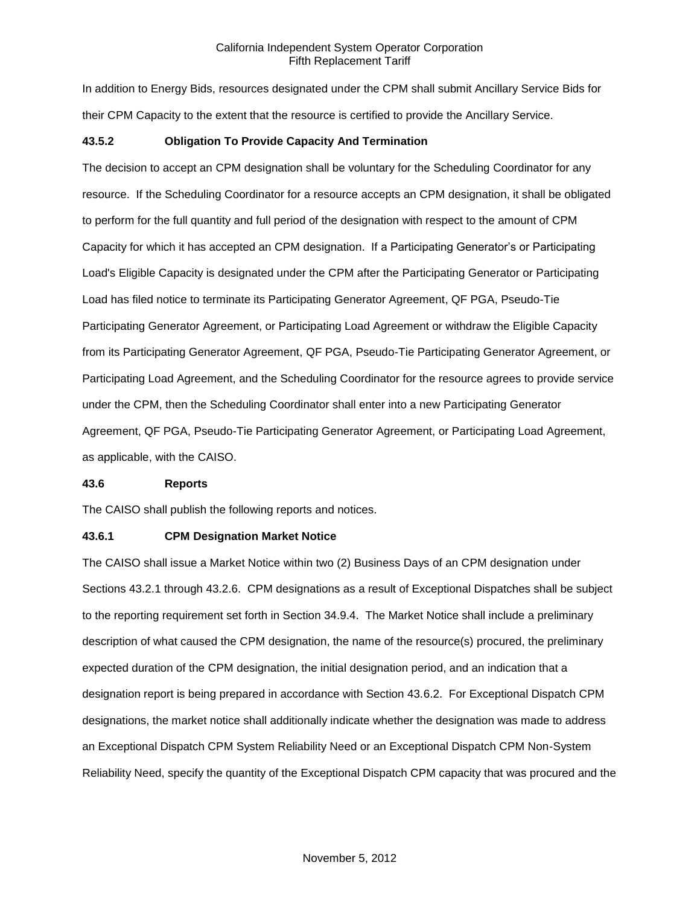In addition to Energy Bids, resources designated under the CPM shall submit Ancillary Service Bids for their CPM Capacity to the extent that the resource is certified to provide the Ancillary Service.

### 43.5.2 Obligation To Provide Capacity And Termination

The decision to accept an CPM designation shall be voluntary for the Scheduling Coordinator for any resource. If the Scheduling Coordinator for a resource accepts an CPM designation, it shall be obligated to perform for the full quantity and full period of the designation with respect to the amount of CPM Capacity for which it has accepted an CPM designation. If a Participating Generator's or Participating Load's Eligible Capacity is designated under the CPM after the Participating Generator or Participating Load has filed notice to terminate its Participating Generator Agreement, QF PGA, Pseudo-Tie Participating Generator Agreement, or Participating Load Agreement or withdraw the Eligible Capacity from its Participating Generator Agreement, QF PGA, Pseudo-Tie Participating Generator Agreement, or Participating Load Agreement, and the Scheduling Coordinator for the resource agrees to provide service under the CPM, then the Scheduling Coordinator shall enter into a new Participating Generator Agreement, QF PGA, Pseudo-Tie Participating Generator Agreement, or Participating Load Agreement, as applicable, with the CAISO.

### 43.6 Reports

The CAISO shall publish the following reports and notices.

### 43.6.1 CPM Designation Market Notice

The CAISO shall issue a Market Notice within two (2) Business Days of an CPM designation under Sections 43.2.1 through 43.2.6. CPM designations as a result of Exceptional Dispatches shall be subject to the reporting requirement set forth in Section 34.9.4. The Market Notice shall include a preliminary description of what caused the CPM designation, the name of the resource(s) procured, the preliminary expected duration of the CPM designation, the initial designation period, and an indication that a designation report is being prepared in accordance with Section 43.6.2. For Exceptional Dispatch CPM designations, the market notice shall additionally indicate whether the designation was made to address an Exceptional Dispatch CPM System Reliability Need or an Exceptional Dispatch CPM Non-System Reliability Need, specify the quantity of the Exceptional Dispatch CPM capacity that was procured and the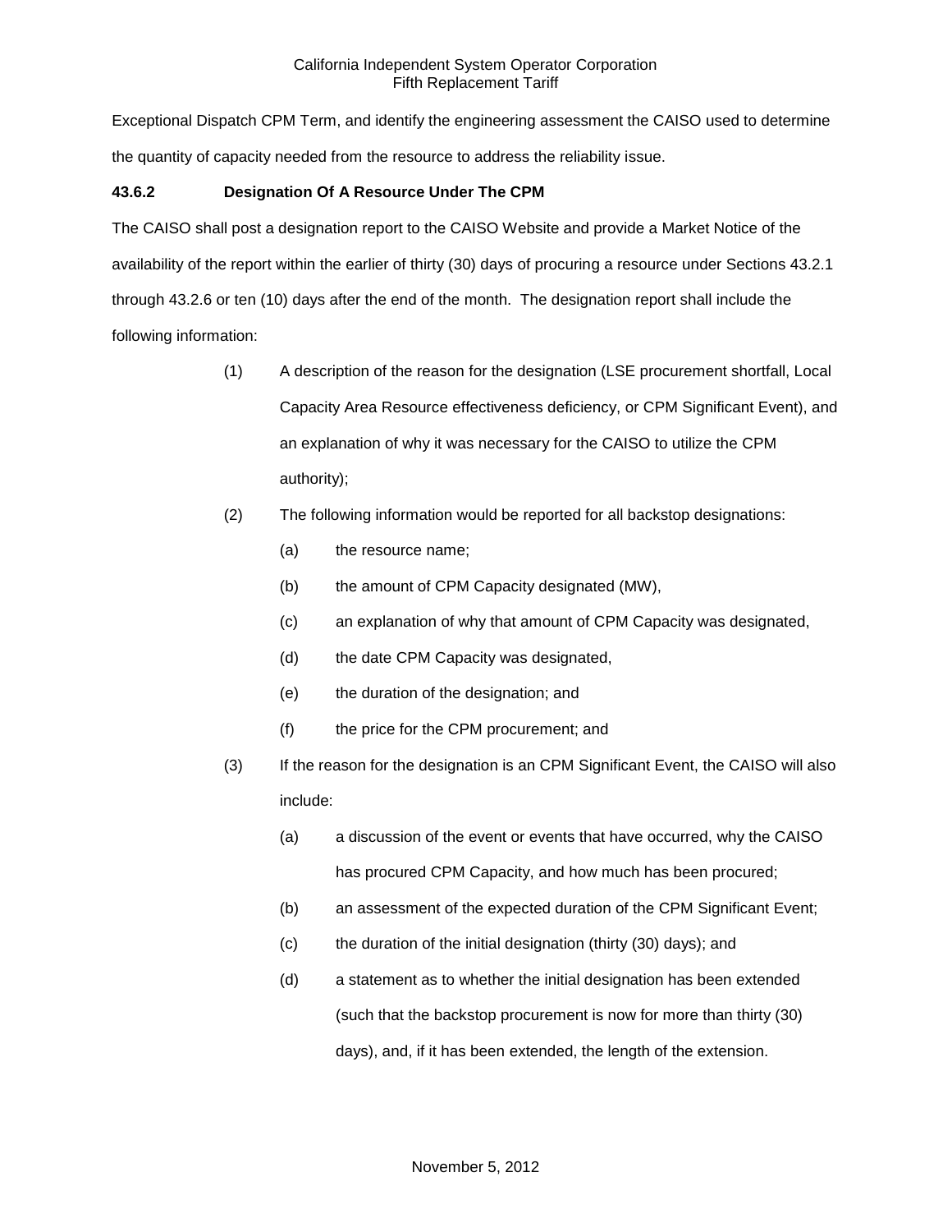Exceptional Dispatch CPM Term, and identify the engineering assessment the CAISO used to determine the quantity of capacity needed from the resource to address the reliability issue.

**43.6.2 Designation Of A Resource Under The CPM**

The CAISO shall post a designation report to the CAISO Website and provide a Market Notice of the availability of the report within the earlier of thirty (30) days of procuring a resource under Sections 43.2.1 through 43.2.6 or ten (10) days after the end of the month. The designation report shall include the following information:

(1) A description of the reason for the designation (LSE procurement shortfall, Local Capacity Area Resource effectiveness deficiency, or CPM Significant Event), and an explanation of why it was necessary for the CAISO to utilize the CPM authority);

(2) The following information would be reported for all backstop designations:

  (a) the resource name;

  (b) the amount of CPM Capacity designated (MW),

  (c) an explanation of why that amount of CPM Capacity was designated,

  (d) the date CPM Capacity was designated,

  (e) the duration of the designation; and

  (f) the price for the CPM procurement; and

(3) If the reason for the designation is an CPM Significant Event, the CAISO will also include:

  (a) a discussion of the event or events that have occurred, why the CAISO has procured CPM Capacity, and how much has been procured;

  (b) an assessment of the expected duration of the CPM Significant Event;

  (c) the duration of the initial designation (thirty (30) days); and

  (d) a statement as to whether the initial designation has been extended (such that the backstop procurement is now for more than thirty (30) days), and, if it has been extended, the length of the extension.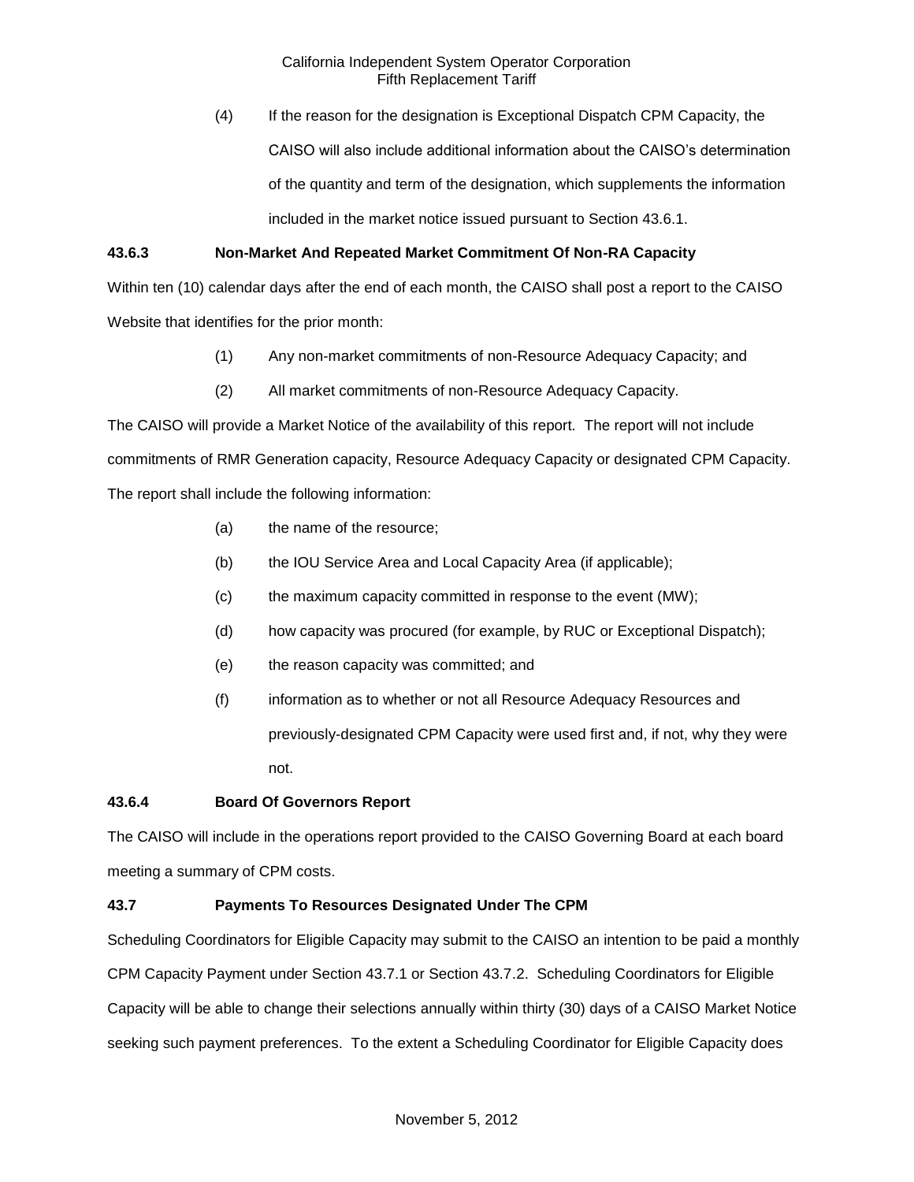(4) If the reason for the designation is Exceptional Dispatch CPM Capacity, the CAISO will also include additional information about the CAISO's determination of the quantity and term of the designation, which supplements the information included in the market notice issued pursuant to Section 43.6.1.

**43.6.3 Non-Market And Repeated Market Commitment Of Non-RA Capacity**

Within ten (10) calendar days after the end of each month, the CAISO shall post a report to the CAISO Website that identifies for the prior month:

(1) Any non-market commitments of non-Resource Adequacy Capacity; and

(2) All market commitments of non-Resource Adequacy Capacity.

The CAISO will provide a Market Notice of the availability of this report. The report will not include commitments of RMR Generation capacity, Resource Adequacy Capacity or designated CPM Capacity. The report shall include the following information:

(a) the name of the resource;

(b) the IOU Service Area and Local Capacity Area (if applicable);

(c) the maximum capacity committed in response to the event (MW);

(d) how capacity was procured (for example, by RUC or Exceptional Dispatch);

(e) the reason capacity was committed; and

(f) information as to whether or not all Resource Adequacy Resources and previously-designated CPM Capacity were used first and, if not, why they were not.

**43.6.4 Board Of Governors Report**

The CAISO will include in the operations report provided to the CAISO Governing Board at each board meeting a summary of CPM costs.

**43.7 Payments To Resources Designated Under The CPM**

Scheduling Coordinators for Eligible Capacity may submit to the CAISO an intention to be paid a monthly CPM Capacity Payment under Section 43.7.1 or Section 43.7.2. Scheduling Coordinators for Eligible Capacity will be able to change their selections annually within thirty (30) days of a CAISO Market Notice seeking such payment preferences. To the extent a Scheduling Coordinator for Eligible Capacity does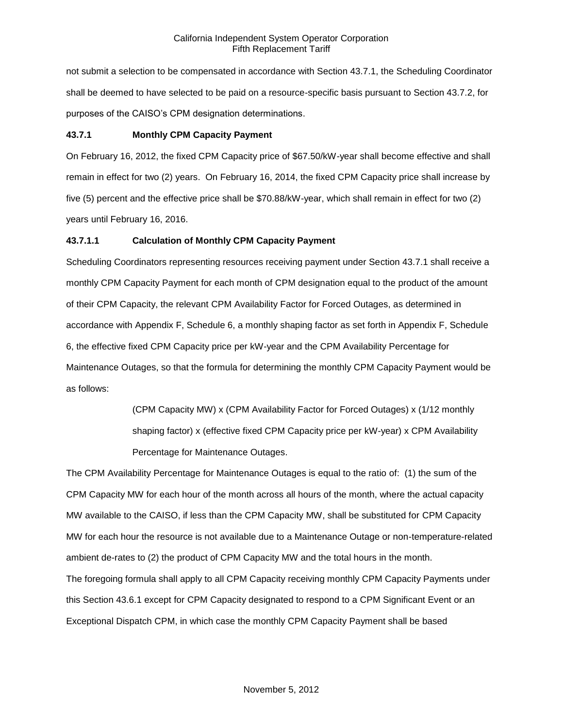not submit a selection to be compensated in accordance with Section 43.7.1, the Scheduling Coordinator shall be deemed to have selected to be paid on a resource-specific basis pursuant to Section 43.7.2, for purposes of the CAISO's CPM designation determinations.

### 43.7.1 Monthly CPM Capacity Payment

On February 16, 2012, the fixed CPM Capacity price of $67.50/kW-year shall become effective and shall remain in effect for two (2) years. On February 16, 2014, the fixed CPM Capacity price shall increase by five (5) percent and the effective price shall be $70.88/kW-year, which shall remain in effect for two (2) years until February 16, 2016.

### 43.7.1.1 Calculation of Monthly CPM Capacity Payment

Scheduling Coordinators representing resources receiving payment under Section 43.7.1 shall receive a monthly CPM Capacity Payment for each month of CPM designation equal to the product of the amount of their CPM Capacity, the relevant CPM Availability Factor for Forced Outages, as determined in accordance with Appendix F, Schedule 6, a monthly shaping factor as set forth in Appendix F, Schedule 6, the effective fixed CPM Capacity price per kW-year and the CPM Availability Percentage for Maintenance Outages, so that the formula for determining the monthly CPM Capacity Payment would be as follows:

> (CPM Capacity MW) x (CPM Availability Factor for Forced Outages) x (1/12 monthly shaping factor) x (effective fixed CPM Capacity price per kW-year) x CPM Availability Percentage for Maintenance Outages.

The CPM Availability Percentage for Maintenance Outages is equal to the ratio of: (1) the sum of the CPM Capacity MW for each hour of the month across all hours of the month, where the actual capacity MW available to the CAISO, if less than the CPM Capacity MW, shall be substituted for CPM Capacity MW for each hour the resource is not available due to a Maintenance Outage or non-temperature-related ambient de-rates to (2) the product of CPM Capacity MW and the total hours in the month.

The foregoing formula shall apply to all CPM Capacity receiving monthly CPM Capacity Payments under this Section 43.6.1 except for CPM Capacity designated to respond to a CPM Significant Event or an Exceptional Dispatch CPM, in which case the monthly CPM Capacity Payment shall be based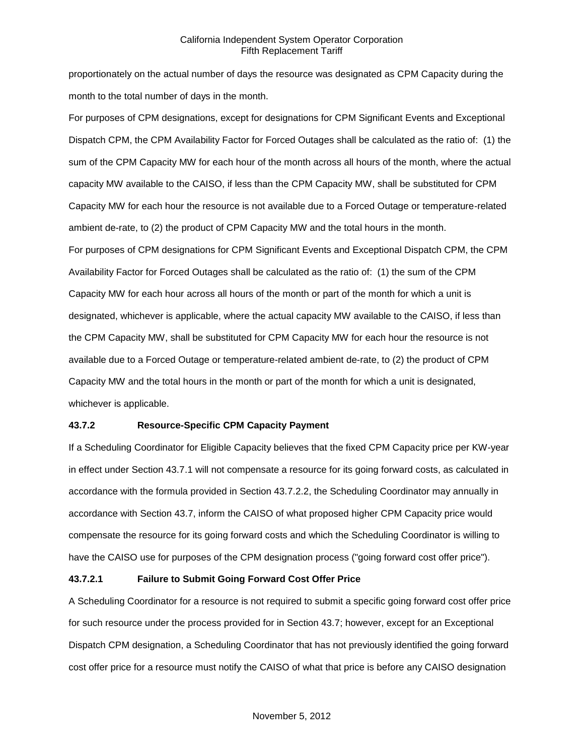proportionately on the actual number of days the resource was designated as CPM Capacity during the month to the total number of days in the month.

For purposes of CPM designations, except for designations for CPM Significant Events and Exceptional Dispatch CPM, the CPM Availability Factor for Forced Outages shall be calculated as the ratio of: (1) the sum of the CPM Capacity MW for each hour of the month across all hours of the month, where the actual capacity MW available to the CAISO, if less than the CPM Capacity MW, shall be substituted for CPM Capacity MW for each hour the resource is not available due to a Forced Outage or temperature-related ambient de-rate, to (2) the product of CPM Capacity MW and the total hours in the month.

For purposes of CPM designations for CPM Significant Events and Exceptional Dispatch CPM, the CPM Availability Factor for Forced Outages shall be calculated as the ratio of: (1) the sum of the CPM Capacity MW for each hour across all hours of the month or part of the month for which a unit is designated, whichever is applicable, where the actual capacity MW available to the CAISO, if less than the CPM Capacity MW, shall be substituted for CPM Capacity MW for each hour the resource is not available due to a Forced Outage or temperature-related ambient de-rate, to (2) the product of CPM Capacity MW and the total hours in the month or part of the month for which a unit is designated, whichever is applicable.

### 43.7.2 Resource-Specific CPM Capacity Payment

If a Scheduling Coordinator for Eligible Capacity believes that the fixed CPM Capacity price per KW-year in effect under Section 43.7.1 will not compensate a resource for its going forward costs, as calculated in accordance with the formula provided in Section 43.7.2.2, the Scheduling Coordinator may annually in accordance with Section 43.7, inform the CAISO of what proposed higher CPM Capacity price would compensate the resource for its going forward costs and which the Scheduling Coordinator is willing to have the CAISO use for purposes of the CPM designation process ("going forward cost offer price").

### 43.7.2.1 Failure to Submit Going Forward Cost Offer Price

A Scheduling Coordinator for a resource is not required to submit a specific going forward cost offer price for such resource under the process provided for in Section 43.7; however, except for an Exceptional Dispatch CPM designation, a Scheduling Coordinator that has not previously identified the going forward cost offer price for a resource must notify the CAISO of what that price is before any CAISO designation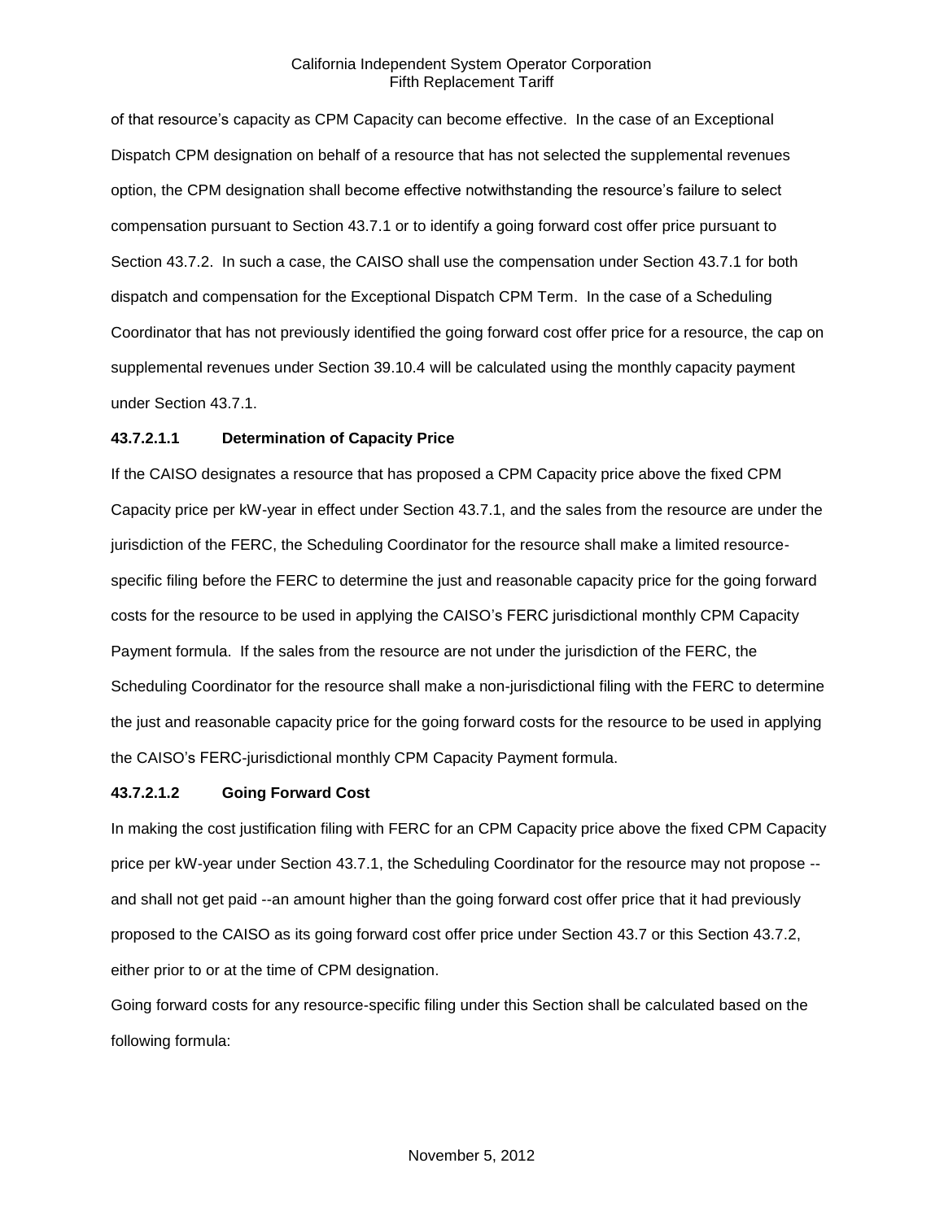of that resource's capacity as CPM Capacity can become effective. In the case of an Exceptional Dispatch CPM designation on behalf of a resource that has not selected the supplemental revenues option, the CPM designation shall become effective notwithstanding the resource's failure to select compensation pursuant to Section 43.7.1 or to identify a going forward cost offer price pursuant to Section 43.7.2. In such a case, the CAISO shall use the compensation under Section 43.7.1 for both dispatch and compensation for the Exceptional Dispatch CPM Term. In the case of a Scheduling Coordinator that has not previously identified the going forward cost offer price for a resource, the cap on supplemental revenues under Section 39.10.4 will be calculated using the monthly capacity payment under Section 43.7.1.

**43.7.2.1.1 Determination of Capacity Price**

If the CAISO designates a resource that has proposed a CPM Capacity price above the fixed CPM Capacity price per kW-year in effect under Section 43.7.1, and the sales from the resource are under the jurisdiction of the FERC, the Scheduling Coordinator for the resource shall make a limited resource-specific filing before the FERC to determine the just and reasonable capacity price for the going forward costs for the resource to be used in applying the CAISO's FERC jurisdictional monthly CPM Capacity Payment formula. If the sales from the resource are not under the jurisdiction of the FERC, the Scheduling Coordinator for the resource shall make a non-jurisdictional filing with the FERC to determine the just and reasonable capacity price for the going forward costs for the resource to be used in applying the CAISO's FERC-jurisdictional monthly CPM Capacity Payment formula.

**43.7.2.1.2 Going Forward Cost**

In making the cost justification filing with FERC for an CPM Capacity price above the fixed CPM Capacity price per kW-year under Section 43.7.1, the Scheduling Coordinator for the resource may not propose -- and shall not get paid --an amount higher than the going forward cost offer price that it had previously proposed to the CAISO as its going forward cost offer price under Section 43.7 or this Section 43.7.2, either prior to or at the time of CPM designation.

Going forward costs for any resource-specific filing under this Section shall be calculated based on the following formula: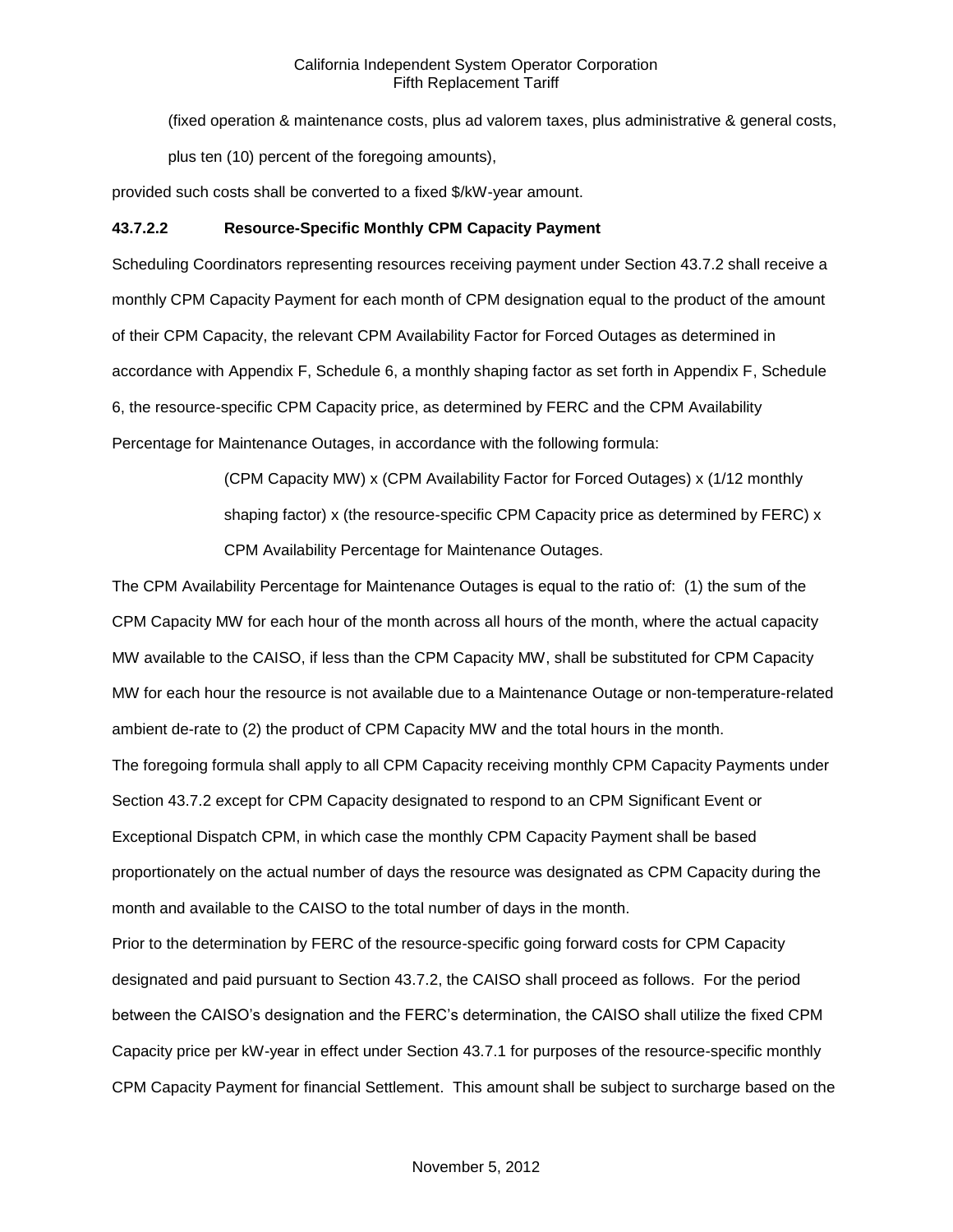(fixed operation & maintenance costs, plus ad valorem taxes, plus administrative & general costs, plus ten (10) percent of the foregoing amounts),

provided such costs shall be converted to a fixed $/kW-year amount.

**43.7.2.2 Resource-Specific Monthly CPM Capacity Payment**

Scheduling Coordinators representing resources receiving payment under Section 43.7.2 shall receive a monthly CPM Capacity Payment for each month of CPM designation equal to the product of the amount of their CPM Capacity, the relevant CPM Availability Factor for Forced Outages as determined in accordance with Appendix F, Schedule 6, a monthly shaping factor as set forth in Appendix F, Schedule 6, the resource-specific CPM Capacity price, as determined by FERC and the CPM Availability Percentage for Maintenance Outages, in accordance with the following formula:

(CPM Capacity MW) x (CPM Availability Factor for Forced Outages) x (1/12 monthly shaping factor) x (the resource-specific CPM Capacity price as determined by FERC) x CPM Availability Percentage for Maintenance Outages.

The CPM Availability Percentage for Maintenance Outages is equal to the ratio of: (1) the sum of the CPM Capacity MW for each hour of the month across all hours of the month, where the actual capacity MW available to the CAISO, if less than the CPM Capacity MW, shall be substituted for CPM Capacity MW for each hour the resource is not available due to a Maintenance Outage or non-temperature-related ambient de-rate to (2) the product of CPM Capacity MW and the total hours in the month.

The foregoing formula shall apply to all CPM Capacity receiving monthly CPM Capacity Payments under Section 43.7.2 except for CPM Capacity designated to respond to an CPM Significant Event or Exceptional Dispatch CPM, in which case the monthly CPM Capacity Payment shall be based proportionately on the actual number of days the resource was designated as CPM Capacity during the month and available to the CAISO to the total number of days in the month.

Prior to the determination by FERC of the resource-specific going forward costs for CPM Capacity designated and paid pursuant to Section 43.7.2, the CAISO shall proceed as follows. For the period between the CAISO's designation and the FERC's determination, the CAISO shall utilize the fixed CPM Capacity price per kW-year in effect under Section 43.7.1 for purposes of the resource-specific monthly CPM Capacity Payment for financial Settlement. This amount shall be subject to surcharge based on the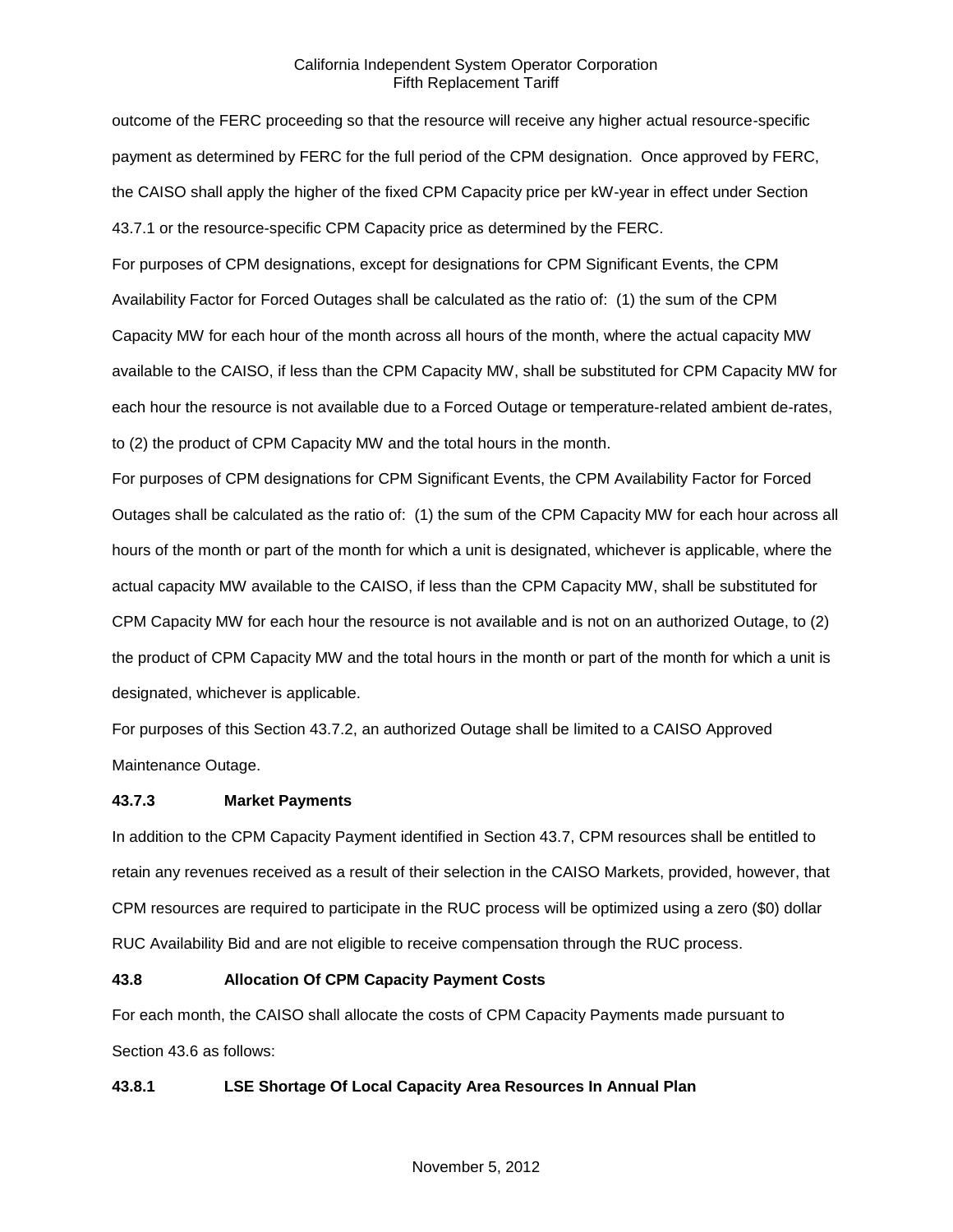outcome of the FERC proceeding so that the resource will receive any higher actual resource-specific payment as determined by FERC for the full period of the CPM designation. Once approved by FERC, the CAISO shall apply the higher of the fixed CPM Capacity price per kW-year in effect under Section 43.7.1 or the resource-specific CPM Capacity price as determined by the FERC.

For purposes of CPM designations, except for designations for CPM Significant Events, the CPM Availability Factor for Forced Outages shall be calculated as the ratio of: (1) the sum of the CPM Capacity MW for each hour of the month across all hours of the month, where the actual capacity MW available to the CAISO, if less than the CPM Capacity MW, shall be substituted for CPM Capacity MW for each hour the resource is not available due to a Forced Outage or temperature-related ambient de-rates, to (2) the product of CPM Capacity MW and the total hours in the month.

For purposes of CPM designations for CPM Significant Events, the CPM Availability Factor for Forced Outages shall be calculated as the ratio of: (1) the sum of the CPM Capacity MW for each hour across all hours of the month or part of the month for which a unit is designated, whichever is applicable, where the actual capacity MW available to the CAISO, if less than the CPM Capacity MW, shall be substituted for CPM Capacity MW for each hour the resource is not available and is not on an authorized Outage, to (2) the product of CPM Capacity MW and the total hours in the month or part of the month for which a unit is designated, whichever is applicable.

For purposes of this Section 43.7.2, an authorized Outage shall be limited to a CAISO Approved Maintenance Outage.

**43.7.3 Market Payments**

In addition to the CPM Capacity Payment identified in Section 43.7, CPM resources shall be entitled to retain any revenues received as a result of their selection in the CAISO Markets, provided, however, that CPM resources are required to participate in the RUC process will be optimized using a zero ($0) dollar RUC Availability Bid and are not eligible to receive compensation through the RUC process.

**43.8 Allocation Of CPM Capacity Payment Costs**

For each month, the CAISO shall allocate the costs of CPM Capacity Payments made pursuant to Section 43.6 as follows:

**43.8.1 LSE Shortage Of Local Capacity Area Resources In Annual Plan**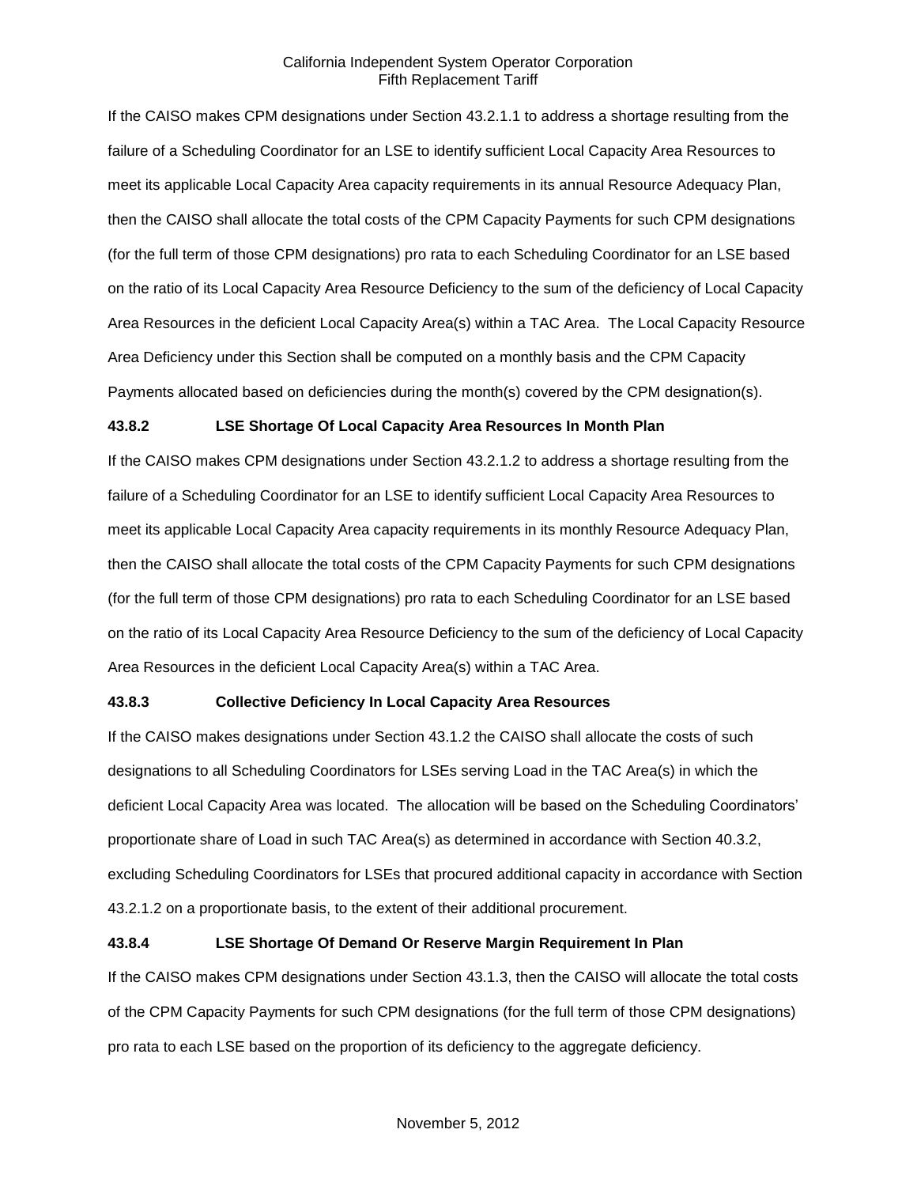If the CAISO makes CPM designations under Section 43.2.1.1 to address a shortage resulting from the failure of a Scheduling Coordinator for an LSE to identify sufficient Local Capacity Area Resources to meet its applicable Local Capacity Area capacity requirements in its annual Resource Adequacy Plan, then the CAISO shall allocate the total costs of the CPM Capacity Payments for such CPM designations (for the full term of those CPM designations) pro rata to each Scheduling Coordinator for an LSE based on the ratio of its Local Capacity Area Resource Deficiency to the sum of the deficiency of Local Capacity Area Resources in the deficient Local Capacity Area(s) within a TAC Area. The Local Capacity Resource Area Deficiency under this Section shall be computed on a monthly basis and the CPM Capacity Payments allocated based on deficiencies during the month(s) covered by the CPM designation(s).

### 43.8.2 LSE Shortage Of Local Capacity Area Resources In Month Plan

If the CAISO makes CPM designations under Section 43.2.1.2 to address a shortage resulting from the failure of a Scheduling Coordinator for an LSE to identify sufficient Local Capacity Area Resources to meet its applicable Local Capacity Area capacity requirements in its monthly Resource Adequacy Plan, then the CAISO shall allocate the total costs of the CPM Capacity Payments for such CPM designations (for the full term of those CPM designations) pro rata to each Scheduling Coordinator for an LSE based on the ratio of its Local Capacity Area Resource Deficiency to the sum of the deficiency of Local Capacity Area Resources in the deficient Local Capacity Area(s) within a TAC Area.

### 43.8.3 Collective Deficiency In Local Capacity Area Resources

If the CAISO makes designations under Section 43.1.2 the CAISO shall allocate the costs of such designations to all Scheduling Coordinators for LSEs serving Load in the TAC Area(s) in which the deficient Local Capacity Area was located. The allocation will be based on the Scheduling Coordinators' proportionate share of Load in such TAC Area(s) as determined in accordance with Section 40.3.2, excluding Scheduling Coordinators for LSEs that procured additional capacity in accordance with Section 43.2.1.2 on a proportionate basis, to the extent of their additional procurement.

### 43.8.4 LSE Shortage Of Demand Or Reserve Margin Requirement In Plan

If the CAISO makes CPM designations under Section 43.1.3, then the CAISO will allocate the total costs of the CPM Capacity Payments for such CPM designations (for the full term of those CPM designations) pro rata to each LSE based on the proportion of its deficiency to the aggregate deficiency.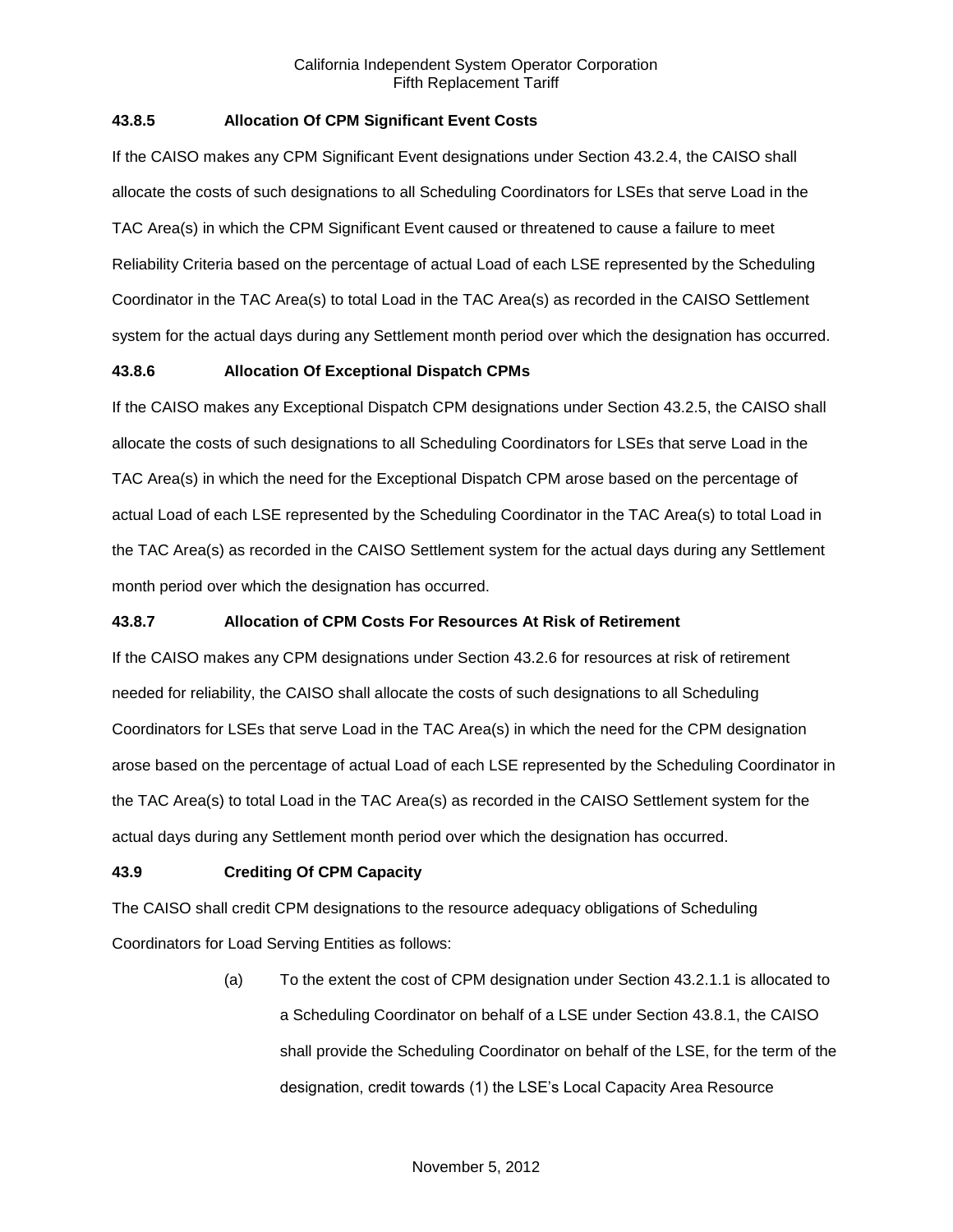### 43.8.5 Allocation Of CPM Significant Event Costs

If the CAISO makes any CPM Significant Event designations under Section 43.2.4, the CAISO shall allocate the costs of such designations to all Scheduling Coordinators for LSEs that serve Load in the TAC Area(s) in which the CPM Significant Event caused or threatened to cause a failure to meet Reliability Criteria based on the percentage of actual Load of each LSE represented by the Scheduling Coordinator in the TAC Area(s) to total Load in the TAC Area(s) as recorded in the CAISO Settlement system for the actual days during any Settlement month period over which the designation has occurred.

### 43.8.6 Allocation Of Exceptional Dispatch CPMs

If the CAISO makes any Exceptional Dispatch CPM designations under Section 43.2.5, the CAISO shall allocate the costs of such designations to all Scheduling Coordinators for LSEs that serve Load in the TAC Area(s) in which the need for the Exceptional Dispatch CPM arose based on the percentage of actual Load of each LSE represented by the Scheduling Coordinator in the TAC Area(s) to total Load in the TAC Area(s) as recorded in the CAISO Settlement system for the actual days during any Settlement month period over which the designation has occurred.

### 43.8.7 Allocation of CPM Costs For Resources At Risk of Retirement

If the CAISO makes any CPM designations under Section 43.2.6 for resources at risk of retirement needed for reliability, the CAISO shall allocate the costs of such designations to all Scheduling Coordinators for LSEs that serve Load in the TAC Area(s) in which the need for the CPM designation arose based on the percentage of actual Load of each LSE represented by the Scheduling Coordinator in the TAC Area(s) to total Load in the TAC Area(s) as recorded in the CAISO Settlement system for the actual days during any Settlement month period over which the designation has occurred.

### 43.9 Crediting Of CPM Capacity

The CAISO shall credit CPM designations to the resource adequacy obligations of Scheduling Coordinators for Load Serving Entities as follows:

(a) To the extent the cost of CPM designation under Section 43.2.1.1 is allocated to a Scheduling Coordinator on behalf of a LSE under Section 43.8.1, the CAISO shall provide the Scheduling Coordinator on behalf of the LSE, for the term of the designation, credit towards (1) the LSE's Local Capacity Area Resource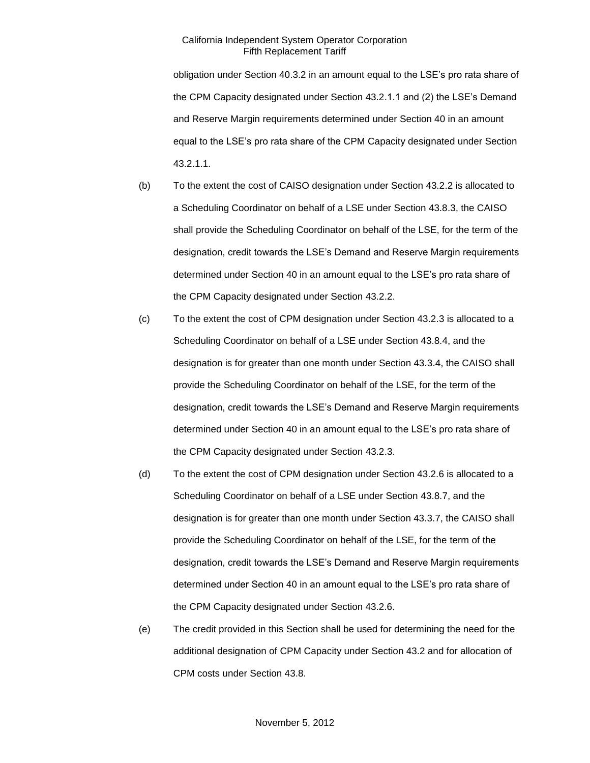obligation under Section 40.3.2 in an amount equal to the LSE's pro rata share of the CPM Capacity designated under Section 43.2.1.1 and (2) the LSE's Demand and Reserve Margin requirements determined under Section 40 in an amount equal to the LSE's pro rata share of the CPM Capacity designated under Section 43.2.1.1.

(b) To the extent the cost of CAISO designation under Section 43.2.2 is allocated to a Scheduling Coordinator on behalf of a LSE under Section 43.8.3, the CAISO shall provide the Scheduling Coordinator on behalf of the LSE, for the term of the designation, credit towards the LSE's Demand and Reserve Margin requirements determined under Section 40 in an amount equal to the LSE's pro rata share of the CPM Capacity designated under Section 43.2.2.

(c) To the extent the cost of CPM designation under Section 43.2.3 is allocated to a Scheduling Coordinator on behalf of a LSE under Section 43.8.4, and the designation is for greater than one month under Section 43.3.4, the CAISO shall provide the Scheduling Coordinator on behalf of the LSE, for the term of the designation, credit towards the LSE's Demand and Reserve Margin requirements determined under Section 40 in an amount equal to the LSE's pro rata share of the CPM Capacity designated under Section 43.2.3.

(d) To the extent the cost of CPM designation under Section 43.2.6 is allocated to a Scheduling Coordinator on behalf of a LSE under Section 43.8.7, and the designation is for greater than one month under Section 43.3.7, the CAISO shall provide the Scheduling Coordinator on behalf of the LSE, for the term of the designation, credit towards the LSE's Demand and Reserve Margin requirements determined under Section 40 in an amount equal to the LSE's pro rata share of the CPM Capacity designated under Section 43.2.6.

(e) The credit provided in this Section shall be used for determining the need for the additional designation of CPM Capacity under Section 43.2 and for allocation of CPM costs under Section 43.8.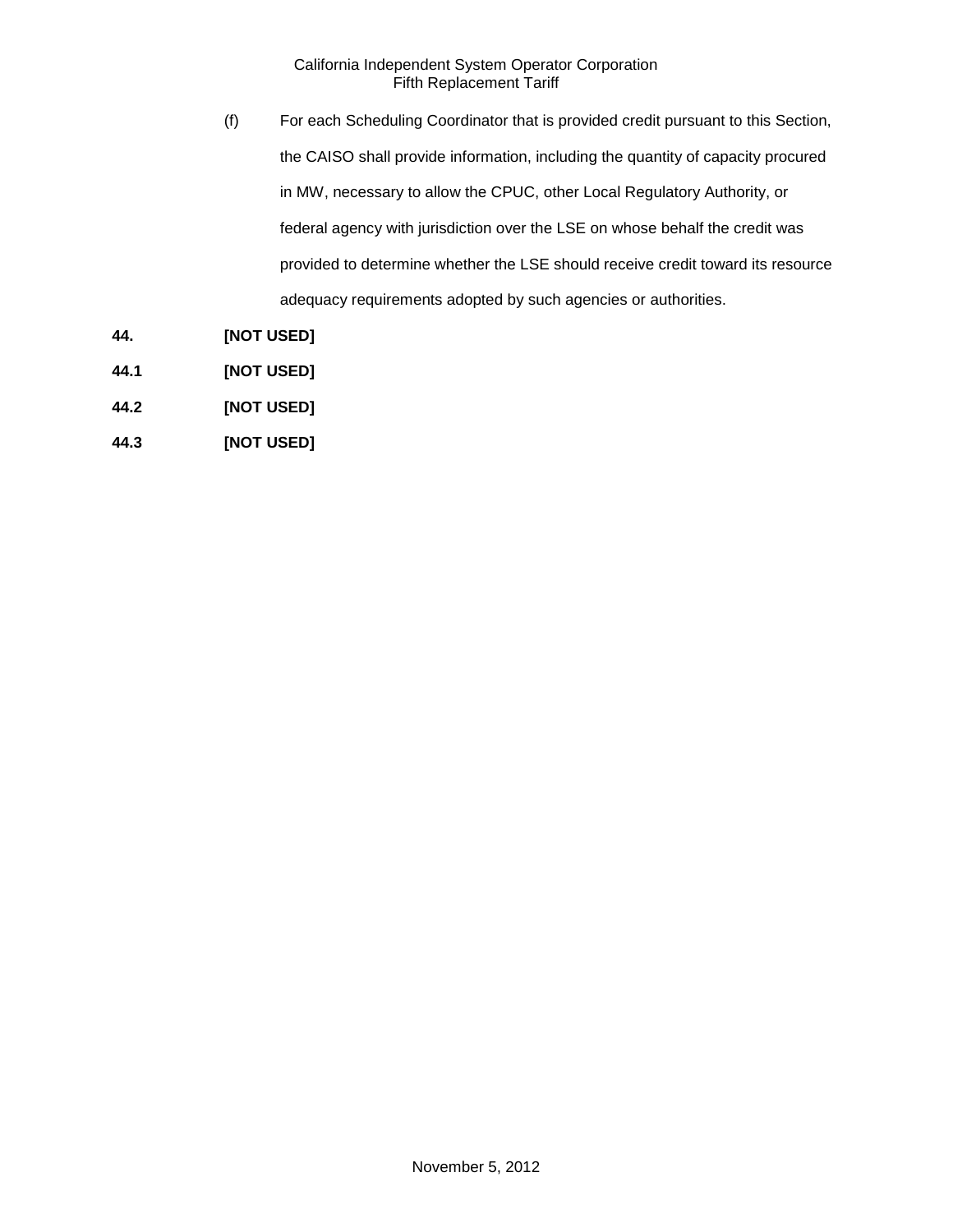(f) For each Scheduling Coordinator that is provided credit pursuant to this Section, the CAISO shall provide information, including the quantity of capacity procured in MW, necessary to allow the CPUC, other Local Regulatory Authority, or federal agency with jurisdiction over the LSE on whose behalf the credit was provided to determine whether the LSE should receive credit toward its resource adequacy requirements adopted by such agencies or authorities.

**44. [NOT USED]**

**44.1 [NOT USED]**

**44.2 [NOT USED]**

**44.3 [NOT USED]**